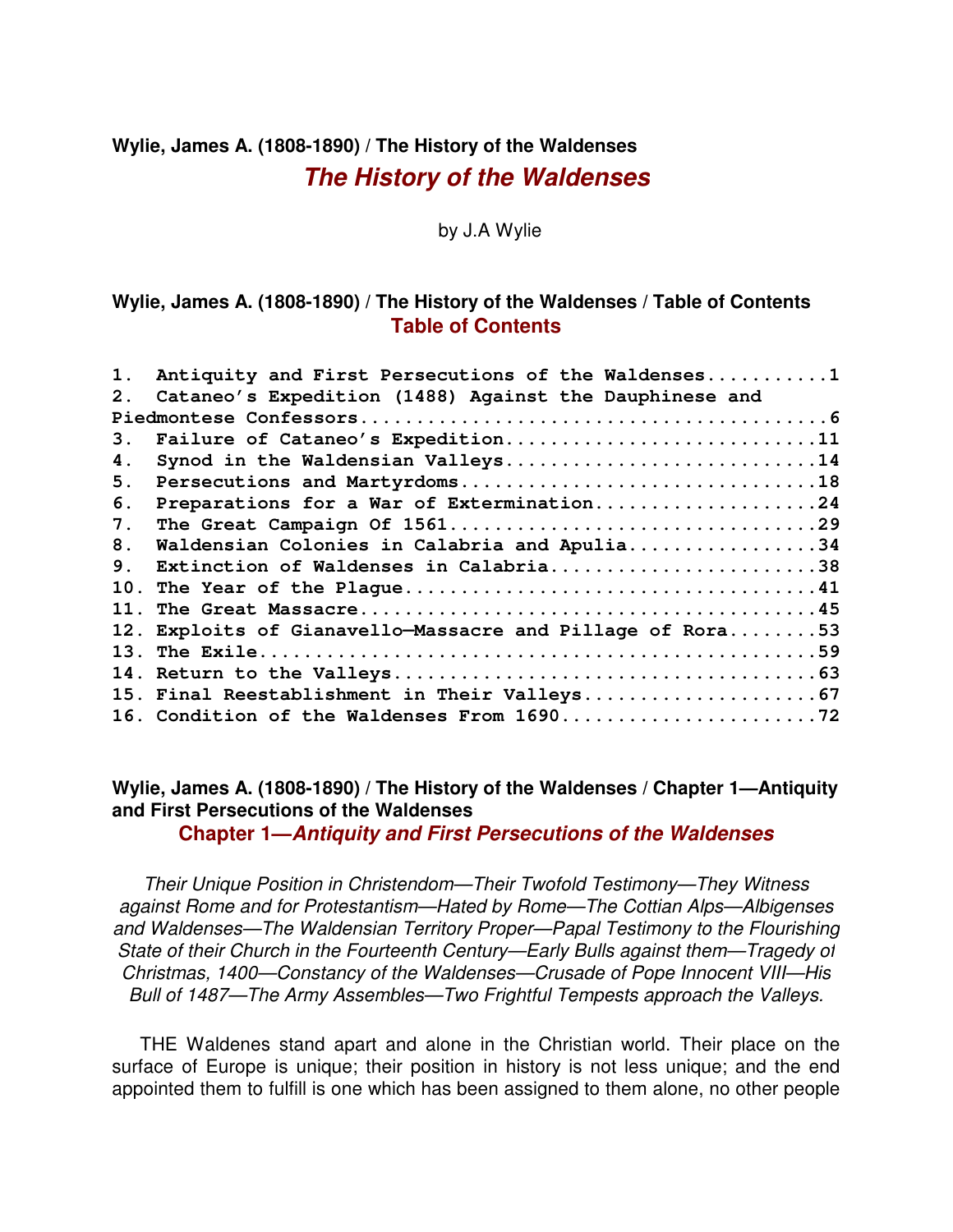**Wylie, James A. (1808-1890) / The History of the Waldenses**

# *The History of the Waldenses*

by J.A Wylie

**Wylie, James A. (1808-1890) / The History of the Waldenses / Table of Contents**

## Table of Contents

```
1.  Antiquity and First Persecutions of the Waldenses...........1
2.  Cataneo’s Expedition (1488) Against the Dauphinese and
Piedmontese Confessors..........................................6
3.  Failure of Cataneo’s Expedition............................11
4.  Synod in the Waldensian Valleys............................14
5.  Persecutions and Martyrdoms................................18
6.  Preparations for a War of Extermination....................24
7.  The Great Campaign Of 1561.................................29
8.  Waldensian Colonies in Calabria and Apulia.................34
9.  Extinction of Waldenses in Calabria........................38
10. The Year of the Plague.....................................41
11. The Great Massacre.........................................45
12. Exploits of Gianavello—Massacre and Pillage of Rora........53
13. The Exile..................................................59
14. Return to the Valleys......................................63
15. Final Reestablishment in Their Valleys.....................67
16. Condition of the Waldenses From 1690.......................72
```

**Wylie, James A. (1808-1890) / The History of the Waldenses / Chapter 1—Antiquity and First Persecutions of the Waldenses**

## Chapter 1—*Antiquity and First Persecutions of the Waldenses*

*Their Unique Position in Christendom—Their Twofold Testimony—They Witness against Rome and for Protestantism—Hated by Rome—The Cottian Alps—Albigenses and Waldenses—The Waldensian Territory Proper—Papal Testimony to the Flourishing State of their Church in the Fourteenth Century—Early Bulls against them—Tragedy of Christmas, 1400—Constancy of the Waldenses—Crusade of Pope Innocent VIII—His Bull of 1487—The Army Assembles—Two Frightful Tempests approach the Valleys.*

THE Waldenes stand apart and alone in the Christian world. Their place on the surface of Europe is unique; their position in history is not less unique; and the end appointed them to fulfill is one which has been assigned to them alone, no other people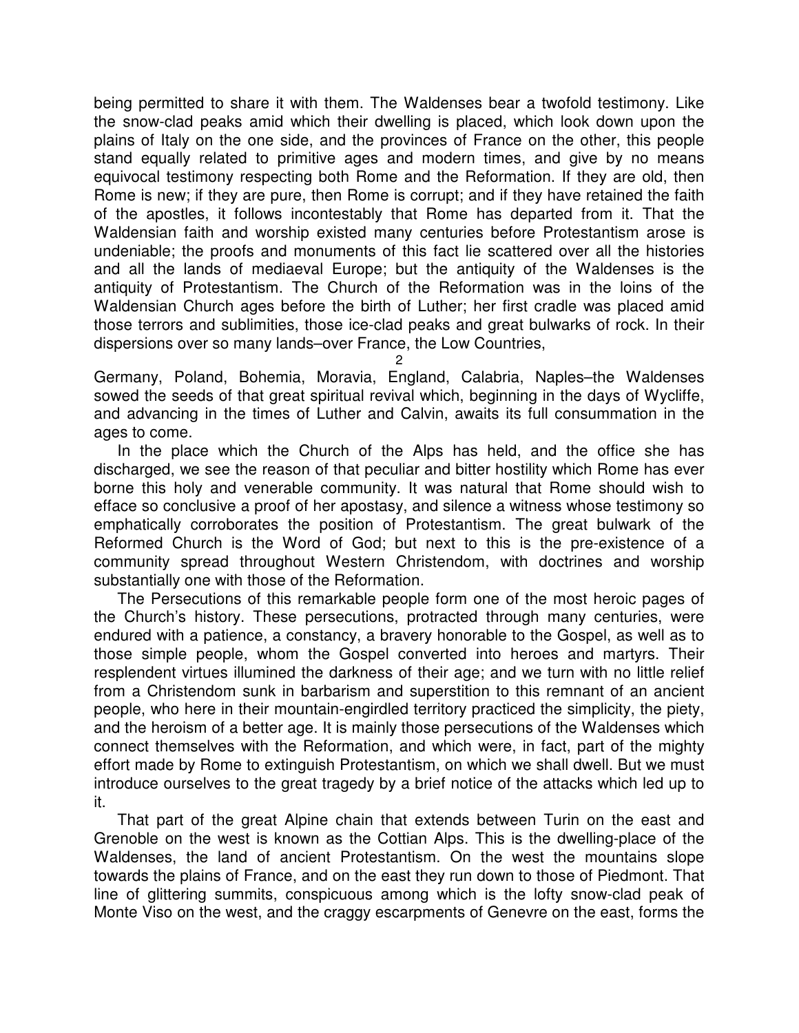being permitted to share it with them. The Waldenses bear a twofold testimony. Like the snow-clad peaks amid which their dwelling is placed, which look down upon the plains of Italy on the one side, and the provinces of France on the other, this people stand equally related to primitive ages and modern times, and give by no means equivocal testimony respecting both Rome and the Reformation. If they are old, then Rome is new; if they are pure, then Rome is corrupt; and if they have retained the faith of the apostles, it follows incontestably that Rome has departed from it. That the Waldensian faith and worship existed many centuries before Protestantism arose is undeniable; the proofs and monuments of this fact lie scattered over all the histories and all the lands of mediaeval Europe; but the antiquity of the Waldenses is the antiquity of Protestantism. The Church of the Reformation was in the loins of the Waldensian Church ages before the birth of Luther; her first cradle was placed amid those terrors and sublimities, those ice-clad peaks and great bulwarks of rock. In their dispersions over so many lands–over France, the Low Countries, Germany, Poland, Bohemia, Moravia, England, Calabria, Naples–the Waldenses sowed the seeds of that great spiritual revival which, beginning in the days of Wycliffe, and advancing in the times of Luther and Calvin, awaits its full consummation in the ages to come.

In the place which the Church of the Alps has held, and the office she has discharged, we see the reason of that peculiar and bitter hostility which Rome has ever borne this holy and venerable community. It was natural that Rome should wish to efface so conclusive a proof of her apostasy, and silence a witness whose testimony so emphatically corroborates the position of Protestantism. The great bulwark of the Reformed Church is the Word of God; but next to this is the pre-existence of a community spread throughout Western Christendom, with doctrines and worship substantially one with those of the Reformation.

The Persecutions of this remarkable people form one of the most heroic pages of the Church's history. These persecutions, protracted through many centuries, were endured with a patience, a constancy, a bravery honorable to the Gospel, as well as to those simple people, whom the Gospel converted into heroes and martyrs. Their resplendent virtues illumined the darkness of their age; and we turn with no little relief from a Christendom sunk in barbarism and superstition to this remnant of an ancient people, who here in their mountain-engirdled territory practiced the simplicity, the piety, and the heroism of a better age. It is mainly those persecutions of the Waldenses which connect themselves with the Reformation, and which were, in fact, part of the mighty effort made by Rome to extinguish Protestantism, on which we shall dwell. But we must introduce ourselves to the great tragedy by a brief notice of the attacks which led up to it.

That part of the great Alpine chain that extends between Turin on the east and Grenoble on the west is known as the Cottian Alps. This is the dwelling-place of the Waldenses, the land of ancient Protestantism. On the west the mountains slope towards the plains of France, and on the east they run down to those of Piedmont. That line of glittering summits, conspicuous among which is the lofty snow-clad peak of Monte Viso on the west, and the craggy escarpments of Genevre on the east, forms the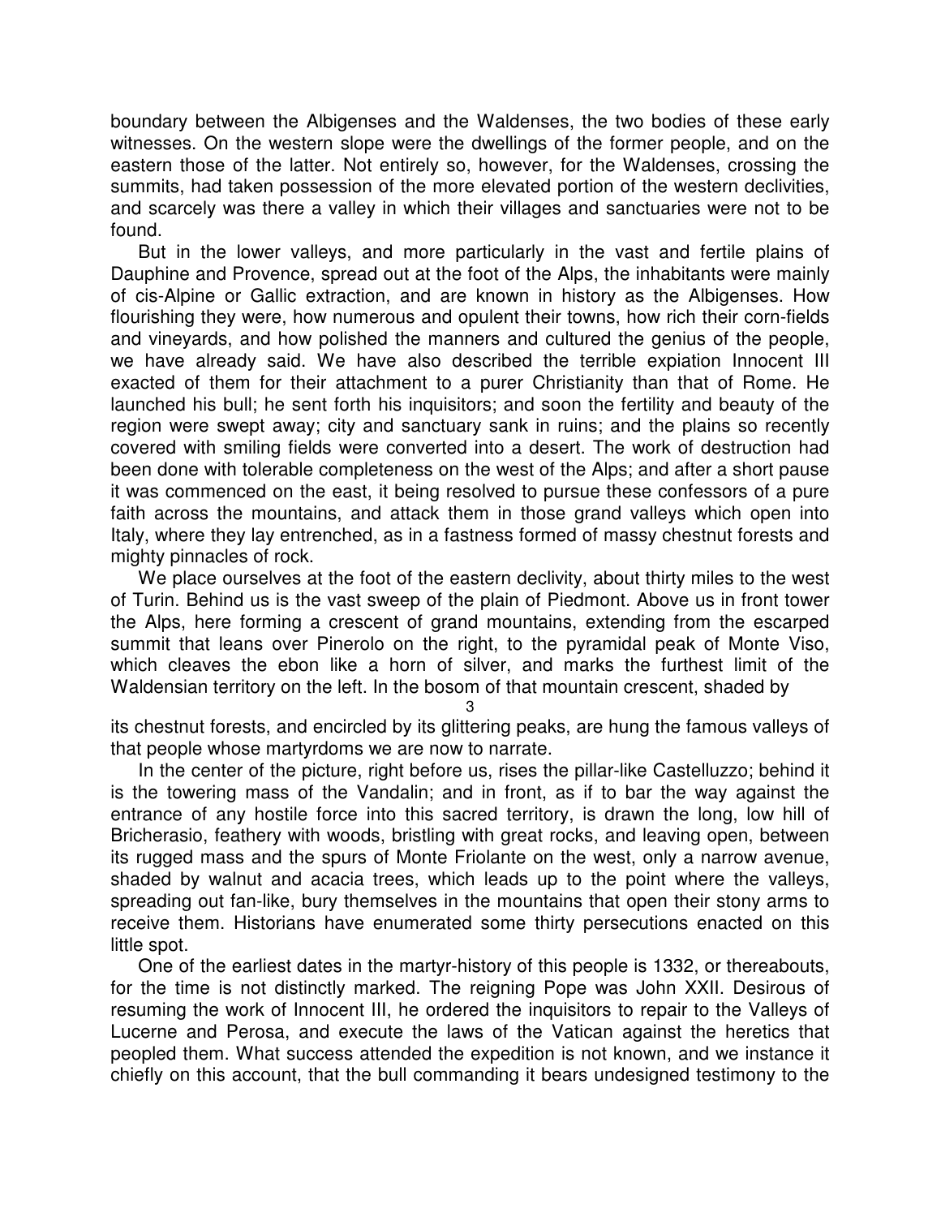boundary between the Albigenses and the Waldenses, the two bodies of these early witnesses. On the western slope were the dwellings of the former people, and on the eastern those of the latter. Not entirely so, however, for the Waldenses, crossing the summits, had taken possession of the more elevated portion of the western declivities, and scarcely was there a valley in which their villages and sanctuaries were not to be found.

But in the lower valleys, and more particularly in the vast and fertile plains of Dauphine and Provence, spread out at the foot of the Alps, the inhabitants were mainly of cis-Alpine or Gallic extraction, and are known in history as the Albigenses. How flourishing they were, how numerous and opulent their towns, how rich their corn-fields and vineyards, and how polished the manners and cultured the genius of the people, we have already said. We have also described the terrible expiation Innocent III exacted of them for their attachment to a purer Christianity than that of Rome. He launched his bull; he sent forth his inquisitors; and soon the fertility and beauty of the region were swept away; city and sanctuary sank in ruins; and the plains so recently covered with smiling fields were converted into a desert. The work of destruction had been done with tolerable completeness on the west of the Alps; and after a short pause it was commenced on the east, it being resolved to pursue these confessors of a pure faith across the mountains, and attack them in those grand valleys which open into Italy, where they lay entrenched, as in a fastness formed of massy chestnut forests and mighty pinnacles of rock.

We place ourselves at the foot of the eastern declivity, about thirty miles to the west of Turin. Behind us is the vast sweep of the plain of Piedmont. Above us in front tower the Alps, here forming a crescent of grand mountains, extending from the escarped summit that leans over Pinerolo on the right, to the pyramidal peak of Monte Viso, which cleaves the ebon like a horn of silver, and marks the furthest limit of the Waldensian territory on the left. In the bosom of that mountain crescent, shaded by its chestnut forests, and encircled by its glittering peaks, are hung the famous valleys of that people whose martyrdoms we are now to narrate.

In the center of the picture, right before us, rises the pillar-like Castelluzzo; behind it is the towering mass of the Vandalin; and in front, as if to bar the way against the entrance of any hostile force into this sacred territory, is drawn the long, low hill of Bricherasio, feathery with woods, bristling with great rocks, and leaving open, between its rugged mass and the spurs of Monte Friolante on the west, only a narrow avenue, shaded by walnut and acacia trees, which leads up to the point where the valleys, spreading out fan-like, bury themselves in the mountains that open their stony arms to receive them. Historians have enumerated some thirty persecutions enacted on this little spot.

One of the earliest dates in the martyr-history of this people is 1332, or thereabouts, for the time is not distinctly marked. The reigning Pope was John XXII. Desirous of resuming the work of Innocent III, he ordered the inquisitors to repair to the Valleys of Lucerne and Perosa, and execute the laws of the Vatican against the heretics that peopled them. What success attended the expedition is not known, and we instance it chiefly on this account, that the bull commanding it bears undesigned testimony to the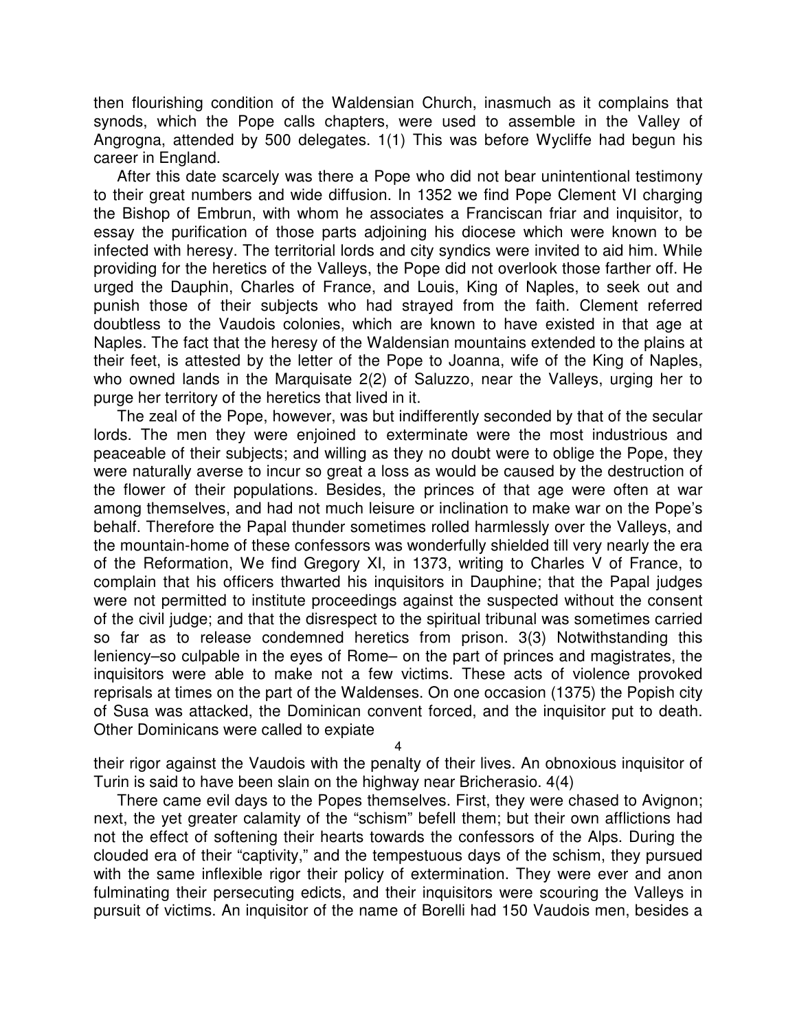then flourishing condition of the Waldensian Church, inasmuch as it complains that synods, which the Pope calls chapters, were used to assemble in the Valley of Angrogna, attended by 500 delegates. 1(1) This was before Wycliffe had begun his career in England.

After this date scarcely was there a Pope who did not bear unintentional testimony to their great numbers and wide diffusion. In 1352 we find Pope Clement VI charging the Bishop of Embrun, with whom he associates a Franciscan friar and inquisitor, to essay the purification of those parts adjoining his diocese which were known to be infected with heresy. The territorial lords and city syndics were invited to aid him. While providing for the heretics of the Valleys, the Pope did not overlook those farther off. He urged the Dauphin, Charles of France, and Louis, King of Naples, to seek out and punish those of their subjects who had strayed from the faith. Clement referred doubtless to the Vaudois colonies, which are known to have existed in that age at Naples. The fact that the heresy of the Waldensian mountains extended to the plains at their feet, is attested by the letter of the Pope to Joanna, wife of the King of Naples, who owned lands in the Marquisate 2(2) of Saluzzo, near the Valleys, urging her to purge her territory of the heretics that lived in it.

The zeal of the Pope, however, was but indifferently seconded by that of the secular lords. The men they were enjoined to exterminate were the most industrious and peaceable of their subjects; and willing as they no doubt were to oblige the Pope, they were naturally averse to incur so great a loss as would be caused by the destruction of the flower of their populations. Besides, the princes of that age were often at war among themselves, and had not much leisure or inclination to make war on the Pope's behalf. Therefore the Papal thunder sometimes rolled harmlessly over the Valleys, and the mountain-home of these confessors was wonderfully shielded till very nearly the era of the Reformation, We find Gregory XI, in 1373, writing to Charles V of France, to complain that his officers thwarted his inquisitors in Dauphine; that the Papal judges were not permitted to institute proceedings against the suspected without the consent of the civil judge; and that the disrespect to the spiritual tribunal was sometimes carried so far as to release condemned heretics from prison. 3(3) Notwithstanding this leniency–so culpable in the eyes of Rome– on the part of princes and magistrates, the inquisitors were able to make not a few victims. These acts of violence provoked reprisals at times on the part of the Waldenses. On one occasion (1375) the Popish city of Susa was attacked, the Dominican convent forced, and the inquisitor put to death. Other Dominicans were called to expiate their rigor against the Vaudois with the penalty of their lives. An obnoxious inquisitor of Turin is said to have been slain on the highway near Bricherasio. 4(4)

There came evil days to the Popes themselves. First, they were chased to Avignon; next, the yet greater calamity of the "schism" befell them; but their own afflictions had not the effect of softening their hearts towards the confessors of the Alps. During the clouded era of their "captivity," and the tempestuous days of the schism, they pursued with the same inflexible rigor their policy of extermination. They were ever and anon fulminating their persecuting edicts, and their inquisitors were scouring the Valleys in pursuit of victims. An inquisitor of the name of Borelli had 150 Vaudois men, besides a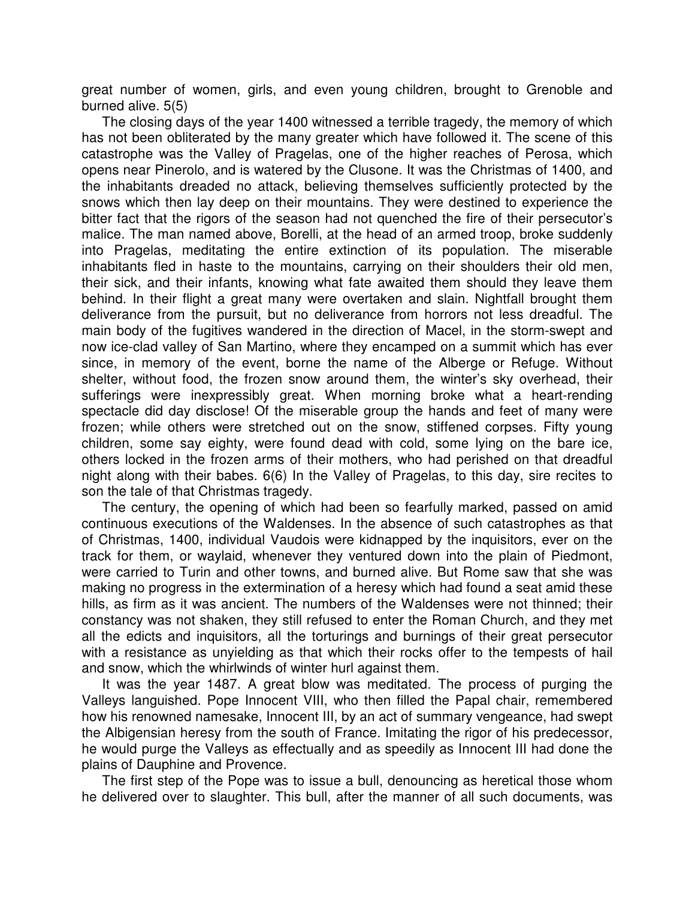great number of women, girls, and even young children, brought to Grenoble and burned alive. 5(5)

The closing days of the year 1400 witnessed a terrible tragedy, the memory of which has not been obliterated by the many greater which have followed it. The scene of this catastrophe was the Valley of Pragelas, one of the higher reaches of Perosa, which opens near Pinerolo, and is watered by the Clusone. It was the Christmas of 1400, and the inhabitants dreaded no attack, believing themselves sufficiently protected by the snows which then lay deep on their mountains. They were destined to experience the bitter fact that the rigors of the season had not quenched the fire of their persecutor's malice. The man named above, Borelli, at the head of an armed troop, broke suddenly into Pragelas, meditating the entire extinction of its population. The miserable inhabitants fled in haste to the mountains, carrying on their shoulders their old men, their sick, and their infants, knowing what fate awaited them should they leave them behind. In their flight a great many were overtaken and slain. Nightfall brought them deliverance from the pursuit, but no deliverance from horrors not less dreadful. The main body of the fugitives wandered in the direction of Macel, in the storm-swept and now ice-clad valley of San Martino, where they encamped on a summit which has ever since, in memory of the event, borne the name of the Alberge or Refuge. Without shelter, without food, the frozen snow around them, the winter's sky overhead, their sufferings were inexpressibly great. When morning broke what a heart-rending spectacle did day disclose! Of the miserable group the hands and feet of many were frozen; while others were stretched out on the snow, stiffened corpses. Fifty young children, some say eighty, were found dead with cold, some lying on the bare ice, others locked in the frozen arms of their mothers, who had perished on that dreadful night along with their babes. 6(6) In the Valley of Pragelas, to this day, sire recites to son the tale of that Christmas tragedy.

The century, the opening of which had been so fearfully marked, passed on amid continuous executions of the Waldenses. In the absence of such catastrophes as that of Christmas, 1400, individual Vaudois were kidnapped by the inquisitors, ever on the track for them, or waylaid, whenever they ventured down into the plain of Piedmont, were carried to Turin and other towns, and burned alive. But Rome saw that she was making no progress in the extermination of a heresy which had found a seat amid these hills, as firm as it was ancient. The numbers of the Waldenses were not thinned; their constancy was not shaken, they still refused to enter the Roman Church, and they met all the edicts and inquisitors, all the torturings and burnings of their great persecutor with a resistance as unyielding as that which their rocks offer to the tempests of hail and snow, which the whirlwinds of winter hurl against them.

It was the year 1487. A great blow was meditated. The process of purging the Valleys languished. Pope Innocent VIII, who then filled the Papal chair, remembered how his renowned namesake, Innocent III, by an act of summary vengeance, had swept the Albigensian heresy from the south of France. Imitating the rigor of his predecessor, he would purge the Valleys as effectually and as speedily as Innocent III had done the plains of Dauphine and Provence.

The first step of the Pope was to issue a bull, denouncing as heretical those whom he delivered over to slaughter. This bull, after the manner of all such documents, was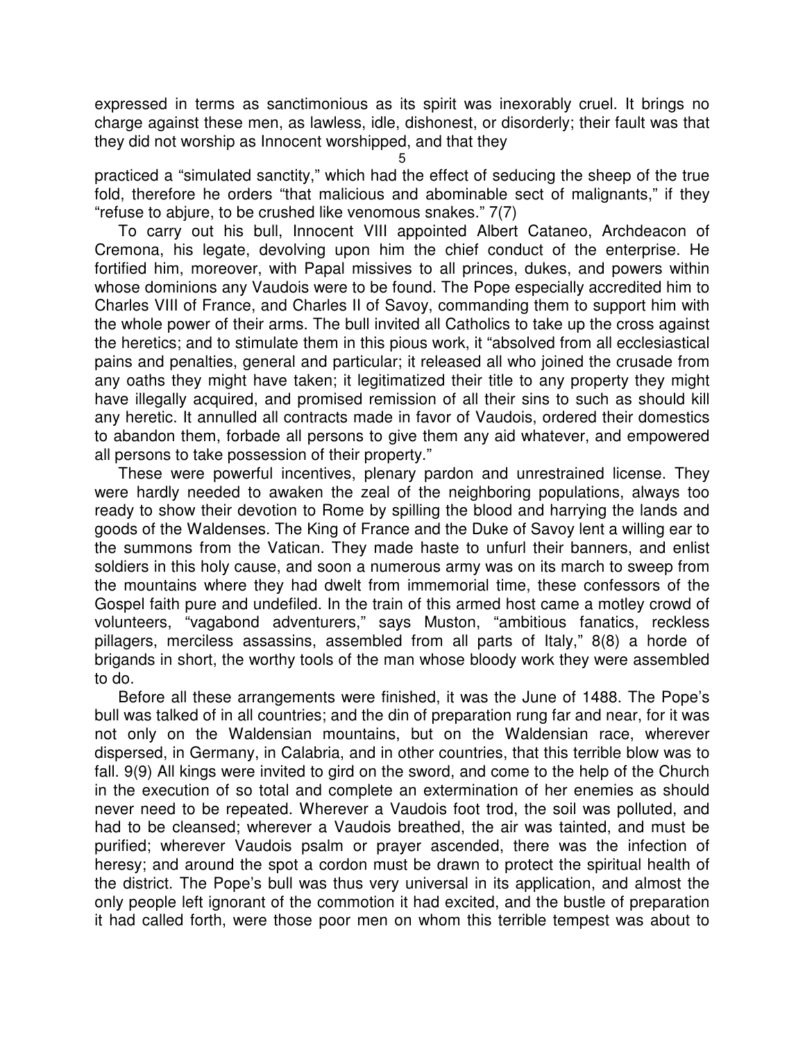expressed in terms as sanctimonious as its spirit was inexorably cruel. It brings no charge against these men, as lawless, idle, dishonest, or disorderly; their fault was that they did not worship as Innocent worshipped, and that they practiced a "simulated sanctity," which had the effect of seducing the sheep of the true fold, therefore he orders "that malicious and abominable sect of malignants," if they "refuse to abjure, to be crushed like venomous snakes." 7(7)

To carry out his bull, Innocent VIII appointed Albert Cataneo, Archdeacon of Cremona, his legate, devolving upon him the chief conduct of the enterprise. He fortified him, moreover, with Papal missives to all princes, dukes, and powers within whose dominions any Vaudois were to be found. The Pope especially accredited him to Charles VIII of France, and Charles II of Savoy, commanding them to support him with the whole power of their arms. The bull invited all Catholics to take up the cross against the heretics; and to stimulate them in this pious work, it "absolved from all ecclesiastical pains and penalties, general and particular; it released all who joined the crusade from any oaths they might have taken; it legitimatized their title to any property they might have illegally acquired, and promised remission of all their sins to such as should kill any heretic. It annulled all contracts made in favor of Vaudois, ordered their domestics to abandon them, forbade all persons to give them any aid whatever, and empowered all persons to take possession of their property."

These were powerful incentives, plenary pardon and unrestrained license. They were hardly needed to awaken the zeal of the neighboring populations, always too ready to show their devotion to Rome by spilling the blood and harrying the lands and goods of the Waldenses. The King of France and the Duke of Savoy lent a willing ear to the summons from the Vatican. They made haste to unfurl their banners, and enlist soldiers in this holy cause, and soon a numerous army was on its march to sweep from the mountains where they had dwelt from immemorial time, these confessors of the Gospel faith pure and undefiled. In the train of this armed host came a motley crowd of volunteers, "vagabond adventurers," says Muston, "ambitious fanatics, reckless pillagers, merciless assassins, assembled from all parts of Italy," 8(8) a horde of brigands in short, the worthy tools of the man whose bloody work they were assembled to do.

Before all these arrangements were finished, it was the June of 1488. The Pope's bull was talked of in all countries; and the din of preparation rung far and near, for it was not only on the Waldensian mountains, but on the Waldensian race, wherever dispersed, in Germany, in Calabria, and in other countries, that this terrible blow was to fall. 9(9) All kings were invited to gird on the sword, and come to the help of the Church in the execution of so total and complete an extermination of her enemies as should never need to be repeated. Wherever a Vaudois foot trod, the soil was polluted, and had to be cleansed; wherever a Vaudois breathed, the air was tainted, and must be purified; wherever Vaudois psalm or prayer ascended, there was the infection of heresy; and around the spot a cordon must be drawn to protect the spiritual health of the district. The Pope's bull was thus very universal in its application, and almost the only people left ignorant of the commotion it had excited, and the bustle of preparation it had called forth, were those poor men on whom this terrible tempest was about to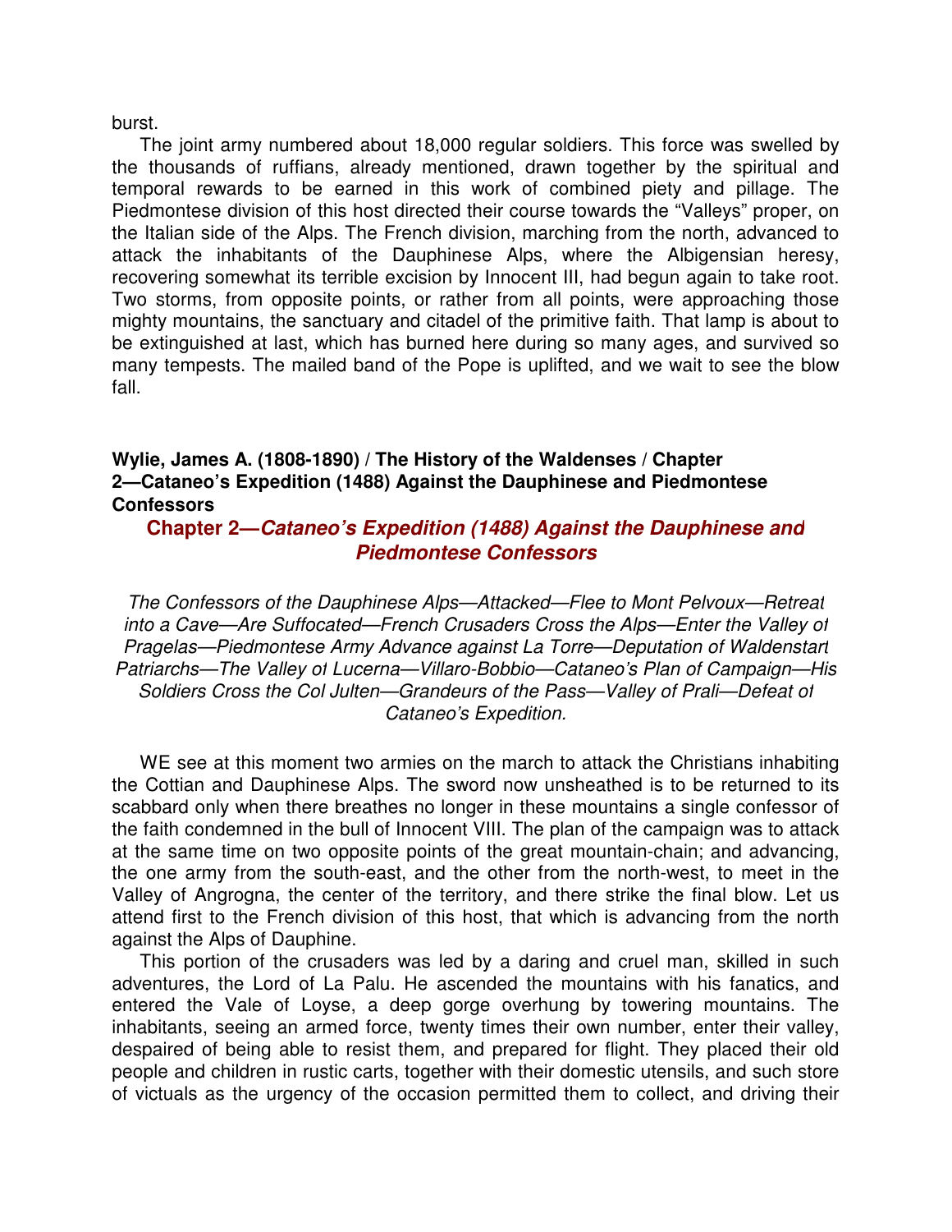burst.

The joint army numbered about 18,000 regular soldiers. This force was swelled by the thousands of ruffians, already mentioned, drawn together by the spiritual and temporal rewards to be earned in this work of combined piety and pillage. The Piedmontese division of this host directed their course towards the “Valleys” proper, on the Italian side of the Alps. The French division, marching from the north, advanced to attack the inhabitants of the Dauphinese Alps, where the Albigensian heresy, recovering somewhat its terrible excision by Innocent III, had begun again to take root. Two storms, from opposite points, or rather from all points, were approaching those mighty mountains, the sanctuary and citadel of the primitive faith. That lamp is about to be extinguished at last, which has burned here during so many ages, and survived so many tempests. The mailed band of the Pope is uplifted, and we wait to see the blow fall.

**Wylie, James A. (1808-1890) / The History of the Waldenses / Chapter 2—Cataneo’s Expedition (1488) Against the Dauphinese and Piedmontese Confessors**

## Chapter 2—*Cataneo’s Expedition (1488) Against the Dauphinese and Piedmontese Confessors*

*The Confessors of the Dauphinese Alps—Attacked—Flee to Mont Pelvoux—Retreat into a Cave—Are Suffocated—French Crusaders Cross the Alps—Enter the Valley of Pragelas—Piedmontese Army Advance against La Torre—Deputation of Waldenstart Patriarchs—The Valley of Lucerna—Villaro-Bobbio—Cataneo’s Plan of Campaign—His Soldiers Cross the Col Julten—Grandeurs of the Pass—Valley of Prali—Defeat of Cataneo’s Expedition.*

WE see at this moment two armies on the march to attack the Christians inhabiting the Cottian and Dauphinese Alps. The sword now unsheathed is to be returned to its scabbard only when there breathes no longer in these mountains a single confessor of the faith condemned in the bull of Innocent VIII. The plan of the campaign was to attack at the same time on two opposite points of the great mountain-chain; and advancing, the one army from the south-east, and the other from the north-west, to meet in the Valley of Angrogna, the center of the territory, and there strike the final blow. Let us attend first to the French division of this host, that which is advancing from the north against the Alps of Dauphine.

This portion of the crusaders was led by a daring and cruel man, skilled in such adventures, the Lord of La Palu. He ascended the mountains with his fanatics, and entered the Vale of Loyse, a deep gorge overhung by towering mountains. The inhabitants, seeing an armed force, twenty times their own number, enter their valley, despaired of being able to resist them, and prepared for flight. They placed their old people and children in rustic carts, together with their domestic utensils, and such store of victuals as the urgency of the occasion permitted them to collect, and driving their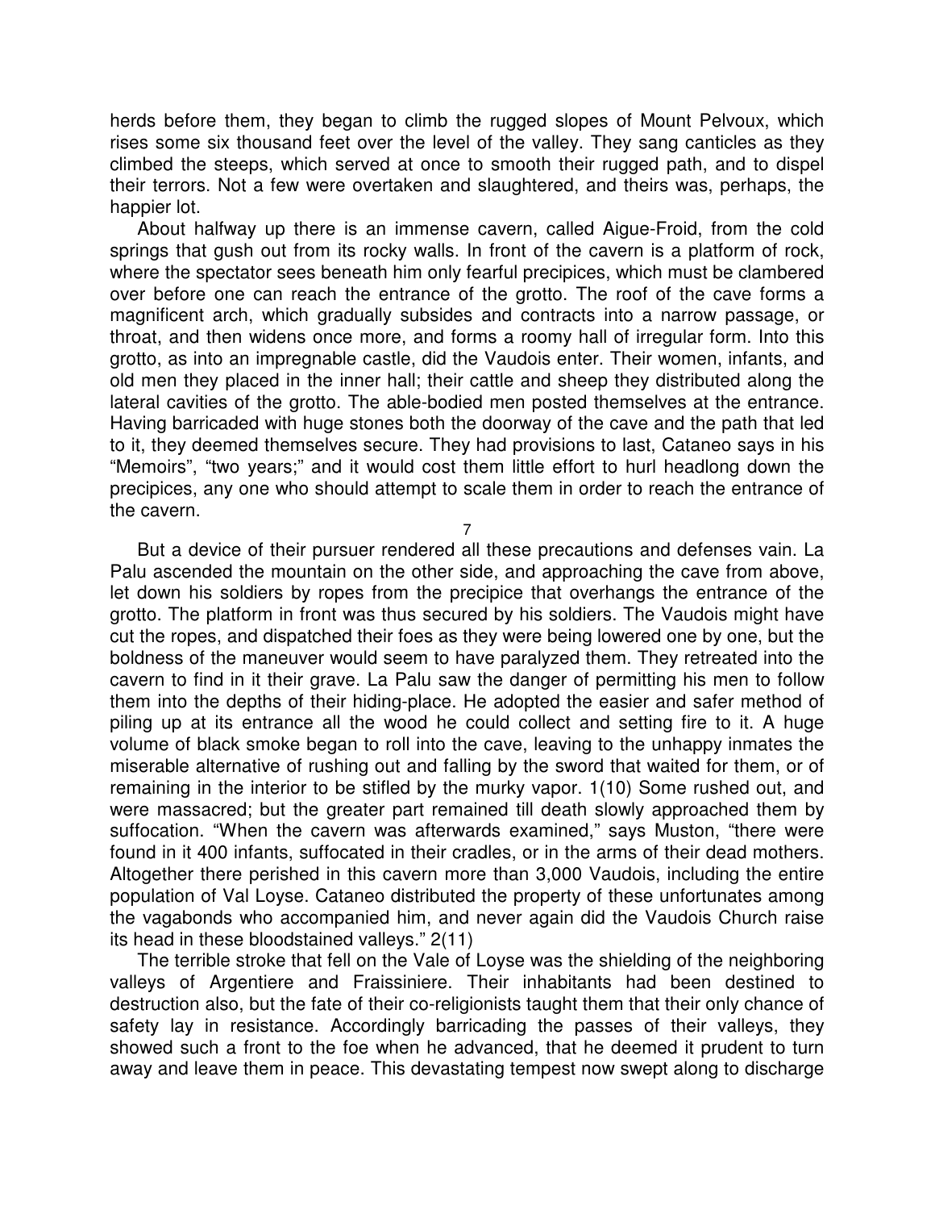herds before them, they began to climb the rugged slopes of Mount Pelvoux, which rises some six thousand feet over the level of the valley. They sang canticles as they climbed the steeps, which served at once to smooth their rugged path, and to dispel their terrors. Not a few were overtaken and slaughtered, and theirs was, perhaps, the happier lot.

About halfway up there is an immense cavern, called Aigue-Froid, from the cold springs that gush out from its rocky walls. In front of the cavern is a platform of rock, where the spectator sees beneath him only fearful precipices, which must be clambered over before one can reach the entrance of the grotto. The roof of the cave forms a magnificent arch, which gradually subsides and contracts into a narrow passage, or throat, and then widens once more, and forms a roomy hall of irregular form. Into this grotto, as into an impregnable castle, did the Vaudois enter. Their women, infants, and old men they placed in the inner hall; their cattle and sheep they distributed along the lateral cavities of the grotto. The able-bodied men posted themselves at the entrance. Having barricaded with huge stones both the doorway of the cave and the path that led to it, they deemed themselves secure. They had provisions to last, Cataneo says in his "Memoirs", "two years;" and it would cost them little effort to hurl headlong down the precipices, any one who should attempt to scale them in order to reach the entrance of the cavern.

But a device of their pursuer rendered all these precautions and defenses vain. La Palu ascended the mountain on the other side, and approaching the cave from above, let down his soldiers by ropes from the precipice that overhangs the entrance of the grotto. The platform in front was thus secured by his soldiers. The Vaudois might have cut the ropes, and dispatched their foes as they were being lowered one by one, but the boldness of the maneuver would seem to have paralyzed them. They retreated into the cavern to find in it their grave. La Palu saw the danger of permitting his men to follow them into the depths of their hiding-place. He adopted the easier and safer method of piling up at its entrance all the wood he could collect and setting fire to it. A huge volume of black smoke began to roll into the cave, leaving to the unhappy inmates the miserable alternative of rushing out and falling by the sword that waited for them, or of remaining in the interior to be stifled by the murky vapor. 1(10) Some rushed out, and were massacred; but the greater part remained till death slowly approached them by suffocation. "When the cavern was afterwards examined," says Muston, "there were found in it 400 infants, suffocated in their cradles, or in the arms of their dead mothers. Altogether there perished in this cavern more than 3,000 Vaudois, including the entire population of Val Loyse. Cataneo distributed the property of these unfortunates among the vagabonds who accompanied him, and never again did the Vaudois Church raise its head in these bloodstained valleys." 2(11)

The terrible stroke that fell on the Vale of Loyse was the shielding of the neighboring valleys of Argentiere and Fraissiniere. Their inhabitants had been destined to destruction also, but the fate of their co-religionists taught them that their only chance of safety lay in resistance. Accordingly barricading the passes of their valleys, they showed such a front to the foe when he advanced, that he deemed it prudent to turn away and leave them in peace. This devastating tempest now swept along to discharge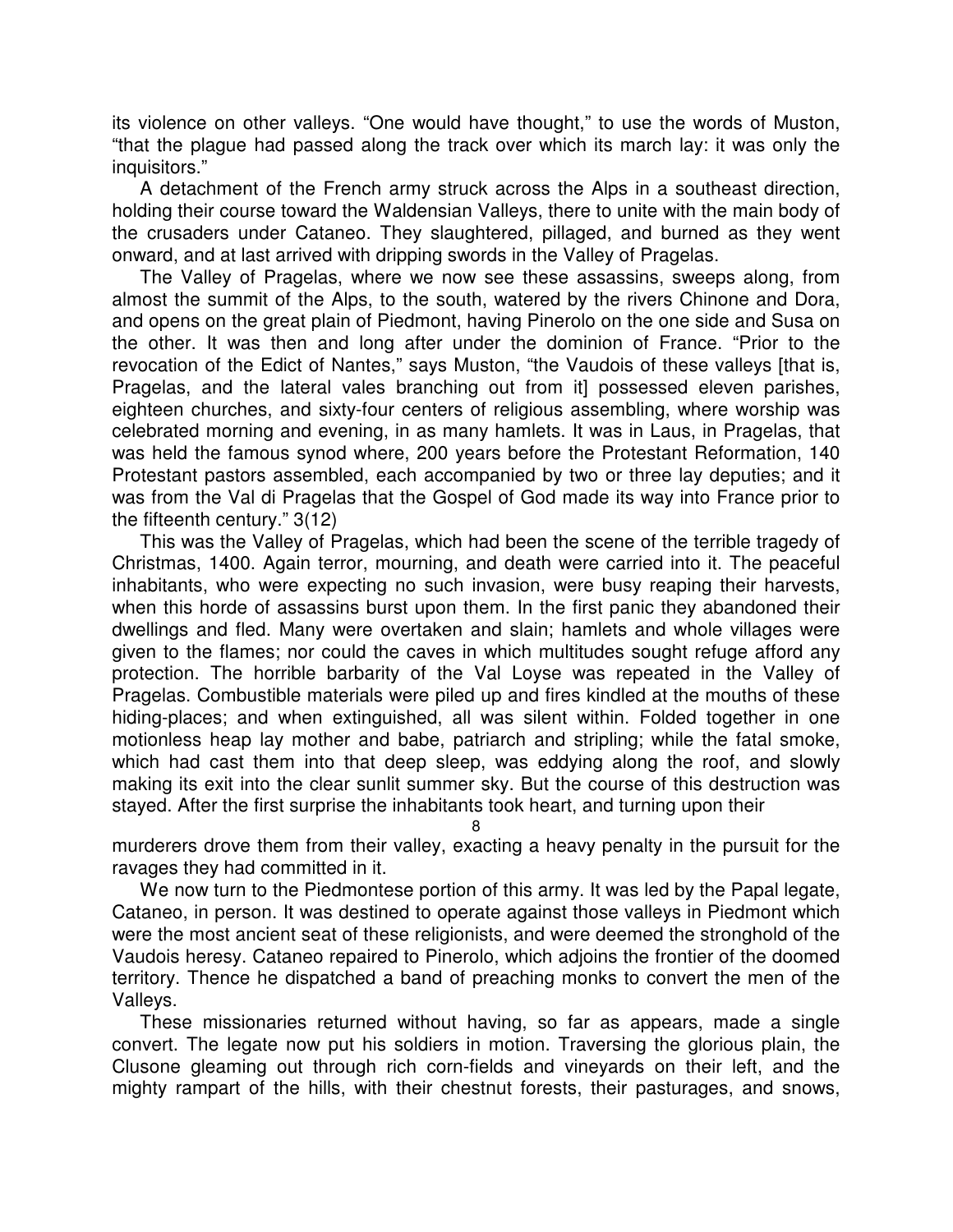its violence on other valleys. “One would have thought,” to use the words of Muston, “that the plague had passed along the track over which its march lay: it was only the inquisitors.”

A detachment of the French army struck across the Alps in a southeast direction, holding their course toward the Waldensian Valleys, there to unite with the main body of the crusaders under Cataneo. They slaughtered, pillaged, and burned as they went onward, and at last arrived with dripping swords in the Valley of Pragelas.

The Valley of Pragelas, where we now see these assassins, sweeps along, from almost the summit of the Alps, to the south, watered by the rivers Chinone and Dora, and opens on the great plain of Piedmont, having Pinerolo on the one side and Susa on the other. It was then and long after under the dominion of France. “Prior to the revocation of the Edict of Nantes,” says Muston, “the Vaudois of these valleys [that is, Pragelas, and the lateral vales branching out from it] possessed eleven parishes, eighteen churches, and sixty-four centers of religious assembling, where worship was celebrated morning and evening, in as many hamlets. It was in Laus, in Pragelas, that was held the famous synod where, 200 years before the Protestant Reformation, 140 Protestant pastors assembled, each accompanied by two or three lay deputies; and it was from the Val di Pragelas that the Gospel of God made its way into France prior to the fifteenth century.” 3(12)

This was the Valley of Pragelas, which had been the scene of the terrible tragedy of Christmas, 1400. Again terror, mourning, and death were carried into it. The peaceful inhabitants, who were expecting no such invasion, were busy reaping their harvests, when this horde of assassins burst upon them. In the first panic they abandoned their dwellings and fled. Many were overtaken and slain; hamlets and whole villages were given to the flames; nor could the caves in which multitudes sought refuge afford any protection. The horrible barbarity of the Val Loyse was repeated in the Valley of Pragelas. Combustible materials were piled up and fires kindled at the mouths of these hiding-places; and when extinguished, all was silent within. Folded together in one motionless heap lay mother and babe, patriarch and stripling; while the fatal smoke, which had cast them into that deep sleep, was eddying along the roof, and slowly making its exit into the clear sunlit summer sky. But the course of this destruction was stayed. After the first surprise the inhabitants took heart, and turning upon their murderers drove them from their valley, exacting a heavy penalty in the pursuit for the ravages they had committed in it.

We now turn to the Piedmontese portion of this army. It was led by the Papal legate, Cataneo, in person. It was destined to operate against those valleys in Piedmont which were the most ancient seat of these religionists, and were deemed the stronghold of the Vaudois heresy. Cataneo repaired to Pinerolo, which adjoins the frontier of the doomed territory. Thence he dispatched a band of preaching monks to convert the men of the Valleys.

These missionaries returned without having, so far as appears, made a single convert. The legate now put his soldiers in motion. Traversing the glorious plain, the Clusone gleaming out through rich corn-fields and vineyards on their left, and the mighty rampart of the hills, with their chestnut forests, their pasturages, and snows,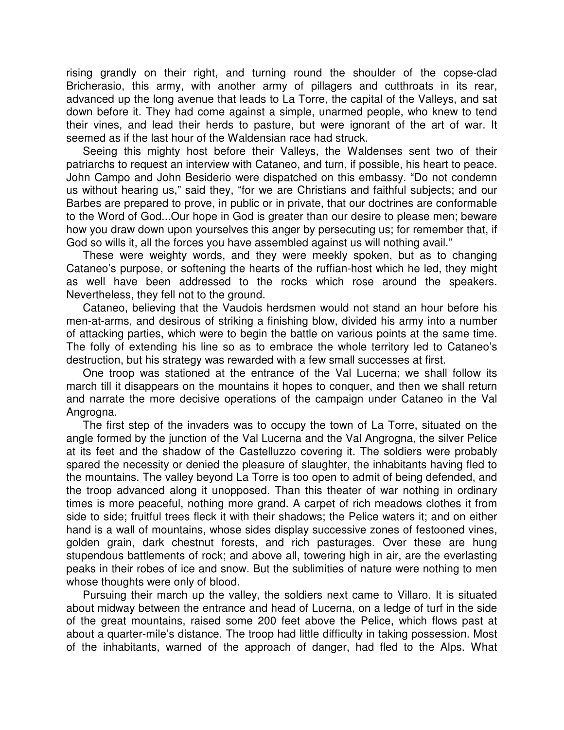rising grandly on their right, and turning round the shoulder of the copse-clad Bricherasio, this army, with another army of pillagers and cutthroats in its rear, advanced up the long avenue that leads to La Torre, the capital of the Valleys, and sat down before it. They had come against a simple, unarmed people, who knew to tend their vines, and lead their herds to pasture, but were ignorant of the art of war. It seemed as if the last hour of the Waldensian race had struck.

Seeing this mighty host before their Valleys, the Waldenses sent two of their patriarchs to request an interview with Cataneo, and turn, if possible, his heart to peace. John Campo and John Besiderio were dispatched on this embassy. "Do not condemn us without hearing us," said they, "for we are Christians and faithful subjects; and our Barbes are prepared to prove, in public or in private, that our doctrines are conformable to the Word of God...Our hope in God is greater than our desire to please men; beware how you draw down upon yourselves this anger by persecuting us; for remember that, if God so wills it, all the forces you have assembled against us will nothing avail."

These were weighty words, and they were meekly spoken, but as to changing Cataneo's purpose, or softening the hearts of the ruffian-host which he led, they might as well have been addressed to the rocks which rose around the speakers. Nevertheless, they fell not to the ground.

Cataneo, believing that the Vaudois herdsmen would not stand an hour before his men-at-arms, and desirous of striking a finishing blow, divided his army into a number of attacking parties, which were to begin the battle on various points at the same time. The folly of extending his line so as to embrace the whole territory led to Cataneo's destruction, but his strategy was rewarded with a few small successes at first.

One troop was stationed at the entrance of the Val Lucerna; we shall follow its march till it disappears on the mountains it hopes to conquer, and then we shall return and narrate the more decisive operations of the campaign under Cataneo in the Val Angrogna.

The first step of the invaders was to occupy the town of La Torre, situated on the angle formed by the junction of the Val Lucerna and the Val Angrogna, the silver Pelice at its feet and the shadow of the Castelluzzo covering it. The soldiers were probably spared the necessity or denied the pleasure of slaughter, the inhabitants having fled to the mountains. The valley beyond La Torre is too open to admit of being defended, and the troop advanced along it unopposed. Than this theater of war nothing in ordinary times is more peaceful, nothing more grand. A carpet of rich meadows clothes it from side to side; fruitful trees fleck it with their shadows; the Pelice waters it; and on either hand is a wall of mountains, whose sides display successive zones of festooned vines, golden grain, dark chestnut forests, and rich pasturages. Over these are hung stupendous battlements of rock; and above all, towering high in air, are the everlasting peaks in their robes of ice and snow. But the sublimities of nature were nothing to men whose thoughts were only of blood.

Pursuing their march up the valley, the soldiers next came to Villaro. It is situated about midway between the entrance and head of Lucerna, on a ledge of turf in the side of the great mountains, raised some 200 feet above the Pelice, which flows past at about a quarter-mile's distance. The troop had little difficulty in taking possession. Most of the inhabitants, warned of the approach of danger, had fled to the Alps. What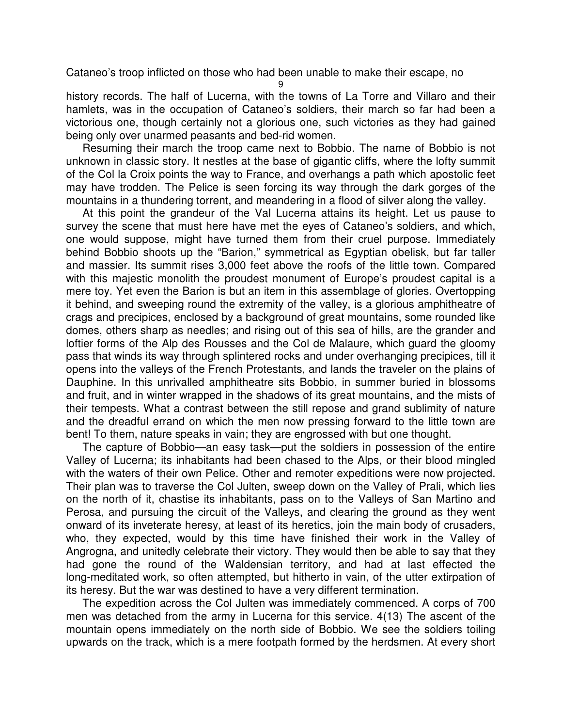Cataneo's troop inflicted on those who had been unable to make their escape, no history records. The half of Lucerna, with the towns of La Torre and Villaro and their hamlets, was in the occupation of Cataneo's soldiers, their march so far had been a victorious one, though certainly not a glorious one, such victories as they had gained being only over unarmed peasants and bed-rid women.

Resuming their march the troop came next to Bobbio. The name of Bobbio is not unknown in classic story. It nestles at the base of gigantic cliffs, where the lofty summit of the Col la Croix points the way to France, and overhangs a path which apostolic feet may have trodden. The Pelice is seen forcing its way through the dark gorges of the mountains in a thundering torrent, and meandering in a flood of silver along the valley.

At this point the grandeur of the Val Lucerna attains its height. Let us pause to survey the scene that must here have met the eyes of Cataneo's soldiers, and which, one would suppose, might have turned them from their cruel purpose. Immediately behind Bobbio shoots up the "Barion," symmetrical as Egyptian obelisk, but far taller and massier. Its summit rises 3,000 feet above the roofs of the little town. Compared with this majestic monolith the proudest monument of Europe's proudest capital is a mere toy. Yet even the Barion is but an item in this assemblage of glories. Overtopping it behind, and sweeping round the extremity of the valley, is a glorious amphitheatre of crags and precipices, enclosed by a background of great mountains, some rounded like domes, others sharp as needles; and rising out of this sea of hills, are the grander and loftier forms of the Alp des Rousses and the Col de Malaure, which guard the gloomy pass that winds its way through splintered rocks and under overhanging precipices, till it opens into the valleys of the French Protestants, and lands the traveler on the plains of Dauphine. In this unrivalled amphitheatre sits Bobbio, in summer buried in blossoms and fruit, and in winter wrapped in the shadows of its great mountains, and the mists of their tempests. What a contrast between the still repose and grand sublimity of nature and the dreadful errand on which the men now pressing forward to the little town are bent! To them, nature speaks in vain; they are engrossed with but one thought.

The capture of Bobbio—an easy task—put the soldiers in possession of the entire Valley of Lucerna; its inhabitants had been chased to the Alps, or their blood mingled with the waters of their own Pelice. Other and remoter expeditions were now projected. Their plan was to traverse the Col Julten, sweep down on the Valley of Prali, which lies on the north of it, chastise its inhabitants, pass on to the Valleys of San Martino and Perosa, and pursuing the circuit of the Valleys, and clearing the ground as they went onward of its inveterate heresy, at least of its heretics, join the main body of crusaders, who, they expected, would by this time have finished their work in the Valley of Angrogna, and unitedly celebrate their victory. They would then be able to say that they had gone the round of the Waldensian territory, and had at last effected the long-meditated work, so often attempted, but hitherto in vain, of the utter extirpation of its heresy. But the war was destined to have a very different termination.

The expedition across the Col Julten was immediately commenced. A corps of 700 men was detached from the army in Lucerna for this service. 4(13) The ascent of the mountain opens immediately on the north side of Bobbio. We see the soldiers toiling upwards on the track, which is a mere footpath formed by the herdsmen. At every short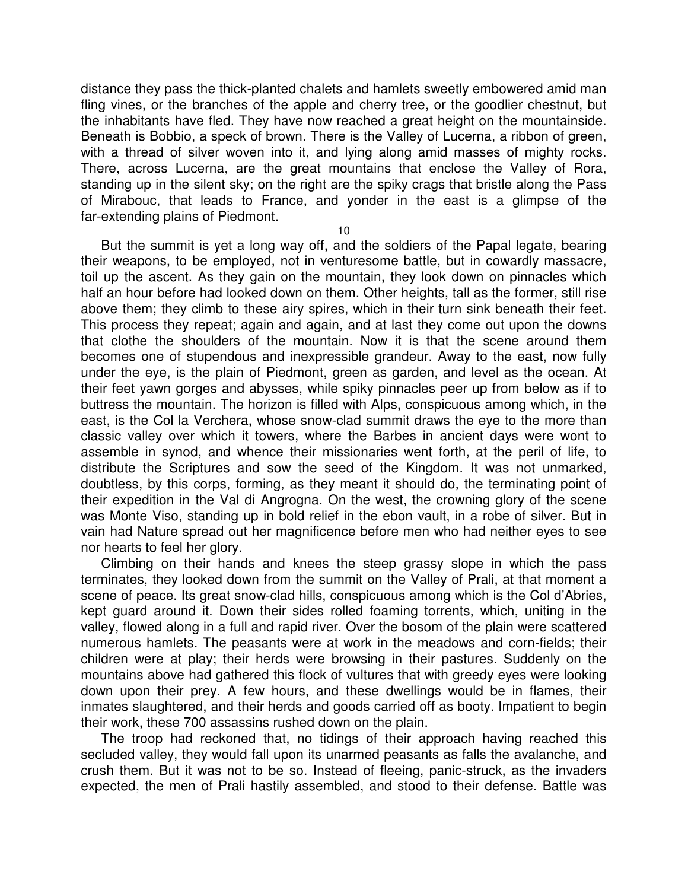distance they pass the thick-planted chalets and hamlets sweetly embowered amid man fling vines, or the branches of the apple and cherry tree, or the goodlier chestnut, but the inhabitants have fled. They have now reached a great height on the mountainside. Beneath is Bobbio, a speck of brown. There is the Valley of Lucerna, a ribbon of green, with a thread of silver woven into it, and lying along amid masses of mighty rocks. There, across Lucerna, are the great mountains that enclose the Valley of Rora, standing up in the silent sky; on the right are the spiky crags that bristle along the Pass of Mirabouc, that leads to France, and yonder in the east is a glimpse of the far-extending plains of Piedmont.

But the summit is yet a long way off, and the soldiers of the Papal legate, bearing their weapons, to be employed, not in venturesome battle, but in cowardly massacre, toil up the ascent. As they gain on the mountain, they look down on pinnacles which half an hour before had looked down on them. Other heights, tall as the former, still rise above them; they climb to these airy spires, which in their turn sink beneath their feet. This process they repeat; again and again, and at last they come out upon the downs that clothe the shoulders of the mountain. Now it is that the scene around them becomes one of stupendous and inexpressible grandeur. Away to the east, now fully under the eye, is the plain of Piedmont, green as garden, and level as the ocean. At their feet yawn gorges and abysses, while spiky pinnacles peer up from below as if to buttress the mountain. The horizon is filled with Alps, conspicuous among which, in the east, is the Col la Verchera, whose snow-clad summit draws the eye to the more than classic valley over which it towers, where the Barbes in ancient days were wont to assemble in synod, and whence their missionaries went forth, at the peril of life, to distribute the Scriptures and sow the seed of the Kingdom. It was not unmarked, doubtless, by this corps, forming, as they meant it should do, the terminating point of their expedition in the Val di Angrogna. On the west, the crowning glory of the scene was Monte Viso, standing up in bold relief in the ebon vault, in a robe of silver. But in vain had Nature spread out her magnificence before men who had neither eyes to see nor hearts to feel her glory.

Climbing on their hands and knees the steep grassy slope in which the pass terminates, they looked down from the summit on the Valley of Prali, at that moment a scene of peace. Its great snow-clad hills, conspicuous among which is the Col d'Abries, kept guard around it. Down their sides rolled foaming torrents, which, uniting in the valley, flowed along in a full and rapid river. Over the bosom of the plain were scattered numerous hamlets. The peasants were at work in the meadows and corn-fields; their children were at play; their herds were browsing in their pastures. Suddenly on the mountains above had gathered this flock of vultures that with greedy eyes were looking down upon their prey. A few hours, and these dwellings would be in flames, their inmates slaughtered, and their herds and goods carried off as booty. Impatient to begin their work, these 700 assassins rushed down on the plain.

The troop had reckoned that, no tidings of their approach having reached this secluded valley, they would fall upon its unarmed peasants as falls the avalanche, and crush them. But it was not to be so. Instead of fleeing, panic-struck, as the invaders expected, the men of Prali hastily assembled, and stood to their defense. Battle was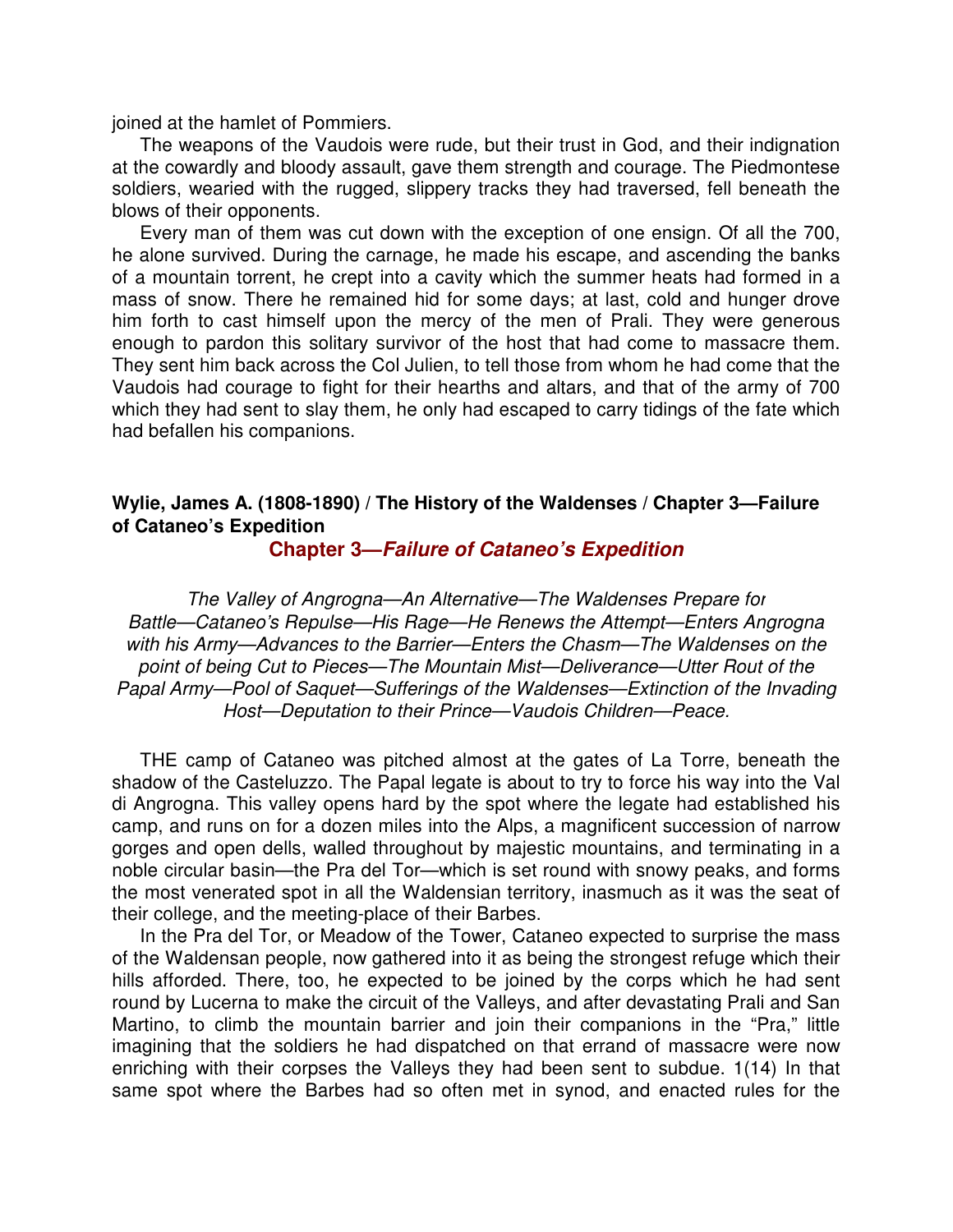joined at the hamlet of Pommiers.

The weapons of the Vaudois were rude, but their trust in God, and their indignation at the cowardly and bloody assault, gave them strength and courage. The Piedmontese soldiers, wearied with the rugged, slippery tracks they had traversed, fell beneath the blows of their opponents.

Every man of them was cut down with the exception of one ensign. Of all the 700, he alone survived. During the carnage, he made his escape, and ascending the banks of a mountain torrent, he crept into a cavity which the summer heats had formed in a mass of snow. There he remained hid for some days; at last, cold and hunger drove him forth to cast himself upon the mercy of the men of Prali. They were generous enough to pardon this solitary survivor of the host that had come to massacre them. They sent him back across the Col Julien, to tell those from whom he had come that the Vaudois had courage to fight for their hearths and altars, and that of the army of 700 which they had sent to slay them, he only had escaped to carry tidings of the fate which had befallen his companions.

**Wylie, James A. (1808-1890) / The History of the Waldenses / Chapter 3—Failure of Cataneo's Expedition**

## Chapter 3—*Failure of Cataneo's Expedition*

*The Valley of Angrogna—An Alternative—The Waldenses Prepare for Battle—Cataneo's Repulse—His Rage—He Renews the Attempt—Enters Angrogna with his Army—Advances to the Barrier—Enters the Chasm—The Waldenses on the point of being Cut to Pieces—The Mountain Mist—Deliverance—Utter Rout of the Papal Army—Pool of Saquet—Sufferings of the Waldenses—Extinction of the Invading Host—Deputation to their Prince—Vaudois Children—Peace.*

THE camp of Cataneo was pitched almost at the gates of La Torre, beneath the shadow of the Casteluzzo. The Papal legate is about to try to force his way into the Val di Angrogna. This valley opens hard by the spot where the legate had established his camp, and runs on for a dozen miles into the Alps, a magnificent succession of narrow gorges and open dells, walled throughout by majestic mountains, and terminating in a noble circular basin—the Pra del Tor—which is set round with snowy peaks, and forms the most venerated spot in all the Waldensian territory, inasmuch as it was the seat of their college, and the meeting-place of their Barbes.

In the Pra del Tor, or Meadow of the Tower, Cataneo expected to surprise the mass of the Waldensan people, now gathered into it as being the strongest refuge which their hills afforded. There, too, he expected to be joined by the corps which he had sent round by Lucerna to make the circuit of the Valleys, and after devastating Prali and San Martino, to climb the mountain barrier and join their companions in the "Pra," little imagining that the soldiers he had dispatched on that errand of massacre were now enriching with their corpses the Valleys they had been sent to subdue. 1(14) In that same spot where the Barbes had so often met in synod, and enacted rules for the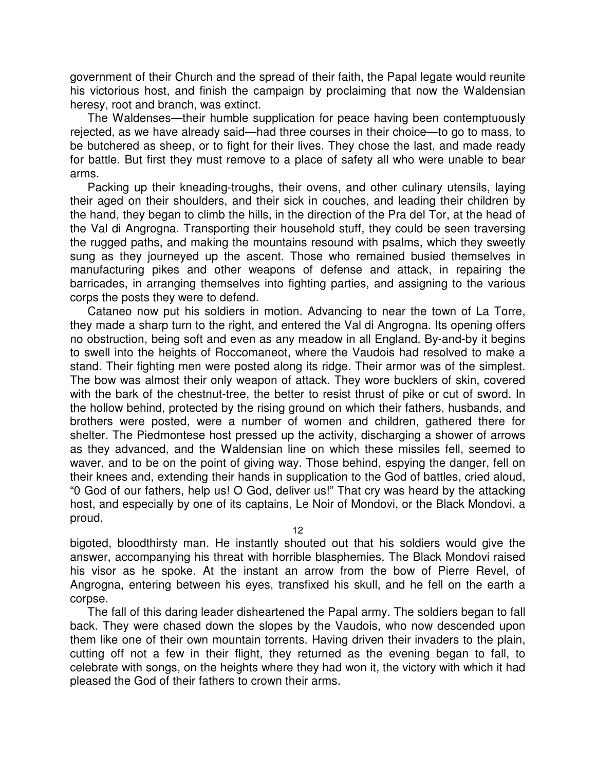government of their Church and the spread of their faith, the Papal legate would reunite his victorious host, and finish the campaign by proclaiming that now the Waldensian heresy, root and branch, was extinct.

The Waldenses—their humble supplication for peace having been contemptuously rejected, as we have already said—had three courses in their choice—to go to mass, to be butchered as sheep, or to fight for their lives. They chose the last, and made ready for battle. But first they must remove to a place of safety all who were unable to bear arms.

Packing up their kneading-troughs, their ovens, and other culinary utensils, laying their aged on their shoulders, and their sick in couches, and leading their children by the hand, they began to climb the hills, in the direction of the Pra del Tor, at the head of the Val di Angrogna. Transporting their household stuff, they could be seen traversing the rugged paths, and making the mountains resound with psalms, which they sweetly sung as they journeyed up the ascent. Those who remained busied themselves in manufacturing pikes and other weapons of defense and attack, in repairing the barricades, in arranging themselves into fighting parties, and assigning to the various corps the posts they were to defend.

Cataneo now put his soldiers in motion. Advancing to near the town of La Torre, they made a sharp turn to the right, and entered the Val di Angrogna. Its opening offers no obstruction, being soft and even as any meadow in all England. By-and-by it begins to swell into the heights of Roccomaneot, where the Vaudois had resolved to make a stand. Their fighting men were posted along its ridge. Their armor was of the simplest. The bow was almost their only weapon of attack. They wore bucklers of skin, covered with the bark of the chestnut-tree, the better to resist thrust of pike or cut of sword. In the hollow behind, protected by the rising ground on which their fathers, husbands, and brothers were posted, were a number of women and children, gathered there for shelter. The Piedmontese host pressed up the activity, discharging a shower of arrows as they advanced, and the Waldensian line on which these missiles fell, seemed to waver, and to be on the point of giving way. Those behind, espying the danger, fell on their knees and, extending their hands in supplication to the God of battles, cried aloud, "0 God of our fathers, help us! O God, deliver us!" That cry was heard by the attacking host, and especially by one of its captains, Le Noir of Mondovi, or the Black Mondovi, a proud, bigoted, bloodthirsty man. He instantly shouted out that his soldiers would give the answer, accompanying his threat with horrible blasphemies. The Black Mondovi raised his visor as he spoke. At the instant an arrow from the bow of Pierre Revel, of Angrogna, entering between his eyes, transfixed his skull, and he fell on the earth a corpse.

The fall of this daring leader disheartened the Papal army. The soldiers began to fall back. They were chased down the slopes by the Vaudois, who now descended upon them like one of their own mountain torrents. Having driven their invaders to the plain, cutting off not a few in their flight, they returned as the evening began to fall, to celebrate with songs, on the heights where they had won it, the victory with which it had pleased the God of their fathers to crown their arms.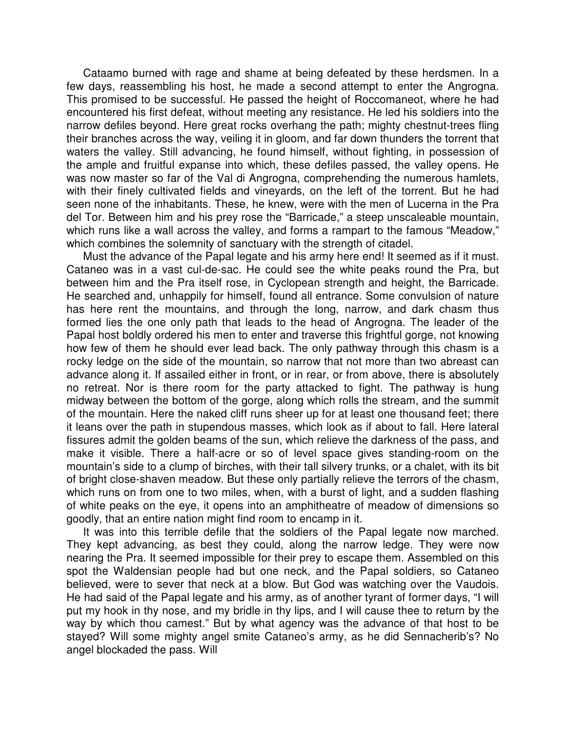Cataamo burned with rage and shame at being defeated by these herdsmen. In a few days, reassembling his host, he made a second attempt to enter the Angrogna. This promised to be successful. He passed the height of Roccomaneot, where he had encountered his first defeat, without meeting any resistance. He led his soldiers into the narrow defiles beyond. Here great rocks overhang the path; mighty chestnut-trees fling their branches across the way, veiling it in gloom, and far down thunders the torrent that waters the valley. Still advancing, he found himself, without fighting, in possession of the ample and fruitful expanse into which, these defiles passed, the valley opens. He was now master so far of the Val di Angrogna, comprehending the numerous hamlets, with their finely cultivated fields and vineyards, on the left of the torrent. But he had seen none of the inhabitants. These, he knew, were with the men of Lucerna in the Pra del Tor. Between him and his prey rose the "Barricade," a steep unscaleable mountain, which runs like a wall across the valley, and forms a rampart to the famous "Meadow," which combines the solemnity of sanctuary with the strength of citadel.

Must the advance of the Papal legate and his army here end! It seemed as if it must. Cataneo was in a vast cul-de-sac. He could see the white peaks round the Pra, but between him and the Pra itself rose, in Cyclopean strength and height, the Barricade. He searched and, unhappily for himself, found all entrance. Some convulsion of nature has here rent the mountains, and through the long, narrow, and dark chasm thus formed lies the one only path that leads to the head of Angrogna. The leader of the Papal host boldly ordered his men to enter and traverse this frightful gorge, not knowing how few of them he should ever lead back. The only pathway through this chasm is a rocky ledge on the side of the mountain, so narrow that not more than two abreast can advance along it. If assailed either in front, or in rear, or from above, there is absolutely no retreat. Nor is there room for the party attacked to fight. The pathway is hung midway between the bottom of the gorge, along which rolls the stream, and the summit of the mountain. Here the naked cliff runs sheer up for at least one thousand feet; there it leans over the path in stupendous masses, which look as if about to fall. Here lateral fissures admit the golden beams of the sun, which relieve the darkness of the pass, and make it visible. There a half-acre or so of level space gives standing-room on the mountain's side to a clump of birches, with their tall silvery trunks, or a chalet, with its bit of bright close-shaven meadow. But these only partially relieve the terrors of the chasm, which runs on from one to two miles, when, with a burst of light, and a sudden flashing of white peaks on the eye, it opens into an amphitheatre of meadow of dimensions so goodly, that an entire nation might find room to encamp in it.

It was into this terrible defile that the soldiers of the Papal legate now marched. They kept advancing, as best they could, along the narrow ledge. They were now nearing the Pra. It seemed impossible for their prey to escape them. Assembled on this spot the Waldensian people had but one neck, and the Papal soldiers, so Cataneo believed, were to sever that neck at a blow. But God was watching over the Vaudois. He had said of the Papal legate and his army, as of another tyrant of former days, "I will put my hook in thy nose, and my bridle in thy lips, and I will cause thee to return by the way by which thou camest." But by what agency was the advance of that host to be stayed? Will some mighty angel smite Cataneo's army, as he did Sennacherib's? No angel blockaded the pass. Will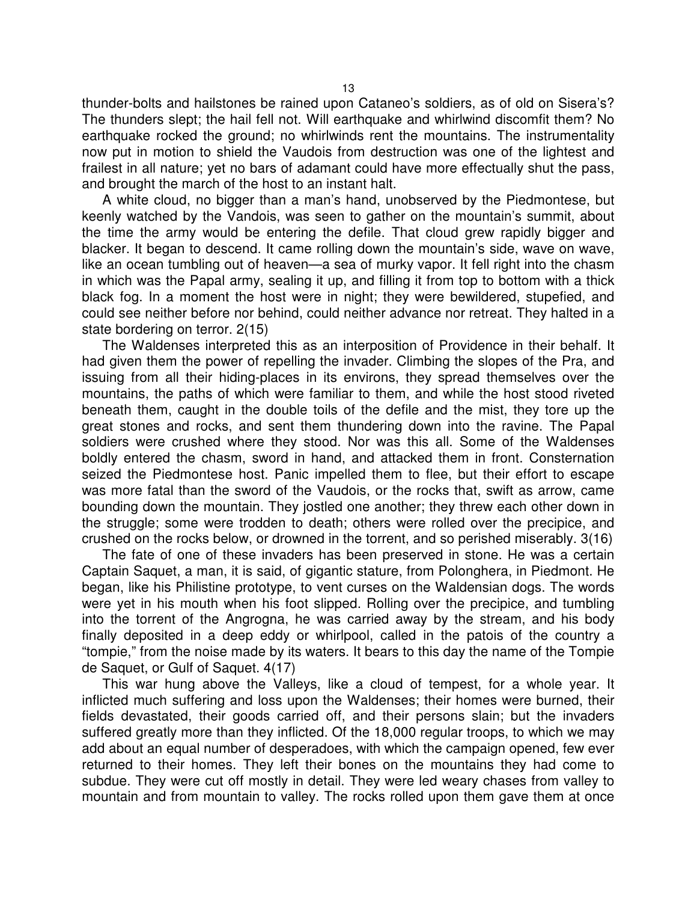thunder-bolts and hailstones be rained upon Cataneo's soldiers, as of old on Sisera's? The thunders slept; the hail fell not. Will earthquake and whirlwind discomfit them? No earthquake rocked the ground; no whirlwinds rent the mountains. The instrumentality now put in motion to shield the Vaudois from destruction was one of the lightest and frailest in all nature; yet no bars of adamant could have more effectually shut the pass, and brought the march of the host to an instant halt.

A white cloud, no bigger than a man's hand, unobserved by the Piedmontese, but keenly watched by the Vandois, was seen to gather on the mountain's summit, about the time the army would be entering the defile. That cloud grew rapidly bigger and blacker. It began to descend. It came rolling down the mountain's side, wave on wave, like an ocean tumbling out of heaven—a sea of murky vapor. It fell right into the chasm in which was the Papal army, sealing it up, and filling it from top to bottom with a thick black fog. In a moment the host were in night; they were bewildered, stupefied, and could see neither before nor behind, could neither advance nor retreat. They halted in a state bordering on terror. 2(15)

The Waldenses interpreted this as an interposition of Providence in their behalf. It had given them the power of repelling the invader. Climbing the slopes of the Pra, and issuing from all their hiding-places in its environs, they spread themselves over the mountains, the paths of which were familiar to them, and while the host stood riveted beneath them, caught in the double toils of the defile and the mist, they tore up the great stones and rocks, and sent them thundering down into the ravine. The Papal soldiers were crushed where they stood. Nor was this all. Some of the Waldenses boldly entered the chasm, sword in hand, and attacked them in front. Consternation seized the Piedmontese host. Panic impelled them to flee, but their effort to escape was more fatal than the sword of the Vaudois, or the rocks that, swift as arrow, came bounding down the mountain. They jostled one another; they threw each other down in the struggle; some were trodden to death; others were rolled over the precipice, and crushed on the rocks below, or drowned in the torrent, and so perished miserably. 3(16)

The fate of one of these invaders has been preserved in stone. He was a certain Captain Saquet, a man, it is said, of gigantic stature, from Polonghera, in Piedmont. He began, like his Philistine prototype, to vent curses on the Waldensian dogs. The words were yet in his mouth when his foot slipped. Rolling over the precipice, and tumbling into the torrent of the Angrogna, he was carried away by the stream, and his body finally deposited in a deep eddy or whirlpool, called in the patois of the country a "tompie," from the noise made by its waters. It bears to this day the name of the Tompie de Saquet, or Gulf of Saquet. 4(17)

This war hung above the Valleys, like a cloud of tempest, for a whole year. It inflicted much suffering and loss upon the Waldenses; their homes were burned, their fields devastated, their goods carried off, and their persons slain; but the invaders suffered greatly more than they inflicted. Of the 18,000 regular troops, to which we may add about an equal number of desperadoes, with which the campaign opened, few ever returned to their homes. They left their bones on the mountains they had come to subdue. They were cut off mostly in detail. They were led weary chases from valley to mountain and from mountain to valley. The rocks rolled upon them gave them at once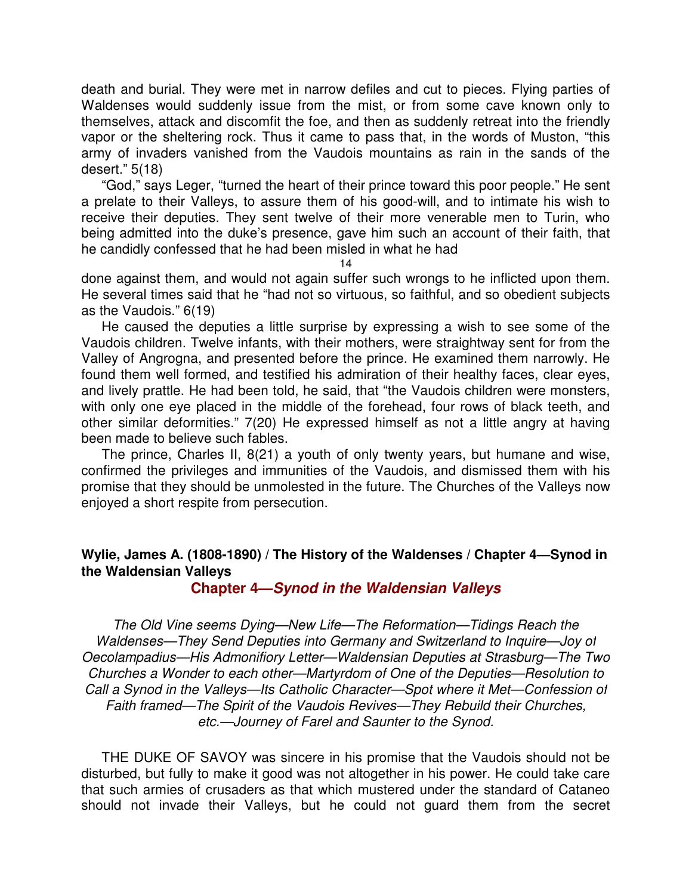death and burial. They were met in narrow defiles and cut to pieces. Flying parties of Waldenses would suddenly issue from the mist, or from some cave known only to themselves, attack and discomfit the foe, and then as suddenly retreat into the friendly vapor or the sheltering rock. Thus it came to pass that, in the words of Muston, "this army of invaders vanished from the Vaudois mountains as rain in the sands of the desert." 5(18)

"God," says Leger, "turned the heart of their prince toward this poor people." He sent a prelate to their Valleys, to assure them of his good-will, and to intimate his wish to receive their deputies. They sent twelve of their more venerable men to Turin, who being admitted into the duke's presence, gave him such an account of their faith, that he candidly confessed that he had been misled in what he had done against them, and would not again suffer such wrongs to he inflicted upon them. He several times said that he "had not so virtuous, so faithful, and so obedient subjects as the Vaudois." 6(19)

He caused the deputies a little surprise by expressing a wish to see some of the Vaudois children. Twelve infants, with their mothers, were straightway sent for from the Valley of Angrogna, and presented before the prince. He examined them narrowly. He found them well formed, and testified his admiration of their healthy faces, clear eyes, and lively prattle. He had been told, he said, that "the Vaudois children were monsters, with only one eye placed in the middle of the forehead, four rows of black teeth, and other similar deformities." 7(20) He expressed himself as not a little angry at having been made to believe such fables.

The prince, Charles II, 8(21) a youth of only twenty years, but humane and wise, confirmed the privileges and immunities of the Vaudois, and dismissed them with his promise that they should be unmolested in the future. The Churches of the Valleys now enjoyed a short respite from persecution.

**Wylie, James A. (1808-1890) / The History of the Waldenses / Chapter 4—Synod in the Waldensian Valleys**

## Chapter 4—*Synod in the Waldensian Valleys*

*The Old Vine seems Dying—New Life—The Reformation—Tidings Reach the Waldenses—They Send Deputies into Germany and Switzerland to Inquire—Joy of Oecolampadius—His Admonifiory Letter—Waldensian Deputies at Strasburg—The Two Churches a Wonder to each other—Martyrdom of One of the Deputies—Resolution to Call a Synod in the Valleys—Its Catholic Character—Spot where it Met—Confession of Faith framed—The Spirit of the Vaudois Revives—They Rebuild their Churches, etc.—Journey of Farel and Saunter to the Synod.*

THE DUKE OF SAVOY was sincere in his promise that the Vaudois should not be disturbed, but fully to make it good was not altogether in his power. He could take care that such armies of crusaders as that which mustered under the standard of Cataneo should not invade their Valleys, but he could not guard them from the secret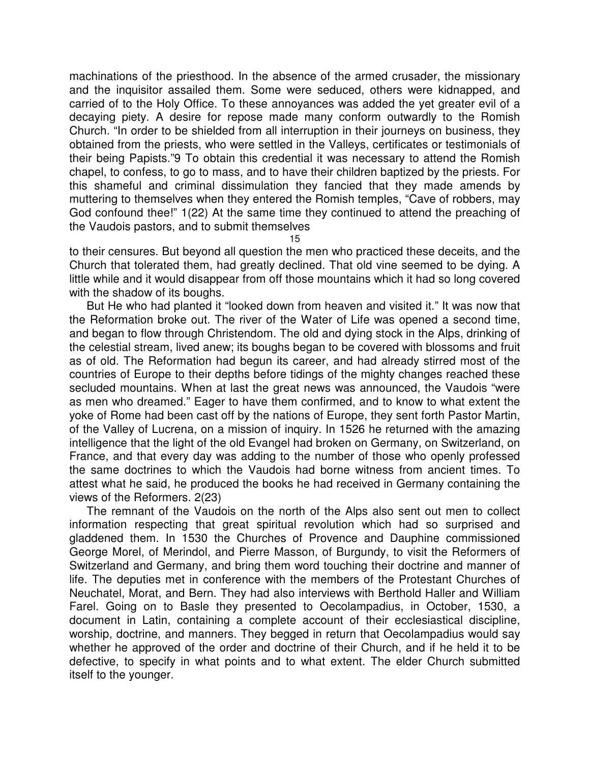machinations of the priesthood. In the absence of the armed crusader, the missionary and the inquisitor assailed them. Some were seduced, others were kidnapped, and carried of to the Holy Office. To these annoyances was added the yet greater evil of a decaying piety. A desire for repose made many conform outwardly to the Romish Church. "In order to be shielded from all interruption in their journeys on business, they obtained from the priests, who were settled in the Valleys, certificates or testimonials of their being Papists."9 To obtain this credential it was necessary to attend the Romish chapel, to confess, to go to mass, and to have their children baptized by the priests. For this shameful and criminal dissimulation they fancied that they made amends by muttering to themselves when they entered the Romish temples, "Cave of robbers, may God confound thee!" 1(22) At the same time they continued to attend the preaching of the Vaudois pastors, and to submit themselves to their censures. But beyond all question the men who practiced these deceits, and the Church that tolerated them, had greatly declined. That old vine seemed to be dying. A little while and it would disappear from off those mountains which it had so long covered with the shadow of its boughs.

But He who had planted it "looked down from heaven and visited it." It was now that the Reformation broke out. The river of the Water of Life was opened a second time, and began to flow through Christendom. The old and dying stock in the Alps, drinking of the celestial stream, lived anew; its boughs began to be covered with blossoms and fruit as of old. The Reformation had begun its career, and had already stirred most of the countries of Europe to their depths before tidings of the mighty changes reached these secluded mountains. When at last the great news was announced, the Vaudois "were as men who dreamed." Eager to have them confirmed, and to know to what extent the yoke of Rome had been cast off by the nations of Europe, they sent forth Pastor Martin, of the Valley of Lucrena, on a mission of inquiry. In 1526 he returned with the amazing intelligence that the light of the old Evangel had broken on Germany, on Switzerland, on France, and that every day was adding to the number of those who openly professed the same doctrines to which the Vaudois had borne witness from ancient times. To attest what he said, he produced the books he had received in Germany containing the views of the Reformers. 2(23)

The remnant of the Vaudois on the north of the Alps also sent out men to collect information respecting that great spiritual revolution which had so surprised and gladdened them. In 1530 the Churches of Provence and Dauphine commissioned George Morel, of Merindol, and Pierre Masson, of Burgundy, to visit the Reformers of Switzerland and Germany, and bring them word touching their doctrine and manner of life. The deputies met in conference with the members of the Protestant Churches of Neuchatel, Morat, and Bern. They had also interviews with Berthold Haller and William Farel. Going on to Basle they presented to Oecolampadius, in October, 1530, a document in Latin, containing a complete account of their ecclesiastical discipline, worship, doctrine, and manners. They begged in return that Oecolampadius would say whether he approved of the order and doctrine of their Church, and if he held it to be defective, to specify in what points and to what extent. The elder Church submitted itself to the younger.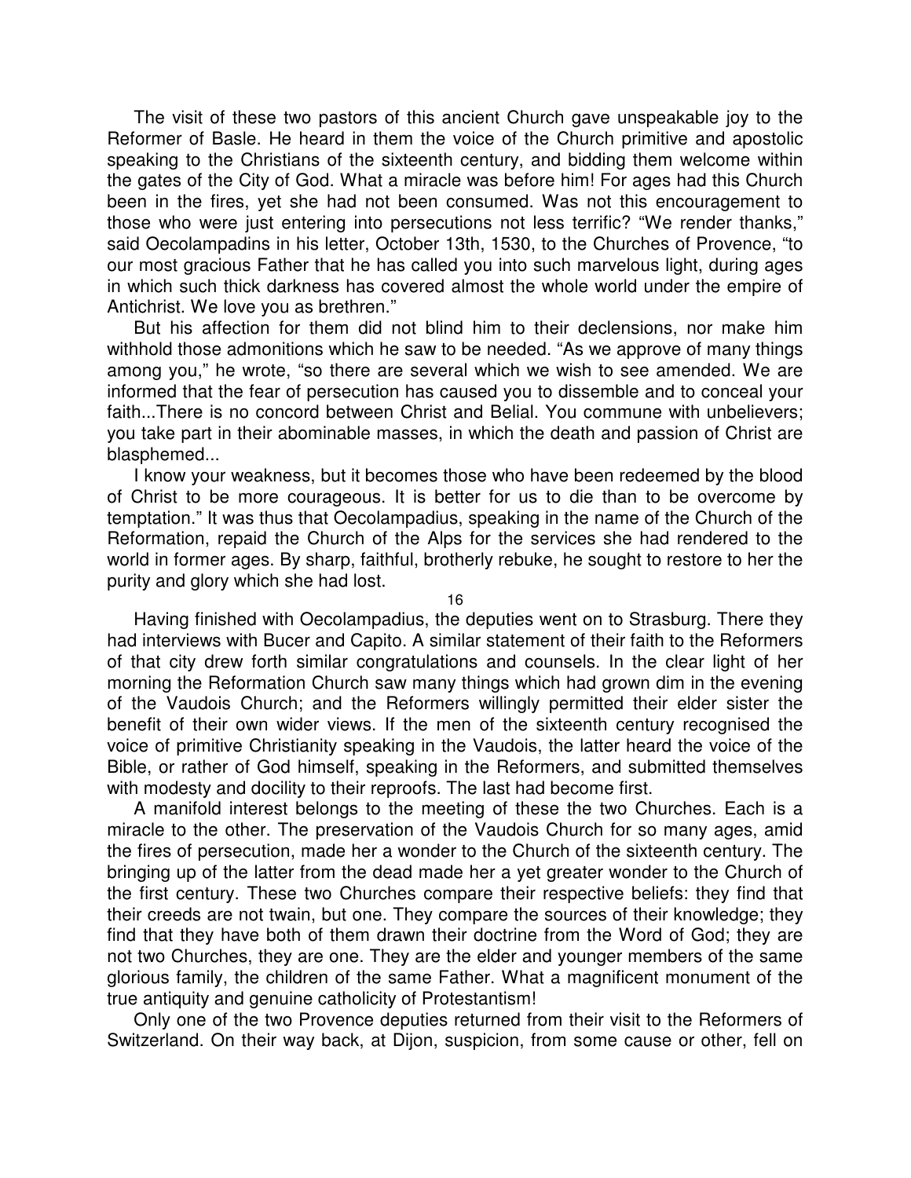The visit of these two pastors of this ancient Church gave unspeakable joy to the Reformer of Basle. He heard in them the voice of the Church primitive and apostolic speaking to the Christians of the sixteenth century, and bidding them welcome within the gates of the City of God. What a miracle was before him! For ages had this Church been in the fires, yet she had not been consumed. Was not this encouragement to those who were just entering into persecutions not less terrific? "We render thanks," said Oecolampadins in his letter, October 13th, 1530, to the Churches of Provence, "to our most gracious Father that he has called you into such marvelous light, during ages in which such thick darkness has covered almost the whole world under the empire of Antichrist. We love you as brethren."

But his affection for them did not blind him to their declensions, nor make him withhold those admonitions which he saw to be needed. "As we approve of many things among you," he wrote, "so there are several which we wish to see amended. We are informed that the fear of persecution has caused you to dissemble and to conceal your faith...There is no concord between Christ and Belial. You commune with unbelievers; you take part in their abominable masses, in which the death and passion of Christ are blasphemed...

I know your weakness, but it becomes those who have been redeemed by the blood of Christ to be more courageous. It is better for us to die than to be overcome by temptation." It was thus that Oecolampadius, speaking in the name of the Church of the Reformation, repaid the Church of the Alps for the services she had rendered to the world in former ages. By sharp, faithful, brotherly rebuke, he sought to restore to her the purity and glory which she had lost.

Having finished with Oecolampadius, the deputies went on to Strasburg. There they had interviews with Bucer and Capito. A similar statement of their faith to the Reformers of that city drew forth similar congratulations and counsels. In the clear light of her morning the Reformation Church saw many things which had grown dim in the evening of the Vaudois Church; and the Reformers willingly permitted their elder sister the benefit of their own wider views. If the men of the sixteenth century recognised the voice of primitive Christianity speaking in the Vaudois, the latter heard the voice of the Bible, or rather of God himself, speaking in the Reformers, and submitted themselves with modesty and docility to their reproofs. The last had become first.

A manifold interest belongs to the meeting of these the two Churches. Each is a miracle to the other. The preservation of the Vaudois Church for so many ages, amid the fires of persecution, made her a wonder to the Church of the sixteenth century. The bringing up of the latter from the dead made her a yet greater wonder to the Church of the first century. These two Churches compare their respective beliefs: they find that their creeds are not twain, but one. They compare the sources of their knowledge; they find that they have both of them drawn their doctrine from the Word of God; they are not two Churches, they are one. They are the elder and younger members of the same glorious family, the children of the same Father. What a magnificent monument of the true antiquity and genuine catholicity of Protestantism!

Only one of the two Provence deputies returned from their visit to the Reformers of Switzerland. On their way back, at Dijon, suspicion, from some cause or other, fell on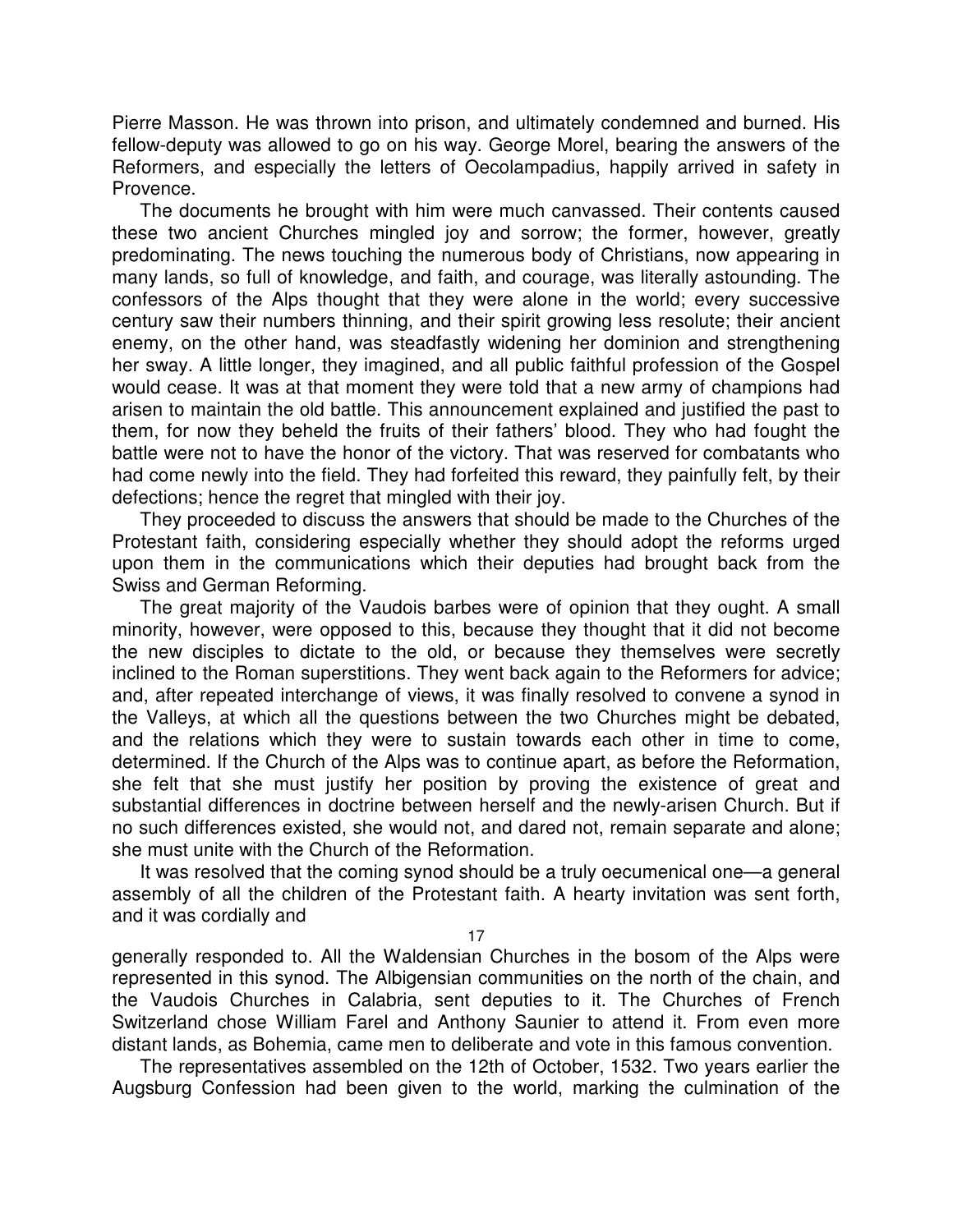Pierre Masson. He was thrown into prison, and ultimately condemned and burned. His fellow-deputy was allowed to go on his way. George Morel, bearing the answers of the Reformers, and especially the letters of Oecolampadius, happily arrived in safety in Provence.

The documents he brought with him were much canvassed. Their contents caused these two ancient Churches mingled joy and sorrow; the former, however, greatly predominating. The news touching the numerous body of Christians, now appearing in many lands, so full of knowledge, and faith, and courage, was literally astounding. The confessors of the Alps thought that they were alone in the world; every successive century saw their numbers thinning, and their spirit growing less resolute; their ancient enemy, on the other hand, was steadfastly widening her dominion and strengthening her sway. A little longer, they imagined, and all public faithful profession of the Gospel would cease. It was at that moment they were told that a new army of champions had arisen to maintain the old battle. This announcement explained and justified the past to them, for now they beheld the fruits of their fathers' blood. They who had fought the battle were not to have the honor of the victory. That was reserved for combatants who had come newly into the field. They had forfeited this reward, they painfully felt, by their defections; hence the regret that mingled with their joy.

They proceeded to discuss the answers that should be made to the Churches of the Protestant faith, considering especially whether they should adopt the reforms urged upon them in the communications which their deputies had brought back from the Swiss and German Reforming.

The great majority of the Vaudois barbes were of opinion that they ought. A small minority, however, were opposed to this, because they thought that it did not become the new disciples to dictate to the old, or because they themselves were secretly inclined to the Roman superstitions. They went back again to the Reformers for advice; and, after repeated interchange of views, it was finally resolved to convene a synod in the Valleys, at which all the questions between the two Churches might be debated, and the relations which they were to sustain towards each other in time to come, determined. If the Church of the Alps was to continue apart, as before the Reformation, she felt that she must justify her position by proving the existence of great and substantial differences in doctrine between herself and the newly-arisen Church. But if no such differences existed, she would not, and dared not, remain separate and alone; she must unite with the Church of the Reformation.

It was resolved that the coming synod should be a truly oecumenical one—a general assembly of all the children of the Protestant faith. A hearty invitation was sent forth, and it was cordially and generally responded to. All the Waldensian Churches in the bosom of the Alps were represented in this synod. The Albigensian communities on the north of the chain, and the Vaudois Churches in Calabria, sent deputies to it. The Churches of French Switzerland chose William Farel and Anthony Saunier to attend it. From even more distant lands, as Bohemia, came men to deliberate and vote in this famous convention.

The representatives assembled on the 12th of October, 1532. Two years earlier the Augsburg Confession had been given to the world, marking the culmination of the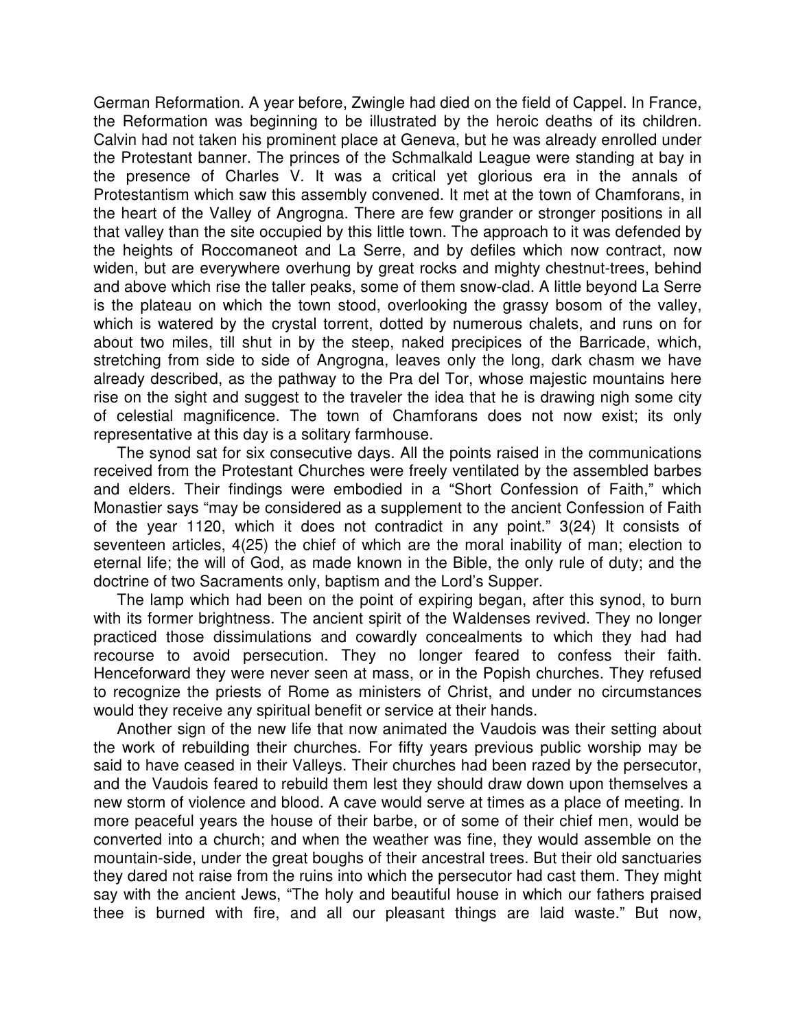German Reformation. A year before, Zwingle had died on the field of Cappel. In France, the Reformation was beginning to be illustrated by the heroic deaths of its children. Calvin had not taken his prominent place at Geneva, but he was already enrolled under the Protestant banner. The princes of the Schmalkald League were standing at bay in the presence of Charles V. It was a critical yet glorious era in the annals of Protestantism which saw this assembly convened. It met at the town of Chamforans, in the heart of the Valley of Angrogna. There are few grander or stronger positions in all that valley than the site occupied by this little town. The approach to it was defended by the heights of Roccomaneot and La Serre, and by defiles which now contract, now widen, but are everywhere overhung by great rocks and mighty chestnut-trees, behind and above which rise the taller peaks, some of them snow-clad. A little beyond La Serre is the plateau on which the town stood, overlooking the grassy bosom of the valley, which is watered by the crystal torrent, dotted by numerous chalets, and runs on for about two miles, till shut in by the steep, naked precipices of the Barricade, which, stretching from side to side of Angrogna, leaves only the long, dark chasm we have already described, as the pathway to the Pra del Tor, whose majestic mountains here rise on the sight and suggest to the traveler the idea that he is drawing nigh some city of celestial magnificence. The town of Chamforans does not now exist; its only representative at this day is a solitary farmhouse.

The synod sat for six consecutive days. All the points raised in the communications received from the Protestant Churches were freely ventilated by the assembled barbes and elders. Their findings were embodied in a "Short Confession of Faith," which Monastier says "may be considered as a supplement to the ancient Confession of Faith of the year 1120, which it does not contradict in any point." 3(24) It consists of seventeen articles, 4(25) the chief of which are the moral inability of man; election to eternal life; the will of God, as made known in the Bible, the only rule of duty; and the doctrine of two Sacraments only, baptism and the Lord's Supper.

The lamp which had been on the point of expiring began, after this synod, to burn with its former brightness. The ancient spirit of the Waldenses revived. They no longer practiced those dissimulations and cowardly concealments to which they had had recourse to avoid persecution. They no longer feared to confess their faith. Henceforward they were never seen at mass, or in the Popish churches. They refused to recognize the priests of Rome as ministers of Christ, and under no circumstances would they receive any spiritual benefit or service at their hands.

Another sign of the new life that now animated the Vaudois was their setting about the work of rebuilding their churches. For fifty years previous public worship may be said to have ceased in their Valleys. Their churches had been razed by the persecutor, and the Vaudois feared to rebuild them lest they should draw down upon themselves a new storm of violence and blood. A cave would serve at times as a place of meeting. In more peaceful years the house of their barbe, or of some of their chief men, would be converted into a church; and when the weather was fine, they would assemble on the mountain-side, under the great boughs of their ancestral trees. But their old sanctuaries they dared not raise from the ruins into which the persecutor had cast them. They might say with the ancient Jews, "The holy and beautiful house in which our fathers praised thee is burned with fire, and all our pleasant things are laid waste." But now,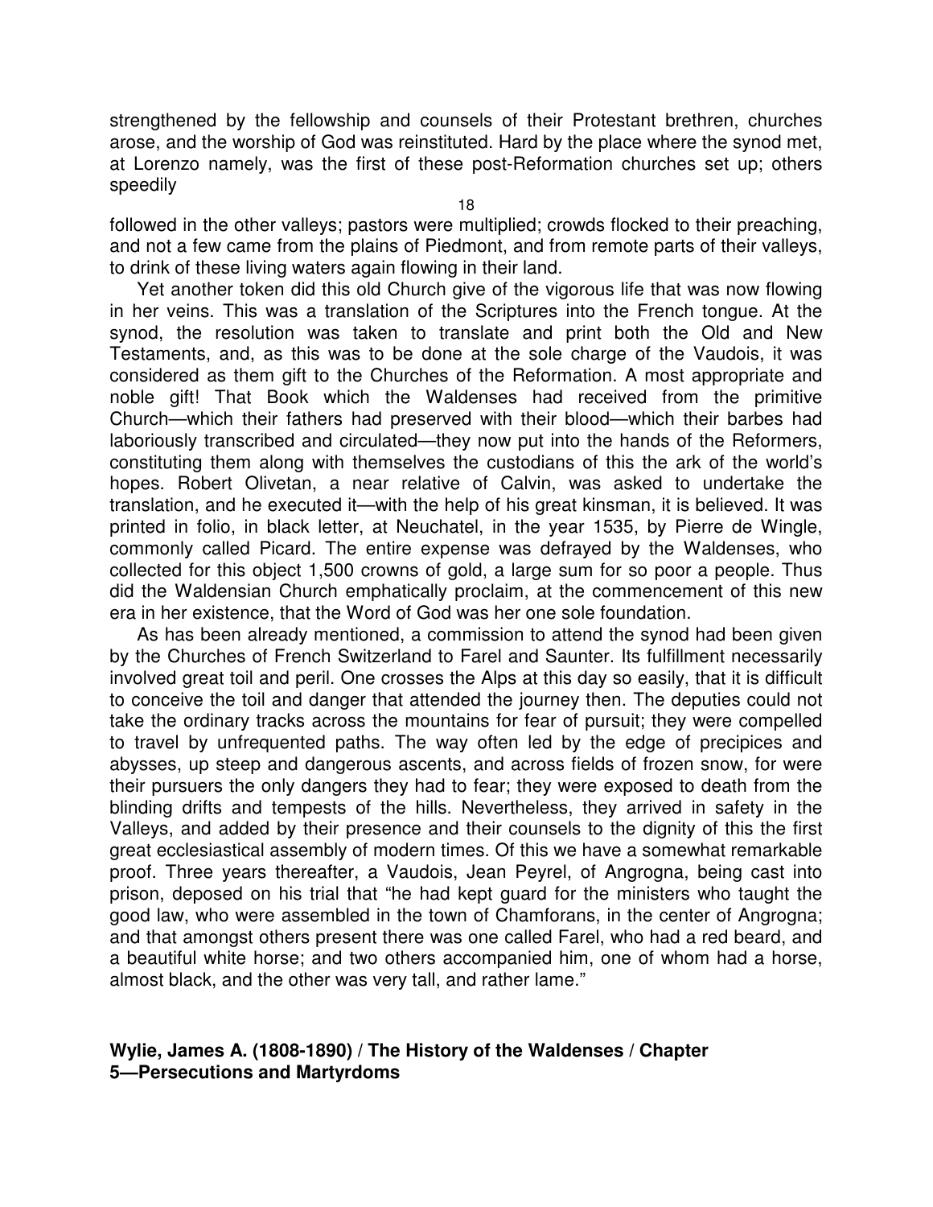strengthened by the fellowship and counsels of their Protestant brethren, churches arose, and the worship of God was reinstituted. Hard by the place where the synod met, at Lorenzo namely, was the first of these post-Reformation churches set up; others speedily followed in the other valleys; pastors were multiplied; crowds flocked to their preaching, and not a few came from the plains of Piedmont, and from remote parts of their valleys, to drink of these living waters again flowing in their land.

Yet another token did this old Church give of the vigorous life that was now flowing in her veins. This was a translation of the Scriptures into the French tongue. At the synod, the resolution was taken to translate and print both the Old and New Testaments, and, as this was to be done at the sole charge of the Vaudois, it was considered as them gift to the Churches of the Reformation. A most appropriate and noble gift! That Book which the Waldenses had received from the primitive Church—which their fathers had preserved with their blood—which their barbes had laboriously transcribed and circulated—they now put into the hands of the Reformers, constituting them along with themselves the custodians of this the ark of the world's hopes. Robert Olivetan, a near relative of Calvin, was asked to undertake the translation, and he executed it—with the help of his great kinsman, it is believed. It was printed in folio, in black letter, at Neuchatel, in the year 1535, by Pierre de Wingle, commonly called Picard. The entire expense was defrayed by the Waldenses, who collected for this object 1,500 crowns of gold, a large sum for so poor a people. Thus did the Waldensian Church emphatically proclaim, at the commencement of this new era in her existence, that the Word of God was her one sole foundation.

As has been already mentioned, a commission to attend the synod had been given by the Churches of French Switzerland to Farel and Saunter. Its fulfillment necessarily involved great toil and peril. One crosses the Alps at this day so easily, that it is difficult to conceive the toil and danger that attended the journey then. The deputies could not take the ordinary tracks across the mountains for fear of pursuit; they were compelled to travel by unfrequented paths. The way often led by the edge of precipices and abysses, up steep and dangerous ascents, and across fields of frozen snow, for were their pursuers the only dangers they had to fear; they were exposed to death from the blinding drifts and tempests of the hills. Nevertheless, they arrived in safety in the Valleys, and added by their presence and their counsels to the dignity of this the first great ecclesiastical assembly of modern times. Of this we have a somewhat remarkable proof. Three years thereafter, a Vaudois, Jean Peyrel, of Angrogna, being cast into prison, deposed on his trial that "he had kept guard for the ministers who taught the good law, who were assembled in the town of Chamforans, in the center of Angrogna; and that amongst others present there was one called Farel, who had a red beard, and a beautiful white horse; and two others accompanied him, one of whom had a horse, almost black, and the other was very tall, and rather lame."

## Wylie, James A. (1808-1890) / The History of the Waldenses / Chapter 5—Persecutions and Martyrdoms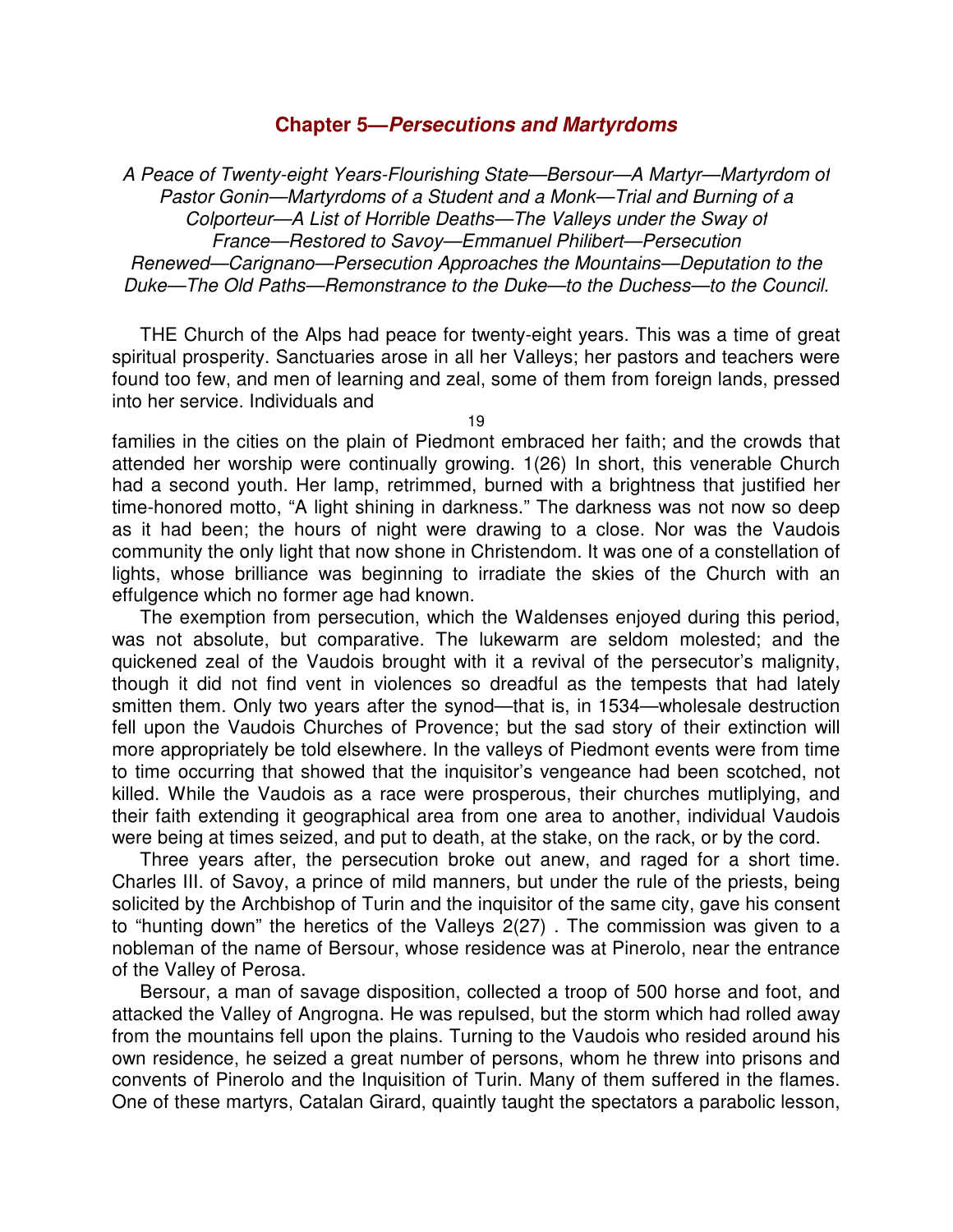## Chapter 5—*Persecutions and Martyrdoms*

*A Peace of Twenty-eight Years-Flourishing State—Bersour—A Martyr—Martyrdom of Pastor Gonin—Martyrdoms of a Student and a Monk—Trial and Burning of a Colporteur—A List of Horrible Deaths—The Valleys under the Sway of France—Restored to Savoy—Emmanuel Philibert—Persecution Renewed—Carignano—Persecution Approaches the Mountains—Deputation to the Duke—The Old Paths—Remonstrance to the Duke—to the Duchess—to the Council.*

THE Church of the Alps had peace for twenty-eight years. This was a time of great spiritual prosperity. Sanctuaries arose in all her Valleys; her pastors and teachers were found too few, and men of learning and zeal, some of them from foreign lands, pressed into her service. Individuals and families in the cities on the plain of Piedmont embraced her faith; and the crowds that attended her worship were continually growing. 1(26) In short, this venerable Church had a second youth. Her lamp, retrimmed, burned with a brightness that justified her time-honored motto, "A light shining in darkness." The darkness was not now so deep as it had been; the hours of night were drawing to a close. Nor was the Vaudois community the only light that now shone in Christendom. It was one of a constellation of lights, whose brilliance was beginning to irradiate the skies of the Church with an effulgence which no former age had known.

The exemption from persecution, which the Waldenses enjoyed during this period, was not absolute, but comparative. The lukewarm are seldom molested; and the quickened zeal of the Vaudois brought with it a revival of the persecutor's malignity, though it did not find vent in violences so dreadful as the tempests that had lately smitten them. Only two years after the synod—that is, in 1534—wholesale destruction fell upon the Vaudois Churches of Provence; but the sad story of their extinction will more appropriately be told elsewhere. In the valleys of Piedmont events were from time to time occurring that showed that the inquisitor's vengeance had been scotched, not killed. While the Vaudois as a race were prosperous, their churches mutliplying, and their faith extending it geographical area from one area to another, individual Vaudois were being at times seized, and put to death, at the stake, on the rack, or by the cord.

Three years after, the persecution broke out anew, and raged for a short time. Charles III. of Savoy, a prince of mild manners, but under the rule of the priests, being solicited by the Archbishop of Turin and the inquisitor of the same city, gave his consent to "hunting down" the heretics of the Valleys 2(27) . The commission was given to a nobleman of the name of Bersour, whose residence was at Pinerolo, near the entrance of the Valley of Perosa.

Bersour, a man of savage disposition, collected a troop of 500 horse and foot, and attacked the Valley of Angrogna. He was repulsed, but the storm which had rolled away from the mountains fell upon the plains. Turning to the Vaudois who resided around his own residence, he seized a great number of persons, whom he threw into prisons and convents of Pinerolo and the Inquisition of Turin. Many of them suffered in the flames. One of these martyrs, Catalan Girard, quaintly taught the spectators a parabolic lesson,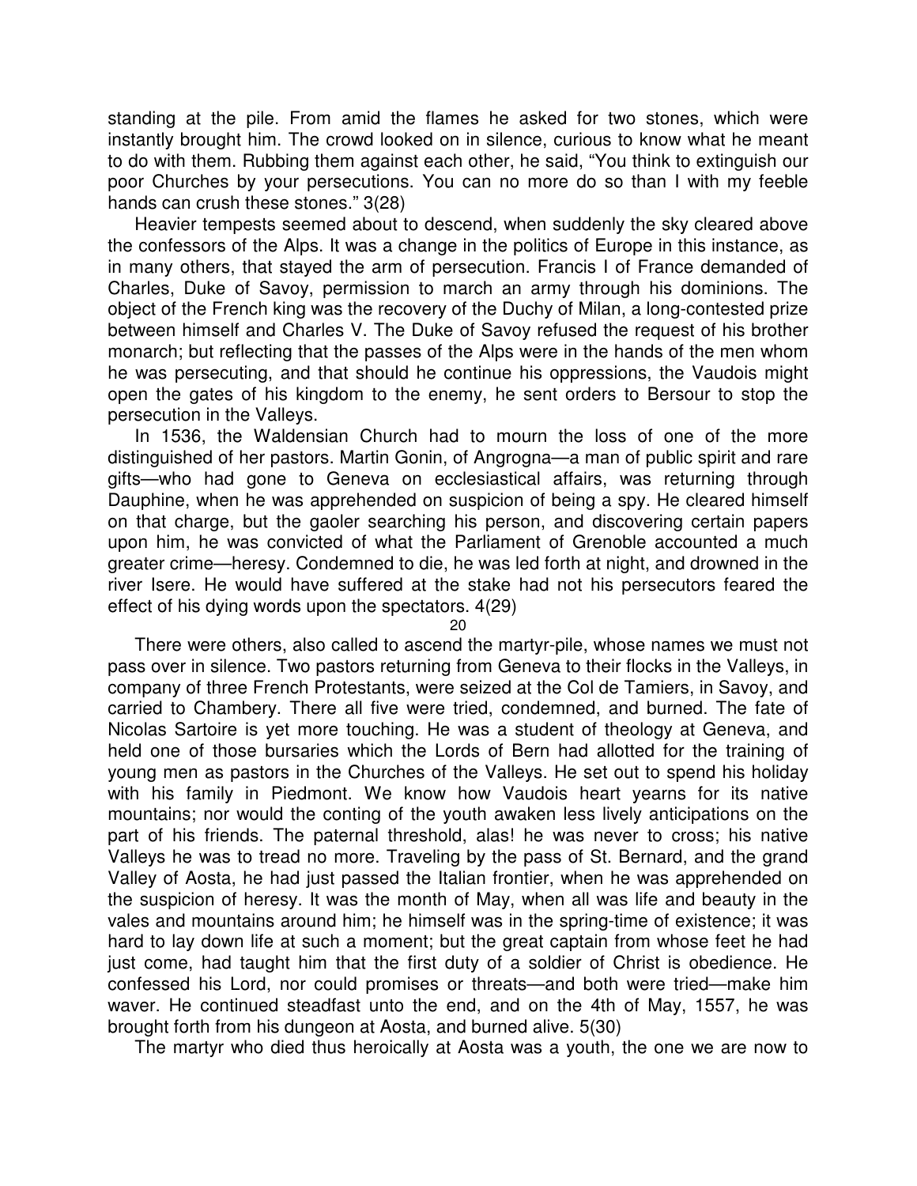standing at the pile. From amid the flames he asked for two stones, which were instantly brought him. The crowd looked on in silence, curious to know what he meant to do with them. Rubbing them against each other, he said, "You think to extinguish our poor Churches by your persecutions. You can no more do so than I with my feeble hands can crush these stones." 3(28)

Heavier tempests seemed about to descend, when suddenly the sky cleared above the confessors of the Alps. It was a change in the politics of Europe in this instance, as in many others, that stayed the arm of persecution. Francis I of France demanded of Charles, Duke of Savoy, permission to march an army through his dominions. The object of the French king was the recovery of the Duchy of Milan, a long-contested prize between himself and Charles V. The Duke of Savoy refused the request of his brother monarch; but reflecting that the passes of the Alps were in the hands of the men whom he was persecuting, and that should he continue his oppressions, the Vaudois might open the gates of his kingdom to the enemy, he sent orders to Bersour to stop the persecution in the Valleys.

In 1536, the Waldensian Church had to mourn the loss of one of the more distinguished of her pastors. Martin Gonin, of Angrogna—a man of public spirit and rare gifts—who had gone to Geneva on ecclesiastical affairs, was returning through Dauphine, when he was apprehended on suspicion of being a spy. He cleared himself on that charge, but the gaoler searching his person, and discovering certain papers upon him, he was convicted of what the Parliament of Grenoble accounted a much greater crime—heresy. Condemned to die, he was led forth at night, and drowned in the river Isere. He would have suffered at the stake had not his persecutors feared the effect of his dying words upon the spectators. 4(29)

There were others, also called to ascend the martyr-pile, whose names we must not pass over in silence. Two pastors returning from Geneva to their flocks in the Valleys, in company of three French Protestants, were seized at the Col de Tamiers, in Savoy, and carried to Chambery. There all five were tried, condemned, and burned. The fate of Nicolas Sartoire is yet more touching. He was a student of theology at Geneva, and held one of those bursaries which the Lords of Bern had allotted for the training of young men as pastors in the Churches of the Valleys. He set out to spend his holiday with his family in Piedmont. We know how Vaudois heart yearns for its native mountains; nor would the conting of the youth awaken less lively anticipations on the part of his friends. The paternal threshold, alas! he was never to cross; his native Valleys he was to tread no more. Traveling by the pass of St. Bernard, and the grand Valley of Aosta, he had just passed the Italian frontier, when he was apprehended on the suspicion of heresy. It was the month of May, when all was life and beauty in the vales and mountains around him; he himself was in the spring-time of existence; it was hard to lay down life at such a moment; but the great captain from whose feet he had just come, had taught him that the first duty of a soldier of Christ is obedience. He confessed his Lord, nor could promises or threats—and both were tried—make him waver. He continued steadfast unto the end, and on the 4th of May, 1557, he was brought forth from his dungeon at Aosta, and burned alive. 5(30)

The martyr who died thus heroically at Aosta was a youth, the one we are now to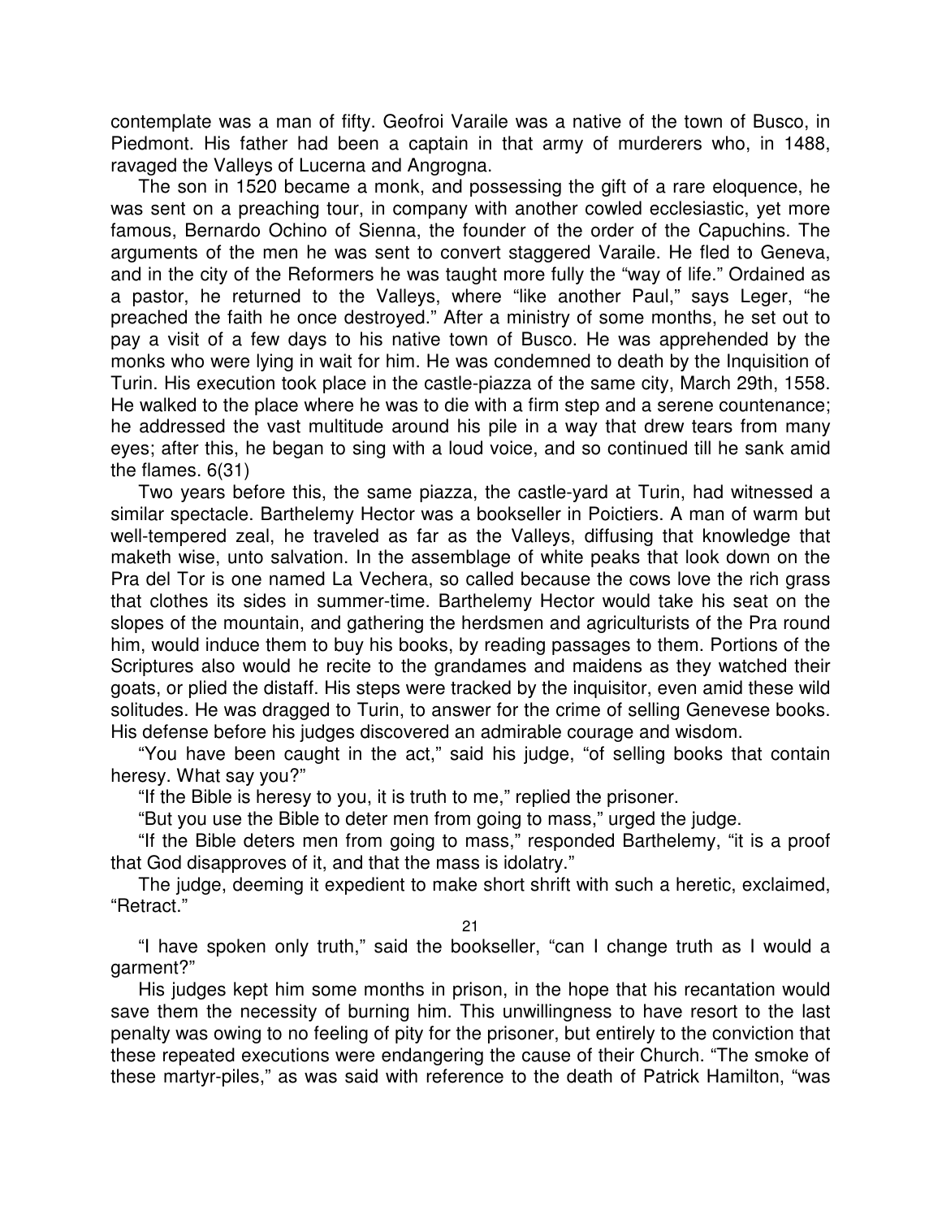contemplate was a man of fifty. Geofroi Varaile was a native of the town of Busco, in Piedmont. His father had been a captain in that army of murderers who, in 1488, ravaged the Valleys of Lucerna and Angrogna.

The son in 1520 became a monk, and possessing the gift of a rare eloquence, he was sent on a preaching tour, in company with another cowled ecclesiastic, yet more famous, Bernardo Ochino of Sienna, the founder of the order of the Capuchins. The arguments of the men he was sent to convert staggered Varaile. He fled to Geneva, and in the city of the Reformers he was taught more fully the "way of life." Ordained as a pastor, he returned to the Valleys, where "like another Paul," says Leger, "he preached the faith he once destroyed." After a ministry of some months, he set out to pay a visit of a few days to his native town of Busco. He was apprehended by the monks who were lying in wait for him. He was condemned to death by the Inquisition of Turin. His execution took place in the castle-piazza of the same city, March 29th, 1558. He walked to the place where he was to die with a firm step and a serene countenance; he addressed the vast multitude around his pile in a way that drew tears from many eyes; after this, he began to sing with a loud voice, and so continued till he sank amid the flames. 6(31)

Two years before this, the same piazza, the castle-yard at Turin, had witnessed a similar spectacle. Barthelemy Hector was a bookseller in Poictiers. A man of warm but well-tempered zeal, he traveled as far as the Valleys, diffusing that knowledge that maketh wise, unto salvation. In the assemblage of white peaks that look down on the Pra del Tor is one named La Vechera, so called because the cows love the rich grass that clothes its sides in summer-time. Barthelemy Hector would take his seat on the slopes of the mountain, and gathering the herdsmen and agriculturists of the Pra round him, would induce them to buy his books, by reading passages to them. Portions of the Scriptures also would he recite to the grandames and maidens as they watched their goats, or plied the distaff. His steps were tracked by the inquisitor, even amid these wild solitudes. He was dragged to Turin, to answer for the crime of selling Genevese books. His defense before his judges discovered an admirable courage and wisdom.

"You have been caught in the act," said his judge, "of selling books that contain heresy. What say you?"

"If the Bible is heresy to you, it is truth to me," replied the prisoner.

"But you use the Bible to deter men from going to mass," urged the judge.

"If the Bible deters men from going to mass," responded Barthelemy, "it is a proof that God disapproves of it, and that the mass is idolatry."

The judge, deeming it expedient to make short shrift with such a heretic, exclaimed, "Retract."

"I have spoken only truth," said the bookseller, "can I change truth as I would a garment?"

His judges kept him some months in prison, in the hope that his recantation would save them the necessity of burning him. This unwillingness to have resort to the last penalty was owing to no feeling of pity for the prisoner, but entirely to the conviction that these repeated executions were endangering the cause of their Church. "The smoke of these martyr-piles," as was said with reference to the death of Patrick Hamilton, "was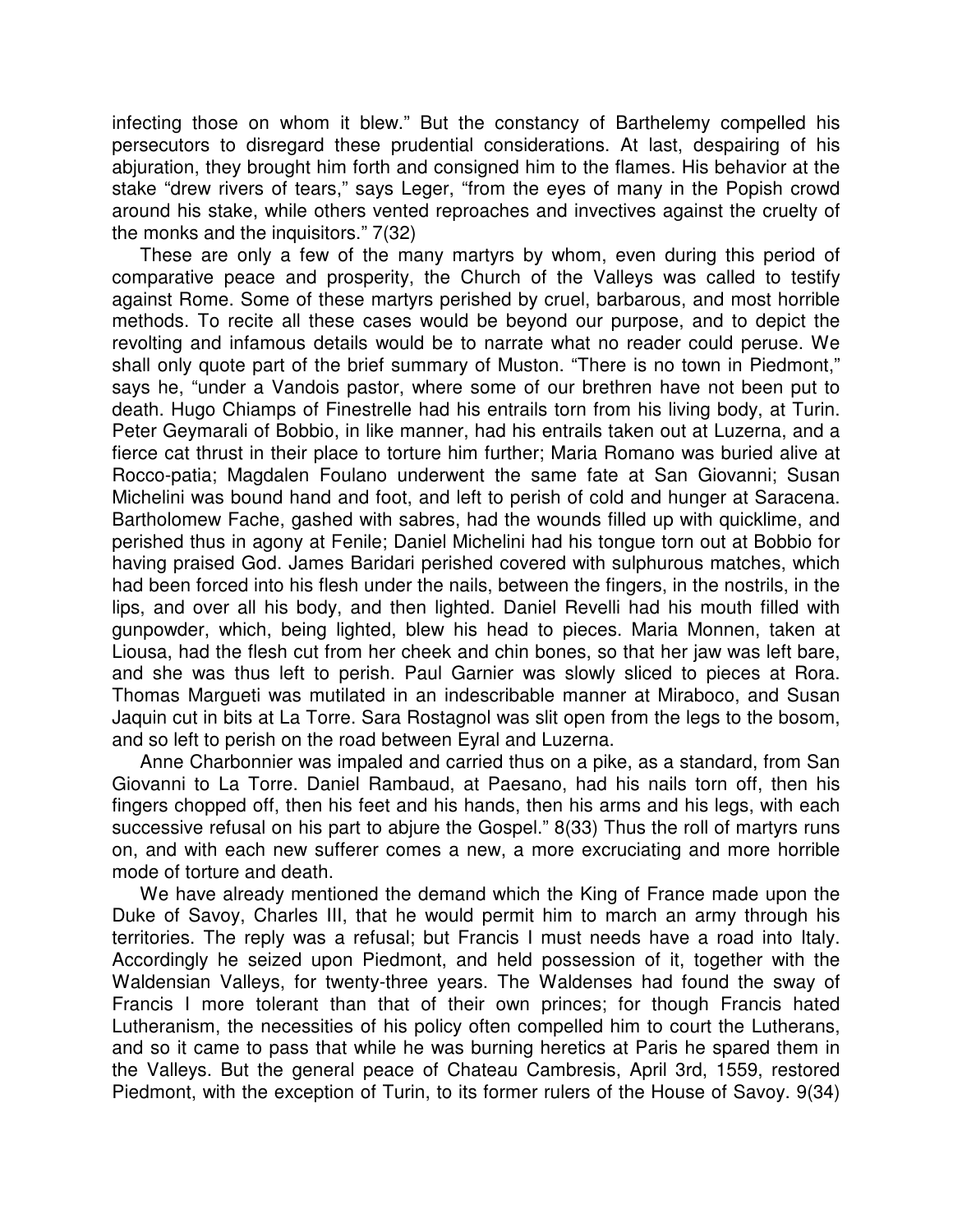infecting those on whom it blew." But the constancy of Barthelemy compelled his persecutors to disregard these prudential considerations. At last, despairing of his abjuration, they brought him forth and consigned him to the flames. His behavior at the stake "drew rivers of tears," says Leger, "from the eyes of many in the Popish crowd around his stake, while others vented reproaches and invectives against the cruelty of the monks and the inquisitors." 7(32)

These are only a few of the many martyrs by whom, even during this period of comparative peace and prosperity, the Church of the Valleys was called to testify against Rome. Some of these martyrs perished by cruel, barbarous, and most horrible methods. To recite all these cases would be beyond our purpose, and to depict the revolting and infamous details would be to narrate what no reader could peruse. We shall only quote part of the brief summary of Muston. "There is no town in Piedmont," says he, "under a Vandois pastor, where some of our brethren have not been put to death. Hugo Chiamps of Finestrelle had his entrails torn from his living body, at Turin. Peter Geymarali of Bobbio, in like manner, had his entrails taken out at Luzerna, and a fierce cat thrust in their place to torture him further; Maria Romano was buried alive at Rocco-patia; Magdalen Foulano underwent the same fate at San Giovanni; Susan Michelini was bound hand and foot, and left to perish of cold and hunger at Saracena. Bartholomew Fache, gashed with sabres, had the wounds filled up with quicklime, and perished thus in agony at Fenile; Daniel Michelini had his tongue torn out at Bobbio for having praised God. James Baridari perished covered with sulphurous matches, which had been forced into his flesh under the nails, between the fingers, in the nostrils, in the lips, and over all his body, and then lighted. Daniel Revelli had his mouth filled with gunpowder, which, being lighted, blew his head to pieces. Maria Monnen, taken at Liousa, had the flesh cut from her cheek and chin bones, so that her jaw was left bare, and she was thus left to perish. Paul Garnier was slowly sliced to pieces at Rora. Thomas Margueti was mutilated in an indescribable manner at Miraboco, and Susan Jaquin cut in bits at La Torre. Sara Rostagnol was slit open from the legs to the bosom, and so left to perish on the road between Eyral and Luzerna.

Anne Charbonnier was impaled and carried thus on a pike, as a standard, from San Giovanni to La Torre. Daniel Rambaud, at Paesano, had his nails torn off, then his fingers chopped off, then his feet and his hands, then his arms and his legs, with each successive refusal on his part to abjure the Gospel." 8(33) Thus the roll of martyrs runs on, and with each new sufferer comes a new, a more excruciating and more horrible mode of torture and death.

We have already mentioned the demand which the King of France made upon the Duke of Savoy, Charles III, that he would permit him to march an army through his territories. The reply was a refusal; but Francis I must needs have a road into Italy. Accordingly he seized upon Piedmont, and held possession of it, together with the Waldensian Valleys, for twenty-three years. The Waldenses had found the sway of Francis I more tolerant than that of their own princes; for though Francis hated Lutheranism, the necessities of his policy often compelled him to court the Lutherans, and so it came to pass that while he was burning heretics at Paris he spared them in the Valleys. But the general peace of Chateau Cambresis, April 3rd, 1559, restored Piedmont, with the exception of Turin, to its former rulers of the House of Savoy. 9(34)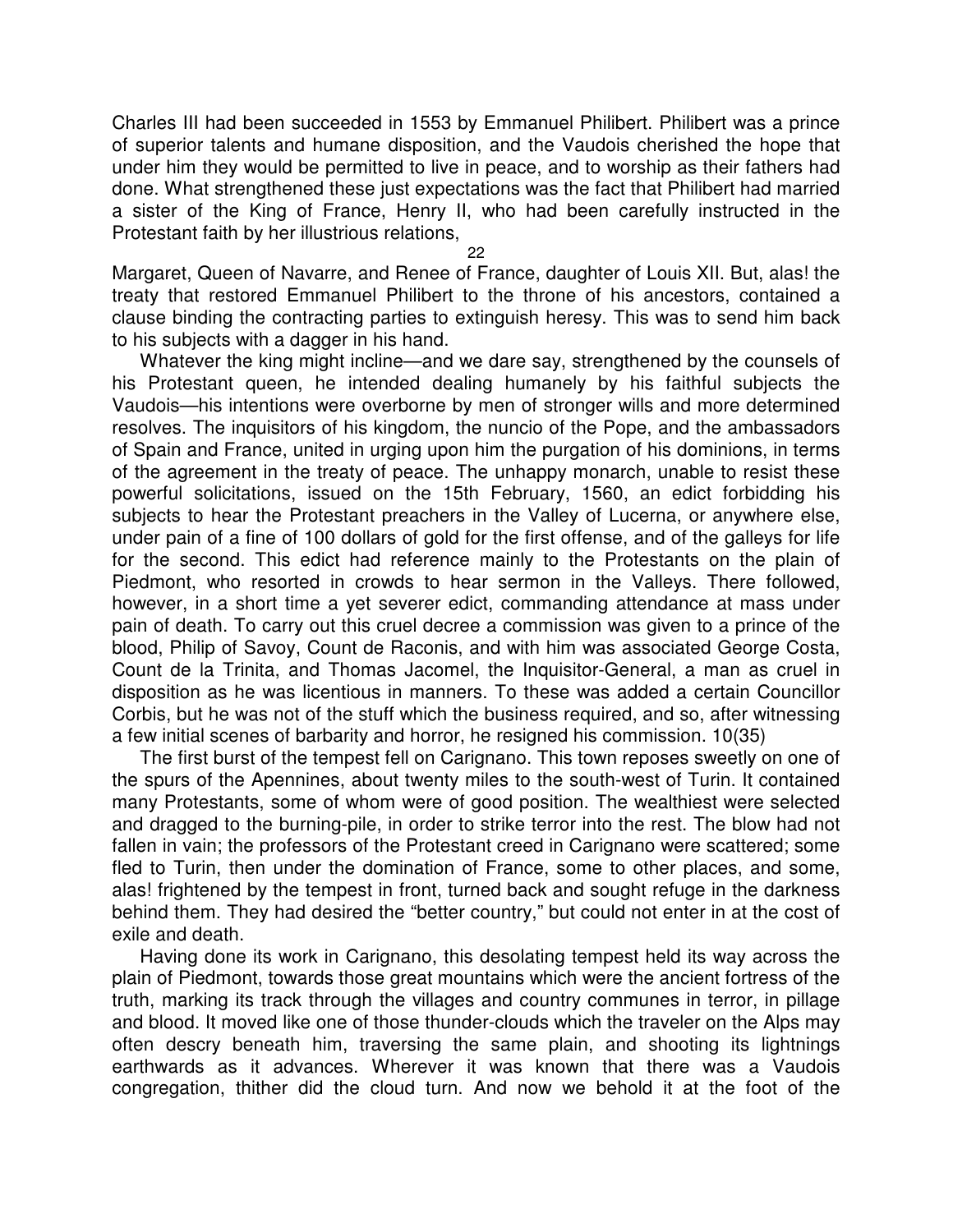Charles III had been succeeded in 1553 by Emmanuel Philibert. Philibert was a prince of superior talents and humane disposition, and the Vaudois cherished the hope that under him they would be permitted to live in peace, and to worship as their fathers had done. What strengthened these just expectations was the fact that Philibert had married a sister of the King of France, Henry II, who had been carefully instructed in the Protestant faith by her illustrious relations, Margaret, Queen of Navarre, and Renee of France, daughter of Louis XII. But, alas! the treaty that restored Emmanuel Philibert to the throne of his ancestors, contained a clause binding the contracting parties to extinguish heresy. This was to send him back to his subjects with a dagger in his hand.

Whatever the king might incline—and we dare say, strengthened by the counsels of his Protestant queen, he intended dealing humanely by his faithful subjects the Vaudois—his intentions were overborne by men of stronger wills and more determined resolves. The inquisitors of his kingdom, the nuncio of the Pope, and the ambassadors of Spain and France, united in urging upon him the purgation of his dominions, in terms of the agreement in the treaty of peace. The unhappy monarch, unable to resist these powerful solicitations, issued on the 15th February, 1560, an edict forbidding his subjects to hear the Protestant preachers in the Valley of Lucerna, or anywhere else, under pain of a fine of 100 dollars of gold for the first offense, and of the galleys for life for the second. This edict had reference mainly to the Protestants on the plain of Piedmont, who resorted in crowds to hear sermon in the Valleys. There followed, however, in a short time a yet severer edict, commanding attendance at mass under pain of death. To carry out this cruel decree a commission was given to a prince of the blood, Philip of Savoy, Count de Raconis, and with him was associated George Costa, Count de la Trinita, and Thomas Jacomel, the Inquisitor-General, a man as cruel in disposition as he was licentious in manners. To these was added a certain Councillor Corbis, but he was not of the stuff which the business required, and so, after witnessing a few initial scenes of barbarity and horror, he resigned his commission. 10(35)

The first burst of the tempest fell on Carignano. This town reposes sweetly on one of the spurs of the Apennines, about twenty miles to the south-west of Turin. It contained many Protestants, some of whom were of good position. The wealthiest were selected and dragged to the burning-pile, in order to strike terror into the rest. The blow had not fallen in vain; the professors of the Protestant creed in Carignano were scattered; some fled to Turin, then under the domination of France, some to other places, and some, alas! frightened by the tempest in front, turned back and sought refuge in the darkness behind them. They had desired the "better country," but could not enter in at the cost of exile and death.

Having done its work in Carignano, this desolating tempest held its way across the plain of Piedmont, towards those great mountains which were the ancient fortress of the truth, marking its track through the villages and country communes in terror, in pillage and blood. It moved like one of those thunder-clouds which the traveler on the Alps may often descry beneath him, traversing the same plain, and shooting its lightnings earthwards as it advances. Wherever it was known that there was a Vaudois congregation, thither did the cloud turn. And now we behold it at the foot of the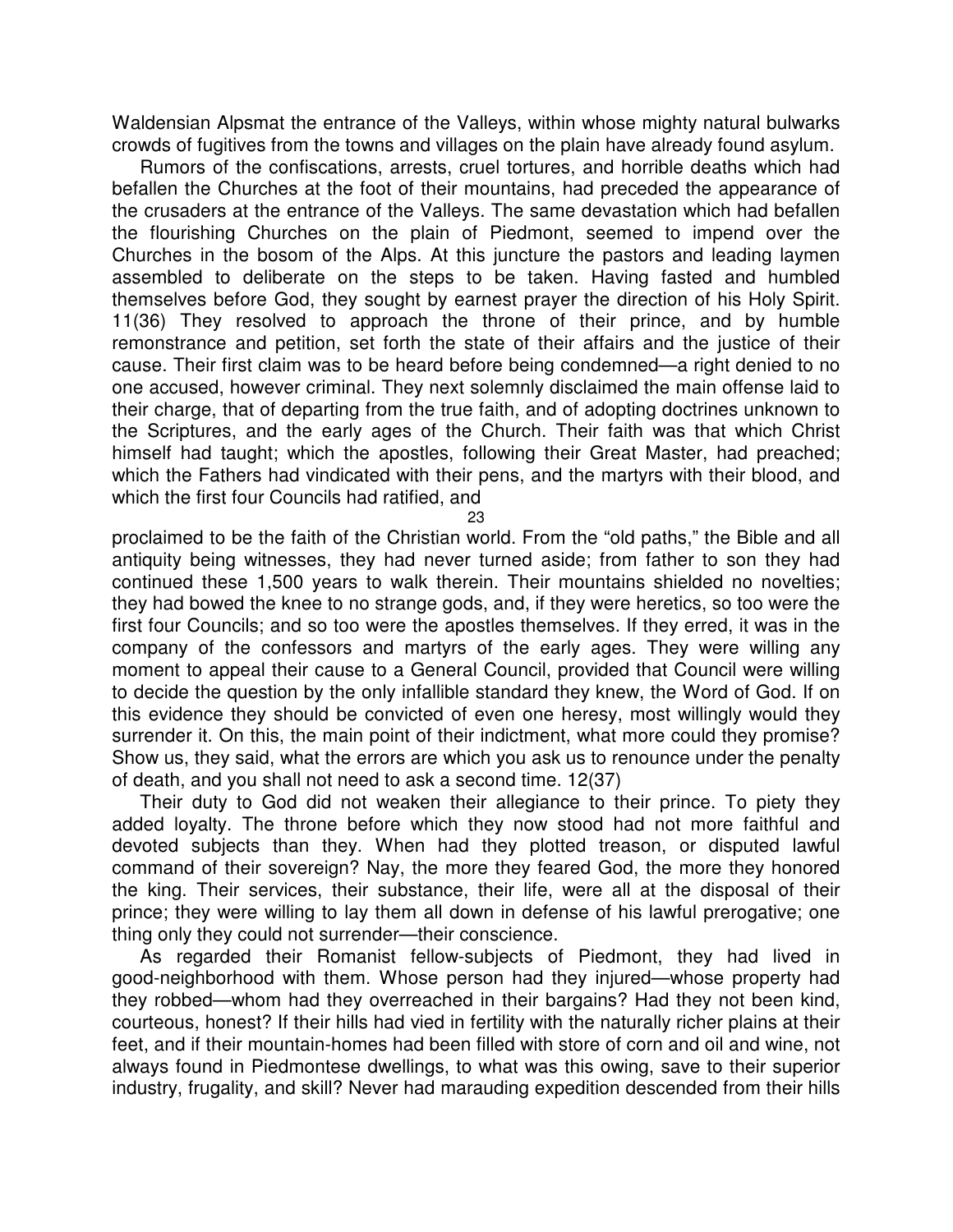Waldensian Alpsmat the entrance of the Valleys, within whose mighty natural bulwarks crowds of fugitives from the towns and villages on the plain have already found asylum.

Rumors of the confiscations, arrests, cruel tortures, and horrible deaths which had befallen the Churches at the foot of their mountains, had preceded the appearance of the crusaders at the entrance of the Valleys. The same devastation which had befallen the flourishing Churches on the plain of Piedmont, seemed to impend over the Churches in the bosom of the Alps. At this juncture the pastors and leading laymen assembled to deliberate on the steps to be taken. Having fasted and humbled themselves before God, they sought by earnest prayer the direction of his Holy Spirit. 11(36) They resolved to approach the throne of their prince, and by humble remonstrance and petition, set forth the state of their affairs and the justice of their cause. Their first claim was to be heard before being condemned—a right denied to no one accused, however criminal. They next solemnly disclaimed the main offense laid to their charge, that of departing from the true faith, and of adopting doctrines unknown to the Scriptures, and the early ages of the Church. Their faith was that which Christ himself had taught; which the apostles, following their Great Master, had preached; which the Fathers had vindicated with their pens, and the martyrs with their blood, and which the first four Councils had ratified, and proclaimed to be the faith of the Christian world. From the "old paths," the Bible and all antiquity being witnesses, they had never turned aside; from father to son they had continued these 1,500 years to walk therein. Their mountains shielded no novelties; they had bowed the knee to no strange gods, and, if they were heretics, so too were the first four Councils; and so too were the apostles themselves. If they erred, it was in the company of the confessors and martyrs of the early ages. They were willing any moment to appeal their cause to a General Council, provided that Council were willing to decide the question by the only infallible standard they knew, the Word of God. If on this evidence they should be convicted of even one heresy, most willingly would they surrender it. On this, the main point of their indictment, what more could they promise? Show us, they said, what the errors are which you ask us to renounce under the penalty of death, and you shall not need to ask a second time. 12(37)

Their duty to God did not weaken their allegiance to their prince. To piety they added loyalty. The throne before which they now stood had not more faithful and devoted subjects than they. When had they plotted treason, or disputed lawful command of their sovereign? Nay, the more they feared God, the more they honored the king. Their services, their substance, their life, were all at the disposal of their prince; they were willing to lay them all down in defense of his lawful prerogative; one thing only they could not surrender—their conscience.

As regarded their Romanist fellow-subjects of Piedmont, they had lived in good-neighborhood with them. Whose person had they injured—whose property had they robbed—whom had they overreached in their bargains? Had they not been kind, courteous, honest? If their hills had vied in fertility with the naturally richer plains at their feet, and if their mountain-homes had been filled with store of corn and oil and wine, not always found in Piedmontese dwellings, to what was this owing, save to their superior industry, frugality, and skill? Never had marauding expedition descended from their hills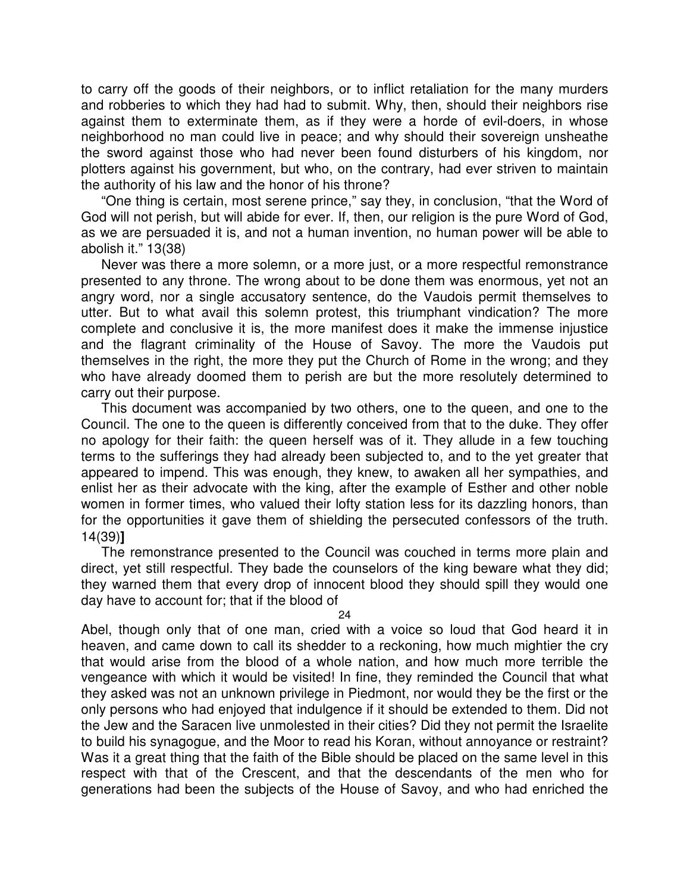to carry off the goods of their neighbors, or to inflict retaliation for the many murders and robberies to which they had had to submit. Why, then, should their neighbors rise against them to exterminate them, as if they were a horde of evil-doers, in whose neighborhood no man could live in peace; and why should their sovereign unsheathe the sword against those who had never been found disturbers of his kingdom, nor plotters against his government, but who, on the contrary, had ever striven to maintain the authority of his law and the honor of his throne?

"One thing is certain, most serene prince," say they, in conclusion, "that the Word of God will not perish, but will abide for ever. If, then, our religion is the pure Word of God, as we are persuaded it is, and not a human invention, no human power will be able to abolish it." 13(38)

Never was there a more solemn, or a more just, or a more respectful remonstrance presented to any throne. The wrong about to be done them was enormous, yet not an angry word, nor a single accusatory sentence, do the Vaudois permit themselves to utter. But to what avail this solemn protest, this triumphant vindication? The more complete and conclusive it is, the more manifest does it make the immense injustice and the flagrant criminality of the House of Savoy. The more the Vaudois put themselves in the right, the more they put the Church of Rome in the wrong; and they who have already doomed them to perish are but the more resolutely determined to carry out their purpose.

This document was accompanied by two others, one to the queen, and one to the Council. The one to the queen is differently conceived from that to the duke. They offer no apology for their faith: the queen herself was of it. They allude in a few touching terms to the sufferings they had already been subjected to, and to the yet greater that appeared to impend. This was enough, they knew, to awaken all her sympathies, and enlist her as their advocate with the king, after the example of Esther and other noble women in former times, who valued their lofty station less for its dazzling honors, than for the opportunities it gave them of shielding the persecuted confessors of the truth. 14(39)**]**

The remonstrance presented to the Council was couched in terms more plain and direct, yet still respectful. They bade the counselors of the king beware what they did; they warned them that every drop of innocent blood they should spill they would one day have to account for; that if the blood of Abel, though only that of one man, cried with a voice so loud that God heard it in heaven, and came down to call its shedder to a reckoning, how much mightier the cry that would arise from the blood of a whole nation, and how much more terrible the vengeance with which it would be visited! In fine, they reminded the Council that what they asked was not an unknown privilege in Piedmont, nor would they be the first or the only persons who had enjoyed that indulgence if it should be extended to them. Did not the Jew and the Saracen live unmolested in their cities? Did they not permit the Israelite to build his synagogue, and the Moor to read his Koran, without annoyance or restraint? Was it a great thing that the faith of the Bible should be placed on the same level in this respect with that of the Crescent, and that the descendants of the men who for generations had been the subjects of the House of Savoy, and who had enriched the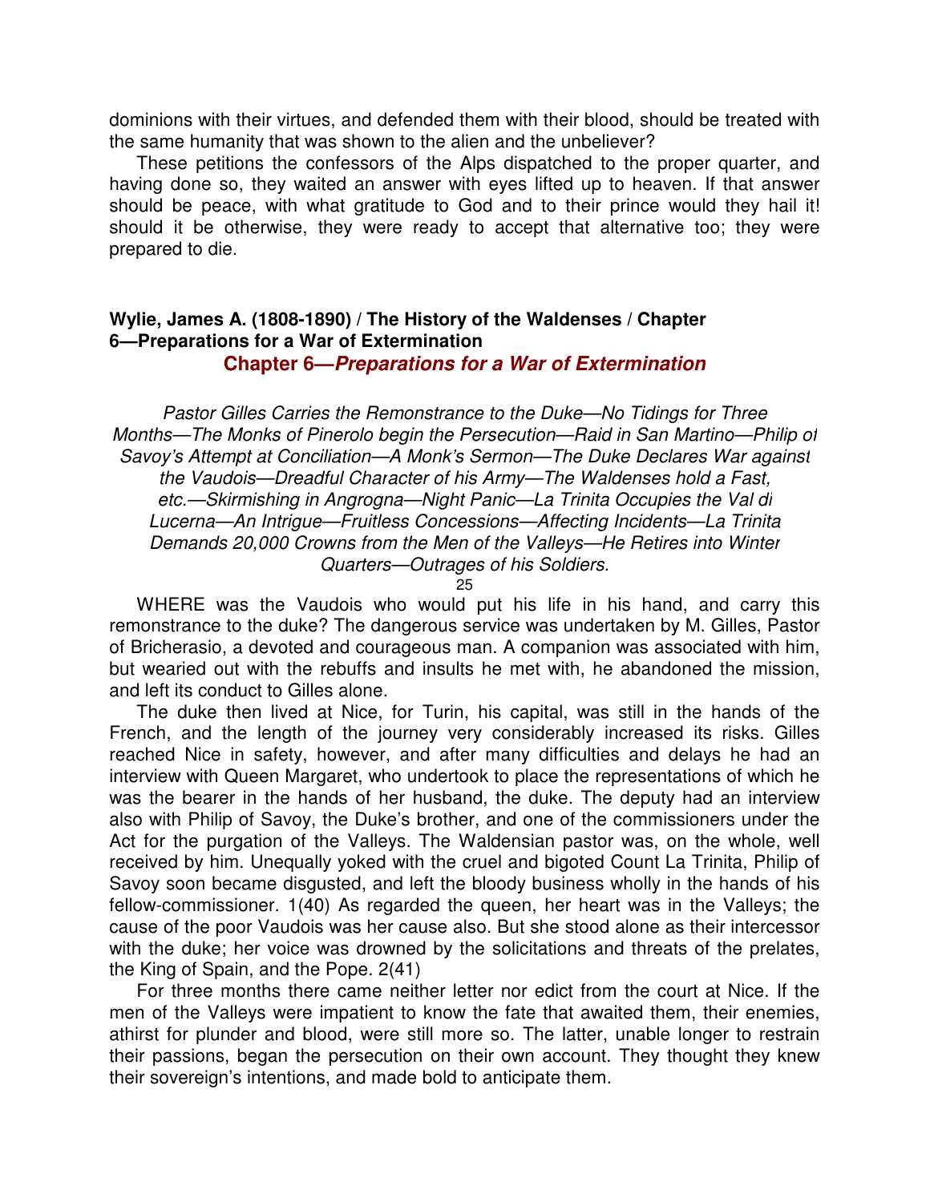dominions with their virtues, and defended them with their blood, should be treated with the same humanity that was shown to the alien and the unbeliever?

These petitions the confessors of the Alps dispatched to the proper quarter, and having done so, they waited an answer with eyes lifted up to heaven. If that answer should be peace, with what gratitude to God and to their prince would they hail it! should it be otherwise, they were ready to accept that alternative too; they were prepared to die.

**Wylie, James A. (1808-1890) / The History of the Waldenses / Chapter 6—Preparations for a War of Extermination**

## Chapter 6—*Preparations for a War of Extermination*

*Pastor Gilles Carries the Remonstrance to the Duke—No Tidings for Three Months—The Monks of Pinerolo begin the Persecution—Raid in San Martino—Philip of Savoy's Attempt at Conciliation—A Monk's Sermon—The Duke Declares War against the Vaudois—Dreadful Character of his Army—The Waldenses hold a Fast, etc.—Skirmishing in Angrogna—Night Panic—La Trinita Occupies the Val di Lucerna—An Intrigue—Fruitless Concessions—Affecting Incidents—La Trinita Demands 20,000 Crowns from the Men of the Valleys—He Retires into Winter Quarters—Outrages of his Soldiers.*

25

WHERE was the Vaudois who would put his life in his hand, and carry this remonstrance to the duke? The dangerous service was undertaken by M. Gilles, Pastor of Bricherasio, a devoted and courageous man. A companion was associated with him, but wearied out with the rebuffs and insults he met with, he abandoned the mission, and left its conduct to Gilles alone.

The duke then lived at Nice, for Turin, his capital, was still in the hands of the French, and the length of the journey very considerably increased its risks. Gilles reached Nice in safety, however, and after many difficulties and delays he had an interview with Queen Margaret, who undertook to place the representations of which he was the bearer in the hands of her husband, the duke. The deputy had an interview also with Philip of Savoy, the Duke's brother, and one of the commissioners under the Act for the purgation of the Valleys. The Waldensian pastor was, on the whole, well received by him. Unequally yoked with the cruel and bigoted Count La Trinita, Philip of Savoy soon became disgusted, and left the bloody business wholly in the hands of his fellow-commissioner. 1(40) As regarded the queen, her heart was in the Valleys; the cause of the poor Vaudois was her cause also. But she stood alone as their intercessor with the duke; her voice was drowned by the solicitations and threats of the prelates, the King of Spain, and the Pope. 2(41)

For three months there came neither letter nor edict from the court at Nice. If the men of the Valleys were impatient to know the fate that awaited them, their enemies, athirst for plunder and blood, were still more so. The latter, unable longer to restrain their passions, began the persecution on their own account. They thought they knew their sovereign's intentions, and made bold to anticipate them.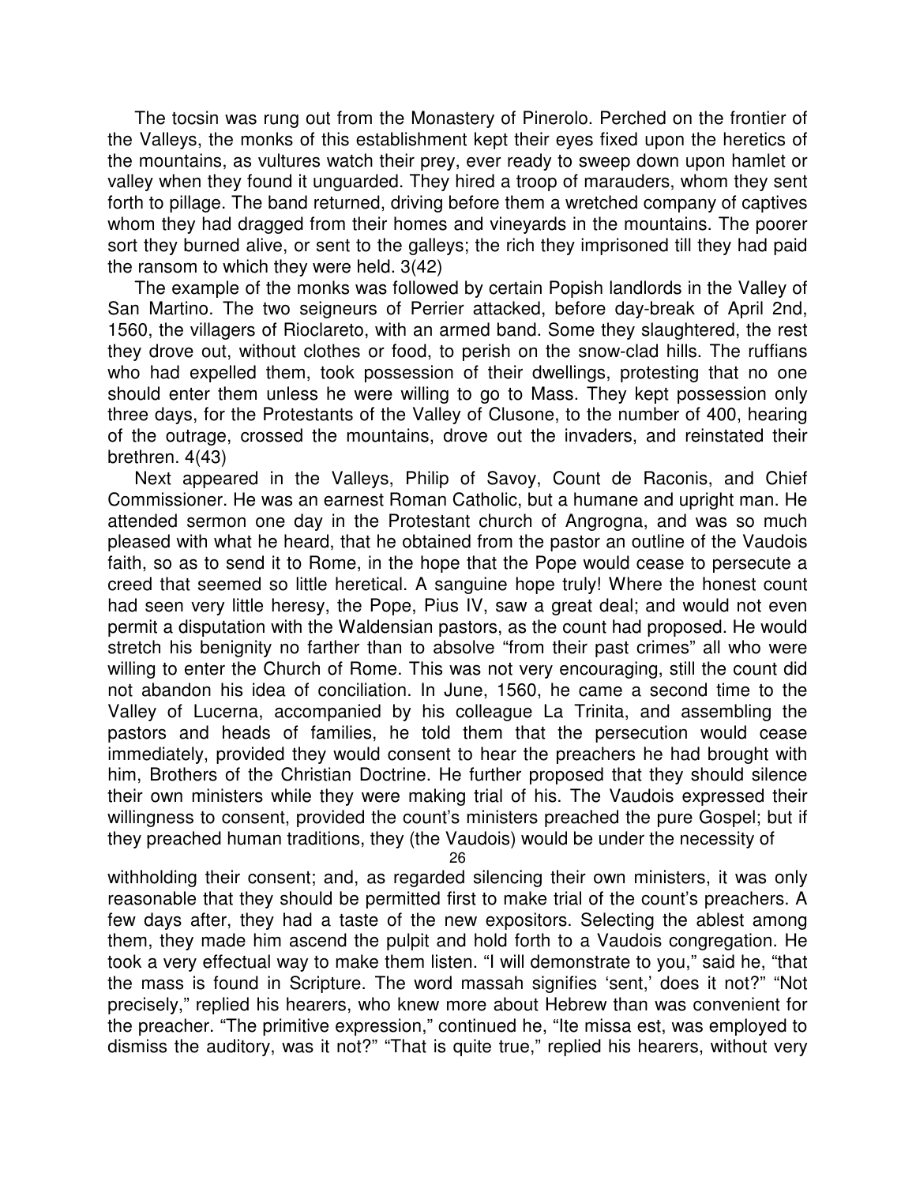The tocsin was rung out from the Monastery of Pinerolo. Perched on the frontier of the Valleys, the monks of this establishment kept their eyes fixed upon the heretics of the mountains, as vultures watch their prey, ever ready to sweep down upon hamlet or valley when they found it unguarded. They hired a troop of marauders, whom they sent forth to pillage. The band returned, driving before them a wretched company of captives whom they had dragged from their homes and vineyards in the mountains. The poorer sort they burned alive, or sent to the galleys; the rich they imprisoned till they had paid the ransom to which they were held. 3(42)

The example of the monks was followed by certain Popish landlords in the Valley of San Martino. The two seigneurs of Perrier attacked, before day-break of April 2nd, 1560, the villagers of Rioclareto, with an armed band. Some they slaughtered, the rest they drove out, without clothes or food, to perish on the snow-clad hills. The ruffians who had expelled them, took possession of their dwellings, protesting that no one should enter them unless he were willing to go to Mass. They kept possession only three days, for the Protestants of the Valley of Clusone, to the number of 400, hearing of the outrage, crossed the mountains, drove out the invaders, and reinstated their brethren. 4(43)

Next appeared in the Valleys, Philip of Savoy, Count de Raconis, and Chief Commissioner. He was an earnest Roman Catholic, but a humane and upright man. He attended sermon one day in the Protestant church of Angrogna, and was so much pleased with what he heard, that he obtained from the pastor an outline of the Vaudois faith, so as to send it to Rome, in the hope that the Pope would cease to persecute a creed that seemed so little heretical. A sanguine hope truly! Where the honest count had seen very little heresy, the Pope, Pius IV, saw a great deal; and would not even permit a disputation with the Waldensian pastors, as the count had proposed. He would stretch his benignity no farther than to absolve "from their past crimes" all who were willing to enter the Church of Rome. This was not very encouraging, still the count did not abandon his idea of conciliation. In June, 1560, he came a second time to the Valley of Lucerna, accompanied by his colleague La Trinita, and assembling the pastors and heads of families, he told them that the persecution would cease immediately, provided they would consent to hear the preachers he had brought with him, Brothers of the Christian Doctrine. He further proposed that they should silence their own ministers while they were making trial of his. The Vaudois expressed their willingness to consent, provided the count's ministers preached the pure Gospel; but if they preached human traditions, they (the Vaudois) would be under the necessity of withholding their consent; and, as regarded silencing their own ministers, it was only reasonable that they should be permitted first to make trial of the count's preachers. A few days after, they had a taste of the new expositors. Selecting the ablest among them, they made him ascend the pulpit and hold forth to a Vaudois congregation. He took a very effectual way to make them listen. "I will demonstrate to you," said he, "that the mass is found in Scripture. The word massah signifies 'sent,' does it not?" "Not precisely," replied his hearers, who knew more about Hebrew than was convenient for the preacher. "The primitive expression," continued he, "Ite missa est, was employed to dismiss the auditory, was it not?" "That is quite true," replied his hearers, without very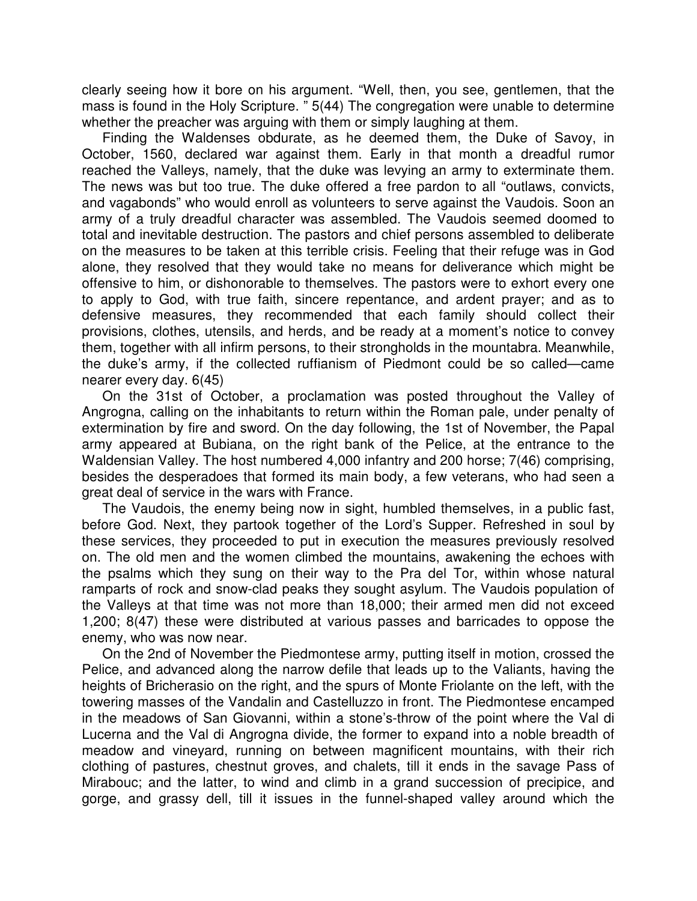clearly seeing how it bore on his argument. “Well, then, you see, gentlemen, that the mass is found in the Holy Scripture. ” 5(44) The congregation were unable to determine whether the preacher was arguing with them or simply laughing at them.

Finding the Waldenses obdurate, as he deemed them, the Duke of Savoy, in October, 1560, declared war against them. Early in that month a dreadful rumor reached the Valleys, namely, that the duke was levying an army to exterminate them. The news was but too true. The duke offered a free pardon to all “outlaws, convicts, and vagabonds” who would enroll as volunteers to serve against the Vaudois. Soon an army of a truly dreadful character was assembled. The Vaudois seemed doomed to total and inevitable destruction. The pastors and chief persons assembled to deliberate on the measures to be taken at this terrible crisis. Feeling that their refuge was in God alone, they resolved that they would take no means for deliverance which might be offensive to him, or dishonorable to themselves. The pastors were to exhort every one to apply to God, with true faith, sincere repentance, and ardent prayer; and as to defensive measures, they recommended that each family should collect their provisions, clothes, utensils, and herds, and be ready at a moment’s notice to convey them, together with all infirm persons, to their strongholds in the mountabra. Meanwhile, the duke’s army, if the collected ruffianism of Piedmont could be so called—came nearer every day. 6(45)

On the 31st of October, a proclamation was posted throughout the Valley of Angrogna, calling on the inhabitants to return within the Roman pale, under penalty of extermination by fire and sword. On the day following, the 1st of November, the Papal army appeared at Bubiana, on the right bank of the Pelice, at the entrance to the Waldensian Valley. The host numbered 4,000 infantry and 200 horse; 7(46) comprising, besides the desperadoes that formed its main body, a few veterans, who had seen a great deal of service in the wars with France.

The Vaudois, the enemy being now in sight, humbled themselves, in a public fast, before God. Next, they partook together of the Lord’s Supper. Refreshed in soul by these services, they proceeded to put in execution the measures previously resolved on. The old men and the women climbed the mountains, awakening the echoes with the psalms which they sung on their way to the Pra del Tor, within whose natural ramparts of rock and snow-clad peaks they sought asylum. The Vaudois population of the Valleys at that time was not more than 18,000; their armed men did not exceed 1,200; 8(47) these were distributed at various passes and barricades to oppose the enemy, who was now near.

On the 2nd of November the Piedmontese army, putting itself in motion, crossed the Pelice, and advanced along the narrow defile that leads up to the Valiants, having the heights of Bricherasio on the right, and the spurs of Monte Friolante on the left, with the towering masses of the Vandalin and Castelluzzo in front. The Piedmontese encamped in the meadows of San Giovanni, within a stone’s-throw of the point where the Val di Lucerna and the Val di Angrogna divide, the former to expand into a noble breadth of meadow and vineyard, running on between magnificent mountains, with their rich clothing of pastures, chestnut groves, and chalets, till it ends in the savage Pass of Mirabouc; and the latter, to wind and climb in a grand succession of precipice, and gorge, and grassy dell, till it issues in the funnel-shaped valley around which the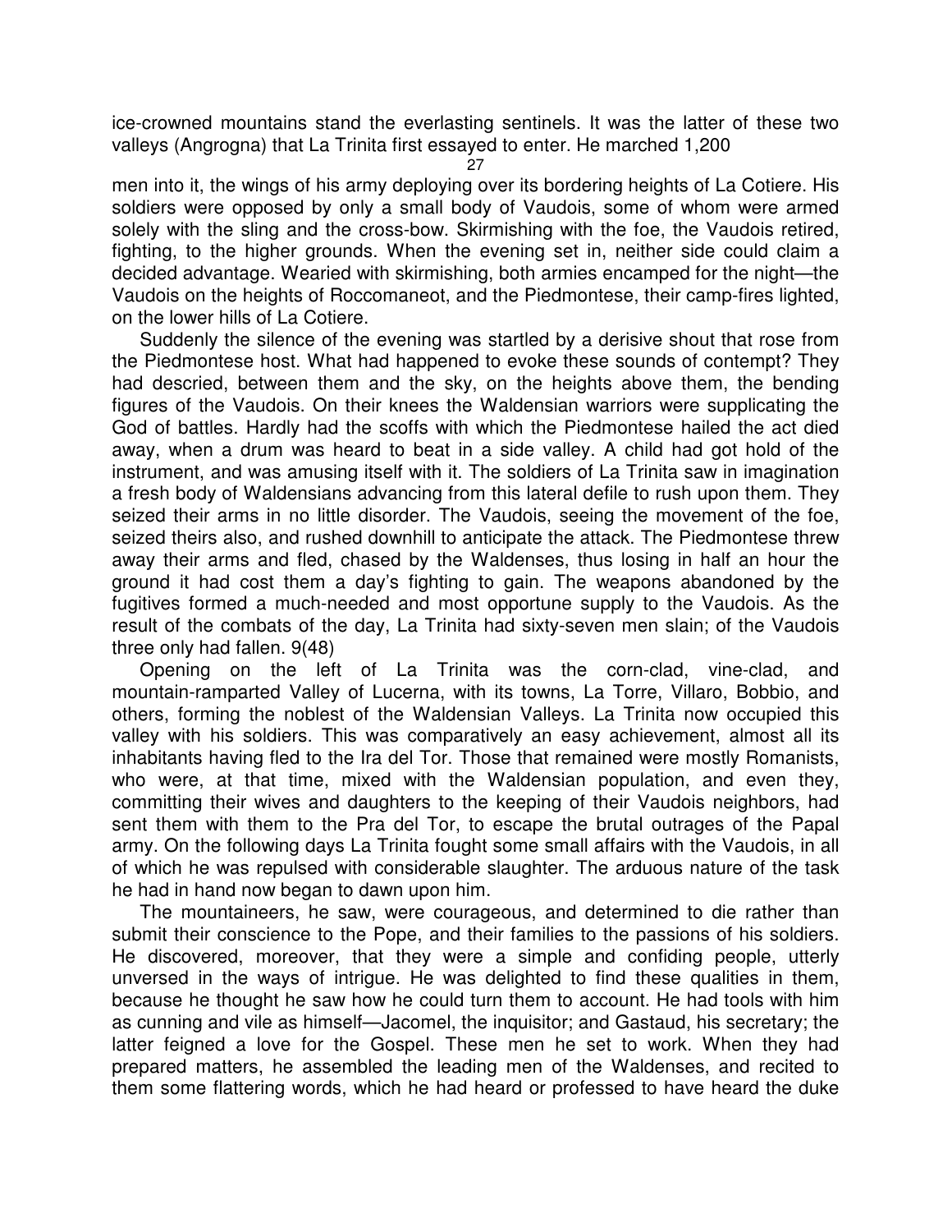ice-crowned mountains stand the everlasting sentinels. It was the latter of these two valleys (Angrogna) that La Trinita first essayed to enter. He marched 1,200 men into it, the wings of his army deploying over its bordering heights of La Cotiere. His soldiers were opposed by only a small body of Vaudois, some of whom were armed solely with the sling and the cross-bow. Skirmishing with the foe, the Vaudois retired, fighting, to the higher grounds. When the evening set in, neither side could claim a decided advantage. Wearied with skirmishing, both armies encamped for the night—the Vaudois on the heights of Roccomaneot, and the Piedmontese, their camp-fires lighted, on the lower hills of La Cotiere.

Suddenly the silence of the evening was startled by a derisive shout that rose from the Piedmontese host. What had happened to evoke these sounds of contempt? They had descried, between them and the sky, on the heights above them, the bending figures of the Vaudois. On their knees the Waldensian warriors were supplicating the God of battles. Hardly had the scoffs with which the Piedmontese hailed the act died away, when a drum was heard to beat in a side valley. A child had got hold of the instrument, and was amusing itself with it. The soldiers of La Trinita saw in imagination a fresh body of Waldensians advancing from this lateral defile to rush upon them. They seized their arms in no little disorder. The Vaudois, seeing the movement of the foe, seized theirs also, and rushed downhill to anticipate the attack. The Piedmontese threw away their arms and fled, chased by the Waldenses, thus losing in half an hour the ground it had cost them a day's fighting to gain. The weapons abandoned by the fugitives formed a much-needed and most opportune supply to the Vaudois. As the result of the combats of the day, La Trinita had sixty-seven men slain; of the Vaudois three only had fallen. 9(48)

Opening on the left of La Trinita was the corn-clad, vine-clad, and mountain-ramparted Valley of Lucerna, with its towns, La Torre, Villaro, Bobbio, and others, forming the noblest of the Waldensian Valleys. La Trinita now occupied this valley with his soldiers. This was comparatively an easy achievement, almost all its inhabitants having fled to the Ira del Tor. Those that remained were mostly Romanists, who were, at that time, mixed with the Waldensian population, and even they, committing their wives and daughters to the keeping of their Vaudois neighbors, had sent them with them to the Pra del Tor, to escape the brutal outrages of the Papal army. On the following days La Trinita fought some small affairs with the Vaudois, in all of which he was repulsed with considerable slaughter. The arduous nature of the task he had in hand now began to dawn upon him.

The mountaineers, he saw, were courageous, and determined to die rather than submit their conscience to the Pope, and their families to the passions of his soldiers. He discovered, moreover, that they were a simple and confiding people, utterly unversed in the ways of intrigue. He was delighted to find these qualities in them, because he thought he saw how he could turn them to account. He had tools with him as cunning and vile as himself—Jacomel, the inquisitor; and Gastaud, his secretary; the latter feigned a love for the Gospel. These men he set to work. When they had prepared matters, he assembled the leading men of the Waldenses, and recited to them some flattering words, which he had heard or professed to have heard the duke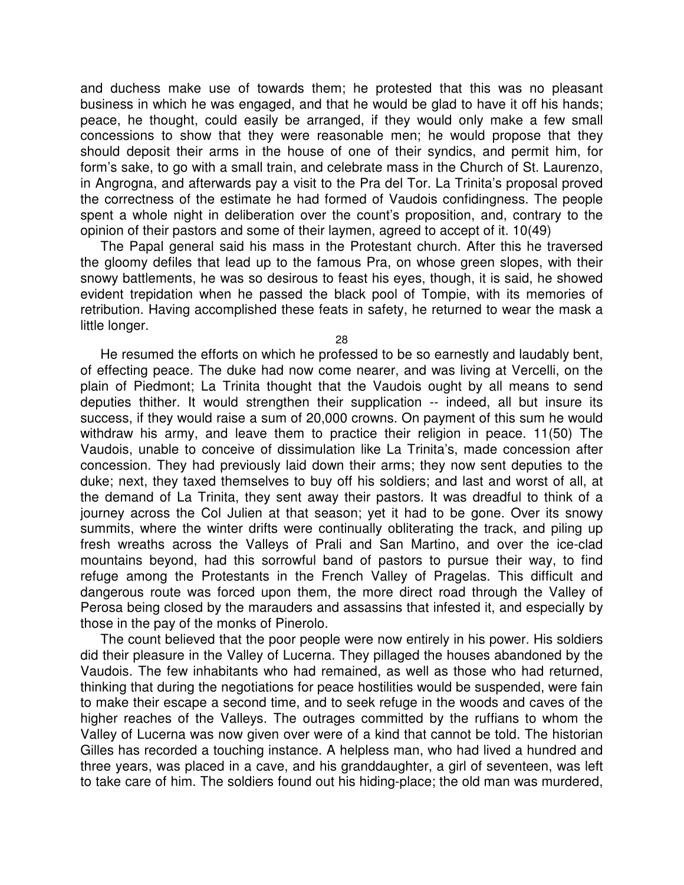and duchess make use of towards them; he protested that this was no pleasant business in which he was engaged, and that he would be glad to have it off his hands; peace, he thought, could easily be arranged, if they would only make a few small concessions to show that they were reasonable men; he would propose that they should deposit their arms in the house of one of their syndics, and permit him, for form's sake, to go with a small train, and celebrate mass in the Church of St. Laurenzo, in Angrogna, and afterwards pay a visit to the Pra del Tor. La Trinita's proposal proved the correctness of the estimate he had formed of Vaudois confidingness. The people spent a whole night in deliberation over the count's proposition, and, contrary to the opinion of their pastors and some of their laymen, agreed to accept of it. 10(49)

The Papal general said his mass in the Protestant church. After this he traversed the gloomy defiles that lead up to the famous Pra, on whose green slopes, with their snowy battlements, he was so desirous to feast his eyes, though, it is said, he showed evident trepidation when he passed the black pool of Tompie, with its memories of retribution. Having accomplished these feats in safety, he returned to wear the mask a little longer.

28

He resumed the efforts on which he professed to be so earnestly and laudably bent, of effecting peace. The duke had now come nearer, and was living at Vercelli, on the plain of Piedmont; La Trinita thought that the Vaudois ought by all means to send deputies thither. It would strengthen their supplication -- indeed, all but insure its success, if they would raise a sum of 20,000 crowns. On payment of this sum he would withdraw his army, and leave them to practice their religion in peace. 11(50) The Vaudois, unable to conceive of dissimulation like La Trinita's, made concession after concession. They had previously laid down their arms; they now sent deputies to the duke; next, they taxed themselves to buy off his soldiers; and last and worst of all, at the demand of La Trinita, they sent away their pastors. It was dreadful to think of a journey across the Col Julien at that season; yet it had to be gone. Over its snowy summits, where the winter drifts were continually obliterating the track, and piling up fresh wreaths across the Valleys of Prali and San Martino, and over the ice-clad mountains beyond, had this sorrowful band of pastors to pursue their way, to find refuge among the Protestants in the French Valley of Pragelas. This difficult and dangerous route was forced upon them, the more direct road through the Valley of Perosa being closed by the marauders and assassins that infested it, and especially by those in the pay of the monks of Pinerolo.

The count believed that the poor people were now entirely in his power. His soldiers did their pleasure in the Valley of Lucerna. They pillaged the houses abandoned by the Vaudois. The few inhabitants who had remained, as well as those who had returned, thinking that during the negotiations for peace hostilities would be suspended, were fain to make their escape a second time, and to seek refuge in the woods and caves of the higher reaches of the Valleys. The outrages committed by the ruffians to whom the Valley of Lucerna was now given over were of a kind that cannot be told. The historian Gilles has recorded a touching instance. A helpless man, who had lived a hundred and three years, was placed in a cave, and his granddaughter, a girl of seventeen, was left to take care of him. The soldiers found out his hiding-place; the old man was murdered,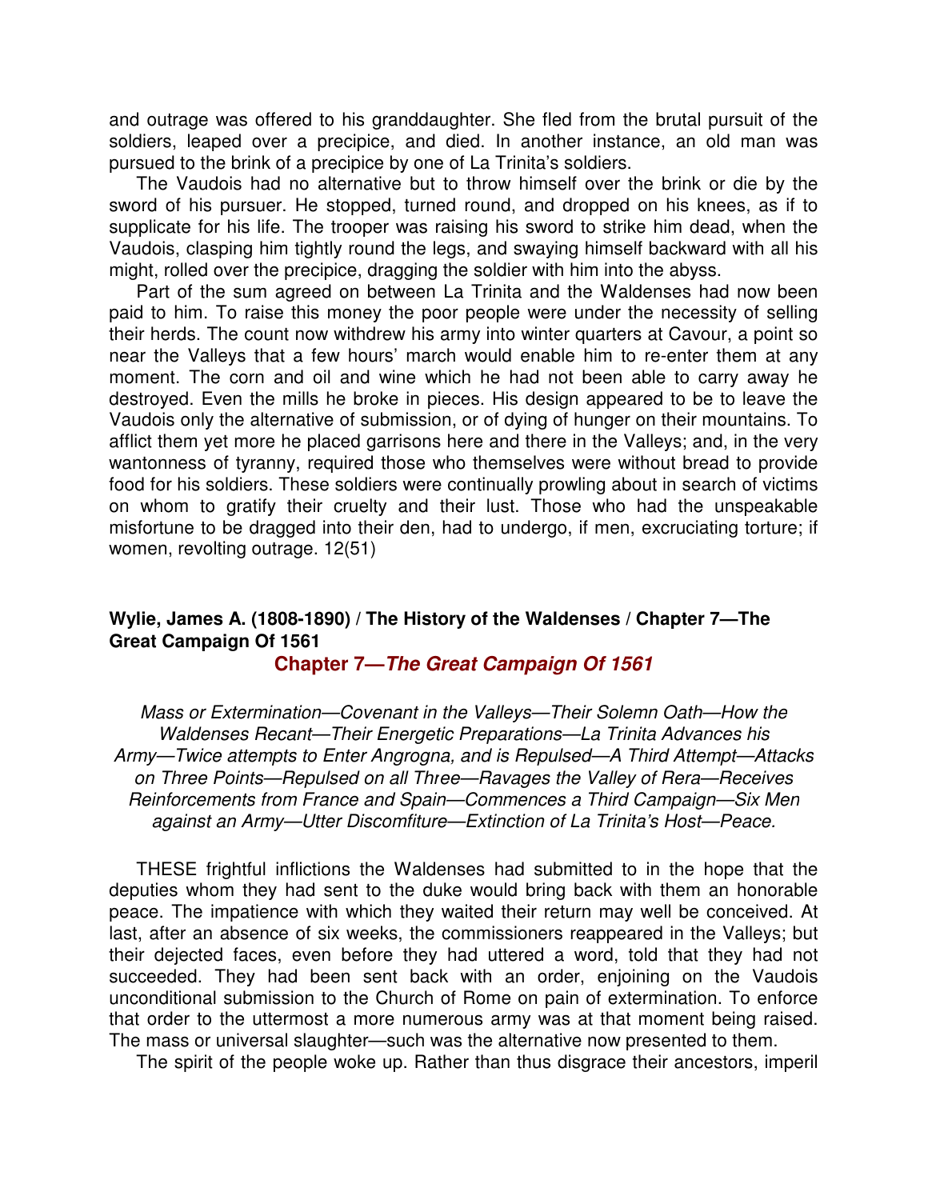and outrage was offered to his granddaughter. She fled from the brutal pursuit of the soldiers, leaped over a precipice, and died. In another instance, an old man was pursued to the brink of a precipice by one of La Trinita's soldiers.

The Vaudois had no alternative but to throw himself over the brink or die by the sword of his pursuer. He stopped, turned round, and dropped on his knees, as if to supplicate for his life. The trooper was raising his sword to strike him dead, when the Vaudois, clasping him tightly round the legs, and swaying himself backward with all his might, rolled over the precipice, dragging the soldier with him into the abyss.

Part of the sum agreed on between La Trinita and the Waldenses had now been paid to him. To raise this money the poor people were under the necessity of selling their herds. The count now withdrew his army into winter quarters at Cavour, a point so near the Valleys that a few hours' march would enable him to re-enter them at any moment. The corn and oil and wine which he had not been able to carry away he destroyed. Even the mills he broke in pieces. His design appeared to be to leave the Vaudois only the alternative of submission, or of dying of hunger on their mountains. To afflict them yet more he placed garrisons here and there in the Valleys; and, in the very wantonness of tyranny, required those who themselves were without bread to provide food for his soldiers. These soldiers were continually prowling about in search of victims on whom to gratify their cruelty and their lust. Those who had the unspeakable misfortune to be dragged into their den, had to undergo, if men, excruciating torture; if women, revolting outrage. 12(51)

**Wylie, James A. (1808-1890) / The History of the Waldenses / Chapter 7—The Great Campaign Of 1561**

## Chapter 7—*The Great Campaign Of 1561*

*Mass or Extermination—Covenant in the Valleys—Their Solemn Oath—How the Waldenses Recant—Their Energetic Preparations—La Trinita Advances his Army—Twice attempts to Enter Angrogna, and is Repulsed—A Third Attempt—Attacks on Three Points—Repulsed on all Three—Ravages the Valley of Rera—Receives Reinforcements from France and Spain—Commences a Third Campaign—Six Men against an Army—Utter Discomfiture—Extinction of La Trinita's Host—Peace.*

THESE frightful inflictions the Waldenses had submitted to in the hope that the deputies whom they had sent to the duke would bring back with them an honorable peace. The impatience with which they waited their return may well be conceived. At last, after an absence of six weeks, the commissioners reappeared in the Valleys; but their dejected faces, even before they had uttered a word, told that they had not succeeded. They had been sent back with an order, enjoining on the Vaudois unconditional submission to the Church of Rome on pain of extermination. To enforce that order to the uttermost a more numerous army was at that moment being raised. The mass or universal slaughter—such was the alternative now presented to them.

The spirit of the people woke up. Rather than thus disgrace their ancestors, imperil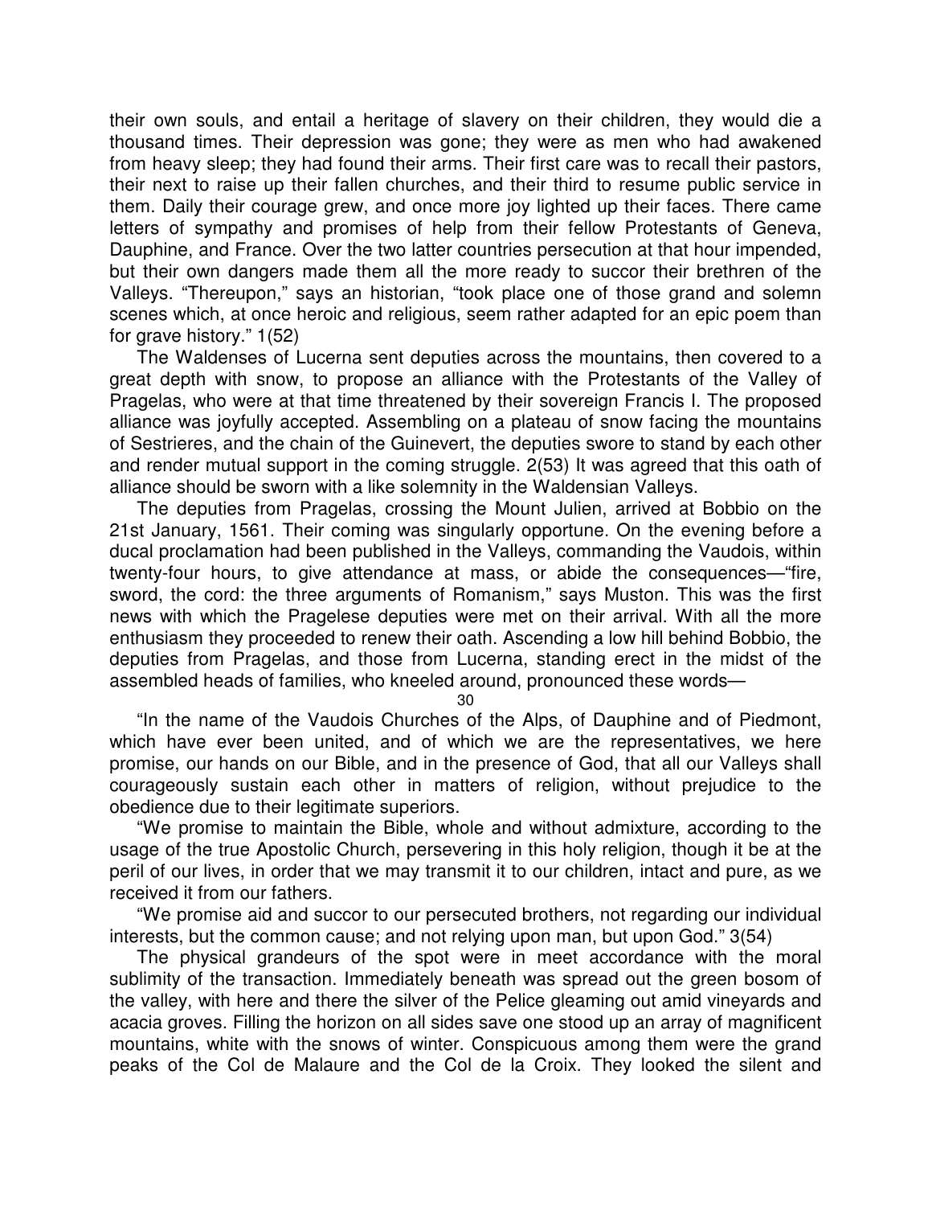their own souls, and entail a heritage of slavery on their children, they would die a thousand times. Their depression was gone; they were as men who had awakened from heavy sleep; they had found their arms. Their first care was to recall their pastors, their next to raise up their fallen churches, and their third to resume public service in them. Daily their courage grew, and once more joy lighted up their faces. There came letters of sympathy and promises of help from their fellow Protestants of Geneva, Dauphine, and France. Over the two latter countries persecution at that hour impended, but their own dangers made them all the more ready to succor their brethren of the Valleys. "Thereupon," says an historian, "took place one of those grand and solemn scenes which, at once heroic and religious, seem rather adapted for an epic poem than for grave history." 1(52)

The Waldenses of Lucerna sent deputies across the mountains, then covered to a great depth with snow, to propose an alliance with the Protestants of the Valley of Pragelas, who were at that time threatened by their sovereign Francis I. The proposed alliance was joyfully accepted. Assembling on a plateau of snow facing the mountains of Sestrieres, and the chain of the Guinevert, the deputies swore to stand by each other and render mutual support in the coming struggle. 2(53) It was agreed that this oath of alliance should be sworn with a like solemnity in the Waldensian Valleys.

The deputies from Pragelas, crossing the Mount Julien, arrived at Bobbio on the 21st January, 1561. Their coming was singularly opportune. On the evening before a ducal proclamation had been published in the Valleys, commanding the Vaudois, within twenty-four hours, to give attendance at mass, or abide the consequences—"fire, sword, the cord: the three arguments of Romanism," says Muston. This was the first news with which the Pragelese deputies were met on their arrival. With all the more enthusiasm they proceeded to renew their oath. Ascending a low hill behind Bobbio, the deputies from Pragelas, and those from Lucerna, standing erect in the midst of the assembled heads of families, who kneeled around, pronounced these words—

"In the name of the Vaudois Churches of the Alps, of Dauphine and of Piedmont, which have ever been united, and of which we are the representatives, we here promise, our hands on our Bible, and in the presence of God, that all our Valleys shall courageously sustain each other in matters of religion, without prejudice to the obedience due to their legitimate superiors.

"We promise to maintain the Bible, whole and without admixture, according to the usage of the true Apostolic Church, persevering in this holy religion, though it be at the peril of our lives, in order that we may transmit it to our children, intact and pure, as we received it from our fathers.

"We promise aid and succor to our persecuted brothers, not regarding our individual interests, but the common cause; and not relying upon man, but upon God." 3(54)

The physical grandeurs of the spot were in meet accordance with the moral sublimity of the transaction. Immediately beneath was spread out the green bosom of the valley, with here and there the silver of the Pelice gleaming out amid vineyards and acacia groves. Filling the horizon on all sides save one stood up an array of magnificent mountains, white with the snows of winter. Conspicuous among them were the grand peaks of the Col de Malaure and the Col de la Croix. They looked the silent and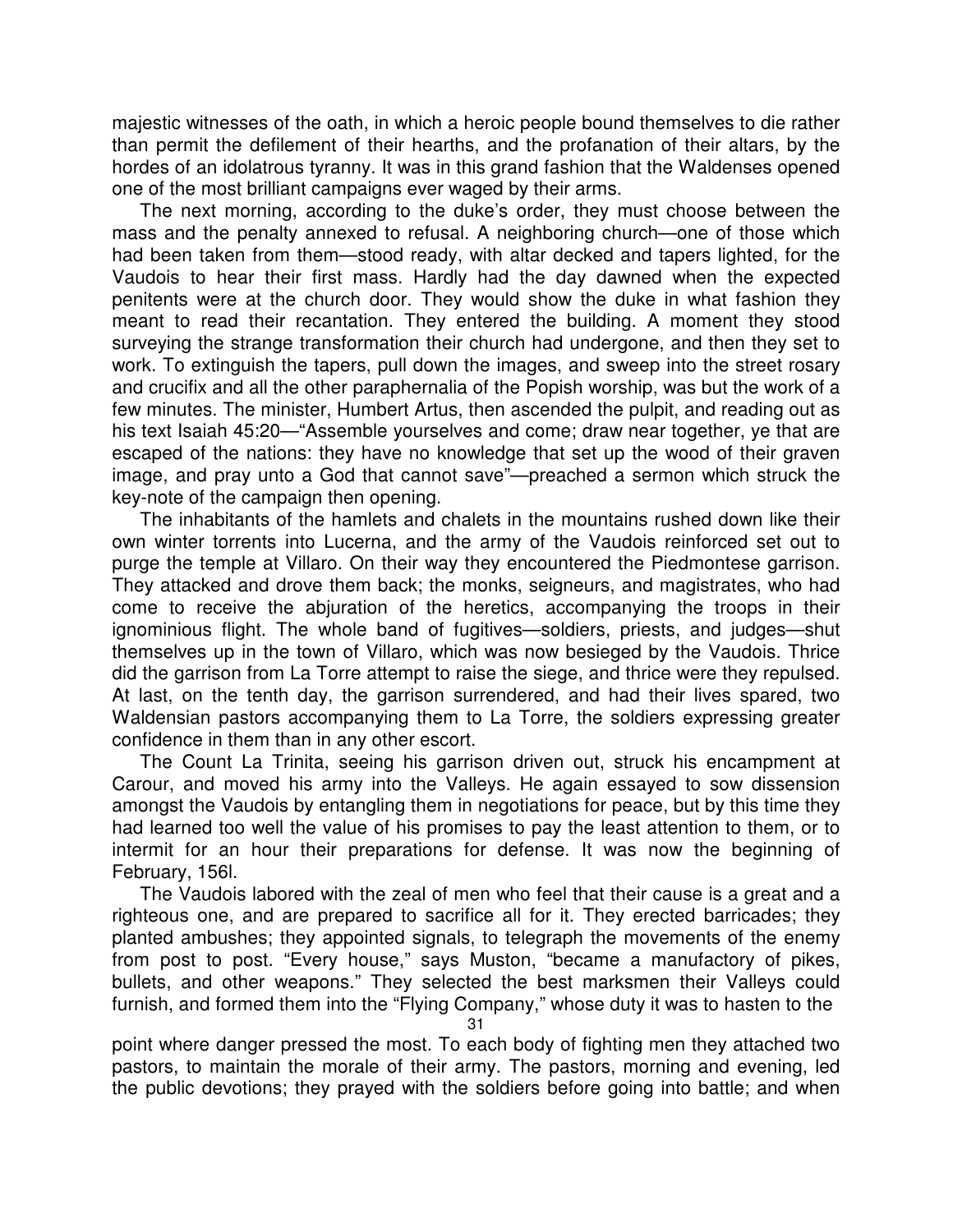majestic witnesses of the oath, in which a heroic people bound themselves to die rather than permit the defilement of their hearths, and the profanation of their altars, by the hordes of an idolatrous tyranny. It was in this grand fashion that the Waldenses opened one of the most brilliant campaigns ever waged by their arms.

The next morning, according to the duke's order, they must choose between the mass and the penalty annexed to refusal. A neighboring church—one of those which had been taken from them—stood ready, with altar decked and tapers lighted, for the Vaudois to hear their first mass. Hardly had the day dawned when the expected penitents were at the church door. They would show the duke in what fashion they meant to read their recantation. They entered the building. A moment they stood surveying the strange transformation their church had undergone, and then they set to work. To extinguish the tapers, pull down the images, and sweep into the street rosary and crucifix and all the other paraphernalia of the Popish worship, was but the work of a few minutes. The minister, Humbert Artus, then ascended the pulpit, and reading out as his text Isaiah 45:20—"Assemble yourselves and come; draw near together, ye that are escaped of the nations: they have no knowledge that set up the wood of their graven image, and pray unto a God that cannot save"—preached a sermon which struck the key-note of the campaign then opening.

The inhabitants of the hamlets and chalets in the mountains rushed down like their own winter torrents into Lucerna, and the army of the Vaudois reinforced set out to purge the temple at Villaro. On their way they encountered the Piedmontese garrison. They attacked and drove them back; the monks, seigneurs, and magistrates, who had come to receive the abjuration of the heretics, accompanying the troops in their ignominious flight. The whole band of fugitives—soldiers, priests, and judges—shut themselves up in the town of Villaro, which was now besieged by the Vaudois. Thrice did the garrison from La Torre attempt to raise the siege, and thrice were they repulsed. At last, on the tenth day, the garrison surrendered, and had their lives spared, two Waldensian pastors accompanying them to La Torre, the soldiers expressing greater confidence in them than in any other escort.

The Count La Trinita, seeing his garrison driven out, struck his encampment at Carour, and moved his army into the Valleys. He again essayed to sow dissension amongst the Vaudois by entangling them in negotiations for peace, but by this time they had learned too well the value of his promises to pay the least attention to them, or to intermit for an hour their preparations for defense. It was now the beginning of February, 156l.

The Vaudois labored with the zeal of men who feel that their cause is a great and a righteous one, and are prepared to sacrifice all for it. They erected barricades; they planted ambushes; they appointed signals, to telegraph the movements of the enemy from post to post. "Every house," says Muston, "became a manufactory of pikes, bullets, and other weapons." They selected the best marksmen their Valleys could furnish, and formed them into the "Flying Company," whose duty it was to hasten to the point where danger pressed the most. To each body of fighting men they attached two pastors, to maintain the morale of their army. The pastors, morning and evening, led the public devotions; they prayed with the soldiers before going into battle; and when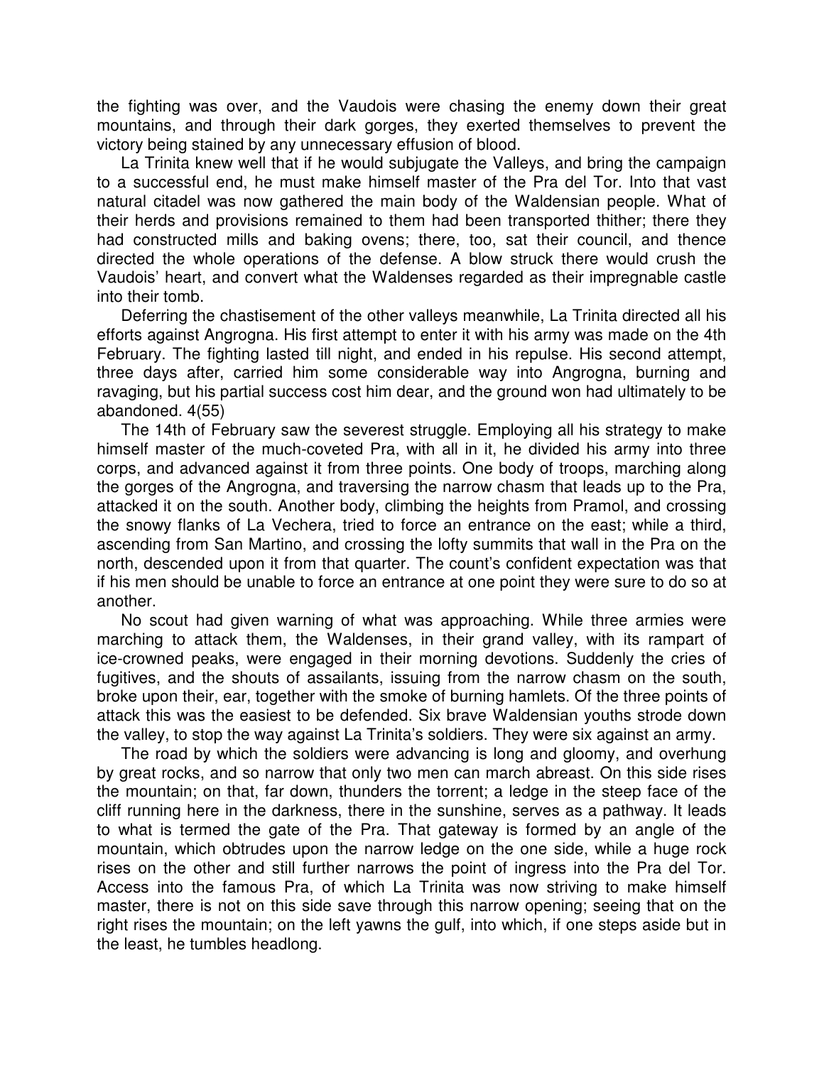the fighting was over, and the Vaudois were chasing the enemy down their great mountains, and through their dark gorges, they exerted themselves to prevent the victory being stained by any unnecessary effusion of blood.

La Trinita knew well that if he would subjugate the Valleys, and bring the campaign to a successful end, he must make himself master of the Pra del Tor. Into that vast natural citadel was now gathered the main body of the Waldensian people. What of their herds and provisions remained to them had been transported thither; there they had constructed mills and baking ovens; there, too, sat their council, and thence directed the whole operations of the defense. A blow struck there would crush the Vaudois' heart, and convert what the Waldenses regarded as their impregnable castle into their tomb.

Deferring the chastisement of the other valleys meanwhile, La Trinita directed all his efforts against Angrogna. His first attempt to enter it with his army was made on the 4th February. The fighting lasted till night, and ended in his repulse. His second attempt, three days after, carried him some considerable way into Angrogna, burning and ravaging, but his partial success cost him dear, and the ground won had ultimately to be abandoned. 4(55)

The 14th of February saw the severest struggle. Employing all his strategy to make himself master of the much-coveted Pra, with all in it, he divided his army into three corps, and advanced against it from three points. One body of troops, marching along the gorges of the Angrogna, and traversing the narrow chasm that leads up to the Pra, attacked it on the south. Another body, climbing the heights from Pramol, and crossing the snowy flanks of La Vechera, tried to force an entrance on the east; while a third, ascending from San Martino, and crossing the lofty summits that wall in the Pra on the north, descended upon it from that quarter. The count's confident expectation was that if his men should be unable to force an entrance at one point they were sure to do so at another.

No scout had given warning of what was approaching. While three armies were marching to attack them, the Waldenses, in their grand valley, with its rampart of ice-crowned peaks, were engaged in their morning devotions. Suddenly the cries of fugitives, and the shouts of assailants, issuing from the narrow chasm on the south, broke upon their, ear, together with the smoke of burning hamlets. Of the three points of attack this was the easiest to be defended. Six brave Waldensian youths strode down the valley, to stop the way against La Trinita's soldiers. They were six against an army.

The road by which the soldiers were advancing is long and gloomy, and overhung by great rocks, and so narrow that only two men can march abreast. On this side rises the mountain; on that, far down, thunders the torrent; a ledge in the steep face of the cliff running here in the darkness, there in the sunshine, serves as a pathway. It leads to what is termed the gate of the Pra. That gateway is formed by an angle of the mountain, which obtrudes upon the narrow ledge on the one side, while a huge rock rises on the other and still further narrows the point of ingress into the Pra del Tor. Access into the famous Pra, of which La Trinita was now striving to make himself master, there is not on this side save through this narrow opening; seeing that on the right rises the mountain; on the left yawns the gulf, into which, if one steps aside but in the least, he tumbles headlong.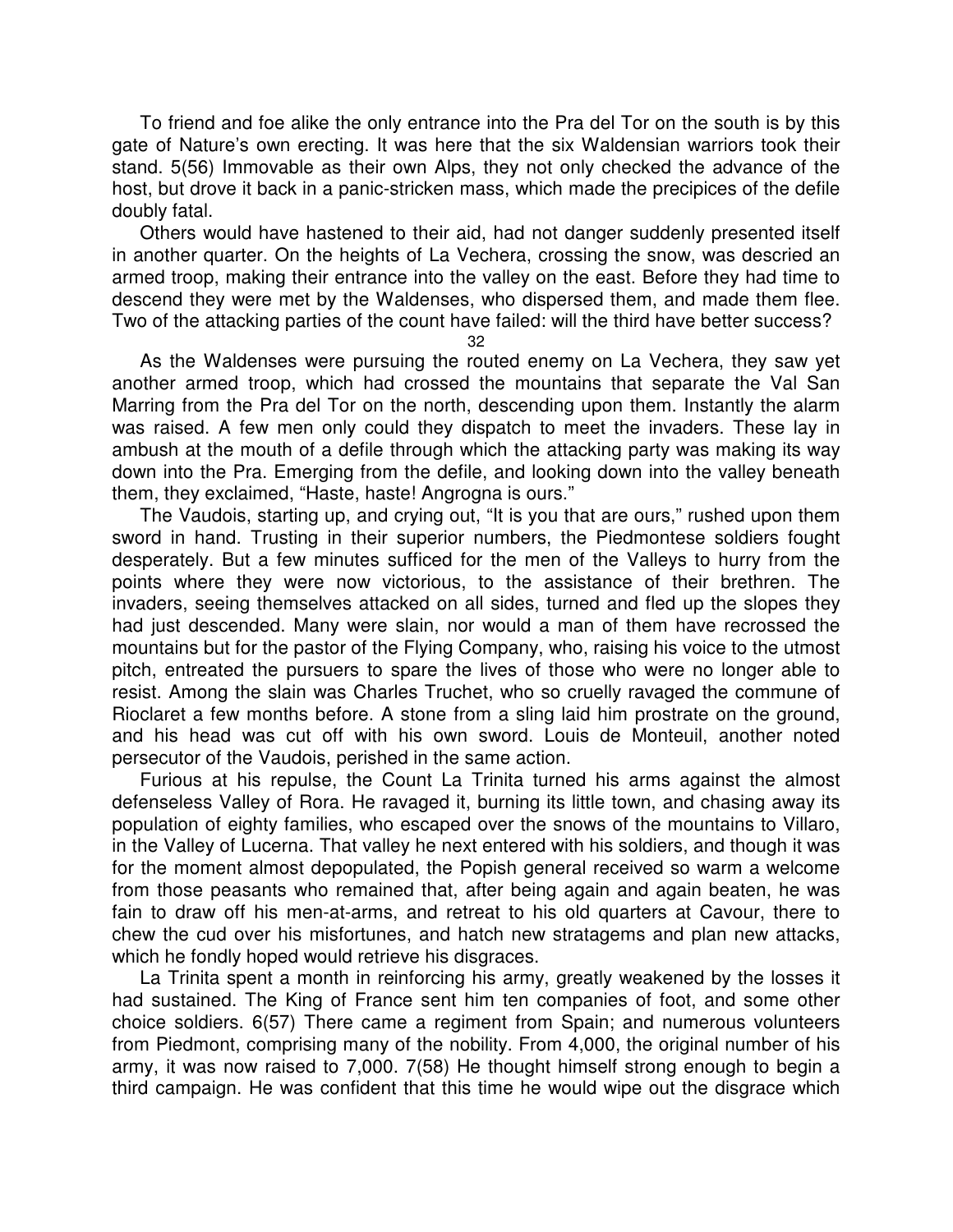To friend and foe alike the only entrance into the Pra del Tor on the south is by this gate of Nature's own erecting. It was here that the six Waldensian warriors took their stand. 5(56) Immovable as their own Alps, they not only checked the advance of the host, but drove it back in a panic-stricken mass, which made the precipices of the defile doubly fatal.

Others would have hastened to their aid, had not danger suddenly presented itself in another quarter. On the heights of La Vechera, crossing the snow, was descried an armed troop, making their entrance into the valley on the east. Before they had time to descend they were met by the Waldenses, who dispersed them, and made them flee. Two of the attacking parties of the count have failed: will the third have better success?

As the Waldenses were pursuing the routed enemy on La Vechera, they saw yet another armed troop, which had crossed the mountains that separate the Val San Marring from the Pra del Tor on the north, descending upon them. Instantly the alarm was raised. A few men only could they dispatch to meet the invaders. These lay in ambush at the mouth of a defile through which the attacking party was making its way down into the Pra. Emerging from the defile, and looking down into the valley beneath them, they exclaimed, "Haste, haste! Angrogna is ours."

The Vaudois, starting up, and crying out, "It is you that are ours," rushed upon them sword in hand. Trusting in their superior numbers, the Piedmontese soldiers fought desperately. But a few minutes sufficed for the men of the Valleys to hurry from the points where they were now victorious, to the assistance of their brethren. The invaders, seeing themselves attacked on all sides, turned and fled up the slopes they had just descended. Many were slain, nor would a man of them have recrossed the mountains but for the pastor of the Flying Company, who, raising his voice to the utmost pitch, entreated the pursuers to spare the lives of those who were no longer able to resist. Among the slain was Charles Truchet, who so cruelly ravaged the commune of Rioclaret a few months before. A stone from a sling laid him prostrate on the ground, and his head was cut off with his own sword. Louis de Monteuil, another noted persecutor of the Vaudois, perished in the same action.

Furious at his repulse, the Count La Trinita turned his arms against the almost defenseless Valley of Rora. He ravaged it, burning its little town, and chasing away its population of eighty families, who escaped over the snows of the mountains to Villaro, in the Valley of Lucerna. That valley he next entered with his soldiers, and though it was for the moment almost depopulated, the Popish general received so warm a welcome from those peasants who remained that, after being again and again beaten, he was fain to draw off his men-at-arms, and retreat to his old quarters at Cavour, there to chew the cud over his misfortunes, and hatch new stratagems and plan new attacks, which he fondly hoped would retrieve his disgraces.

La Trinita spent a month in reinforcing his army, greatly weakened by the losses it had sustained. The King of France sent him ten companies of foot, and some other choice soldiers. 6(57) There came a regiment from Spain; and numerous volunteers from Piedmont, comprising many of the nobility. From 4,000, the original number of his army, it was now raised to 7,000. 7(58) He thought himself strong enough to begin a third campaign. He was confident that this time he would wipe out the disgrace which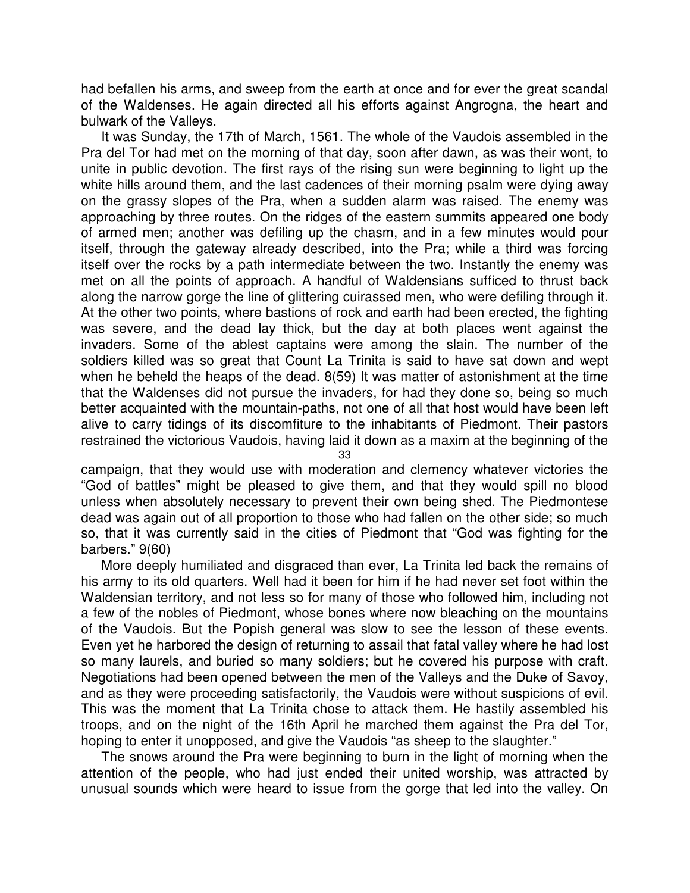had befallen his arms, and sweep from the earth at once and for ever the great scandal of the Waldenses. He again directed all his efforts against Angrogna, the heart and bulwark of the Valleys.

It was Sunday, the 17th of March, 1561. The whole of the Vaudois assembled in the Pra del Tor had met on the morning of that day, soon after dawn, as was their wont, to unite in public devotion. The first rays of the rising sun were beginning to light up the white hills around them, and the last cadences of their morning psalm were dying away on the grassy slopes of the Pra, when a sudden alarm was raised. The enemy was approaching by three routes. On the ridges of the eastern summits appeared one body of armed men; another was defiling up the chasm, and in a few minutes would pour itself, through the gateway already described, into the Pra; while a third was forcing itself over the rocks by a path intermediate between the two. Instantly the enemy was met on all the points of approach. A handful of Waldensians sufficed to thrust back along the narrow gorge the line of glittering cuirassed men, who were defiling through it. At the other two points, where bastions of rock and earth had been erected, the fighting was severe, and the dead lay thick, but the day at both places went against the invaders. Some of the ablest captains were among the slain. The number of the soldiers killed was so great that Count La Trinita is said to have sat down and wept when he beheld the heaps of the dead. 8(59) It was matter of astonishment at the time that the Waldenses did not pursue the invaders, for had they done so, being so much better acquainted with the mountain-paths, not one of all that host would have been left alive to carry tidings of its discomfiture to the inhabitants of Piedmont. Their pastors restrained the victorious Vaudois, having laid it down as a maxim at the beginning of the campaign, that they would use with moderation and clemency whatever victories the "God of battles" might be pleased to give them, and that they would spill no blood unless when absolutely necessary to prevent their own being shed. The Piedmontese dead was again out of all proportion to those who had fallen on the other side; so much so, that it was currently said in the cities of Piedmont that "God was fighting for the barbers." 9(60)

More deeply humiliated and disgraced than ever, La Trinita led back the remains of his army to its old quarters. Well had it been for him if he had never set foot within the Waldensian territory, and not less so for many of those who followed him, including not a few of the nobles of Piedmont, whose bones where now bleaching on the mountains of the Vaudois. But the Popish general was slow to see the lesson of these events. Even yet he harbored the design of returning to assail that fatal valley where he had lost so many laurels, and buried so many soldiers; but he covered his purpose with craft. Negotiations had been opened between the men of the Valleys and the Duke of Savoy, and as they were proceeding satisfactorily, the Vaudois were without suspicions of evil. This was the moment that La Trinita chose to attack them. He hastily assembled his troops, and on the night of the 16th April he marched them against the Pra del Tor, hoping to enter it unopposed, and give the Vaudois "as sheep to the slaughter."

The snows around the Pra were beginning to burn in the light of morning when the attention of the people, who had just ended their united worship, was attracted by unusual sounds which were heard to issue from the gorge that led into the valley. On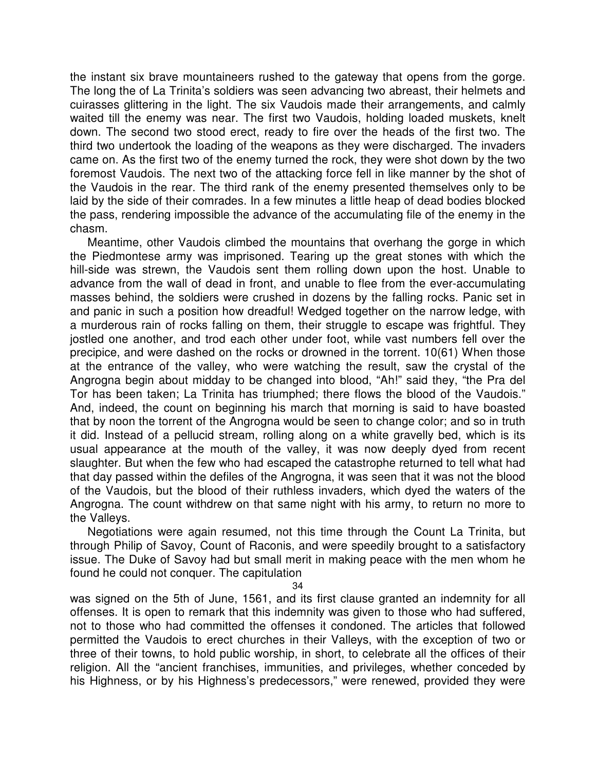the instant six brave mountaineers rushed to the gateway that opens from the gorge. The long the of La Trinita's soldiers was seen advancing two abreast, their helmets and cuirasses glittering in the light. The six Vaudois made their arrangements, and calmly waited till the enemy was near. The first two Vaudois, holding loaded muskets, knelt down. The second two stood erect, ready to fire over the heads of the first two. The third two undertook the loading of the weapons as they were discharged. The invaders came on. As the first two of the enemy turned the rock, they were shot down by the two foremost Vaudois. The next two of the attacking force fell in like manner by the shot of the Vaudois in the rear. The third rank of the enemy presented themselves only to be laid by the side of their comrades. In a few minutes a little heap of dead bodies blocked the pass, rendering impossible the advance of the accumulating file of the enemy in the chasm.

Meantime, other Vaudois climbed the mountains that overhang the gorge in which the Piedmontese army was imprisoned. Tearing up the great stones with which the hill-side was strewn, the Vaudois sent them rolling down upon the host. Unable to advance from the wall of dead in front, and unable to flee from the ever-accumulating masses behind, the soldiers were crushed in dozens by the falling rocks. Panic set in and panic in such a position how dreadful! Wedged together on the narrow ledge, with a murderous rain of rocks falling on them, their struggle to escape was frightful. They jostled one another, and trod each other under foot, while vast numbers fell over the precipice, and were dashed on the rocks or drowned in the torrent. 10(61) When those at the entrance of the valley, who were watching the result, saw the crystal of the Angrogna begin about midday to be changed into blood, "Ah!" said they, "the Pra del Tor has been taken; La Trinita has triumphed; there flows the blood of the Vaudois." And, indeed, the count on beginning his march that morning is said to have boasted that by noon the torrent of the Angrogna would be seen to change color; and so in truth it did. Instead of a pellucid stream, rolling along on a white gravelly bed, which is its usual appearance at the mouth of the valley, it was now deeply dyed from recent slaughter. But when the few who had escaped the catastrophe returned to tell what had that day passed within the defiles of the Angrogna, it was seen that it was not the blood of the Vaudois, but the blood of their ruthless invaders, which dyed the waters of the Angrogna. The count withdrew on that same night with his army, to return no more to the Valleys.

Negotiations were again resumed, not this time through the Count La Trinita, but through Philip of Savoy, Count of Raconis, and were speedily brought to a satisfactory issue. The Duke of Savoy had but small merit in making peace with the men whom he found he could not conquer. The capitulation was signed on the 5th of June, 1561, and its first clause granted an indemnity for all offenses. It is open to remark that this indemnity was given to those who had suffered, not to those who had committed the offenses it condoned. The articles that followed permitted the Vaudois to erect churches in their Valleys, with the exception of two or three of their towns, to hold public worship, in short, to celebrate all the offices of their religion. All the "ancient franchises, immunities, and privileges, whether conceded by his Highness, or by his Highness's predecessors," were renewed, provided they were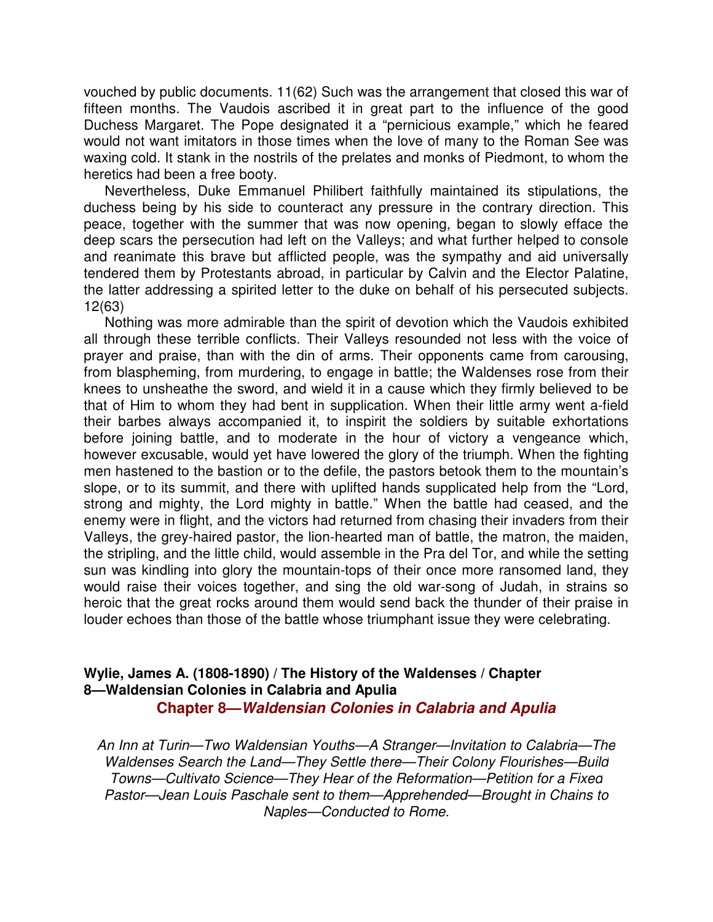vouched by public documents. 11(62) Such was the arrangement that closed this war of fifteen months. The Vaudois ascribed it in great part to the influence of the good Duchess Margaret. The Pope designated it a "pernicious example," which he feared would not want imitators in those times when the love of many to the Roman See was waxing cold. It stank in the nostrils of the prelates and monks of Piedmont, to whom the heretics had been a free booty.

Nevertheless, Duke Emmanuel Philibert faithfully maintained its stipulations, the duchess being by his side to counteract any pressure in the contrary direction. This peace, together with the summer that was now opening, began to slowly efface the deep scars the persecution had left on the Valleys; and what further helped to console and reanimate this brave but afflicted people, was the sympathy and aid universally tendered them by Protestants abroad, in particular by Calvin and the Elector Palatine, the latter addressing a spirited letter to the duke on behalf of his persecuted subjects. 12(63)

Nothing was more admirable than the spirit of devotion which the Vaudois exhibited all through these terrible conflicts. Their Valleys resounded not less with the voice of prayer and praise, than with the din of arms. Their opponents came from carousing, from blaspheming, from murdering, to engage in battle; the Waldenses rose from their knees to unsheathe the sword, and wield it in a cause which they firmly believed to be that of Him to whom they had bent in supplication. When their little army went a-field their barbes always accompanied it, to inspirit the soldiers by suitable exhortations before joining battle, and to moderate in the hour of victory a vengeance which, however excusable, would yet have lowered the glory of the triumph. When the fighting men hastened to the bastion or to the defile, the pastors betook them to the mountain's slope, or to its summit, and there with uplifted hands supplicated help from the "Lord, strong and mighty, the Lord mighty in battle." When the battle had ceased, and the enemy were in flight, and the victors had returned from chasing their invaders from their Valleys, the grey-haired pastor, the lion-hearted man of battle, the matron, the maiden, the stripling, and the little child, would assemble in the Pra del Tor, and while the setting sun was kindling into glory the mountain-tops of their once more ransomed land, they would raise their voices together, and sing the old war-song of Judah, in strains so heroic that the great rocks around them would send back the thunder of their praise in louder echoes than those of the battle whose triumphant issue they were celebrating.

**Wylie, James A. (1808-1890) / The History of the Waldenses / Chapter 8—Waldensian Colonies in Calabria and Apulia**

## Chapter 8—*Waldensian Colonies in Calabria and Apulia*

*An Inn at Turin—Two Waldensian Youths—A Stranger—Invitation to Calabria—The Waldenses Search the Land—They Settle there—Their Colony Flourishes—Build Towns—Cultivato Science—They Hear of the Reformation—Petition for a Fixed Pastor—Jean Louis Paschale sent to them—Apprehended—Brought in Chains to Naples—Conducted to Rome.*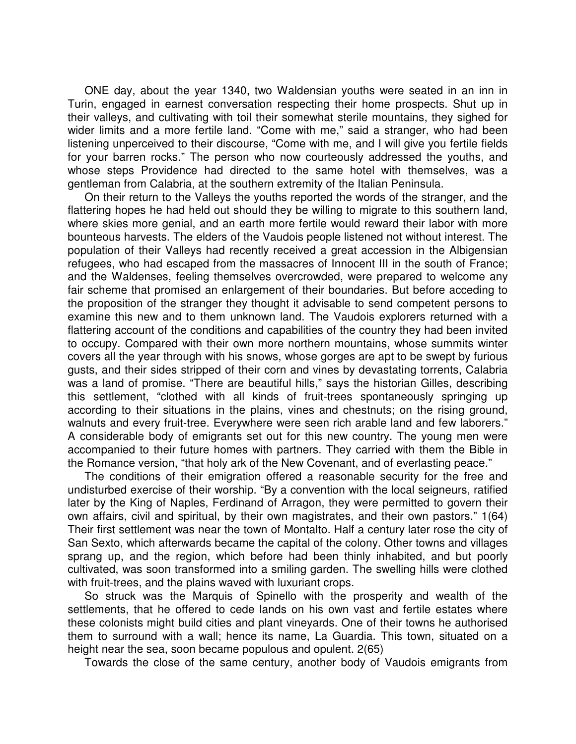ONE day, about the year 1340, two Waldensian youths were seated in an inn in Turin, engaged in earnest conversation respecting their home prospects. Shut up in their valleys, and cultivating with toil their somewhat sterile mountains, they sighed for wider limits and a more fertile land. "Come with me," said a stranger, who had been listening unperceived to their discourse, "Come with me, and I will give you fertile fields for your barren rocks." The person who now courteously addressed the youths, and whose steps Providence had directed to the same hotel with themselves, was a gentleman from Calabria, at the southern extremity of the Italian Peninsula.

On their return to the Valleys the youths reported the words of the stranger, and the flattering hopes he had held out should they be willing to migrate to this southern land, where skies more genial, and an earth more fertile would reward their labor with more bounteous harvests. The elders of the Vaudois people listened not without interest. The population of their Valleys had recently received a great accession in the Albigensian refugees, who had escaped from the massacres of Innocent III in the south of France; and the Waldenses, feeling themselves overcrowded, were prepared to welcome any fair scheme that promised an enlargement of their boundaries. But before acceding to the proposition of the stranger they thought it advisable to send competent persons to examine this new and to them unknown land. The Vaudois explorers returned with a flattering account of the conditions and capabilities of the country they had been invited to occupy. Compared with their own more northern mountains, whose summits winter covers all the year through with his snows, whose gorges are apt to be swept by furious gusts, and their sides stripped of their corn and vines by devastating torrents, Calabria was a land of promise. "There are beautiful hills," says the historian Gilles, describing this settlement, "clothed with all kinds of fruit-trees spontaneously springing up according to their situations in the plains, vines and chestnuts; on the rising ground, walnuts and every fruit-tree. Everywhere were seen rich arable land and few laborers." A considerable body of emigrants set out for this new country. The young men were accompanied to their future homes with partners. They carried with them the Bible in the Romance version, "that holy ark of the New Covenant, and of everlasting peace."

The conditions of their emigration offered a reasonable security for the free and undisturbed exercise of their worship. "By a convention with the local seigneurs, ratified later by the King of Naples, Ferdinand of Arragon, they were permitted to govern their own affairs, civil and spiritual, by their own magistrates, and their own pastors." 1(64) Their first settlement was near the town of Montalto. Half a century later rose the city of San Sexto, which afterwards became the capital of the colony. Other towns and villages sprang up, and the region, which before had been thinly inhabited, and but poorly cultivated, was soon transformed into a smiling garden. The swelling hills were clothed with fruit-trees, and the plains waved with luxuriant crops.

So struck was the Marquis of Spinello with the prosperity and wealth of the settlements, that he offered to cede lands on his own vast and fertile estates where these colonists might build cities and plant vineyards. One of their towns he authorised them to surround with a wall; hence its name, La Guardia. This town, situated on a height near the sea, soon became populous and opulent. 2(65)

Towards the close of the same century, another body of Vaudois emigrants from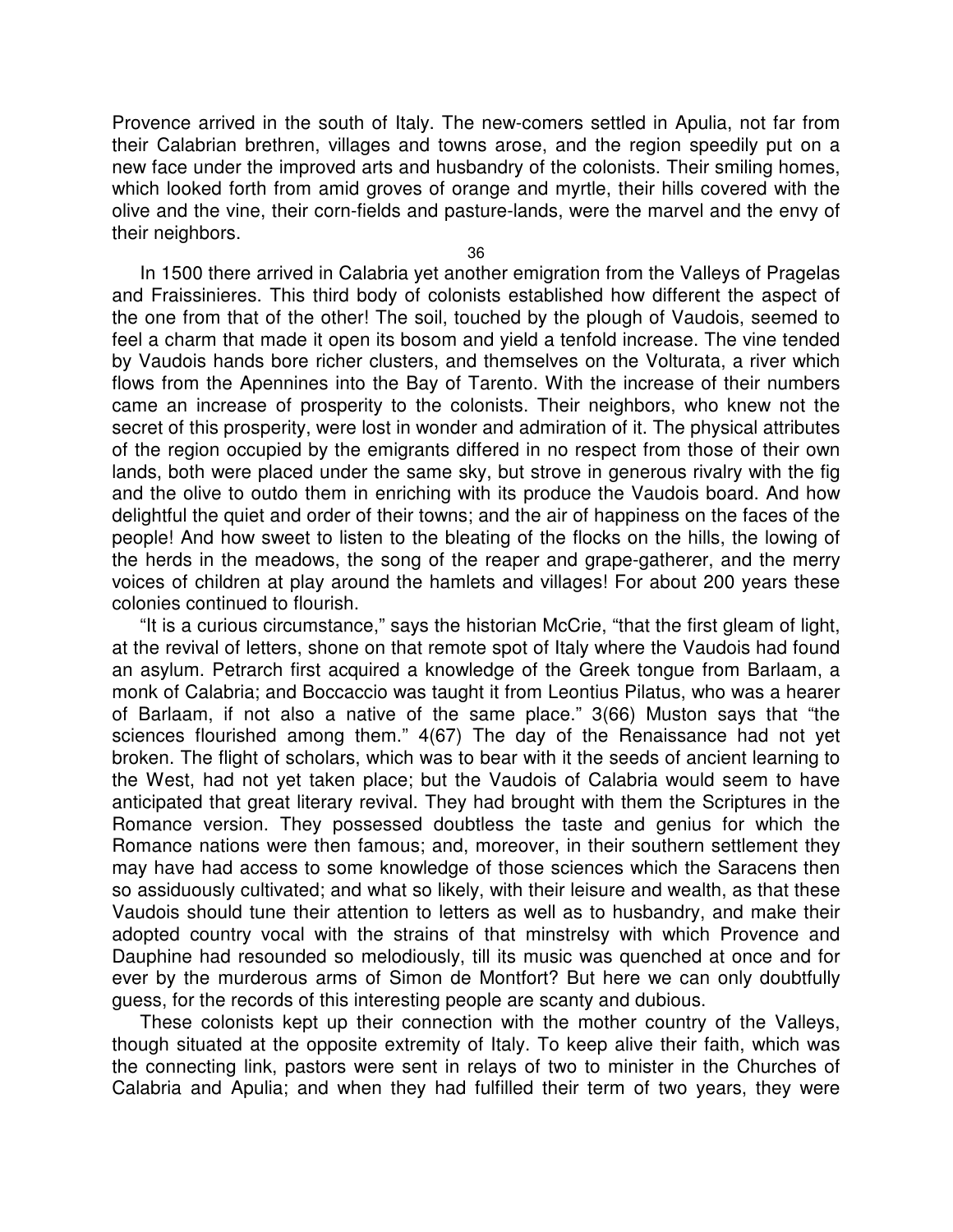Provence arrived in the south of Italy. The new-comers settled in Apulia, not far from their Calabrian brethren, villages and towns arose, and the region speedily put on a new face under the improved arts and husbandry of the colonists. Their smiling homes, which looked forth from amid groves of orange and myrtle, their hills covered with the olive and the vine, their corn-fields and pasture-lands, were the marvel and the envy of their neighbors.

In 1500 there arrived in Calabria yet another emigration from the Valleys of Pragelas and Fraissinieres. This third body of colonists established how different the aspect of the one from that of the other! The soil, touched by the plough of Vaudois, seemed to feel a charm that made it open its bosom and yield a tenfold increase. The vine tended by Vaudois hands bore richer clusters, and themselves on the Volturata, a river which flows from the Apennines into the Bay of Tarento. With the increase of their numbers came an increase of prosperity to the colonists. Their neighbors, who knew not the secret of this prosperity, were lost in wonder and admiration of it. The physical attributes of the region occupied by the emigrants differed in no respect from those of their own lands, both were placed under the same sky, but strove in generous rivalry with the fig and the olive to outdo them in enriching with its produce the Vaudois board. And how delightful the quiet and order of their towns; and the air of happiness on the faces of the people! And how sweet to listen to the bleating of the flocks on the hills, the lowing of the herds in the meadows, the song of the reaper and grape-gatherer, and the merry voices of children at play around the hamlets and villages! For about 200 years these colonies continued to flourish.

"It is a curious circumstance," says the historian McCrie, "that the first gleam of light, at the revival of letters, shone on that remote spot of Italy where the Vaudois had found an asylum. Petrarch first acquired a knowledge of the Greek tongue from Barlaam, a monk of Calabria; and Boccaccio was taught it from Leontius Pilatus, who was a hearer of Barlaam, if not also a native of the same place." 3(66) Muston says that "the sciences flourished among them." 4(67) The day of the Renaissance had not yet broken. The flight of scholars, which was to bear with it the seeds of ancient learning to the West, had not yet taken place; but the Vaudois of Calabria would seem to have anticipated that great literary revival. They had brought with them the Scriptures in the Romance version. They possessed doubtless the taste and genius for which the Romance nations were then famous; and, moreover, in their southern settlement they may have had access to some knowledge of those sciences which the Saracens then so assiduously cultivated; and what so likely, with their leisure and wealth, as that these Vaudois should tune their attention to letters as well as to husbandry, and make their adopted country vocal with the strains of that minstrelsy with which Provence and Dauphine had resounded so melodiously, till its music was quenched at once and for ever by the murderous arms of Simon de Montfort? But here we can only doubtfully guess, for the records of this interesting people are scanty and dubious.

These colonists kept up their connection with the mother country of the Valleys, though situated at the opposite extremity of Italy. To keep alive their faith, which was the connecting link, pastors were sent in relays of two to minister in the Churches of Calabria and Apulia; and when they had fulfilled their term of two years, they were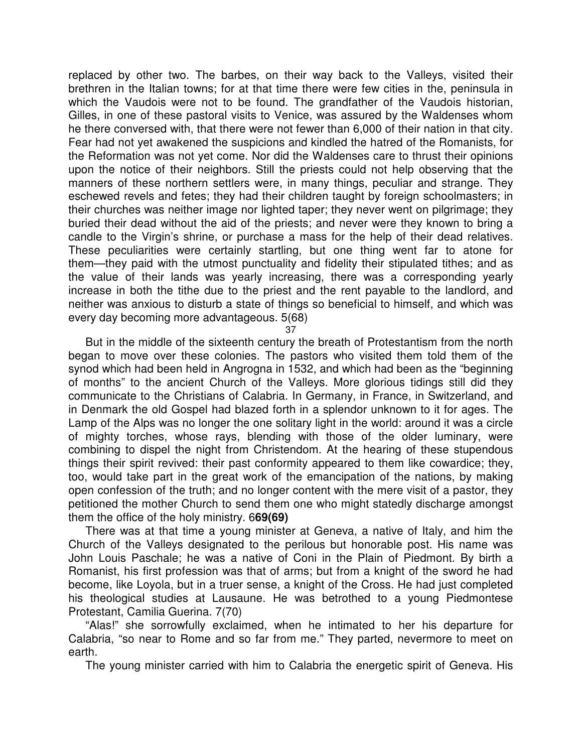replaced by other two. The barbes, on their way back to the Valleys, visited their brethren in the Italian towns; for at that time there were few cities in the, peninsula in which the Vaudois were not to be found. The grandfather of the Vaudois historian, Gilles, in one of these pastoral visits to Venice, was assured by the Waldenses whom he there conversed with, that there were not fewer than 6,000 of their nation in that city. Fear had not yet awakened the suspicions and kindled the hatred of the Romanists, for the Reformation was not yet come. Nor did the Waldenses care to thrust their opinions upon the notice of their neighbors. Still the priests could not help observing that the manners of these northern settlers were, in many things, peculiar and strange. They eschewed revels and fetes; they had their children taught by foreign schoolmasters; in their churches was neither image nor lighted taper; they never went on pilgrimage; they buried their dead without the aid of the priests; and never were they known to bring a candle to the Virgin's shrine, or purchase a mass for the help of their dead relatives. These peculiarities were certainly startling, but one thing went far to atone for them—they paid with the utmost punctuality and fidelity their stipulated tithes; and as the value of their lands was yearly increasing, there was a corresponding yearly increase in both the tithe due to the priest and the rent payable to the landlord, and neither was anxious to disturb a state of things so beneficial to himself, and which was every day becoming more advantageous. 5(68)

37

But in the middle of the sixteenth century the breath of Protestantism from the north began to move over these colonies. The pastors who visited them told them of the synod which had been held in Angrogna in 1532, and which had been as the "beginning of months" to the ancient Church of the Valleys. More glorious tidings still did they communicate to the Christians of Calabria. In Germany, in France, in Switzerland, and in Denmark the old Gospel had blazed forth in a splendor unknown to it for ages. The Lamp of the Alps was no longer the one solitary light in the world: around it was a circle of mighty torches, whose rays, blending with those of the older luminary, were combining to dispel the night from Christendom. At the hearing of these stupendous things their spirit revived: their past conformity appeared to them like cowardice; they, too, would take part in the great work of the emancipation of the nations, by making open confession of the truth; and no longer content with the mere visit of a pastor, they petitioned the mother Church to send them one who might statedly discharge amongst them the office of the holy ministry. 6**69(69)**

There was at that time a young minister at Geneva, a native of Italy, and him the Church of the Valleys designated to the perilous but honorable post. His name was John Louis Paschale; he was a native of Coni in the Plain of Piedmont. By birth a Romanist, his first profession was that of arms; but from a knight of the sword he had become, like Loyola, but in a truer sense, a knight of the Cross. He had just completed his theological studies at Lausaune. He was betrothed to a young Piedmontese Protestant, Camilia Guerina. 7(70)

"Alas!" she sorrowfully exclaimed, when he intimated to her his departure for Calabria, "so near to Rome and so far from me." They parted, nevermore to meet on earth.

The young minister carried with him to Calabria the energetic spirit of Geneva. His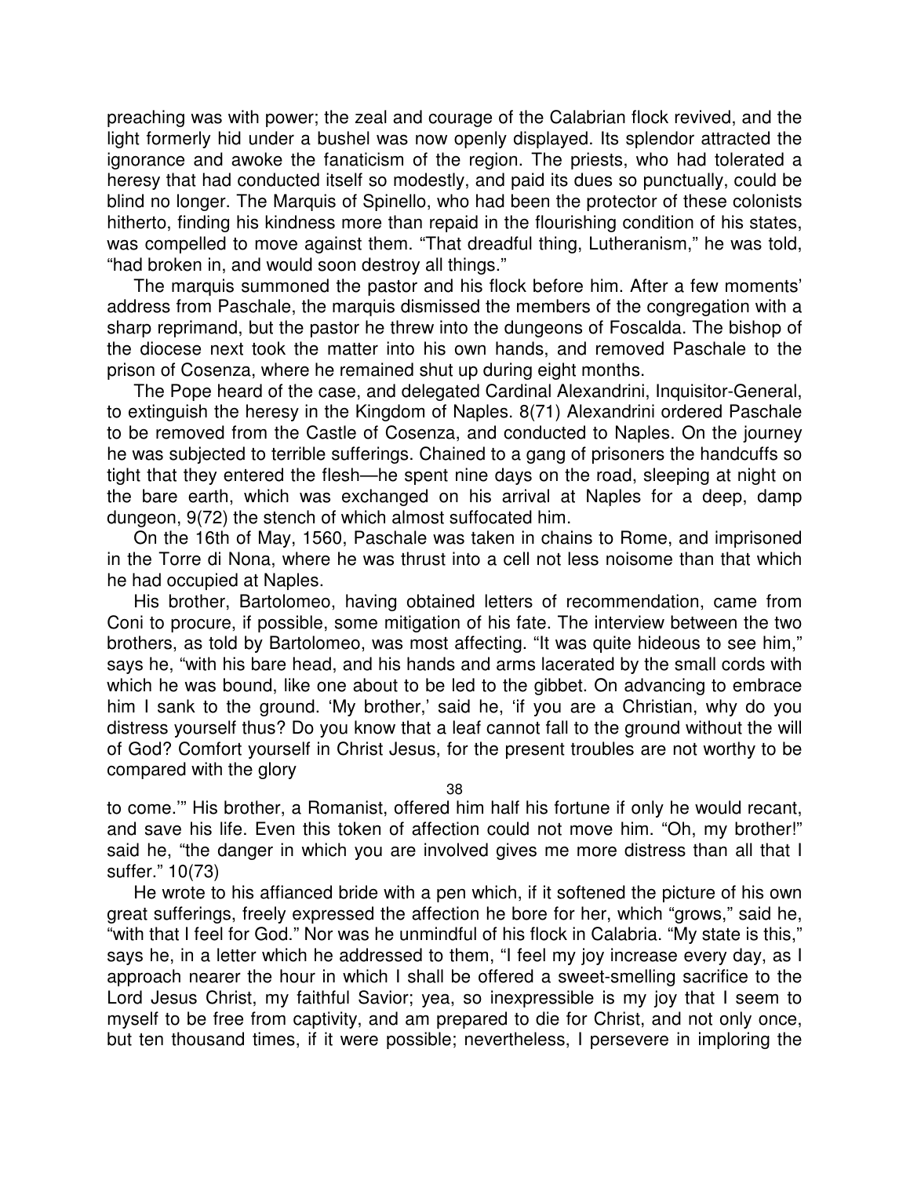preaching was with power; the zeal and courage of the Calabrian flock revived, and the light formerly hid under a bushel was now openly displayed. Its splendor attracted the ignorance and awoke the fanaticism of the region. The priests, who had tolerated a heresy that had conducted itself so modestly, and paid its dues so punctually, could be blind no longer. The Marquis of Spinello, who had been the protector of these colonists hitherto, finding his kindness more than repaid in the flourishing condition of his states, was compelled to move against them. "That dreadful thing, Lutheranism," he was told, "had broken in, and would soon destroy all things."

The marquis summoned the pastor and his flock before him. After a few moments' address from Paschale, the marquis dismissed the members of the congregation with a sharp reprimand, but the pastor he threw into the dungeons of Foscalda. The bishop of the diocese next took the matter into his own hands, and removed Paschale to the prison of Cosenza, where he remained shut up during eight months.

The Pope heard of the case, and delegated Cardinal Alexandrini, Inquisitor-General, to extinguish the heresy in the Kingdom of Naples. 8(71) Alexandrini ordered Paschale to be removed from the Castle of Cosenza, and conducted to Naples. On the journey he was subjected to terrible sufferings. Chained to a gang of prisoners the handcuffs so tight that they entered the flesh—he spent nine days on the road, sleeping at night on the bare earth, which was exchanged on his arrival at Naples for a deep, damp dungeon, 9(72) the stench of which almost suffocated him.

On the 16th of May, 1560, Paschale was taken in chains to Rome, and imprisoned in the Torre di Nona, where he was thrust into a cell not less noisome than that which he had occupied at Naples.

His brother, Bartolomeo, having obtained letters of recommendation, came from Coni to procure, if possible, some mitigation of his fate. The interview between the two brothers, as told by Bartolomeo, was most affecting. "It was quite hideous to see him," says he, "with his bare head, and his hands and arms lacerated by the small cords with which he was bound, like one about to be led to the gibbet. On advancing to embrace him I sank to the ground. 'My brother,' said he, 'if you are a Christian, why do you distress yourself thus? Do you know that a leaf cannot fall to the ground without the will of God? Comfort yourself in Christ Jesus, for the present troubles are not worthy to be compared with the glory to come.'" His brother, a Romanist, offered him half his fortune if only he would recant, and save his life. Even this token of affection could not move him. "Oh, my brother!" said he, "the danger in which you are involved gives me more distress than all that I suffer." 10(73)

He wrote to his affianced bride with a pen which, if it softened the picture of his own great sufferings, freely expressed the affection he bore for her, which "grows," said he, "with that I feel for God." Nor was he unmindful of his flock in Calabria. "My state is this," says he, in a letter which he addressed to them, "I feel my joy increase every day, as I approach nearer the hour in which I shall be offered a sweet-smelling sacrifice to the Lord Jesus Christ, my faithful Savior; yea, so inexpressible is my joy that I seem to myself to be free from captivity, and am prepared to die for Christ, and not only once, but ten thousand times, if it were possible; nevertheless, I persevere in imploring the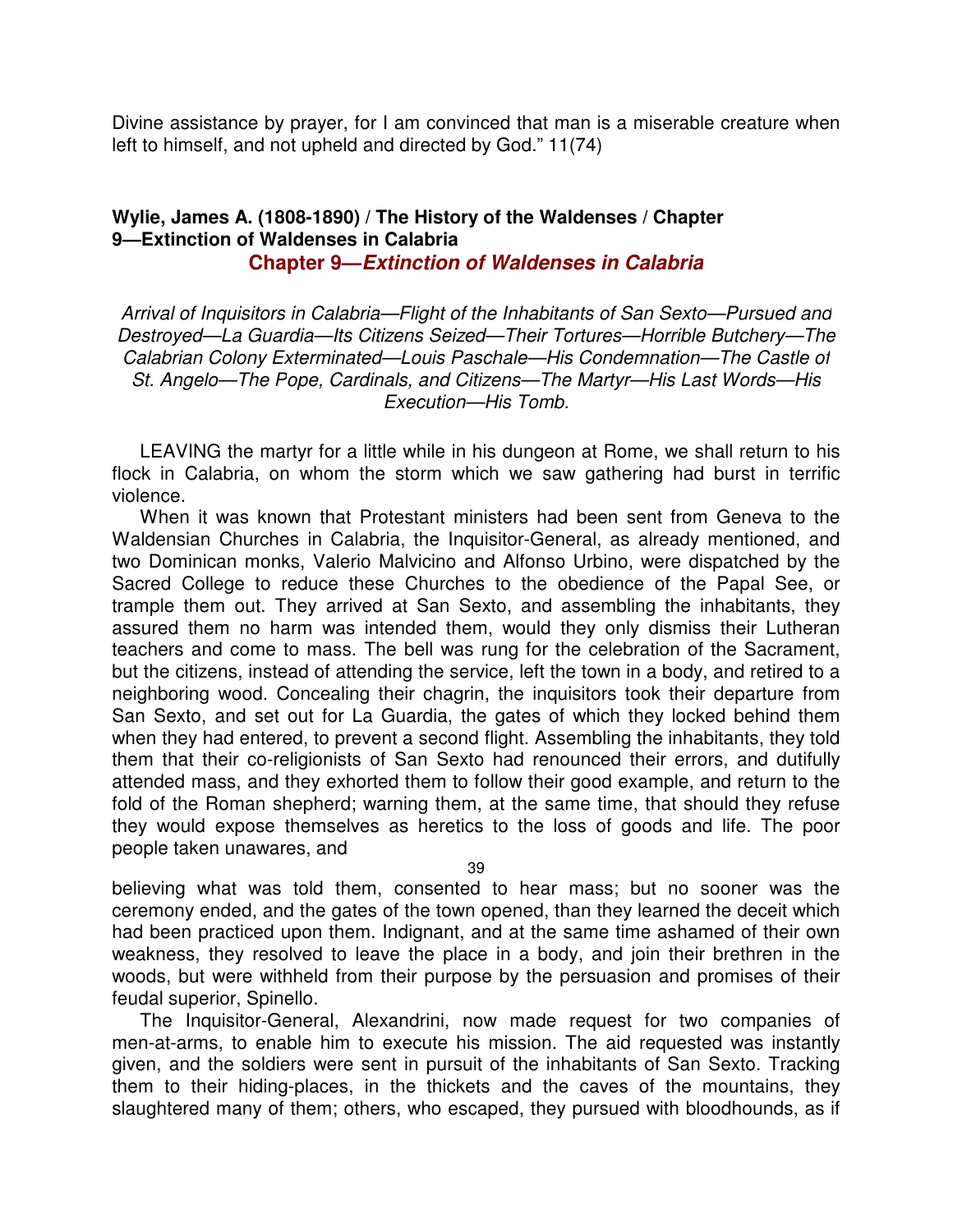Divine assistance by prayer, for I am convinced that man is a miserable creature when left to himself, and not upheld and directed by God." 11(74)

**Wylie, James A. (1808-1890) / The History of the Waldenses / Chapter 9—Extinction of Waldenses in Calabria**

## Chapter 9—*Extinction of Waldenses in Calabria*

*Arrival of Inquisitors in Calabria—Flight of the Inhabitants of San Sexto—Pursued and Destroyed—La Guardia—Its Citizens Seized—Their Tortures—Horrible Butchery—The Calabrian Colony Exterminated—Louis Paschale—His Condemnation—The Castle of St. Angelo—The Pope, Cardinals, and Citizens—The Martyr—His Last Words—His Execution—His Tomb.*

LEAVING the martyr for a little while in his dungeon at Rome, we shall return to his flock in Calabria, on whom the storm which we saw gathering had burst in terrific violence.

When it was known that Protestant ministers had been sent from Geneva to the Waldensian Churches in Calabria, the Inquisitor-General, as already mentioned, and two Dominican monks, Valerio Malvicino and Alfonso Urbino, were dispatched by the Sacred College to reduce these Churches to the obedience of the Papal See, or trample them out. They arrived at San Sexto, and assembling the inhabitants, they assured them no harm was intended them, would they only dismiss their Lutheran teachers and come to mass. The bell was rung for the celebration of the Sacrament, but the citizens, instead of attending the service, left the town in a body, and retired to a neighboring wood. Concealing their chagrin, the inquisitors took their departure from San Sexto, and set out for La Guardia, the gates of which they locked behind them when they had entered, to prevent a second flight. Assembling the inhabitants, they told them that their co-religionists of San Sexto had renounced their errors, and dutifully attended mass, and they exhorted them to follow their good example, and return to the fold of the Roman shepherd; warning them, at the same time, that should they refuse they would expose themselves as heretics to the loss of goods and life. The poor people taken unawares, and believing what was told them, consented to hear mass; but no sooner was the ceremony ended, and the gates of the town opened, than they learned the deceit which had been practiced upon them. Indignant, and at the same time ashamed of their own weakness, they resolved to leave the place in a body, and join their brethren in the woods, but were withheld from their purpose by the persuasion and promises of their feudal superior, Spinello.

The Inquisitor-General, Alexandrini, now made request for two companies of men-at-arms, to enable him to execute his mission. The aid requested was instantly given, and the soldiers were sent in pursuit of the inhabitants of San Sexto. Tracking them to their hiding-places, in the thickets and the caves of the mountains, they slaughtered many of them; others, who escaped, they pursued with bloodhounds, as if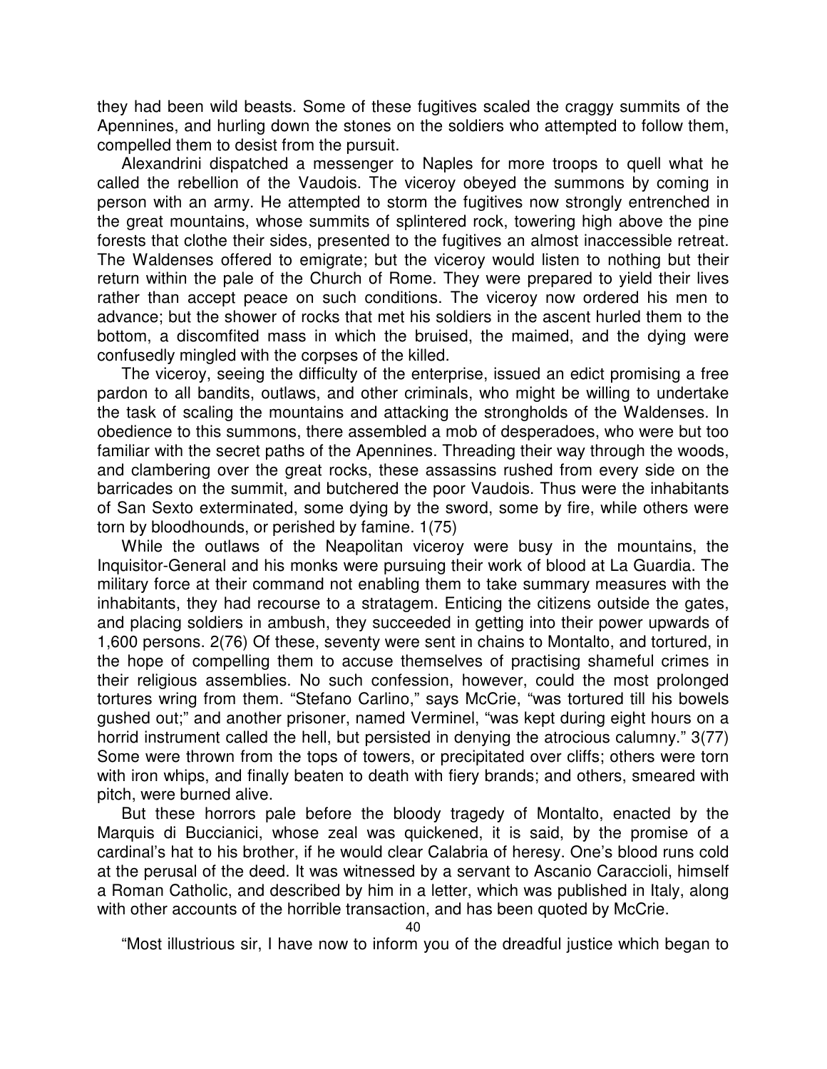they had been wild beasts. Some of these fugitives scaled the craggy summits of the Apennines, and hurling down the stones on the soldiers who attempted to follow them, compelled them to desist from the pursuit.

Alexandrini dispatched a messenger to Naples for more troops to quell what he called the rebellion of the Vaudois. The viceroy obeyed the summons by coming in person with an army. He attempted to storm the fugitives now strongly entrenched in the great mountains, whose summits of splintered rock, towering high above the pine forests that clothe their sides, presented to the fugitives an almost inaccessible retreat. The Waldenses offered to emigrate; but the viceroy would listen to nothing but their return within the pale of the Church of Rome. They were prepared to yield their lives rather than accept peace on such conditions. The viceroy now ordered his men to advance; but the shower of rocks that met his soldiers in the ascent hurled them to the bottom, a discomfited mass in which the bruised, the maimed, and the dying were confusedly mingled with the corpses of the killed.

The viceroy, seeing the difficulty of the enterprise, issued an edict promising a free pardon to all bandits, outlaws, and other criminals, who might be willing to undertake the task of scaling the mountains and attacking the strongholds of the Waldenses. In obedience to this summons, there assembled a mob of desperadoes, who were but too familiar with the secret paths of the Apennines. Threading their way through the woods, and clambering over the great rocks, these assassins rushed from every side on the barricades on the summit, and butchered the poor Vaudois. Thus were the inhabitants of San Sexto exterminated, some dying by the sword, some by fire, while others were torn by bloodhounds, or perished by famine. 1(75)

While the outlaws of the Neapolitan viceroy were busy in the mountains, the Inquisitor-General and his monks were pursuing their work of blood at La Guardia. The military force at their command not enabling them to take summary measures with the inhabitants, they had recourse to a stratagem. Enticing the citizens outside the gates, and placing soldiers in ambush, they succeeded in getting into their power upwards of 1,600 persons. 2(76) Of these, seventy were sent in chains to Montalto, and tortured, in the hope of compelling them to accuse themselves of practising shameful crimes in their religious assemblies. No such confession, however, could the most prolonged tortures wring from them. "Stefano Carlino," says McCrie, "was tortured till his bowels gushed out;" and another prisoner, named Verminel, "was kept during eight hours on a horrid instrument called the hell, but persisted in denying the atrocious calumny." 3(77) Some were thrown from the tops of towers, or precipitated over cliffs; others were torn with iron whips, and finally beaten to death with fiery brands; and others, smeared with pitch, were burned alive.

But these horrors pale before the bloody tragedy of Montalto, enacted by the Marquis di Buccianici, whose zeal was quickened, it is said, by the promise of a cardinal's hat to his brother, if he would clear Calabria of heresy. One's blood runs cold at the perusal of the deed. It was witnessed by a servant to Ascanio Caraccioli, himself a Roman Catholic, and described by him in a letter, which was published in Italy, along with other accounts of the horrible transaction, and has been quoted by McCrie.

"Most illustrious sir, I have now to inform you of the dreadful justice which began to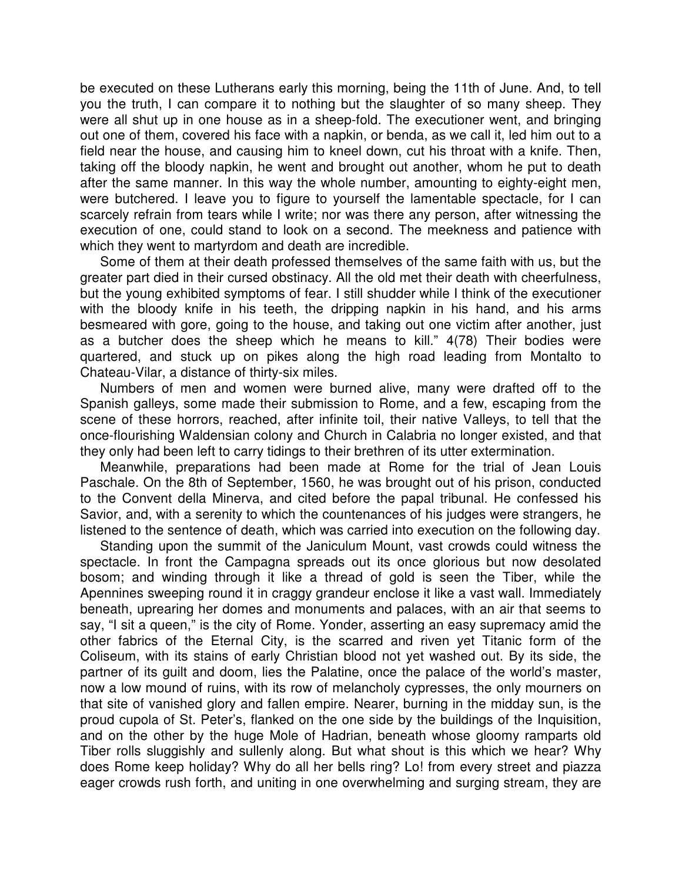be executed on these Lutherans early this morning, being the 11th of June. And, to tell you the truth, I can compare it to nothing but the slaughter of so many sheep. They were all shut up in one house as in a sheep-fold. The executioner went, and bringing out one of them, covered his face with a napkin, or benda, as we call it, led him out to a field near the house, and causing him to kneel down, cut his throat with a knife. Then, taking off the bloody napkin, he went and brought out another, whom he put to death after the same manner. In this way the whole number, amounting to eighty-eight men, were butchered. I leave you to figure to yourself the lamentable spectacle, for I can scarcely refrain from tears while I write; nor was there any person, after witnessing the execution of one, could stand to look on a second. The meekness and patience with which they went to martyrdom and death are incredible.

Some of them at their death professed themselves of the same faith with us, but the greater part died in their cursed obstinacy. All the old met their death with cheerfulness, but the young exhibited symptoms of fear. I still shudder while I think of the executioner with the bloody knife in his teeth, the dripping napkin in his hand, and his arms besmeared with gore, going to the house, and taking out one victim after another, just as a butcher does the sheep which he means to kill." 4(78) Their bodies were quartered, and stuck up on pikes along the high road leading from Montalto to Chateau-Vilar, a distance of thirty-six miles.

Numbers of men and women were burned alive, many were drafted off to the Spanish galleys, some made their submission to Rome, and a few, escaping from the scene of these horrors, reached, after infinite toil, their native Valleys, to tell that the once-flourishing Waldensian colony and Church in Calabria no longer existed, and that they only had been left to carry tidings to their brethren of its utter extermination.

Meanwhile, preparations had been made at Rome for the trial of Jean Louis Paschale. On the 8th of September, 1560, he was brought out of his prison, conducted to the Convent della Minerva, and cited before the papal tribunal. He confessed his Savior, and, with a serenity to which the countenances of his judges were strangers, he listened to the sentence of death, which was carried into execution on the following day.

Standing upon the summit of the Janiculum Mount, vast crowds could witness the spectacle. In front the Campagna spreads out its once glorious but now desolated bosom; and winding through it like a thread of gold is seen the Tiber, while the Apennines sweeping round it in craggy grandeur enclose it like a vast wall. Immediately beneath, uprearing her domes and monuments and palaces, with an air that seems to say, "I sit a queen," is the city of Rome. Yonder, asserting an easy supremacy amid the other fabrics of the Eternal City, is the scarred and riven yet Titanic form of the Coliseum, with its stains of early Christian blood not yet washed out. By its side, the partner of its guilt and doom, lies the Palatine, once the palace of the world's master, now a low mound of ruins, with its row of melancholy cypresses, the only mourners on that site of vanished glory and fallen empire. Nearer, burning in the midday sun, is the proud cupola of St. Peter's, flanked on the one side by the buildings of the Inquisition, and on the other by the huge Mole of Hadrian, beneath whose gloomy ramparts old Tiber rolls sluggishly and sullenly along. But what shout is this which we hear? Why does Rome keep holiday? Why do all her bells ring? Lo! from every street and piazza eager crowds rush forth, and uniting in one overwhelming and surging stream, they are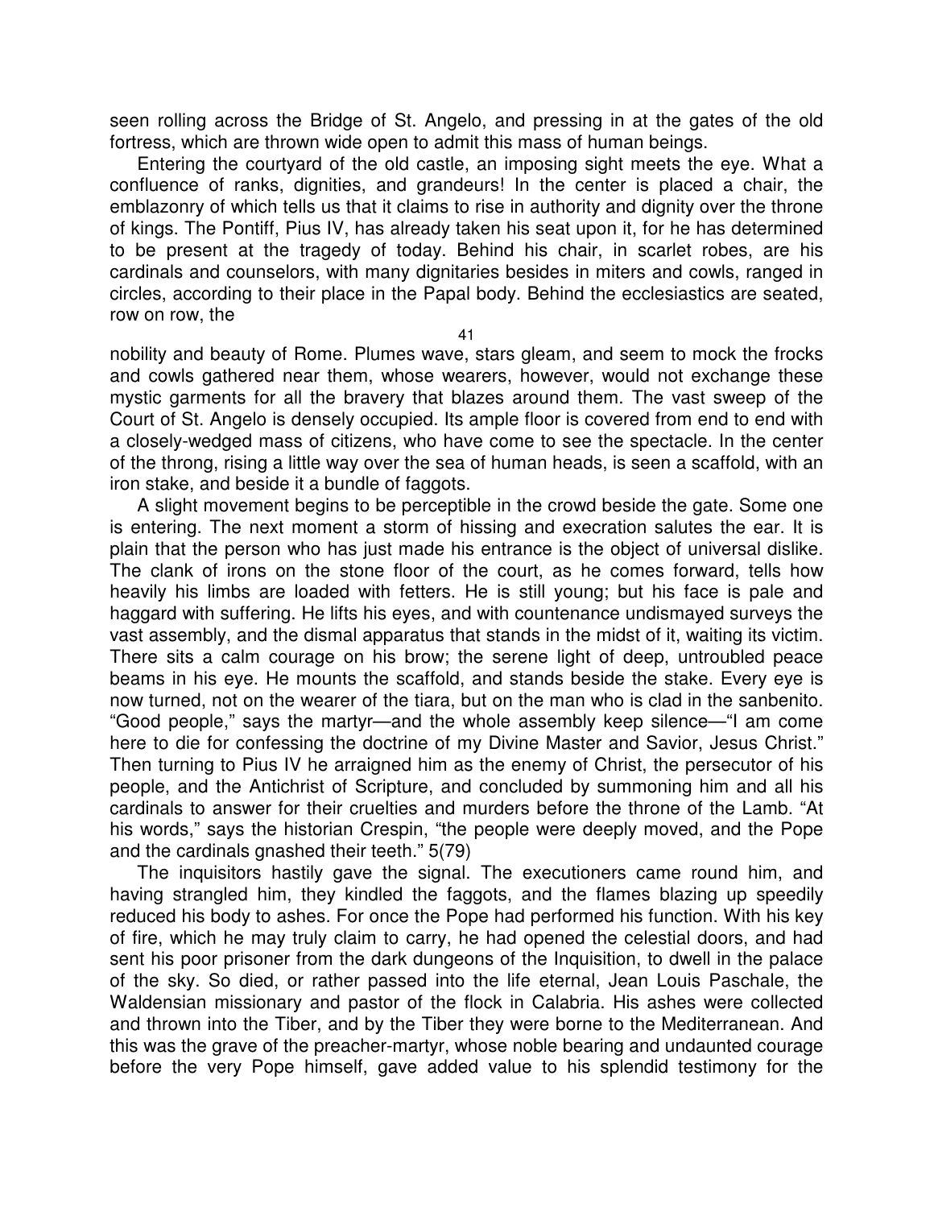seen rolling across the Bridge of St. Angelo, and pressing in at the gates of the old fortress, which are thrown wide open to admit this mass of human beings.

Entering the courtyard of the old castle, an imposing sight meets the eye. What a confluence of ranks, dignities, and grandeurs! In the center is placed a chair, the emblazonry of which tells us that it claims to rise in authority and dignity over the throne of kings. The Pontiff, Pius IV, has already taken his seat upon it, for he has determined to be present at the tragedy of today. Behind his chair, in scarlet robes, are his cardinals and counselors, with many dignitaries besides in miters and cowls, ranged in circles, according to their place in the Papal body. Behind the ecclesiastics are seated, row on row, the nobility and beauty of Rome. Plumes wave, stars gleam, and seem to mock the frocks and cowls gathered near them, whose wearers, however, would not exchange these mystic garments for all the bravery that blazes around them. The vast sweep of the Court of St. Angelo is densely occupied. Its ample floor is covered from end to end with a closely-wedged mass of citizens, who have come to see the spectacle. In the center of the throng, rising a little way over the sea of human heads, is seen a scaffold, with an iron stake, and beside it a bundle of faggots.

A slight movement begins to be perceptible in the crowd beside the gate. Some one is entering. The next moment a storm of hissing and execration salutes the ear. It is plain that the person who has just made his entrance is the object of universal dislike. The clank of irons on the stone floor of the court, as he comes forward, tells how heavily his limbs are loaded with fetters. He is still young; but his face is pale and haggard with suffering. He lifts his eyes, and with countenance undismayed surveys the vast assembly, and the dismal apparatus that stands in the midst of it, waiting its victim. There sits a calm courage on his brow; the serene light of deep, untroubled peace beams in his eye. He mounts the scaffold, and stands beside the stake. Every eye is now turned, not on the wearer of the tiara, but on the man who is clad in the sanbenito. "Good people," says the martyr—and the whole assembly keep silence—"I am come here to die for confessing the doctrine of my Divine Master and Savior, Jesus Christ." Then turning to Pius IV he arraigned him as the enemy of Christ, the persecutor of his people, and the Antichrist of Scripture, and concluded by summoning him and all his cardinals to answer for their cruelties and murders before the throne of the Lamb. "At his words," says the historian Crespin, "the people were deeply moved, and the Pope and the cardinals gnashed their teeth." 5(79)

The inquisitors hastily gave the signal. The executioners came round him, and having strangled him, they kindled the faggots, and the flames blazing up speedily reduced his body to ashes. For once the Pope had performed his function. With his key of fire, which he may truly claim to carry, he had opened the celestial doors, and had sent his poor prisoner from the dark dungeons of the Inquisition, to dwell in the palace of the sky. So died, or rather passed into the life eternal, Jean Louis Paschale, the Waldensian missionary and pastor of the flock in Calabria. His ashes were collected and thrown into the Tiber, and by the Tiber they were borne to the Mediterranean. And this was the grave of the preacher-martyr, whose noble bearing and undaunted courage before the very Pope himself, gave added value to his splendid testimony for the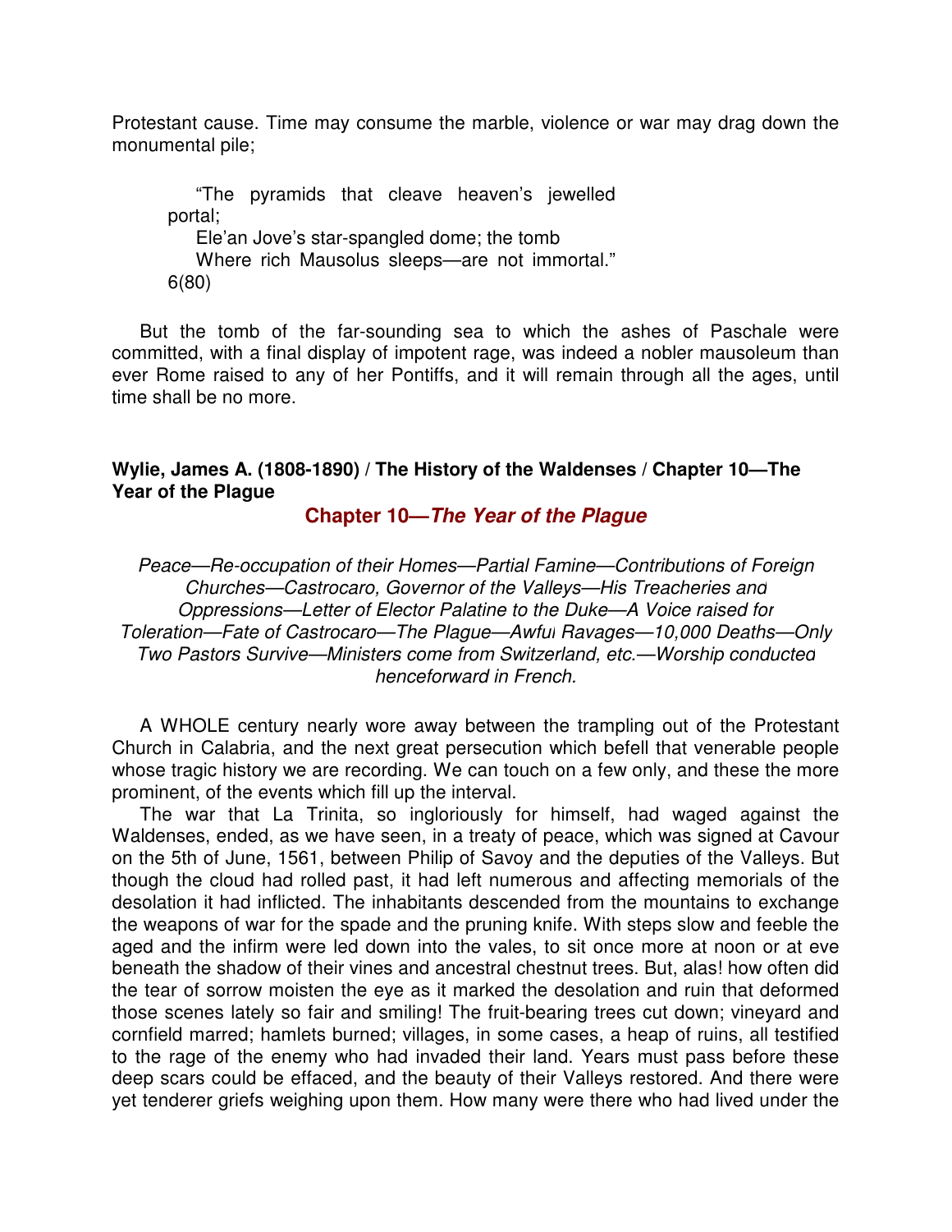Protestant cause. Time may consume the marble, violence or war may drag down the monumental pile;

> "The pyramids that cleave heaven's jewelled portal;
> Ele'an Jove's star-spangled dome; the tomb
> Where rich Mausolus sleeps—are not immortal." 6(80)

But the tomb of the far-sounding sea to which the ashes of Paschale were committed, with a final display of impotent rage, was indeed a nobler mausoleum than ever Rome raised to any of her Pontiffs, and it will remain through all the ages, until time shall be no more.

**Wylie, James A. (1808-1890) / The History of the Waldenses / Chapter 10—The Year of the Plague**

## Chapter 10—*The Year of the Plague*

*Peace—Re-occupation of their Homes—Partial Famine—Contributions of Foreign Churches—Castrocaro, Governor of the Valleys—His Treacheries and Oppressions—Letter of Elector Palatine to the Duke—A Voice raised for Toleration—Fate of Castrocaro—The Plague—Awful Ravages—10,000 Deaths—Only Two Pastors Survive—Ministers come from Switzerland, etc.—Worship conducted henceforward in French.*

A WHOLE century nearly wore away between the trampling out of the Protestant Church in Calabria, and the next great persecution which befell that venerable people whose tragic history we are recording. We can touch on a few only, and these the more prominent, of the events which fill up the interval.

The war that La Trinita, so ingloriously for himself, had waged against the Waldenses, ended, as we have seen, in a treaty of peace, which was signed at Cavour on the 5th of June, 1561, between Philip of Savoy and the deputies of the Valleys. But though the cloud had rolled past, it had left numerous and affecting memorials of the desolation it had inflicted. The inhabitants descended from the mountains to exchange the weapons of war for the spade and the pruning knife. With steps slow and feeble the aged and the infirm were led down into the vales, to sit once more at noon or at eve beneath the shadow of their vines and ancestral chestnut trees. But, alas! how often did the tear of sorrow moisten the eye as it marked the desolation and ruin that deformed those scenes lately so fair and smiling! The fruit-bearing trees cut down; vineyard and cornfield marred; hamlets burned; villages, in some cases, a heap of ruins, all testified to the rage of the enemy who had invaded their land. Years must pass before these deep scars could be effaced, and the beauty of their Valleys restored. And there were yet tenderer griefs weighing upon them. How many were there who had lived under the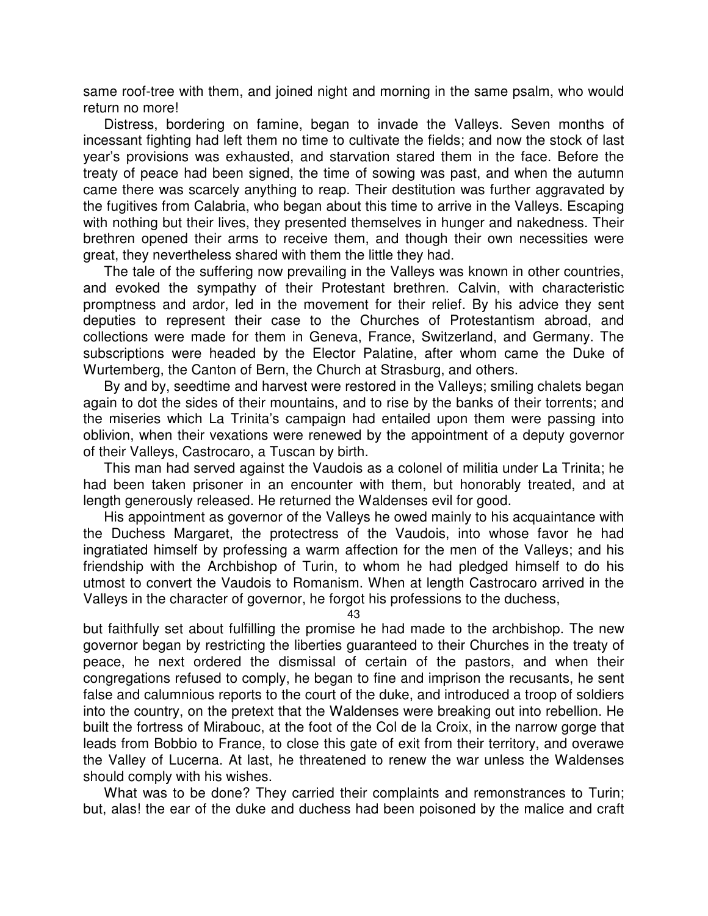same roof-tree with them, and joined night and morning in the same psalm, who would return no more!

Distress, bordering on famine, began to invade the Valleys. Seven months of incessant fighting had left them no time to cultivate the fields; and now the stock of last year's provisions was exhausted, and starvation stared them in the face. Before the treaty of peace had been signed, the time of sowing was past, and when the autumn came there was scarcely anything to reap. Their destitution was further aggravated by the fugitives from Calabria, who began about this time to arrive in the Valleys. Escaping with nothing but their lives, they presented themselves in hunger and nakedness. Their brethren opened their arms to receive them, and though their own necessities were great, they nevertheless shared with them the little they had.

The tale of the suffering now prevailing in the Valleys was known in other countries, and evoked the sympathy of their Protestant brethren. Calvin, with characteristic promptness and ardor, led in the movement for their relief. By his advice they sent deputies to represent their case to the Churches of Protestantism abroad, and collections were made for them in Geneva, France, Switzerland, and Germany. The subscriptions were headed by the Elector Palatine, after whom came the Duke of Wurtemberg, the Canton of Bern, the Church at Strasburg, and others.

By and by, seedtime and harvest were restored in the Valleys; smiling chalets began again to dot the sides of their mountains, and to rise by the banks of their torrents; and the miseries which La Trinita's campaign had entailed upon them were passing into oblivion, when their vexations were renewed by the appointment of a deputy governor of their Valleys, Castrocaro, a Tuscan by birth.

This man had served against the Vaudois as a colonel of militia under La Trinita; he had been taken prisoner in an encounter with them, but honorably treated, and at length generously released. He returned the Waldenses evil for good.

His appointment as governor of the Valleys he owed mainly to his acquaintance with the Duchess Margaret, the protectress of the Vaudois, into whose favor he had ingratiated himself by professing a warm affection for the men of the Valleys; and his friendship with the Archbishop of Turin, to whom he had pledged himself to do his utmost to convert the Vaudois to Romanism. When at length Castrocaro arrived in the Valleys in the character of governor, he forgot his professions to the duchess, but faithfully set about fulfilling the promise he had made to the archbishop. The new governor began by restricting the liberties guaranteed to their Churches in the treaty of peace, he next ordered the dismissal of certain of the pastors, and when their congregations refused to comply, he began to fine and imprison the recusants, he sent false and calumnious reports to the court of the duke, and introduced a troop of soldiers into the country, on the pretext that the Waldenses were breaking out into rebellion. He built the fortress of Mirabouc, at the foot of the Col de la Croix, in the narrow gorge that leads from Bobbio to France, to close this gate of exit from their territory, and overawe the Valley of Lucerna. At last, he threatened to renew the war unless the Waldenses should comply with his wishes.

What was to be done? They carried their complaints and remonstrances to Turin; but, alas! the ear of the duke and duchess had been poisoned by the malice and craft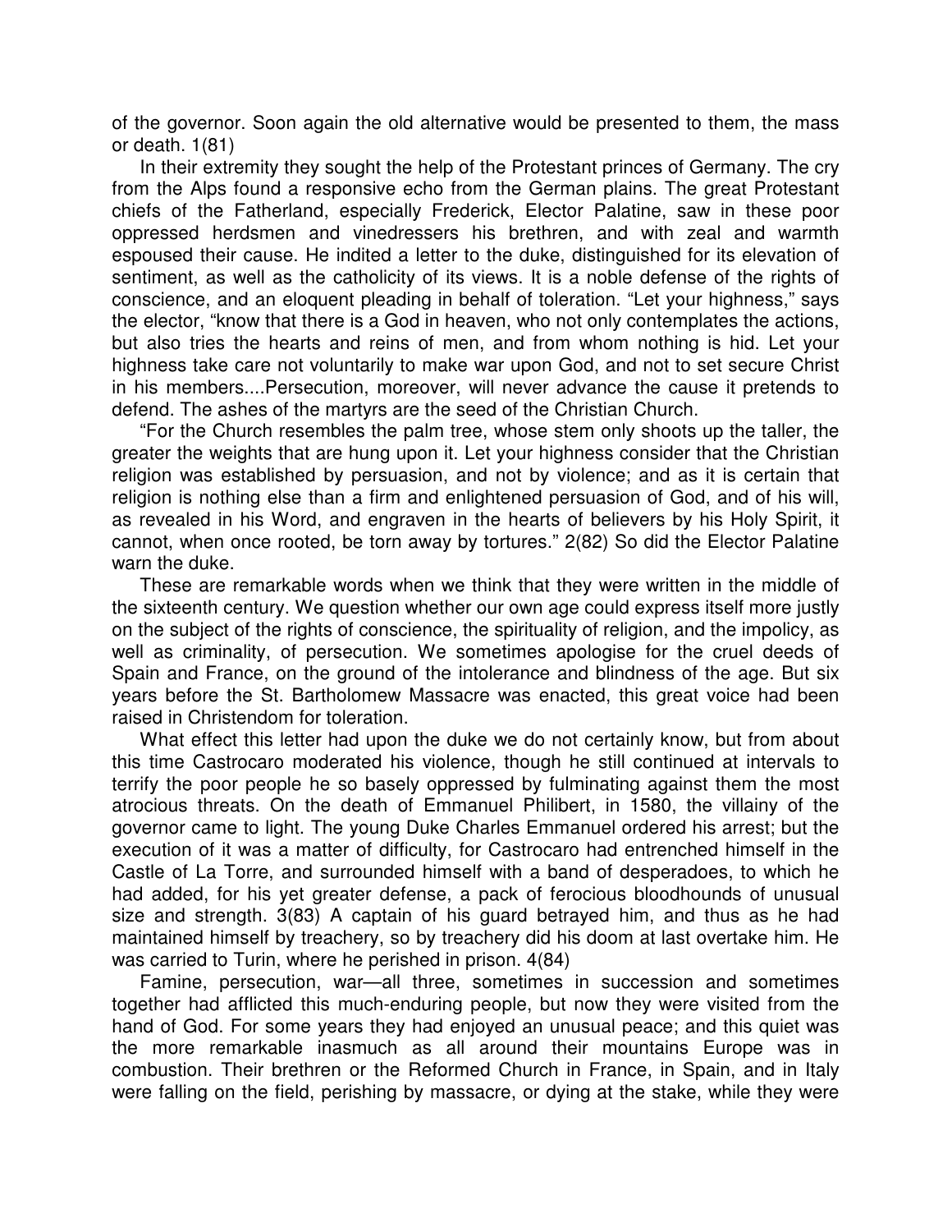of the governor. Soon again the old alternative would be presented to them, the mass or death. 1(81)

In their extremity they sought the help of the Protestant princes of Germany. The cry from the Alps found a responsive echo from the German plains. The great Protestant chiefs of the Fatherland, especially Frederick, Elector Palatine, saw in these poor oppressed herdsmen and vinedressers his brethren, and with zeal and warmth espoused their cause. He indited a letter to the duke, distinguished for its elevation of sentiment, as well as the catholicity of its views. It is a noble defense of the rights of conscience, and an eloquent pleading in behalf of toleration. "Let your highness," says the elector, "know that there is a God in heaven, who not only contemplates the actions, but also tries the hearts and reins of men, and from whom nothing is hid. Let your highness take care not voluntarily to make war upon God, and not to set secure Christ in his members....Persecution, moreover, will never advance the cause it pretends to defend. The ashes of the martyrs are the seed of the Christian Church.

"For the Church resembles the palm tree, whose stem only shoots up the taller, the greater the weights that are hung upon it. Let your highness consider that the Christian religion was established by persuasion, and not by violence; and as it is certain that religion is nothing else than a firm and enlightened persuasion of God, and of his will, as revealed in his Word, and engraven in the hearts of believers by his Holy Spirit, it cannot, when once rooted, be torn away by tortures." 2(82) So did the Elector Palatine warn the duke.

These are remarkable words when we think that they were written in the middle of the sixteenth century. We question whether our own age could express itself more justly on the subject of the rights of conscience, the spirituality of religion, and the impolicy, as well as criminality, of persecution. We sometimes apologise for the cruel deeds of Spain and France, on the ground of the intolerance and blindness of the age. But six years before the St. Bartholomew Massacre was enacted, this great voice had been raised in Christendom for toleration.

What effect this letter had upon the duke we do not certainly know, but from about this time Castrocaro moderated his violence, though he still continued at intervals to terrify the poor people he so basely oppressed by fulminating against them the most atrocious threats. On the death of Emmanuel Philibert, in 1580, the villainy of the governor came to light. The young Duke Charles Emmanuel ordered his arrest; but the execution of it was a matter of difficulty, for Castrocaro had entrenched himself in the Castle of La Torre, and surrounded himself with a band of desperadoes, to which he had added, for his yet greater defense, a pack of ferocious bloodhounds of unusual size and strength. 3(83) A captain of his guard betrayed him, and thus as he had maintained himself by treachery, so by treachery did his doom at last overtake him. He was carried to Turin, where he perished in prison. 4(84)

Famine, persecution, war—all three, sometimes in succession and sometimes together had afflicted this much-enduring people, but now they were visited from the hand of God. For some years they had enjoyed an unusual peace; and this quiet was the more remarkable inasmuch as all around their mountains Europe was in combustion. Their brethren or the Reformed Church in France, in Spain, and in Italy were falling on the field, perishing by massacre, or dying at the stake, while they were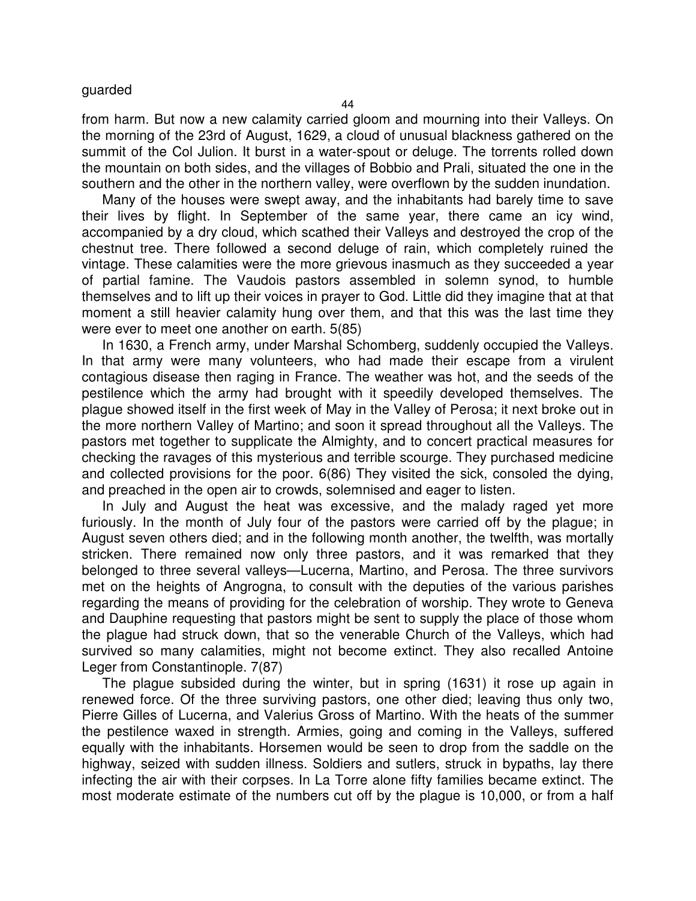guarded

from harm. But now a new calamity carried gloom and mourning into their Valleys. On the morning of the 23rd of August, 1629, a cloud of unusual blackness gathered on the summit of the Col Julion. It burst in a water-spout or deluge. The torrents rolled down the mountain on both sides, and the villages of Bobbio and Prali, situated the one in the southern and the other in the northern valley, were overflown by the sudden inundation.

Many of the houses were swept away, and the inhabitants had barely time to save their lives by flight. In September of the same year, there came an icy wind, accompanied by a dry cloud, which scathed their Valleys and destroyed the crop of the chestnut tree. There followed a second deluge of rain, which completely ruined the vintage. These calamities were the more grievous inasmuch as they succeeded a year of partial famine. The Vaudois pastors assembled in solemn synod, to humble themselves and to lift up their voices in prayer to God. Little did they imagine that at that moment a still heavier calamity hung over them, and that this was the last time they were ever to meet one another on earth. 5(85)

In 1630, a French army, under Marshal Schomberg, suddenly occupied the Valleys. In that army were many volunteers, who had made their escape from a virulent contagious disease then raging in France. The weather was hot, and the seeds of the pestilence which the army had brought with it speedily developed themselves. The plague showed itself in the first week of May in the Valley of Perosa; it next broke out in the more northern Valley of Martino; and soon it spread throughout all the Valleys. The pastors met together to supplicate the Almighty, and to concert practical measures for checking the ravages of this mysterious and terrible scourge. They purchased medicine and collected provisions for the poor. 6(86) They visited the sick, consoled the dying, and preached in the open air to crowds, solemnised and eager to listen.

In July and August the heat was excessive, and the malady raged yet more furiously. In the month of July four of the pastors were carried off by the plague; in August seven others died; and in the following month another, the twelfth, was mortally stricken. There remained now only three pastors, and it was remarked that they belonged to three several valleys—Lucerna, Martino, and Perosa. The three survivors met on the heights of Angrogna, to consult with the deputies of the various parishes regarding the means of providing for the celebration of worship. They wrote to Geneva and Dauphine requesting that pastors might be sent to supply the place of those whom the plague had struck down, that so the venerable Church of the Valleys, which had survived so many calamities, might not become extinct. They also recalled Antoine Leger from Constantinople. 7(87)

The plague subsided during the winter, but in spring (1631) it rose up again in renewed force. Of the three surviving pastors, one other died; leaving thus only two, Pierre Gilles of Lucerna, and Valerius Gross of Martino. With the heats of the summer the pestilence waxed in strength. Armies, going and coming in the Valleys, suffered equally with the inhabitants. Horsemen would be seen to drop from the saddle on the highway, seized with sudden illness. Soldiers and sutlers, struck in bypaths, lay there infecting the air with their corpses. In La Torre alone fifty families became extinct. The most moderate estimate of the numbers cut off by the plague is 10,000, or from a half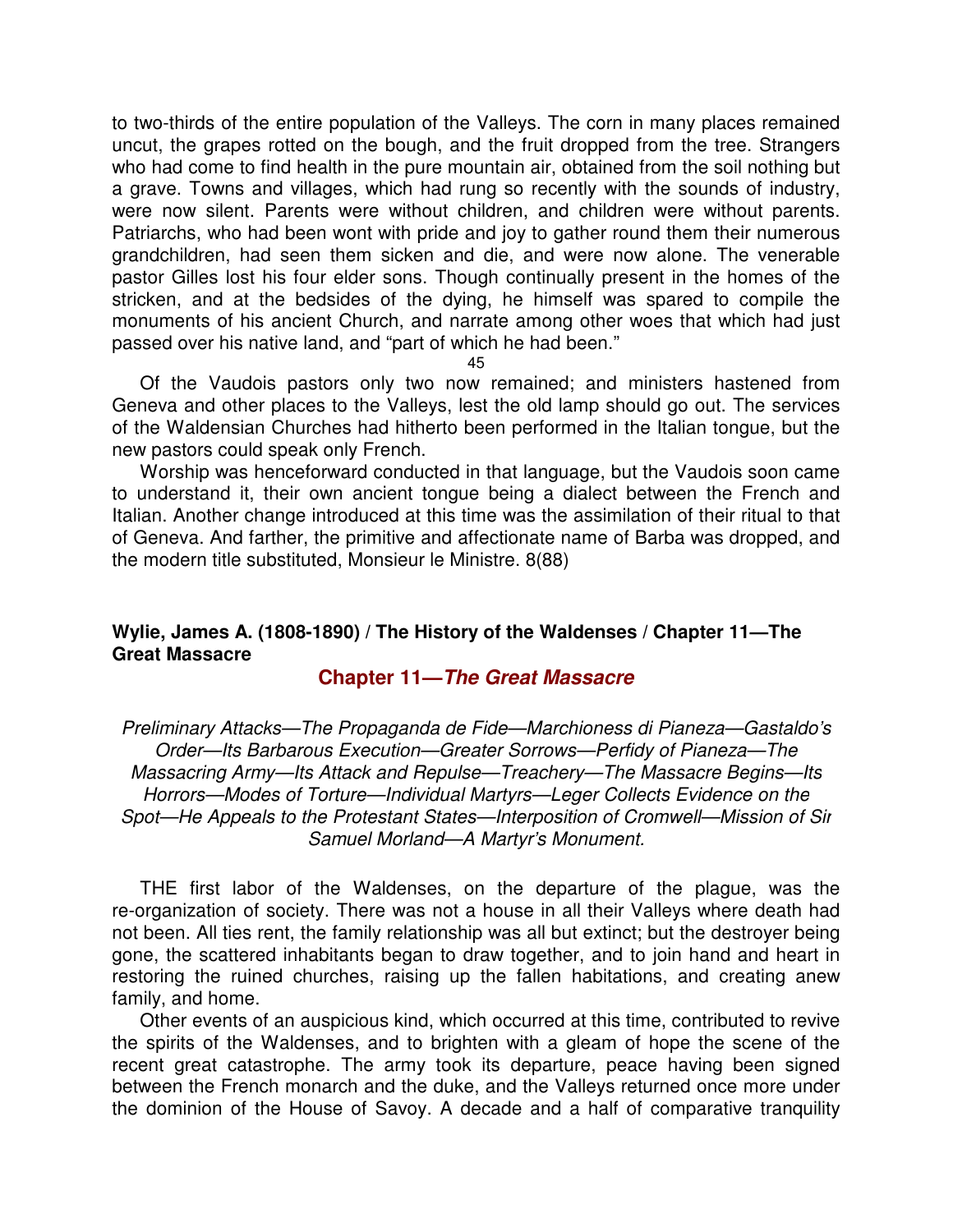to two-thirds of the entire population of the Valleys. The corn in many places remained uncut, the grapes rotted on the bough, and the fruit dropped from the tree. Strangers who had come to find health in the pure mountain air, obtained from the soil nothing but a grave. Towns and villages, which had rung so recently with the sounds of industry, were now silent. Parents were without children, and children were without parents. Patriarchs, who had been wont with pride and joy to gather round them their numerous grandchildren, had seen them sicken and die, and were now alone. The venerable pastor Gilles lost his four elder sons. Though continually present in the homes of the stricken, and at the bedsides of the dying, he himself was spared to compile the monuments of his ancient Church, and narrate among other woes that which had just passed over his native land, and "part of which he had been."

Of the Vaudois pastors only two now remained; and ministers hastened from Geneva and other places to the Valleys, lest the old lamp should go out. The services of the Waldensian Churches had hitherto been performed in the Italian tongue, but the new pastors could speak only French.

Worship was henceforward conducted in that language, but the Vaudois soon came to understand it, their own ancient tongue being a dialect between the French and Italian. Another change introduced at this time was the assimilation of their ritual to that of Geneva. And farther, the primitive and affectionate name of Barba was dropped, and the modern title substituted, Monsieur le Ministre. 8(88)

**Wylie, James A. (1808-1890) / The History of the Waldenses / Chapter 11—The Great Massacre**

## Chapter 11—*The Great Massacre*

*Preliminary Attacks—The Propaganda de Fide—Marchioness di Pianeza—Gastaldo's Order—Its Barbarous Execution—Greater Sorrows—Perfidy of Pianeza—The Massacring Army—Its Attack and Repulse—Treachery—The Massacre Begins—Its Horrors—Modes of Torture—Individual Martyrs—Leger Collects Evidence on the Spot—He Appeals to the Protestant States—Interposition of Cromwell—Mission of Sir Samuel Morland—A Martyr's Monument.*

THE first labor of the Waldenses, on the departure of the plague, was the re-organization of society. There was not a house in all their Valleys where death had not been. All ties rent, the family relationship was all but extinct; but the destroyer being gone, the scattered inhabitants began to draw together, and to join hand and heart in restoring the ruined churches, raising up the fallen habitations, and creating anew family, and home.

Other events of an auspicious kind, which occurred at this time, contributed to revive the spirits of the Waldenses, and to brighten with a gleam of hope the scene of the recent great catastrophe. The army took its departure, peace having been signed between the French monarch and the duke, and the Valleys returned once more under the dominion of the House of Savoy. A decade and a half of comparative tranquility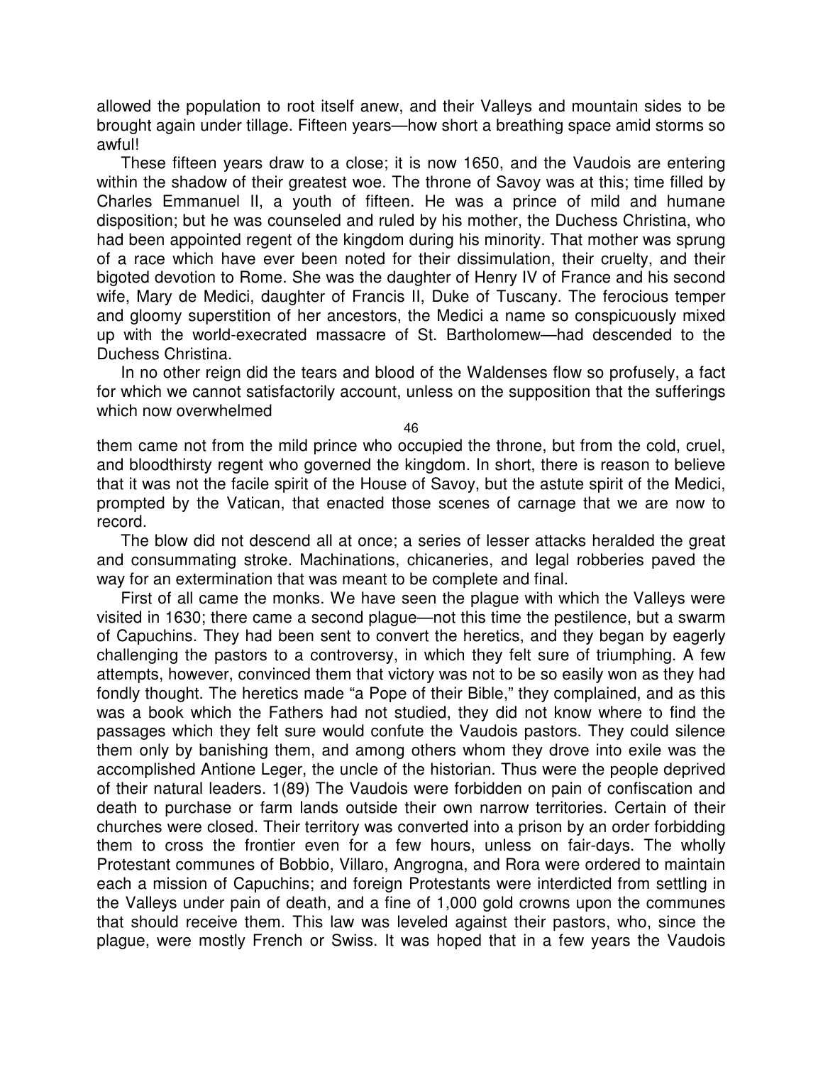allowed the population to root itself anew, and their Valleys and mountain sides to be brought again under tillage. Fifteen years—how short a breathing space amid storms so awful!

These fifteen years draw to a close; it is now 1650, and the Vaudois are entering within the shadow of their greatest woe. The throne of Savoy was at this; time filled by Charles Emmanuel II, a youth of fifteen. He was a prince of mild and humane disposition; but he was counseled and ruled by his mother, the Duchess Christina, who had been appointed regent of the kingdom during his minority. That mother was sprung of a race which have ever been noted for their dissimulation, their cruelty, and their bigoted devotion to Rome. She was the daughter of Henry IV of France and his second wife, Mary de Medici, daughter of Francis II, Duke of Tuscany. The ferocious temper and gloomy superstition of her ancestors, the Medici a name so conspicuously mixed up with the world-execrated massacre of St. Bartholomew—had descended to the Duchess Christina.

In no other reign did the tears and blood of the Waldenses flow so profusely, a fact for which we cannot satisfactorily account, unless on the supposition that the sufferings which now overwhelmed them came not from the mild prince who occupied the throne, but from the cold, cruel, and bloodthirsty regent who governed the kingdom. In short, there is reason to believe that it was not the facile spirit of the House of Savoy, but the astute spirit of the Medici, prompted by the Vatican, that enacted those scenes of carnage that we are now to record.

The blow did not descend all at once; a series of lesser attacks heralded the great and consummating stroke. Machinations, chicaneries, and legal robberies paved the way for an extermination that was meant to be complete and final.

First of all came the monks. We have seen the plague with which the Valleys were visited in 1630; there came a second plague—not this time the pestilence, but a swarm of Capuchins. They had been sent to convert the heretics, and they began by eagerly challenging the pastors to a controversy, in which they felt sure of triumphing. A few attempts, however, convinced them that victory was not to be so easily won as they had fondly thought. The heretics made "a Pope of their Bible," they complained, and as this was a book which the Fathers had not studied, they did not know where to find the passages which they felt sure would confute the Vaudois pastors. They could silence them only by banishing them, and among others whom they drove into exile was the accomplished Antione Leger, the uncle of the historian. Thus were the people deprived of their natural leaders. 1(89) The Vaudois were forbidden on pain of confiscation and death to purchase or farm lands outside their own narrow territories. Certain of their churches were closed. Their territory was converted into a prison by an order forbidding them to cross the frontier even for a few hours, unless on fair-days. The wholly Protestant communes of Bobbio, Villaro, Angrogna, and Rora were ordered to maintain each a mission of Capuchins; and foreign Protestants were interdicted from settling in the Valleys under pain of death, and a fine of 1,000 gold crowns upon the communes that should receive them. This law was leveled against their pastors, who, since the plague, were mostly French or Swiss. It was hoped that in a few years the Vaudois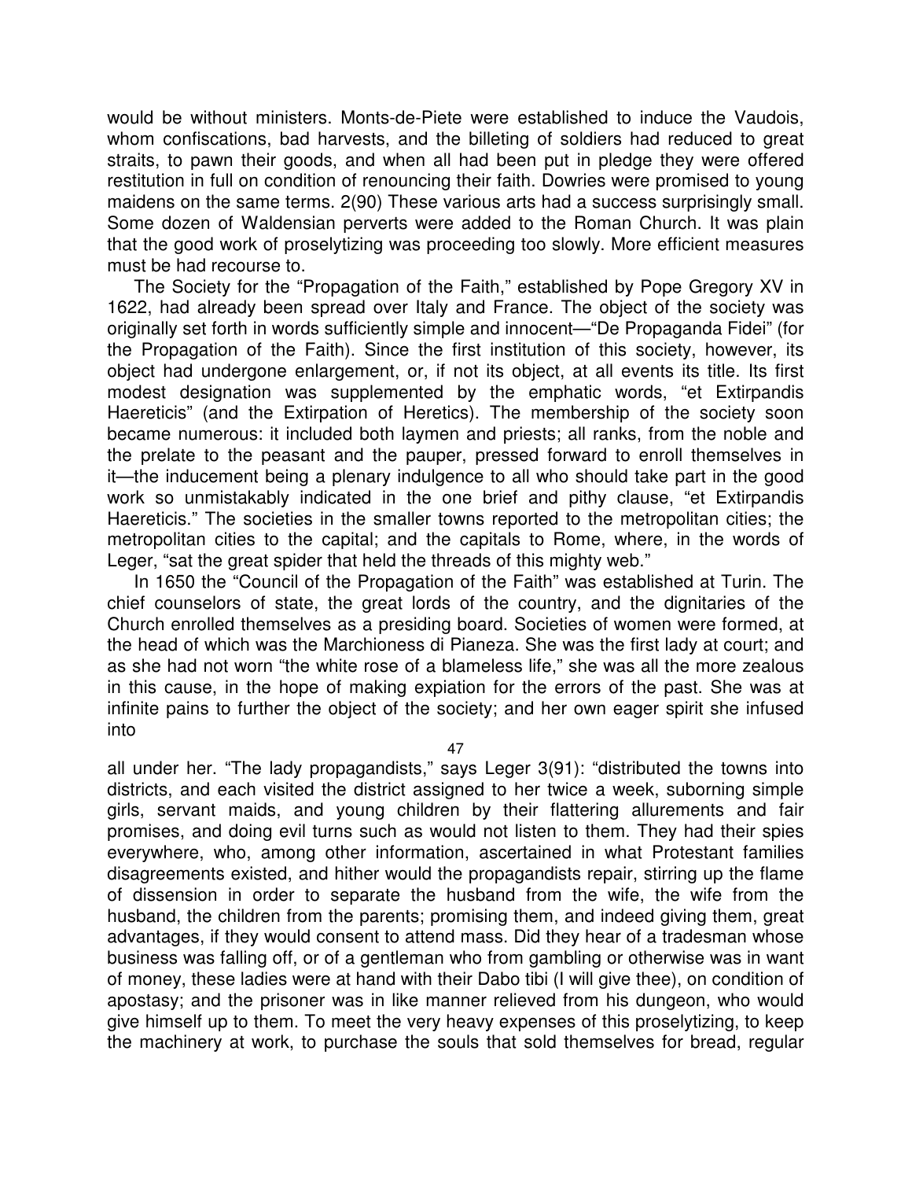would be without ministers. Monts-de-Piete were established to induce the Vaudois, whom confiscations, bad harvests, and the billeting of soldiers had reduced to great straits, to pawn their goods, and when all had been put in pledge they were offered restitution in full on condition of renouncing their faith. Dowries were promised to young maidens on the same terms. 2(90) These various arts had a success surprisingly small. Some dozen of Waldensian perverts were added to the Roman Church. It was plain that the good work of proselytizing was proceeding too slowly. More efficient measures must be had recourse to.

The Society for the "Propagation of the Faith," established by Pope Gregory XV in 1622, had already been spread over Italy and France. The object of the society was originally set forth in words sufficiently simple and innocent—"De Propaganda Fidei" (for the Propagation of the Faith). Since the first institution of this society, however, its object had undergone enlargement, or, if not its object, at all events its title. Its first modest designation was supplemented by the emphatic words, "et Extirpandis Haereticis" (and the Extirpation of Heretics). The membership of the society soon became numerous: it included both laymen and priests; all ranks, from the noble and the prelate to the peasant and the pauper, pressed forward to enroll themselves in it—the inducement being a plenary indulgence to all who should take part in the good work so unmistakably indicated in the one brief and pithy clause, "et Extirpandis Haereticis." The societies in the smaller towns reported to the metropolitan cities; the metropolitan cities to the capital; and the capitals to Rome, where, in the words of Leger, "sat the great spider that held the threads of this mighty web."

In 1650 the "Council of the Propagation of the Faith" was established at Turin. The chief counselors of state, the great lords of the country, and the dignitaries of the Church enrolled themselves as a presiding board. Societies of women were formed, at the head of which was the Marchioness di Pianeza. She was the first lady at court; and as she had not worn "the white rose of a blameless life," she was all the more zealous in this cause, in the hope of making expiation for the errors of the past. She was at infinite pains to further the object of the society; and her own eager spirit she infused into all under her. "The lady propagandists," says Leger 3(91): "distributed the towns into districts, and each visited the district assigned to her twice a week, suborning simple girls, servant maids, and young children by their flattering allurements and fair promises, and doing evil turns such as would not listen to them. They had their spies everywhere, who, among other information, ascertained in what Protestant families disagreements existed, and hither would the propagandists repair, stirring up the flame of dissension in order to separate the husband from the wife, the wife from the husband, the children from the parents; promising them, and indeed giving them, great advantages, if they would consent to attend mass. Did they hear of a tradesman whose business was falling off, or of a gentleman who from gambling or otherwise was in want of money, these ladies were at hand with their Dabo tibi (I will give thee), on condition of apostasy; and the prisoner was in like manner relieved from his dungeon, who would give himself up to them. To meet the very heavy expenses of this proselytizing, to keep the machinery at work, to purchase the souls that sold themselves for bread, regular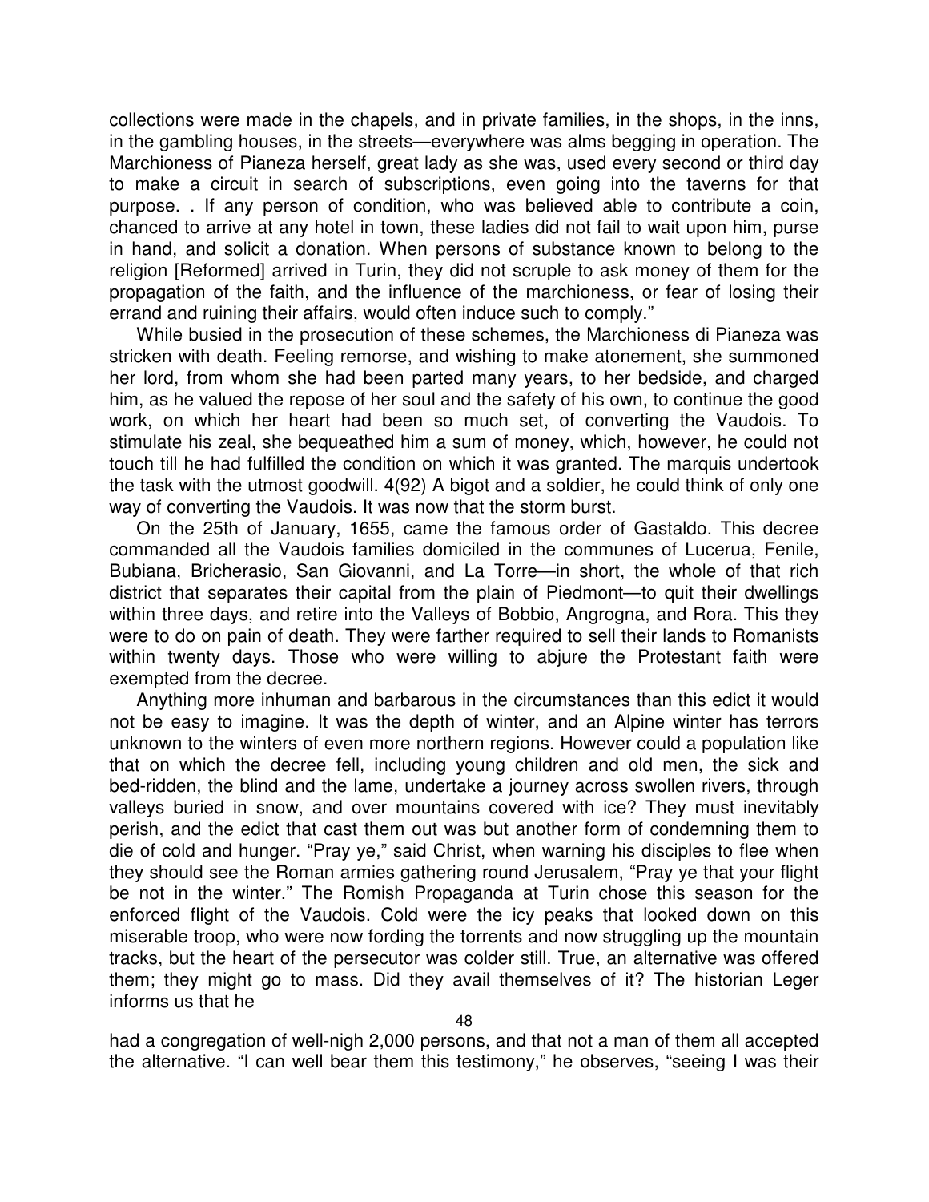collections were made in the chapels, and in private families, in the shops, in the inns, in the gambling houses, in the streets—everywhere was alms begging in operation. The Marchioness of Pianeza herself, great lady as she was, used every second or third day to make a circuit in search of subscriptions, even going into the taverns for that purpose. . If any person of condition, who was believed able to contribute a coin, chanced to arrive at any hotel in town, these ladies did not fail to wait upon him, purse in hand, and solicit a donation. When persons of substance known to belong to the religion [Reformed] arrived in Turin, they did not scruple to ask money of them for the propagation of the faith, and the influence of the marchioness, or fear of losing their errand and ruining their affairs, would often induce such to comply."

While busied in the prosecution of these schemes, the Marchioness di Pianeza was stricken with death. Feeling remorse, and wishing to make atonement, she summoned her lord, from whom she had been parted many years, to her bedside, and charged him, as he valued the repose of her soul and the safety of his own, to continue the good work, on which her heart had been so much set, of converting the Vaudois. To stimulate his zeal, she bequeathed him a sum of money, which, however, he could not touch till he had fulfilled the condition on which it was granted. The marquis undertook the task with the utmost goodwill. 4(92) A bigot and a soldier, he could think of only one way of converting the Vaudois. It was now that the storm burst.

On the 25th of January, 1655, came the famous order of Gastaldo. This decree commanded all the Vaudois families domiciled in the communes of Lucerua, Fenile, Bubiana, Bricherasio, San Giovanni, and La Torre—in short, the whole of that rich district that separates their capital from the plain of Piedmont—to quit their dwellings within three days, and retire into the Valleys of Bobbio, Angrogna, and Rora. This they were to do on pain of death. They were farther required to sell their lands to Romanists within twenty days. Those who were willing to abjure the Protestant faith were exempted from the decree.

Anything more inhuman and barbarous in the circumstances than this edict it would not be easy to imagine. It was the depth of winter, and an Alpine winter has terrors unknown to the winters of even more northern regions. However could a population like that on which the decree fell, including young children and old men, the sick and bed-ridden, the blind and the lame, undertake a journey across swollen rivers, through valleys buried in snow, and over mountains covered with ice? They must inevitably perish, and the edict that cast them out was but another form of condemning them to die of cold and hunger. "Pray ye," said Christ, when warning his disciples to flee when they should see the Roman armies gathering round Jerusalem, "Pray ye that your flight be not in the winter." The Romish Propaganda at Turin chose this season for the enforced flight of the Vaudois. Cold were the icy peaks that looked down on this miserable troop, who were now fording the torrents and now struggling up the mountain tracks, but the heart of the persecutor was colder still. True, an alternative was offered them; they might go to mass. Did they avail themselves of it? The historian Leger informs us that he had a congregation of well-nigh 2,000 persons, and that not a man of them all accepted the alternative. "I can well bear them this testimony," he observes, "seeing I was their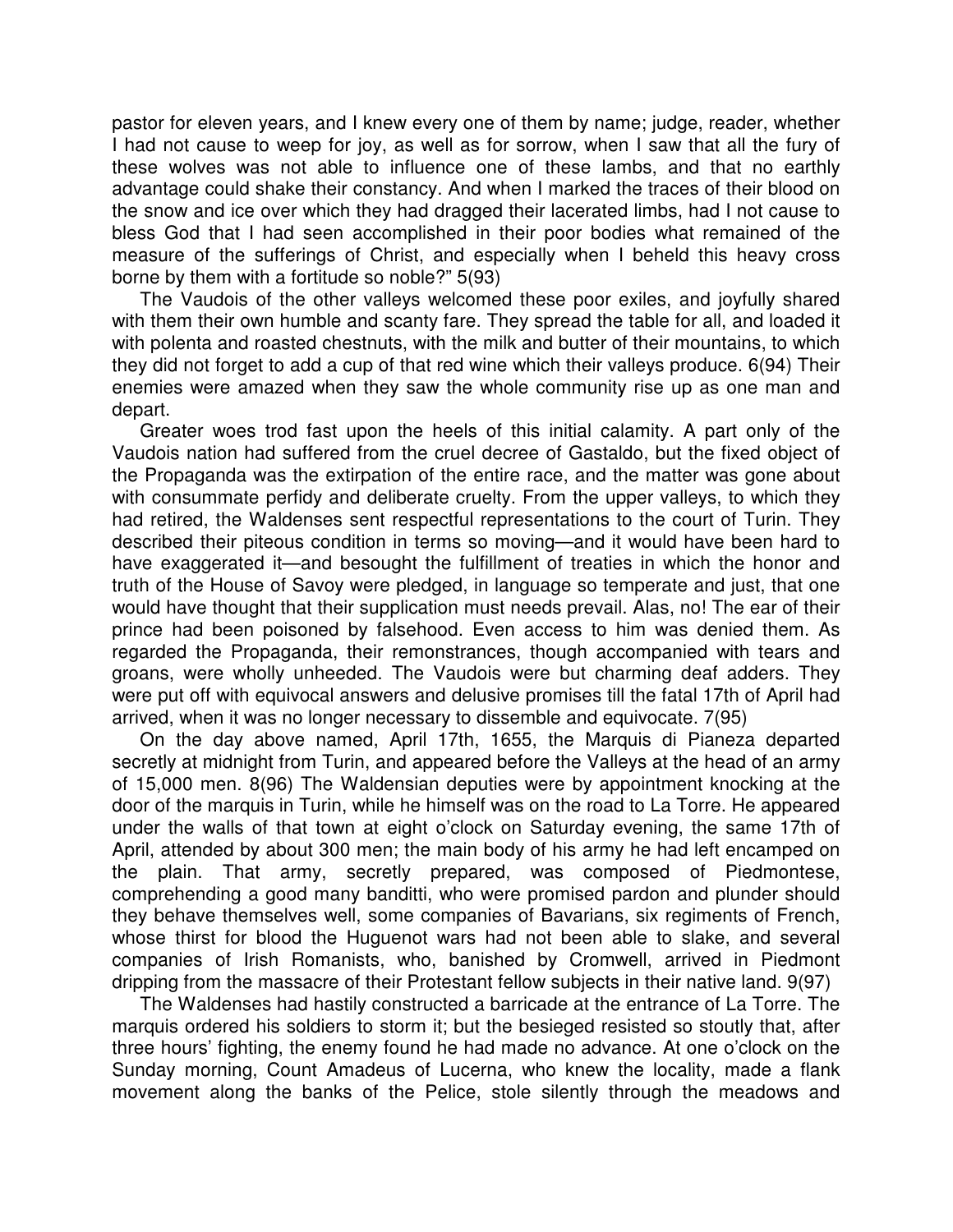pastor for eleven years, and I knew every one of them by name; judge, reader, whether I had not cause to weep for joy, as well as for sorrow, when I saw that all the fury of these wolves was not able to influence one of these lambs, and that no earthly advantage could shake their constancy. And when I marked the traces of their blood on the snow and ice over which they had dragged their lacerated limbs, had I not cause to bless God that I had seen accomplished in their poor bodies what remained of the measure of the sufferings of Christ, and especially when I beheld this heavy cross borne by them with a fortitude so noble?" 5(93)

The Vaudois of the other valleys welcomed these poor exiles, and joyfully shared with them their own humble and scanty fare. They spread the table for all, and loaded it with polenta and roasted chestnuts, with the milk and butter of their mountains, to which they did not forget to add a cup of that red wine which their valleys produce. 6(94) Their enemies were amazed when they saw the whole community rise up as one man and depart.

Greater woes trod fast upon the heels of this initial calamity. A part only of the Vaudois nation had suffered from the cruel decree of Gastaldo, but the fixed object of the Propaganda was the extirpation of the entire race, and the matter was gone about with consummate perfidy and deliberate cruelty. From the upper valleys, to which they had retired, the Waldenses sent respectful representations to the court of Turin. They described their piteous condition in terms so moving—and it would have been hard to have exaggerated it—and besought the fulfillment of treaties in which the honor and truth of the House of Savoy were pledged, in language so temperate and just, that one would have thought that their supplication must needs prevail. Alas, no! The ear of their prince had been poisoned by falsehood. Even access to him was denied them. As regarded the Propaganda, their remonstrances, though accompanied with tears and groans, were wholly unheeded. The Vaudois were but charming deaf adders. They were put off with equivocal answers and delusive promises till the fatal 17th of April had arrived, when it was no longer necessary to dissemble and equivocate. 7(95)

On the day above named, April 17th, 1655, the Marquis di Pianeza departed secretly at midnight from Turin, and appeared before the Valleys at the head of an army of 15,000 men. 8(96) The Waldensian deputies were by appointment knocking at the door of the marquis in Turin, while he himself was on the road to La Torre. He appeared under the walls of that town at eight o'clock on Saturday evening, the same 17th of April, attended by about 300 men; the main body of his army he had left encamped on the plain. That army, secretly prepared, was composed of Piedmontese, comprehending a good many banditti, who were promised pardon and plunder should they behave themselves well, some companies of Bavarians, six regiments of French, whose thirst for blood the Huguenot wars had not been able to slake, and several companies of Irish Romanists, who, banished by Cromwell, arrived in Piedmont dripping from the massacre of their Protestant fellow subjects in their native land. 9(97)

The Waldenses had hastily constructed a barricade at the entrance of La Torre. The marquis ordered his soldiers to storm it; but the besieged resisted so stoutly that, after three hours' fighting, the enemy found he had made no advance. At one o'clock on the Sunday morning, Count Amadeus of Lucerna, who knew the locality, made a flank movement along the banks of the Pelice, stole silently through the meadows and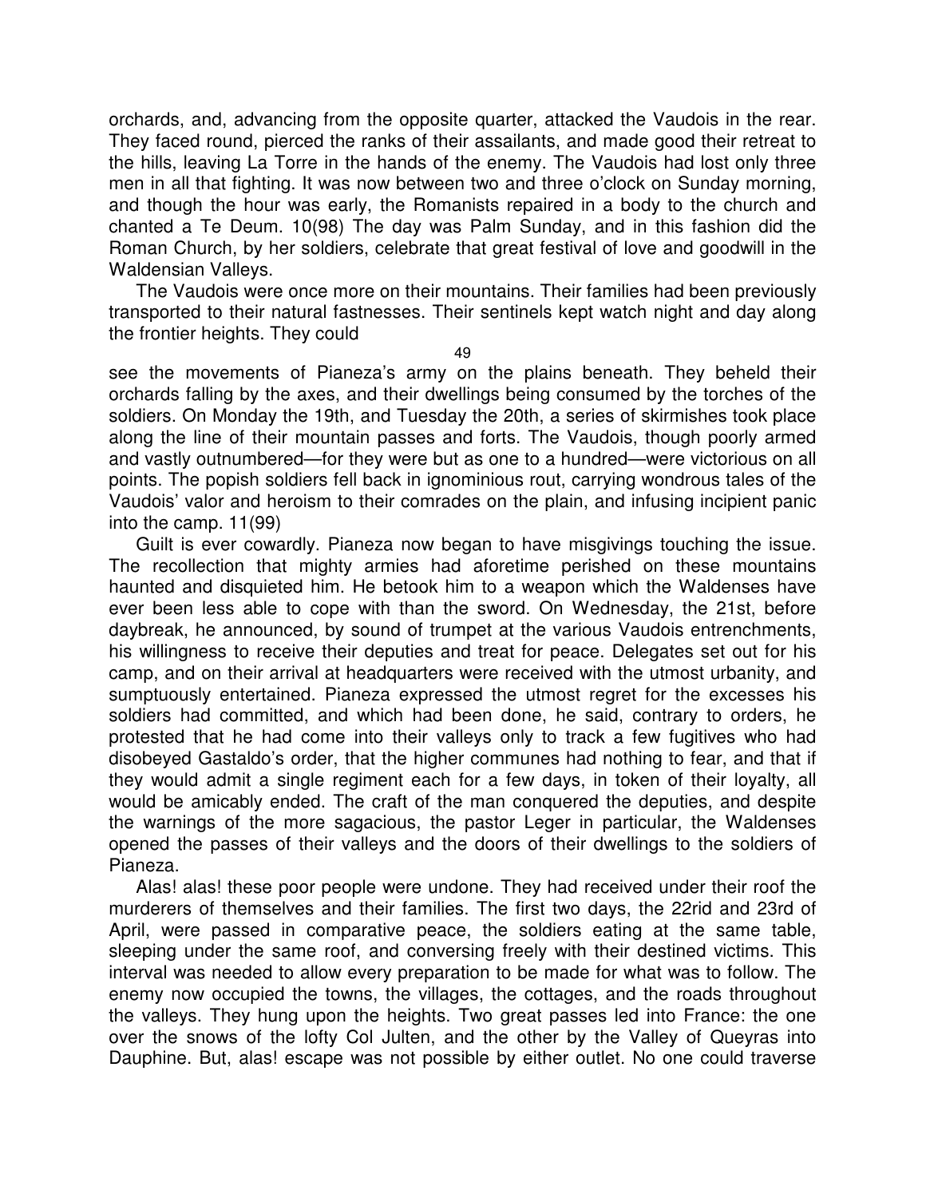orchards, and, advancing from the opposite quarter, attacked the Vaudois in the rear. They faced round, pierced the ranks of their assailants, and made good their retreat to the hills, leaving La Torre in the hands of the enemy. The Vaudois had lost only three men in all that fighting. It was now between two and three o'clock on Sunday morning, and though the hour was early, the Romanists repaired in a body to the church and chanted a Te Deum. 10(98) The day was Palm Sunday, and in this fashion did the Roman Church, by her soldiers, celebrate that great festival of love and goodwill in the Waldensian Valleys.

The Vaudois were once more on their mountains. Their families had been previously transported to their natural fastnesses. Their sentinels kept watch night and day along the frontier heights. They could see the movements of Pianeza's army on the plains beneath. They beheld their orchards falling by the axes, and their dwellings being consumed by the torches of the soldiers. On Monday the 19th, and Tuesday the 20th, a series of skirmishes took place along the line of their mountain passes and forts. The Vaudois, though poorly armed and vastly outnumbered—for they were but as one to a hundred—were victorious on all points. The popish soldiers fell back in ignominious rout, carrying wondrous tales of the Vaudois' valor and heroism to their comrades on the plain, and infusing incipient panic into the camp. 11(99)

Guilt is ever cowardly. Pianeza now began to have misgivings touching the issue. The recollection that mighty armies had aforetime perished on these mountains haunted and disquieted him. He betook him to a weapon which the Waldenses have ever been less able to cope with than the sword. On Wednesday, the 21st, before daybreak, he announced, by sound of trumpet at the various Vaudois entrenchments, his willingness to receive their deputies and treat for peace. Delegates set out for his camp, and on their arrival at headquarters were received with the utmost urbanity, and sumptuously entertained. Pianeza expressed the utmost regret for the excesses his soldiers had committed, and which had been done, he said, contrary to orders, he protested that he had come into their valleys only to track a few fugitives who had disobeyed Gastaldo's order, that the higher communes had nothing to fear, and that if they would admit a single regiment each for a few days, in token of their loyalty, all would be amicably ended. The craft of the man conquered the deputies, and despite the warnings of the more sagacious, the pastor Leger in particular, the Waldenses opened the passes of their valleys and the doors of their dwellings to the soldiers of Pianeza.

Alas! alas! these poor people were undone. They had received under their roof the murderers of themselves and their families. The first two days, the 22rid and 23rd of April, were passed in comparative peace, the soldiers eating at the same table, sleeping under the same roof, and conversing freely with their destined victims. This interval was needed to allow every preparation to be made for what was to follow. The enemy now occupied the towns, the villages, the cottages, and the roads throughout the valleys. They hung upon the heights. Two great passes led into France: the one over the snows of the lofty Col Julten, and the other by the Valley of Queyras into Dauphine. But, alas! escape was not possible by either outlet. No one could traverse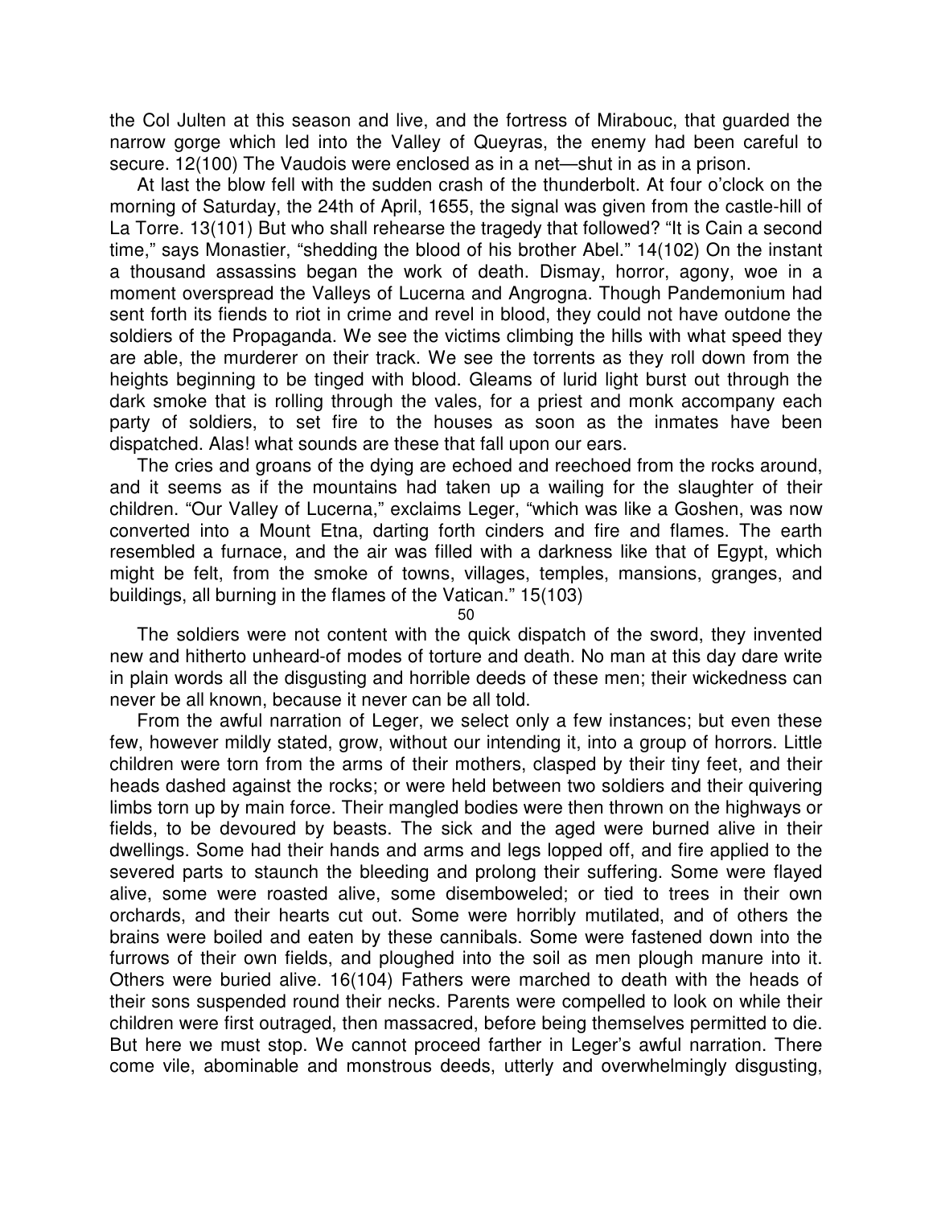the Col Julten at this season and live, and the fortress of Mirabouc, that guarded the narrow gorge which led into the Valley of Queyras, the enemy had been careful to secure. 12(100) The Vaudois were enclosed as in a net—shut in as in a prison.

At last the blow fell with the sudden crash of the thunderbolt. At four o'clock on the morning of Saturday, the 24th of April, 1655, the signal was given from the castle-hill of La Torre. 13(101) But who shall rehearse the tragedy that followed? "It is Cain a second time," says Monastier, "shedding the blood of his brother Abel." 14(102) On the instant a thousand assassins began the work of death. Dismay, horror, agony, woe in a moment overspread the Valleys of Lucerna and Angrogna. Though Pandemonium had sent forth its fiends to riot in crime and revel in blood, they could not have outdone the soldiers of the Propaganda. We see the victims climbing the hills with what speed they are able, the murderer on their track. We see the torrents as they roll down from the heights beginning to be tinged with blood. Gleams of lurid light burst out through the dark smoke that is rolling through the vales, for a priest and monk accompany each party of soldiers, to set fire to the houses as soon as the inmates have been dispatched. Alas! what sounds are these that fall upon our ears.

The cries and groans of the dying are echoed and reechoed from the rocks around, and it seems as if the mountains had taken up a wailing for the slaughter of their children. "Our Valley of Lucerna," exclaims Leger, "which was like a Goshen, was now converted into a Mount Etna, darting forth cinders and fire and flames. The earth resembled a furnace, and the air was filled with a darkness like that of Egypt, which might be felt, from the smoke of towns, villages, temples, mansions, granges, and buildings, all burning in the flames of the Vatican." 15(103)

The soldiers were not content with the quick dispatch of the sword, they invented new and hitherto unheard-of modes of torture and death. No man at this day dare write in plain words all the disgusting and horrible deeds of these men; their wickedness can never be all known, because it never can be all told.

From the awful narration of Leger, we select only a few instances; but even these few, however mildly stated, grow, without our intending it, into a group of horrors. Little children were torn from the arms of their mothers, clasped by their tiny feet, and their heads dashed against the rocks; or were held between two soldiers and their quivering limbs torn up by main force. Their mangled bodies were then thrown on the highways or fields, to be devoured by beasts. The sick and the aged were burned alive in their dwellings. Some had their hands and arms and legs lopped off, and fire applied to the severed parts to staunch the bleeding and prolong their suffering. Some were flayed alive, some were roasted alive, some disemboweled; or tied to trees in their own orchards, and their hearts cut out. Some were horribly mutilated, and of others the brains were boiled and eaten by these cannibals. Some were fastened down into the furrows of their own fields, and ploughed into the soil as men plough manure into it. Others were buried alive. 16(104) Fathers were marched to death with the heads of their sons suspended round their necks. Parents were compelled to look on while their children were first outraged, then massacred, before being themselves permitted to die. But here we must stop. We cannot proceed farther in Leger's awful narration. There come vile, abominable and monstrous deeds, utterly and overwhelmingly disgusting,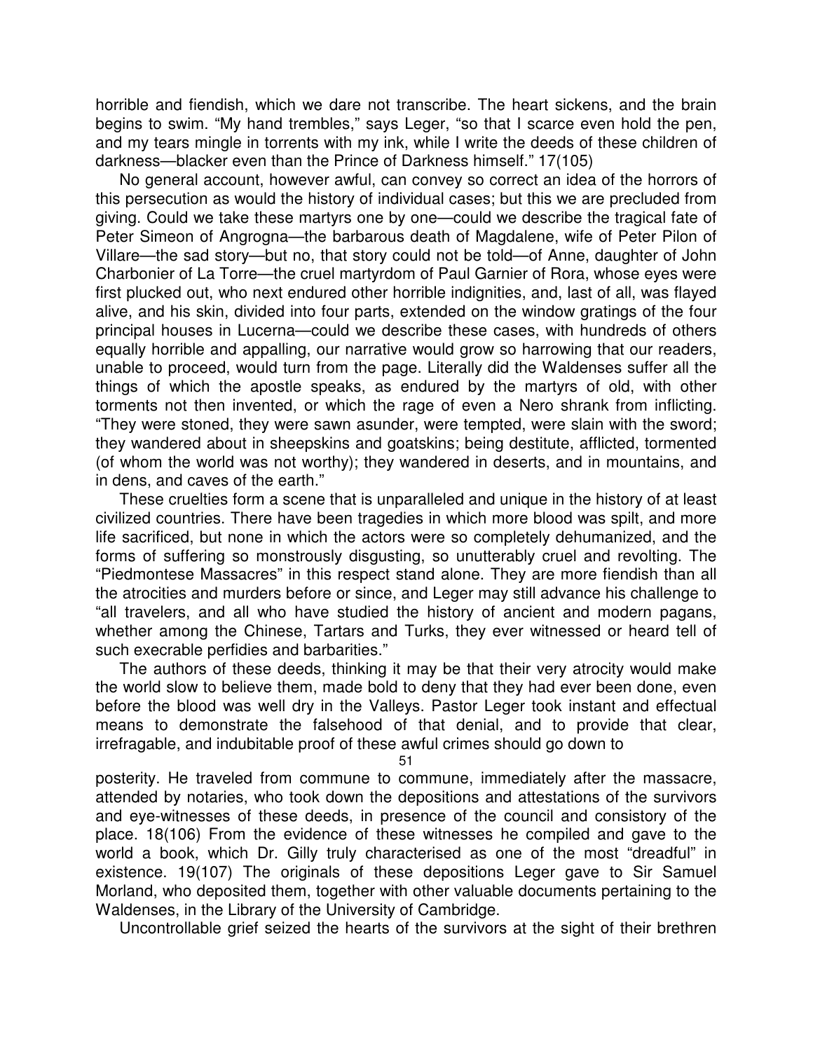horrible and fiendish, which we dare not transcribe. The heart sickens, and the brain begins to swim. "My hand trembles," says Leger, "so that I scarce even hold the pen, and my tears mingle in torrents with my ink, while I write the deeds of these children of darkness—blacker even than the Prince of Darkness himself." 17(105)

No general account, however awful, can convey so correct an idea of the horrors of this persecution as would the history of individual cases; but this we are precluded from giving. Could we take these martyrs one by one—could we describe the tragical fate of Peter Simeon of Angrogna—the barbarous death of Magdalene, wife of Peter Pilon of Villare—the sad story—but no, that story could not be told—of Anne, daughter of John Charbonier of La Torre—the cruel martyrdom of Paul Garnier of Rora, whose eyes were first plucked out, who next endured other horrible indignities, and, last of all, was flayed alive, and his skin, divided into four parts, extended on the window gratings of the four principal houses in Lucerna—could we describe these cases, with hundreds of others equally horrible and appalling, our narrative would grow so harrowing that our readers, unable to proceed, would turn from the page. Literally did the Waldenses suffer all the things of which the apostle speaks, as endured by the martyrs of old, with other torments not then invented, or which the rage of even a Nero shrank from inflicting. "They were stoned, they were sawn asunder, were tempted, were slain with the sword; they wandered about in sheepskins and goatskins; being destitute, afflicted, tormented (of whom the world was not worthy); they wandered in deserts, and in mountains, and in dens, and caves of the earth."

These cruelties form a scene that is unparalleled and unique in the history of at least civilized countries. There have been tragedies in which more blood was spilt, and more life sacrificed, but none in which the actors were so completely dehumanized, and the forms of suffering so monstrously disgusting, so unutterably cruel and revolting. The "Piedmontese Massacres" in this respect stand alone. They are more fiendish than all the atrocities and murders before or since, and Leger may still advance his challenge to "all travelers, and all who have studied the history of ancient and modern pagans, whether among the Chinese, Tartars and Turks, they ever witnessed or heard tell of such execrable perfidies and barbarities."

The authors of these deeds, thinking it may be that their very atrocity would make the world slow to believe them, made bold to deny that they had ever been done, even before the blood was well dry in the Valleys. Pastor Leger took instant and effectual means to demonstrate the falsehood of that denial, and to provide that clear, irrefragable, and indubitable proof of these awful crimes should go down to posterity. He traveled from commune to commune, immediately after the massacre, attended by notaries, who took down the depositions and attestations of the survivors and eye-witnesses of these deeds, in presence of the council and consistory of the place. 18(106) From the evidence of these witnesses he compiled and gave to the world a book, which Dr. Gilly truly characterised as one of the most "dreadful" in existence. 19(107) The originals of these depositions Leger gave to Sir Samuel Morland, who deposited them, together with other valuable documents pertaining to the Waldenses, in the Library of the University of Cambridge.

Uncontrollable grief seized the hearts of the survivors at the sight of their brethren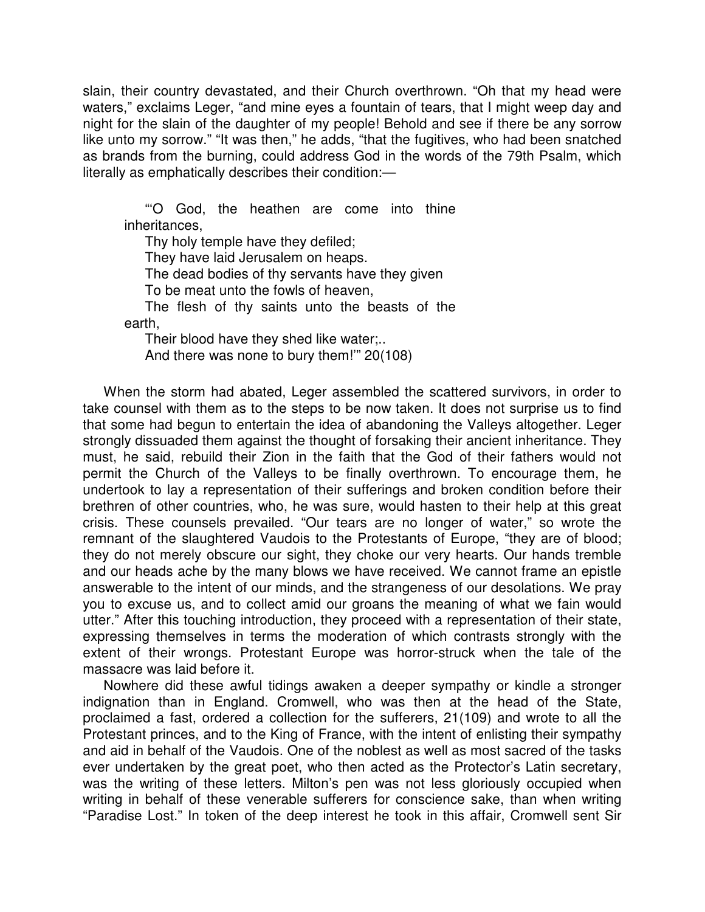slain, their country devastated, and their Church overthrown. "Oh that my head were waters," exclaims Leger, "and mine eyes a fountain of tears, that I might weep day and night for the slain of the daughter of my people! Behold and see if there be any sorrow like unto my sorrow." "It was then," he adds, "that the fugitives, who had been snatched as brands from the burning, could address God in the words of the 79th Psalm, which literally as emphatically describes their condition:—

> "'O God, the heathen are come into thine inheritances,
> Thy holy temple have they defiled;
> They have laid Jerusalem on heaps.
> The dead bodies of thy servants have they given
> To be meat unto the fowls of heaven,
> The flesh of thy saints unto the beasts of the earth,
> Their blood have they shed like water;..
> And there was none to bury them!'" 20(108)

When the storm had abated, Leger assembled the scattered survivors, in order to take counsel with them as to the steps to be now taken. It does not surprise us to find that some had begun to entertain the idea of abandoning the Valleys altogether. Leger strongly dissuaded them against the thought of forsaking their ancient inheritance. They must, he said, rebuild their Zion in the faith that the God of their fathers would not permit the Church of the Valleys to be finally overthrown. To encourage them, he undertook to lay a representation of their sufferings and broken condition before their brethren of other countries, who, he was sure, would hasten to their help at this great crisis. These counsels prevailed. "Our tears are no longer of water," so wrote the remnant of the slaughtered Vaudois to the Protestants of Europe, "they are of blood; they do not merely obscure our sight, they choke our very hearts. Our hands tremble and our heads ache by the many blows we have received. We cannot frame an epistle answerable to the intent of our minds, and the strangeness of our desolations. We pray you to excuse us, and to collect amid our groans the meaning of what we fain would utter." After this touching introduction, they proceed with a representation of their state, expressing themselves in terms the moderation of which contrasts strongly with the extent of their wrongs. Protestant Europe was horror-struck when the tale of the massacre was laid before it.

Nowhere did these awful tidings awaken a deeper sympathy or kindle a stronger indignation than in England. Cromwell, who was then at the head of the State, proclaimed a fast, ordered a collection for the sufferers, 21(109) and wrote to all the Protestant princes, and to the King of France, with the intent of enlisting their sympathy and aid in behalf of the Vaudois. One of the noblest as well as most sacred of the tasks ever undertaken by the great poet, who then acted as the Protector's Latin secretary, was the writing of these letters. Milton's pen was not less gloriously occupied when writing in behalf of these venerable sufferers for conscience sake, than when writing "Paradise Lost." In token of the deep interest he took in this affair, Cromwell sent Sir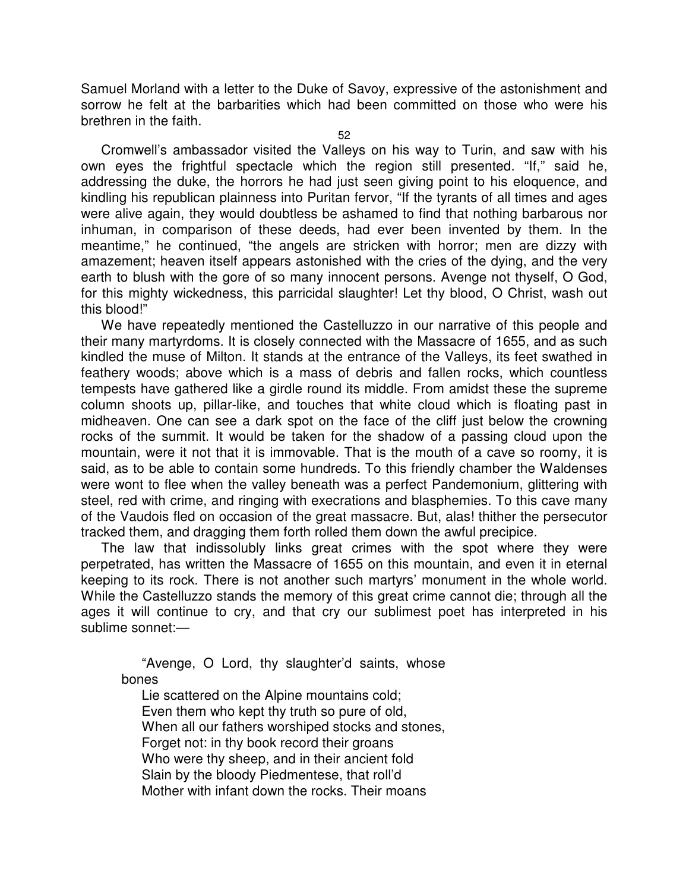Samuel Morland with a letter to the Duke of Savoy, expressive of the astonishment and sorrow he felt at the barbarities which had been committed on those who were his brethren in the faith.

Cromwell's ambassador visited the Valleys on his way to Turin, and saw with his own eyes the frightful spectacle which the region still presented. "If," said he, addressing the duke, the horrors he had just seen giving point to his eloquence, and kindling his republican plainness into Puritan fervor, "If the tyrants of all times and ages were alive again, they would doubtless be ashamed to find that nothing barbarous nor inhuman, in comparison of these deeds, had ever been invented by them. In the meantime," he continued, "the angels are stricken with horror; men are dizzy with amazement; heaven itself appears astonished with the cries of the dying, and the very earth to blush with the gore of so many innocent persons. Avenge not thyself, O God, for this mighty wickedness, this parricidal slaughter! Let thy blood, O Christ, wash out this blood!"

We have repeatedly mentioned the Castelluzzo in our narrative of this people and their many martyrdoms. It is closely connected with the Massacre of 1655, and as such kindled the muse of Milton. It stands at the entrance of the Valleys, its feet swathed in feathery woods; above which is a mass of debris and fallen rocks, which countless tempests have gathered like a girdle round its middle. From amidst these the supreme column shoots up, pillar-like, and touches that white cloud which is floating past in midheaven. One can see a dark spot on the face of the cliff just below the crowning rocks of the summit. It would be taken for the shadow of a passing cloud upon the mountain, were it not that it is immovable. That is the mouth of a cave so roomy, it is said, as to be able to contain some hundreds. To this friendly chamber the Waldenses were wont to flee when the valley beneath was a perfect Pandemonium, glittering with steel, red with crime, and ringing with execrations and blasphemies. To this cave many of the Vaudois fled on occasion of the great massacre. But, alas! thither the persecutor tracked them, and dragging them forth rolled them down the awful precipice.

The law that indissolubly links great crimes with the spot where they were perpetrated, has written the Massacre of 1655 on this mountain, and even it in eternal keeping to its rock. There is not another such martyrs' monument in the whole world. While the Castelluzzo stands the memory of this great crime cannot die; through all the ages it will continue to cry, and that cry our sublimest poet has interpreted in his sublime sonnet:—

> "Avenge, O Lord, thy slaughter'd saints, whose bones
> Lie scattered on the Alpine mountains cold;
> Even them who kept thy truth so pure of old,
> When all our fathers worshiped stocks and stones,
> Forget not: in thy book record their groans
> Who were thy sheep, and in their ancient fold
> Slain by the bloody Piedmentese, that roll'd
> Mother with infant down the rocks. Their moans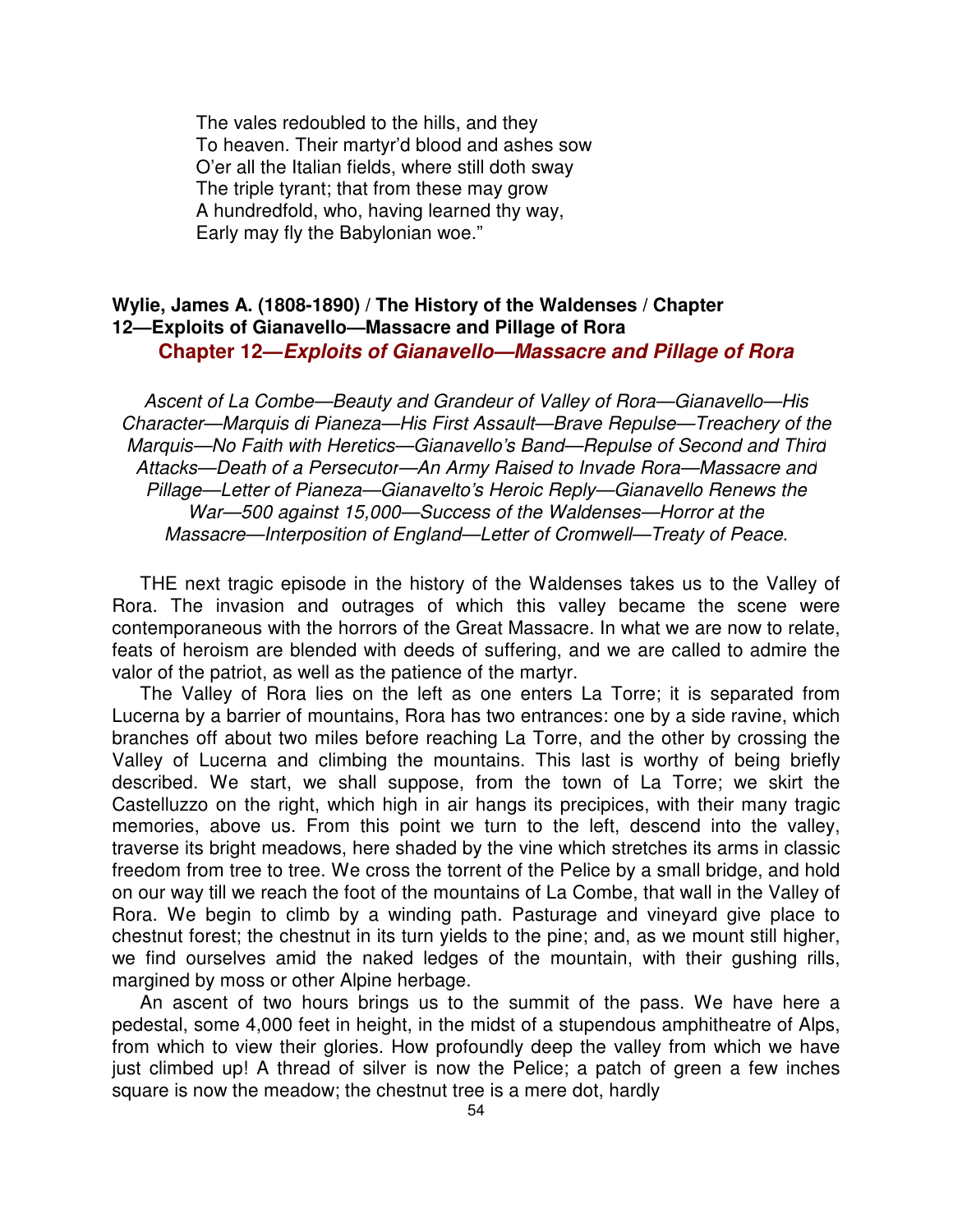The vales redoubled to the hills, and they  
To heaven. Their martyr'd blood and ashes sow  
O'er all the Italian fields, where still doth sway  
The triple tyrant; that from these may grow  
A hundredfold, who, having learned thy way,  
Early may fly the Babylonian woe."

**Wylie, James A. (1808-1890) / The History of the Waldenses / Chapter 12—Exploits of Gianavello—Massacre and Pillage of Rora**

## Chapter 12—*Exploits of Gianavello—Massacre and Pillage of Rora*

*Ascent of La Combe—Beauty and Grandeur of Valley of Rora—Gianavello—His Character—Marquis di Pianeza—His First Assault—Brave Repulse—Treachery of the Marquis—No Faith with Heretics—Gianavello's Band—Repulse of Second and Third Attacks—Death of a Persecutor—An Army Raised to Invade Rora—Massacre and Pillage—Letter of Pianeza—Gianavelto's Heroic Reply—Gianavello Renews the War—500 against 15,000—Success of the Waldenses—Horror at the Massacre—Interposition of England—Letter of Cromwell—Treaty of Peace.*

THE next tragic episode in the history of the Waldenses takes us to the Valley of Rora. The invasion and outrages of which this valley became the scene were contemporaneous with the horrors of the Great Massacre. In what we are now to relate, feats of heroism are blended with deeds of suffering, and we are called to admire the valor of the patriot, as well as the patience of the martyr.

The Valley of Rora lies on the left as one enters La Torre; it is separated from Lucerna by a barrier of mountains, Rora has two entrances: one by a side ravine, which branches off about two miles before reaching La Torre, and the other by crossing the Valley of Lucerna and climbing the mountains. This last is worthy of being briefly described. We start, we shall suppose, from the town of La Torre; we skirt the Castelluzzo on the right, which high in air hangs its precipices, with their many tragic memories, above us. From this point we turn to the left, descend into the valley, traverse its bright meadows, here shaded by the vine which stretches its arms in classic freedom from tree to tree. We cross the torrent of the Pelice by a small bridge, and hold on our way till we reach the foot of the mountains of La Combe, that wall in the Valley of Rora. We begin to climb by a winding path. Pasturage and vineyard give place to chestnut forest; the chestnut in its turn yields to the pine; and, as we mount still higher, we find ourselves amid the naked ledges of the mountain, with their gushing rills, margined by moss or other Alpine herbage.

An ascent of two hours brings us to the summit of the pass. We have here a pedestal, some 4,000 feet in height, in the midst of a stupendous amphitheatre of Alps, from which to view their glories. How profoundly deep the valley from which we have just climbed up! A thread of silver is now the Pelice; a patch of green a few inches square is now the meadow; the chestnut tree is a mere dot, hardly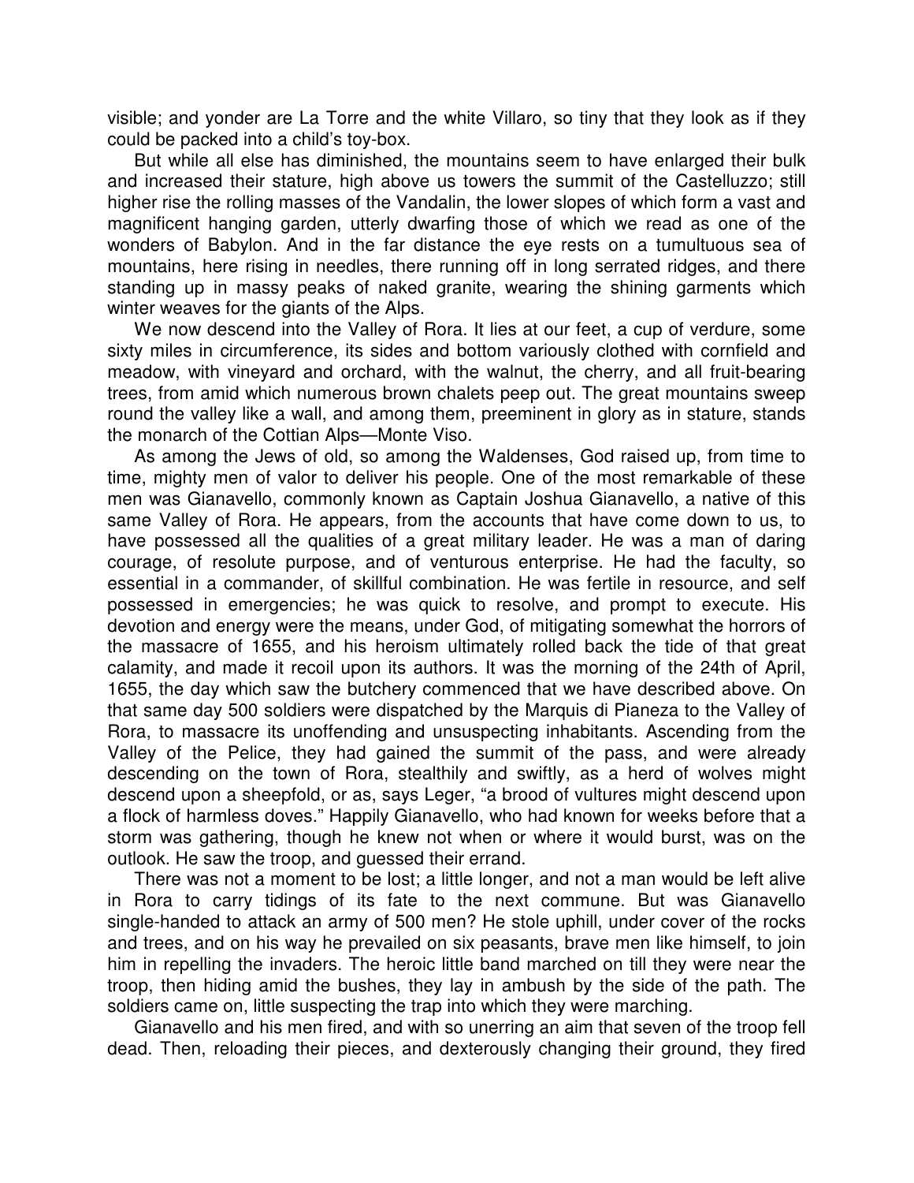visible; and yonder are La Torre and the white Villaro, so tiny that they look as if they could be packed into a child's toy-box.

But while all else has diminished, the mountains seem to have enlarged their bulk and increased their stature, high above us towers the summit of the Castelluzzo; still higher rise the rolling masses of the Vandalin, the lower slopes of which form a vast and magnificent hanging garden, utterly dwarfing those of which we read as one of the wonders of Babylon. And in the far distance the eye rests on a tumultuous sea of mountains, here rising in needles, there running off in long serrated ridges, and there standing up in massy peaks of naked granite, wearing the shining garments which winter weaves for the giants of the Alps.

We now descend into the Valley of Rora. It lies at our feet, a cup of verdure, some sixty miles in circumference, its sides and bottom variously clothed with cornfield and meadow, with vineyard and orchard, with the walnut, the cherry, and all fruit-bearing trees, from amid which numerous brown chalets peep out. The great mountains sweep round the valley like a wall, and among them, preeminent in glory as in stature, stands the monarch of the Cottian Alps—Monte Viso.

As among the Jews of old, so among the Waldenses, God raised up, from time to time, mighty men of valor to deliver his people. One of the most remarkable of these men was Gianavello, commonly known as Captain Joshua Gianavello, a native of this same Valley of Rora. He appears, from the accounts that have come down to us, to have possessed all the qualities of a great military leader. He was a man of daring courage, of resolute purpose, and of venturous enterprise. He had the faculty, so essential in a commander, of skillful combination. He was fertile in resource, and self possessed in emergencies; he was quick to resolve, and prompt to execute. His devotion and energy were the means, under God, of mitigating somewhat the horrors of the massacre of 1655, and his heroism ultimately rolled back the tide of that great calamity, and made it recoil upon its authors. It was the morning of the 24th of April, 1655, the day which saw the butchery commenced that we have described above. On that same day 500 soldiers were dispatched by the Marquis di Pianeza to the Valley of Rora, to massacre its unoffending and unsuspecting inhabitants. Ascending from the Valley of the Pelice, they had gained the summit of the pass, and were already descending on the town of Rora, stealthily and swiftly, as a herd of wolves might descend upon a sheepfold, or as, says Leger, "a brood of vultures might descend upon a flock of harmless doves." Happily Gianavello, who had known for weeks before that a storm was gathering, though he knew not when or where it would burst, was on the outlook. He saw the troop, and guessed their errand.

There was not a moment to be lost; a little longer, and not a man would be left alive in Rora to carry tidings of its fate to the next commune. But was Gianavello single-handed to attack an army of 500 men? He stole uphill, under cover of the rocks and trees, and on his way he prevailed on six peasants, brave men like himself, to join him in repelling the invaders. The heroic little band marched on till they were near the troop, then hiding amid the bushes, they lay in ambush by the side of the path. The soldiers came on, little suspecting the trap into which they were marching.

Gianavello and his men fired, and with so unerring an aim that seven of the troop fell dead. Then, reloading their pieces, and dexterously changing their ground, they fired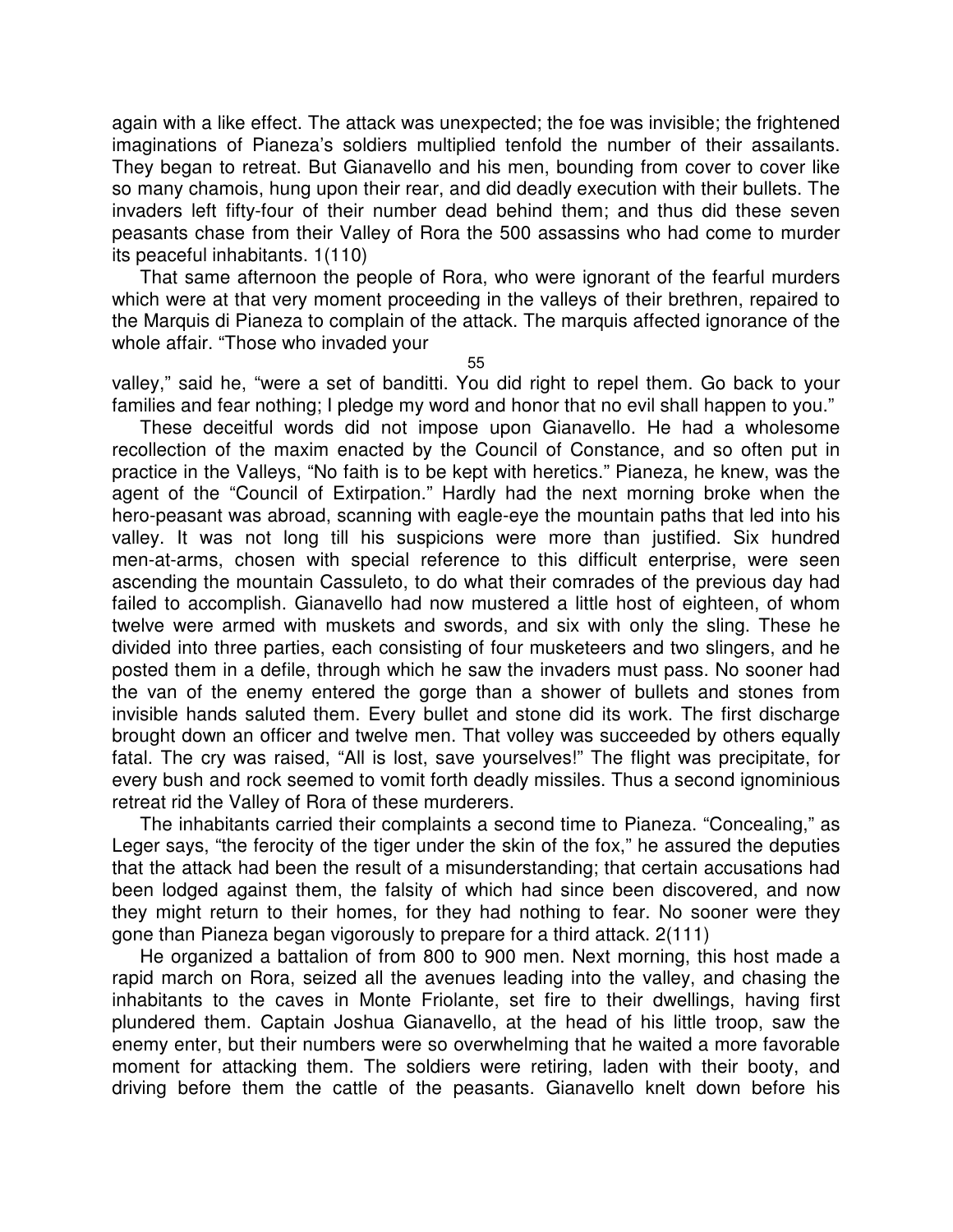again with a like effect. The attack was unexpected; the foe was invisible; the frightened imaginations of Pianeza's soldiers multiplied tenfold the number of their assailants. They began to retreat. But Gianavello and his men, bounding from cover to cover like so many chamois, hung upon their rear, and did deadly execution with their bullets. The invaders left fifty-four of their number dead behind them; and thus did these seven peasants chase from their Valley of Rora the 500 assassins who had come to murder its peaceful inhabitants. 1(110)

That same afternoon the people of Rora, who were ignorant of the fearful murders which were at that very moment proceeding in the valleys of their brethren, repaired to the Marquis di Pianeza to complain of the attack. The marquis affected ignorance of the whole affair. "Those who invaded your valley," said he, "were a set of banditti. You did right to repel them. Go back to your families and fear nothing; I pledge my word and honor that no evil shall happen to you."

These deceitful words did not impose upon Gianavello. He had a wholesome recollection of the maxim enacted by the Council of Constance, and so often put in practice in the Valleys, "No faith is to be kept with heretics." Pianeza, he knew, was the agent of the "Council of Extirpation." Hardly had the next morning broke when the hero-peasant was abroad, scanning with eagle-eye the mountain paths that led into his valley. It was not long till his suspicions were more than justified. Six hundred men-at-arms, chosen with special reference to this difficult enterprise, were seen ascending the mountain Cassuleto, to do what their comrades of the previous day had failed to accomplish. Gianavello had now mustered a little host of eighteen, of whom twelve were armed with muskets and swords, and six with only the sling. These he divided into three parties, each consisting of four musketeers and two slingers, and he posted them in a defile, through which he saw the invaders must pass. No sooner had the van of the enemy entered the gorge than a shower of bullets and stones from invisible hands saluted them. Every bullet and stone did its work. The first discharge brought down an officer and twelve men. That volley was succeeded by others equally fatal. The cry was raised, "All is lost, save yourselves!" The flight was precipitate, for every bush and rock seemed to vomit forth deadly missiles. Thus a second ignominious retreat rid the Valley of Rora of these murderers.

The inhabitants carried their complaints a second time to Pianeza. "Concealing," as Leger says, "the ferocity of the tiger under the skin of the fox," he assured the deputies that the attack had been the result of a misunderstanding; that certain accusations had been lodged against them, the falsity of which had since been discovered, and now they might return to their homes, for they had nothing to fear. No sooner were they gone than Pianeza began vigorously to prepare for a third attack. 2(111)

He organized a battalion of from 800 to 900 men. Next morning, this host made a rapid march on Rora, seized all the avenues leading into the valley, and chasing the inhabitants to the caves in Monte Friolante, set fire to their dwellings, having first plundered them. Captain Joshua Gianavello, at the head of his little troop, saw the enemy enter, but their numbers were so overwhelming that he waited a more favorable moment for attacking them. The soldiers were retiring, laden with their booty, and driving before them the cattle of the peasants. Gianavello knelt down before his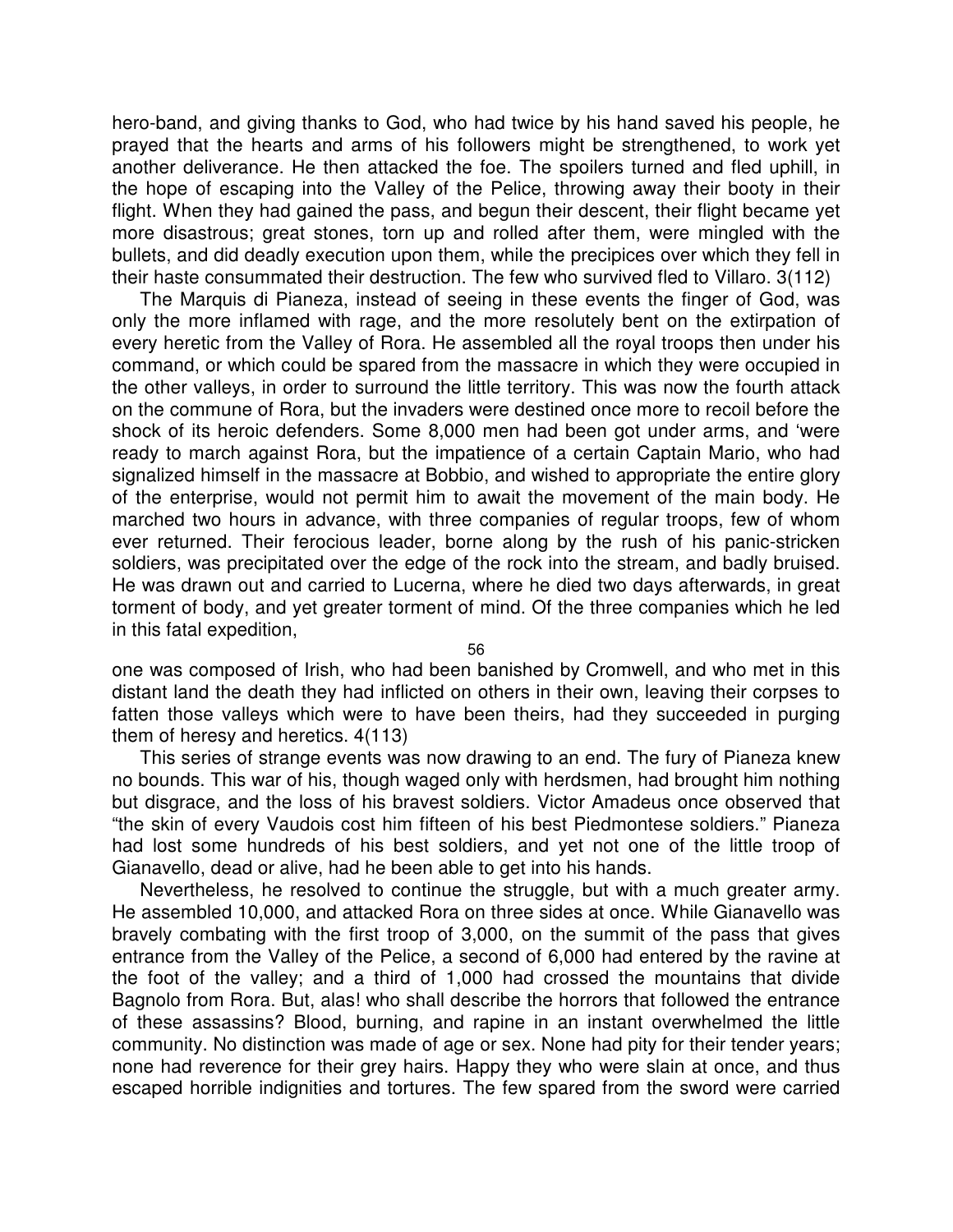hero-band, and giving thanks to God, who had twice by his hand saved his people, he prayed that the hearts and arms of his followers might be strengthened, to work yet another deliverance. He then attacked the foe. The spoilers turned and fled uphill, in the hope of escaping into the Valley of the Pelice, throwing away their booty in their flight. When they had gained the pass, and begun their descent, their flight became yet more disastrous; great stones, torn up and rolled after them, were mingled with the bullets, and did deadly execution upon them, while the precipices over which they fell in their haste consummated their destruction. The few who survived fled to Villaro. 3(112)

The Marquis di Pianeza, instead of seeing in these events the finger of God, was only the more inflamed with rage, and the more resolutely bent on the extirpation of every heretic from the Valley of Rora. He assembled all the royal troops then under his command, or which could be spared from the massacre in which they were occupied in the other valleys, in order to surround the little territory. This was now the fourth attack on the commune of Rora, but the invaders were destined once more to recoil before the shock of its heroic defenders. Some 8,000 men had been got under arms, and 'were ready to march against Rora, but the impatience of a certain Captain Mario, who had signalized himself in the massacre at Bobbio, and wished to appropriate the entire glory of the enterprise, would not permit him to await the movement of the main body. He marched two hours in advance, with three companies of regular troops, few of whom ever returned. Their ferocious leader, borne along by the rush of his panic-stricken soldiers, was precipitated over the edge of the rock into the stream, and badly bruised. He was drawn out and carried to Lucerna, where he died two days afterwards, in great torment of body, and yet greater torment of mind. Of the three companies which he led in this fatal expedition, one was composed of Irish, who had been banished by Cromwell, and who met in this distant land the death they had inflicted on others in their own, leaving their corpses to fatten those valleys which were to have been theirs, had they succeeded in purging them of heresy and heretics. 4(113)

This series of strange events was now drawing to an end. The fury of Pianeza knew no bounds. This war of his, though waged only with herdsmen, had brought him nothing but disgrace, and the loss of his bravest soldiers. Victor Amadeus once observed that "the skin of every Vaudois cost him fifteen of his best Piedmontese soldiers." Pianeza had lost some hundreds of his best soldiers, and yet not one of the little troop of Gianavello, dead or alive, had he been able to get into his hands.

Nevertheless, he resolved to continue the struggle, but with a much greater army. He assembled 10,000, and attacked Rora on three sides at once. While Gianavello was bravely combating with the first troop of 3,000, on the summit of the pass that gives entrance from the Valley of the Pelice, a second of 6,000 had entered by the ravine at the foot of the valley; and a third of 1,000 had crossed the mountains that divide Bagnolo from Rora. But, alas! who shall describe the horrors that followed the entrance of these assassins? Blood, burning, and rapine in an instant overwhelmed the little community. No distinction was made of age or sex. None had pity for their tender years; none had reverence for their grey hairs. Happy they who were slain at once, and thus escaped horrible indignities and tortures. The few spared from the sword were carried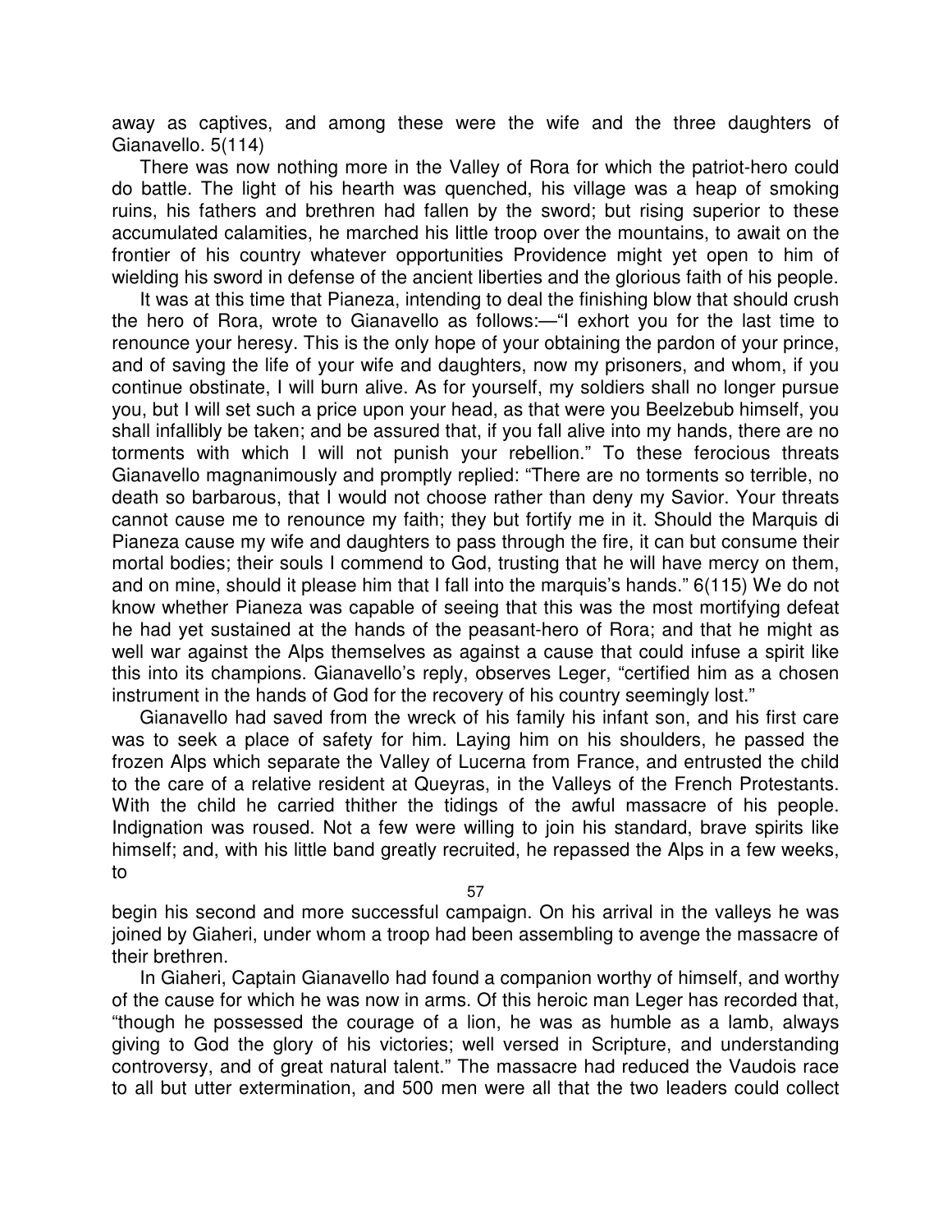away as captives, and among these were the wife and the three daughters of Gianavello. 5(114)

There was now nothing more in the Valley of Rora for which the patriot-hero could do battle. The light of his hearth was quenched, his village was a heap of smoking ruins, his fathers and brethren had fallen by the sword; but rising superior to these accumulated calamities, he marched his little troop over the mountains, to await on the frontier of his country whatever opportunities Providence might yet open to him of wielding his sword in defense of the ancient liberties and the glorious faith of his people.

It was at this time that Pianeza, intending to deal the finishing blow that should crush the hero of Rora, wrote to Gianavello as follows:—"I exhort you for the last time to renounce your heresy. This is the only hope of your obtaining the pardon of your prince, and of saving the life of your wife and daughters, now my prisoners, and whom, if you continue obstinate, I will burn alive. As for yourself, my soldiers shall no longer pursue you, but I will set such a price upon your head, as that were you Beelzebub himself, you shall infallibly be taken; and be assured that, if you fall alive into my hands, there are no torments with which I will not punish your rebellion." To these ferocious threats Gianavello magnanimously and promptly replied: "There are no torments so terrible, no death so barbarous, that I would not choose rather than deny my Savior. Your threats cannot cause me to renounce my faith; they but fortify me in it. Should the Marquis di Pianeza cause my wife and daughters to pass through the fire, it can but consume their mortal bodies; their souls I commend to God, trusting that he will have mercy on them, and on mine, should it please him that I fall into the marquis's hands." 6(115) We do not know whether Pianeza was capable of seeing that this was the most mortifying defeat he had yet sustained at the hands of the peasant-hero of Rora; and that he might as well war against the Alps themselves as against a cause that could infuse a spirit like this into its champions. Gianavello's reply, observes Leger, "certified him as a chosen instrument in the hands of God for the recovery of his country seemingly lost."

Gianavello had saved from the wreck of his family his infant son, and his first care was to seek a place of safety for him. Laying him on his shoulders, he passed the frozen Alps which separate the Valley of Lucerna from France, and entrusted the child to the care of a relative resident at Queyras, in the Valleys of the French Protestants. With the child he carried thither the tidings of the awful massacre of his people. Indignation was roused. Not a few were willing to join his standard, brave spirits like himself; and, with his little band greatly recruited, he repassed the Alps in a few weeks, to begin his second and more successful campaign. On his arrival in the valleys he was joined by Giaheri, under whom a troop had been assembling to avenge the massacre of their brethren.

In Giaheri, Captain Gianavello had found a companion worthy of himself, and worthy of the cause for which he was now in arms. Of this heroic man Leger has recorded that, "though he possessed the courage of a lion, he was as humble as a lamb, always giving to God the glory of his victories; well versed in Scripture, and understanding controversy, and of great natural talent." The massacre had reduced the Vaudois race to all but utter extermination, and 500 men were all that the two leaders could collect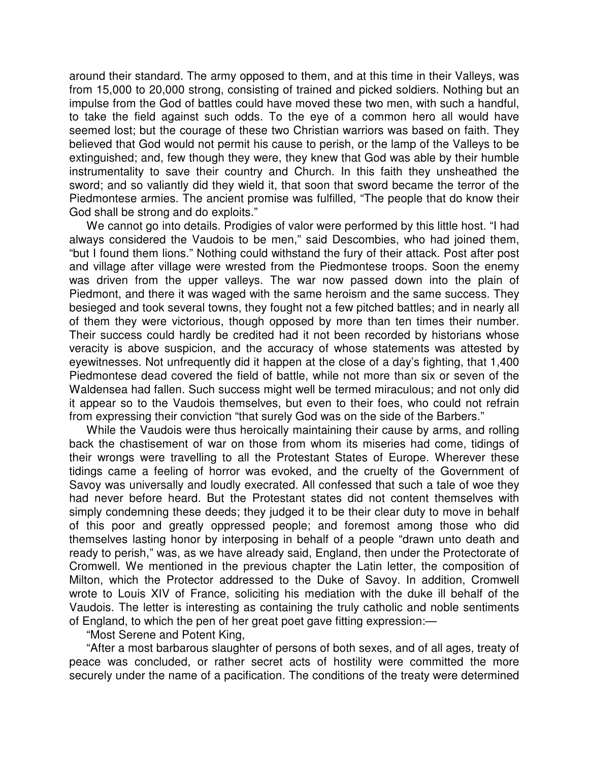around their standard. The army opposed to them, and at this time in their Valleys, was from 15,000 to 20,000 strong, consisting of trained and picked soldiers. Nothing but an impulse from the God of battles could have moved these two men, with such a handful, to take the field against such odds. To the eye of a common hero all would have seemed lost; but the courage of these two Christian warriors was based on faith. They believed that God would not permit his cause to perish, or the lamp of the Valleys to be extinguished; and, few though they were, they knew that God was able by their humble instrumentality to save their country and Church. In this faith they unsheathed the sword; and so valiantly did they wield it, that soon that sword became the terror of the Piedmontese armies. The ancient promise was fulfilled, "The people that do know their God shall be strong and do exploits."

We cannot go into details. Prodigies of valor were performed by this little host. "I had always considered the Vaudois to be men," said Descombies, who had joined them, "but I found them lions." Nothing could withstand the fury of their attack. Post after post and village after village were wrested from the Piedmontese troops. Soon the enemy was driven from the upper valleys. The war now passed down into the plain of Piedmont, and there it was waged with the same heroism and the same success. They besieged and took several towns, they fought not a few pitched battles; and in nearly all of them they were victorious, though opposed by more than ten times their number. Their success could hardly be credited had it not been recorded by historians whose veracity is above suspicion, and the accuracy of whose statements was attested by eyewitnesses. Not unfrequently did it happen at the close of a day's fighting, that 1,400 Piedmontese dead covered the field of battle, while not more than six or seven of the Waldensea had fallen. Such success might well be termed miraculous; and not only did it appear so to the Vaudois themselves, but even to their foes, who could not refrain from expressing their conviction "that surely God was on the side of the Barbers."

While the Vaudois were thus heroically maintaining their cause by arms, and rolling back the chastisement of war on those from whom its miseries had come, tidings of their wrongs were travelling to all the Protestant States of Europe. Wherever these tidings came a feeling of horror was evoked, and the cruelty of the Government of Savoy was universally and loudly execrated. All confessed that such a tale of woe they had never before heard. But the Protestant states did not content themselves with simply condemning these deeds; they judged it to be their clear duty to move in behalf of this poor and greatly oppressed people; and foremost among those who did themselves lasting honor by interposing in behalf of a people "drawn unto death and ready to perish," was, as we have already said, England, then under the Protectorate of Cromwell. We mentioned in the previous chapter the Latin letter, the composition of Milton, which the Protector addressed to the Duke of Savoy. In addition, Cromwell wrote to Louis XIV of France, soliciting his mediation with the duke ill behalf of the Vaudois. The letter is interesting as containing the truly catholic and noble sentiments of England, to which the pen of her great poet gave fitting expression:—

"Most Serene and Potent King,

"After a most barbarous slaughter of persons of both sexes, and of all ages, treaty of peace was concluded, or rather secret acts of hostility were committed the more securely under the name of a pacification. The conditions of the treaty were determined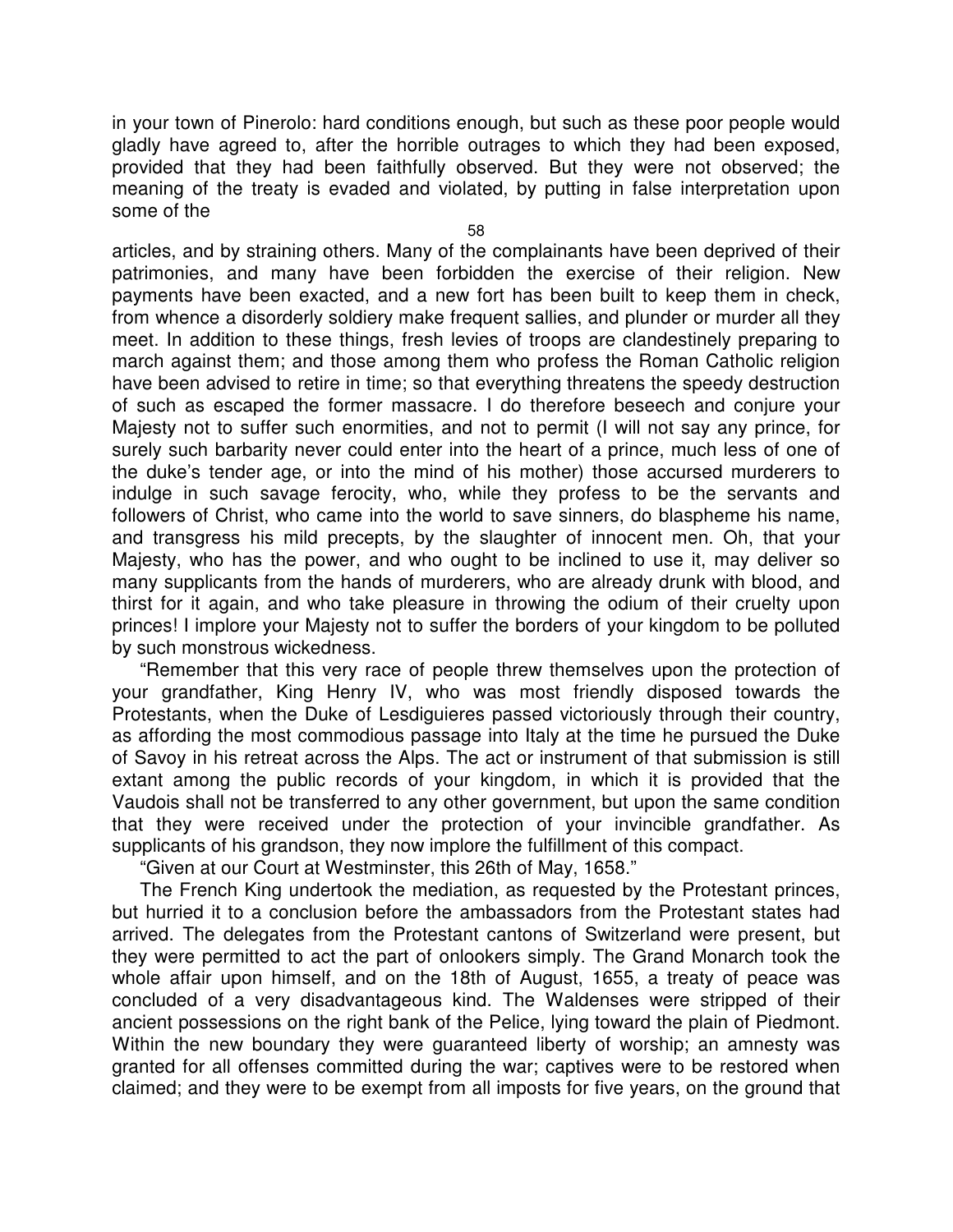in your town of Pinerolo: hard conditions enough, but such as these poor people would gladly have agreed to, after the horrible outrages to which they had been exposed, provided that they had been faithfully observed. But they were not observed; the meaning of the treaty is evaded and violated, by putting in false interpretation upon some of the articles, and by straining others. Many of the complainants have been deprived of their patrimonies, and many have been forbidden the exercise of their religion. New payments have been exacted, and a new fort has been built to keep them in check, from whence a disorderly soldiery make frequent sallies, and plunder or murder all they meet. In addition to these things, fresh levies of troops are clandestinely preparing to march against them; and those among them who profess the Roman Catholic religion have been advised to retire in time; so that everything threatens the speedy destruction of such as escaped the former massacre. I do therefore beseech and conjure your Majesty not to suffer such enormities, and not to permit (I will not say any prince, for surely such barbarity never could enter into the heart of a prince, much less of one of the duke's tender age, or into the mind of his mother) those accursed murderers to indulge in such savage ferocity, who, while they profess to be the servants and followers of Christ, who came into the world to save sinners, do blaspheme his name, and transgress his mild precepts, by the slaughter of innocent men. Oh, that your Majesty, who has the power, and who ought to be inclined to use it, may deliver so many supplicants from the hands of murderers, who are already drunk with blood, and thirst for it again, and who take pleasure in throwing the odium of their cruelty upon princes! I implore your Majesty not to suffer the borders of your kingdom to be polluted by such monstrous wickedness.

"Remember that this very race of people threw themselves upon the protection of your grandfather, King Henry IV, who was most friendly disposed towards the Protestants, when the Duke of Lesdiguieres passed victoriously through their country, as affording the most commodious passage into Italy at the time he pursued the Duke of Savoy in his retreat across the Alps. The act or instrument of that submission is still extant among the public records of your kingdom, in which it is provided that the Vaudois shall not be transferred to any other government, but upon the same condition that they were received under the protection of your invincible grandfather. As supplicants of his grandson, they now implore the fulfillment of this compact.

"Given at our Court at Westminster, this 26th of May, 1658."

The French King undertook the mediation, as requested by the Protestant princes, but hurried it to a conclusion before the ambassadors from the Protestant states had arrived. The delegates from the Protestant cantons of Switzerland were present, but they were permitted to act the part of onlookers simply. The Grand Monarch took the whole affair upon himself, and on the 18th of August, 1655, a treaty of peace was concluded of a very disadvantageous kind. The Waldenses were stripped of their ancient possessions on the right bank of the Pelice, lying toward the plain of Piedmont. Within the new boundary they were guaranteed liberty of worship; an amnesty was granted for all offenses committed during the war; captives were to be restored when claimed; and they were to be exempt from all imposts for five years, on the ground that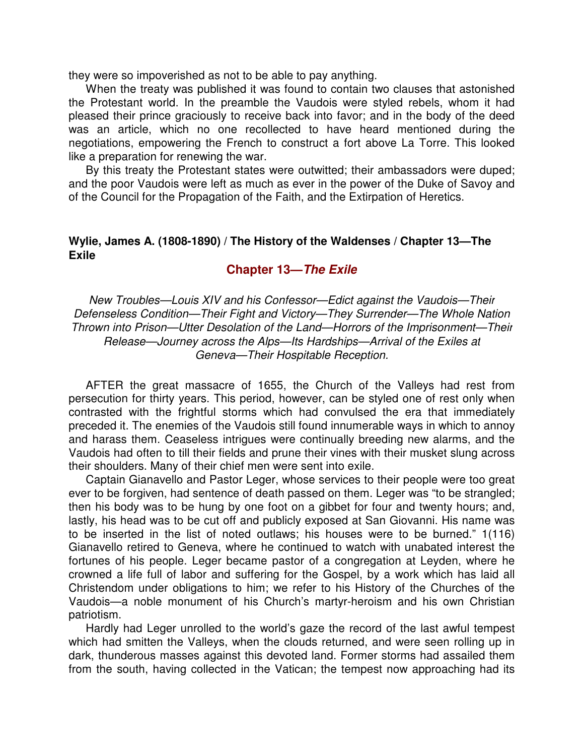they were so impoverished as not to be able to pay anything.

When the treaty was published it was found to contain two clauses that astonished the Protestant world. In the preamble the Vaudois were styled rebels, whom it had pleased their prince graciously to receive back into favor; and in the body of the deed was an article, which no one recollected to have heard mentioned during the negotiations, empowering the French to construct a fort above La Torre. This looked like a preparation for renewing the war.

By this treaty the Protestant states were outwitted; their ambassadors were duped; and the poor Vaudois were left as much as ever in the power of the Duke of Savoy and of the Council for the Propagation of the Faith, and the Extirpation of Heretics.

**Wylie, James A. (1808-1890) / The History of the Waldenses / Chapter 13—The Exile**

## Chapter 13—*The Exile*

*New Troubles—Louis XIV and his Confessor—Edict against the Vaudois—Their Defenseless Condition—Their Fight and Victory—They Surrender—The Whole Nation Thrown into Prison—Utter Desolation of the Land—Horrors of the Imprisonment—Their Release—Journey across the Alps—Its Hardships—Arrival of the Exiles at Geneva—Their Hospitable Reception.*

AFTER the great massacre of 1655, the Church of the Valleys had rest from persecution for thirty years. This period, however, can be styled one of rest only when contrasted with the frightful storms which had convulsed the era that immediately preceded it. The enemies of the Vaudois still found innumerable ways in which to annoy and harass them. Ceaseless intrigues were continually breeding new alarms, and the Vaudois had often to till their fields and prune their vines with their musket slung across their shoulders. Many of their chief men were sent into exile.

Captain Gianavello and Pastor Leger, whose services to their people were too great ever to be forgiven, had sentence of death passed on them. Leger was "to be strangled; then his body was to be hung by one foot on a gibbet for four and twenty hours; and, lastly, his head was to be cut off and publicly exposed at San Giovanni. His name was to be inserted in the list of noted outlaws; his houses were to be burned." 1(116) Gianavello retired to Geneva, where he continued to watch with unabated interest the fortunes of his people. Leger became pastor of a congregation at Leyden, where he crowned a life full of labor and suffering for the Gospel, by a work which has laid all Christendom under obligations to him; we refer to his History of the Churches of the Vaudois—a noble monument of his Church's martyr-heroism and his own Christian patriotism.

Hardly had Leger unrolled to the world's gaze the record of the last awful tempest which had smitten the Valleys, when the clouds returned, and were seen rolling up in dark, thunderous masses against this devoted land. Former storms had assailed them from the south, having collected in the Vatican; the tempest now approaching had its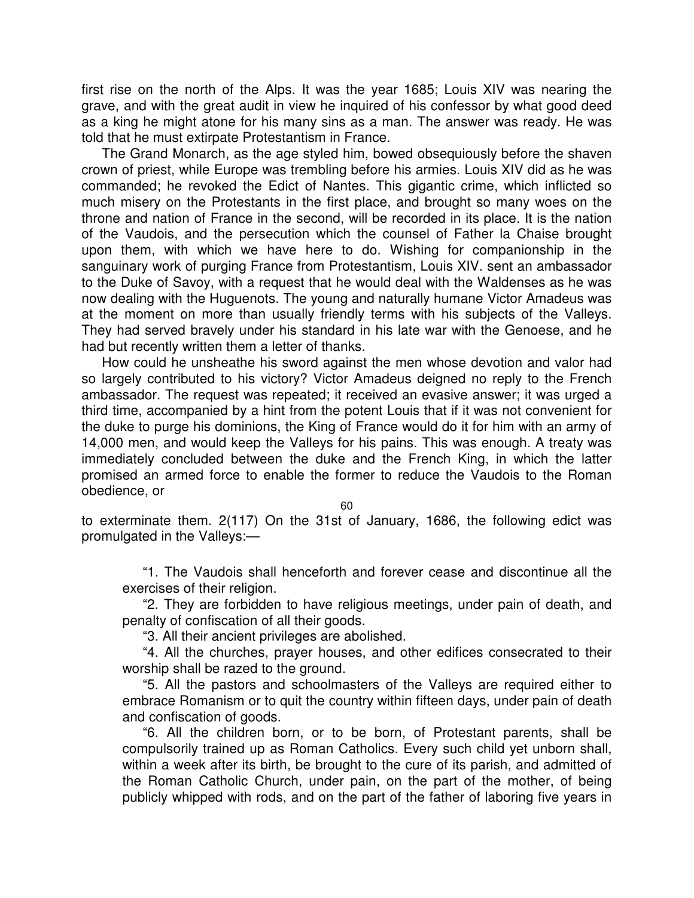first rise on the north of the Alps. It was the year 1685; Louis XIV was nearing the grave, and with the great audit in view he inquired of his confessor by what good deed as a king he might atone for his many sins as a man. The answer was ready. He was told that he must extirpate Protestantism in France.

The Grand Monarch, as the age styled him, bowed obsequiously before the shaven crown of priest, while Europe was trembling before his armies. Louis XIV did as he was commanded; he revoked the Edict of Nantes. This gigantic crime, which inflicted so much misery on the Protestants in the first place, and brought so many woes on the throne and nation of France in the second, will be recorded in its place. It is the nation of the Vaudois, and the persecution which the counsel of Father la Chaise brought upon them, with which we have here to do. Wishing for companionship in the sanguinary work of purging France from Protestantism, Louis XIV. sent an ambassador to the Duke of Savoy, with a request that he would deal with the Waldenses as he was now dealing with the Huguenots. The young and naturally humane Victor Amadeus was at the moment on more than usually friendly terms with his subjects of the Valleys. They had served bravely under his standard in his late war with the Genoese, and he had but recently written them a letter of thanks.

How could he unsheathe his sword against the men whose devotion and valor had so largely contributed to his victory? Victor Amadeus deigned no reply to the French ambassador. The request was repeated; it received an evasive answer; it was urged a third time, accompanied by a hint from the potent Louis that if it was not convenient for the duke to purge his dominions, the King of France would do it for him with an army of 14,000 men, and would keep the Valleys for his pains. This was enough. A treaty was immediately concluded between the duke and the French King, in which the latter promised an armed force to enable the former to reduce the Vaudois to the Roman obedience, or to exterminate them. 2(117) On the 31st of January, 1686, the following edict was promulgated in the Valleys:—

> "1. The Vaudois shall henceforth and forever cease and discontinue all the exercises of their religion.
>
> "2. They are forbidden to have religious meetings, under pain of death, and penalty of confiscation of all their goods.
>
> "3. All their ancient privileges are abolished.
>
> "4. All the churches, prayer houses, and other edifices consecrated to their worship shall be razed to the ground.
>
> "5. All the pastors and schoolmasters of the Valleys are required either to embrace Romanism or to quit the country within fifteen days, under pain of death and confiscation of goods.
>
> "6. All the children born, or to be born, of Protestant parents, shall be compulsorily trained up as Roman Catholics. Every such child yet unborn shall, within a week after its birth, be brought to the cure of its parish, and admitted of the Roman Catholic Church, under pain, on the part of the mother, of being publicly whipped with rods, and on the part of the father of laboring five years in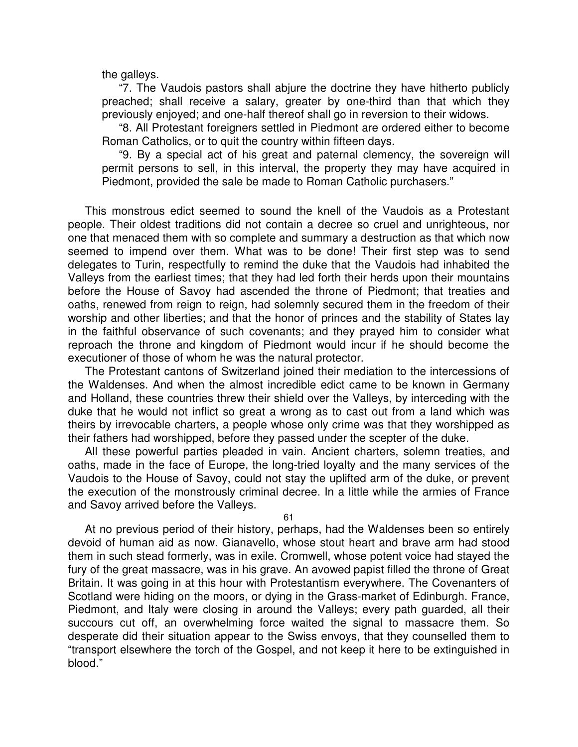the galleys.

"7. The Vaudois pastors shall abjure the doctrine they have hitherto publicly preached; shall receive a salary, greater by one-third than that which they previously enjoyed; and one-half thereof shall go in reversion to their widows.

"8. All Protestant foreigners settled in Piedmont are ordered either to become Roman Catholics, or to quit the country within fifteen days.

"9. By a special act of his great and paternal clemency, the sovereign will permit persons to sell, in this interval, the property they may have acquired in Piedmont, provided the sale be made to Roman Catholic purchasers."

This monstrous edict seemed to sound the knell of the Vaudois as a Protestant people. Their oldest traditions did not contain a decree so cruel and unrighteous, nor one that menaced them with so complete and summary a destruction as that which now seemed to impend over them. What was to be done! Their first step was to send delegates to Turin, respectfully to remind the duke that the Vaudois had inhabited the Valleys from the earliest times; that they had led forth their herds upon their mountains before the House of Savoy had ascended the throne of Piedmont; that treaties and oaths, renewed from reign to reign, had solemnly secured them in the freedom of their worship and other liberties; and that the honor of princes and the stability of States lay in the faithful observance of such covenants; and they prayed him to consider what reproach the throne and kingdom of Piedmont would incur if he should become the executioner of those of whom he was the natural protector.

The Protestant cantons of Switzerland joined their mediation to the intercessions of the Waldenses. And when the almost incredible edict came to be known in Germany and Holland, these countries threw their shield over the Valleys, by interceding with the duke that he would not inflict so great a wrong as to cast out from a land which was theirs by irrevocable charters, a people whose only crime was that they worshipped as their fathers had worshipped, before they passed under the scepter of the duke.

All these powerful parties pleaded in vain. Ancient charters, solemn treaties, and oaths, made in the face of Europe, the long-tried loyalty and the many services of the Vaudois to the House of Savoy, could not stay the uplifted arm of the duke, or prevent the execution of the monstrously criminal decree. In a little while the armies of France and Savoy arrived before the Valleys.

At no previous period of their history, perhaps, had the Waldenses been so entirely devoid of human aid as now. Gianavello, whose stout heart and brave arm had stood them in such stead formerly, was in exile. Cromwell, whose potent voice had stayed the fury of the great massacre, was in his grave. An avowed papist filled the throne of Great Britain. It was going in at this hour with Protestantism everywhere. The Covenanters of Scotland were hiding on the moors, or dying in the Grass-market of Edinburgh. France, Piedmont, and Italy were closing in around the Valleys; every path guarded, all their succours cut off, an overwhelming force waited the signal to massacre them. So desperate did their situation appear to the Swiss envoys, that they counselled them to "transport elsewhere the torch of the Gospel, and not keep it here to be extinguished in blood."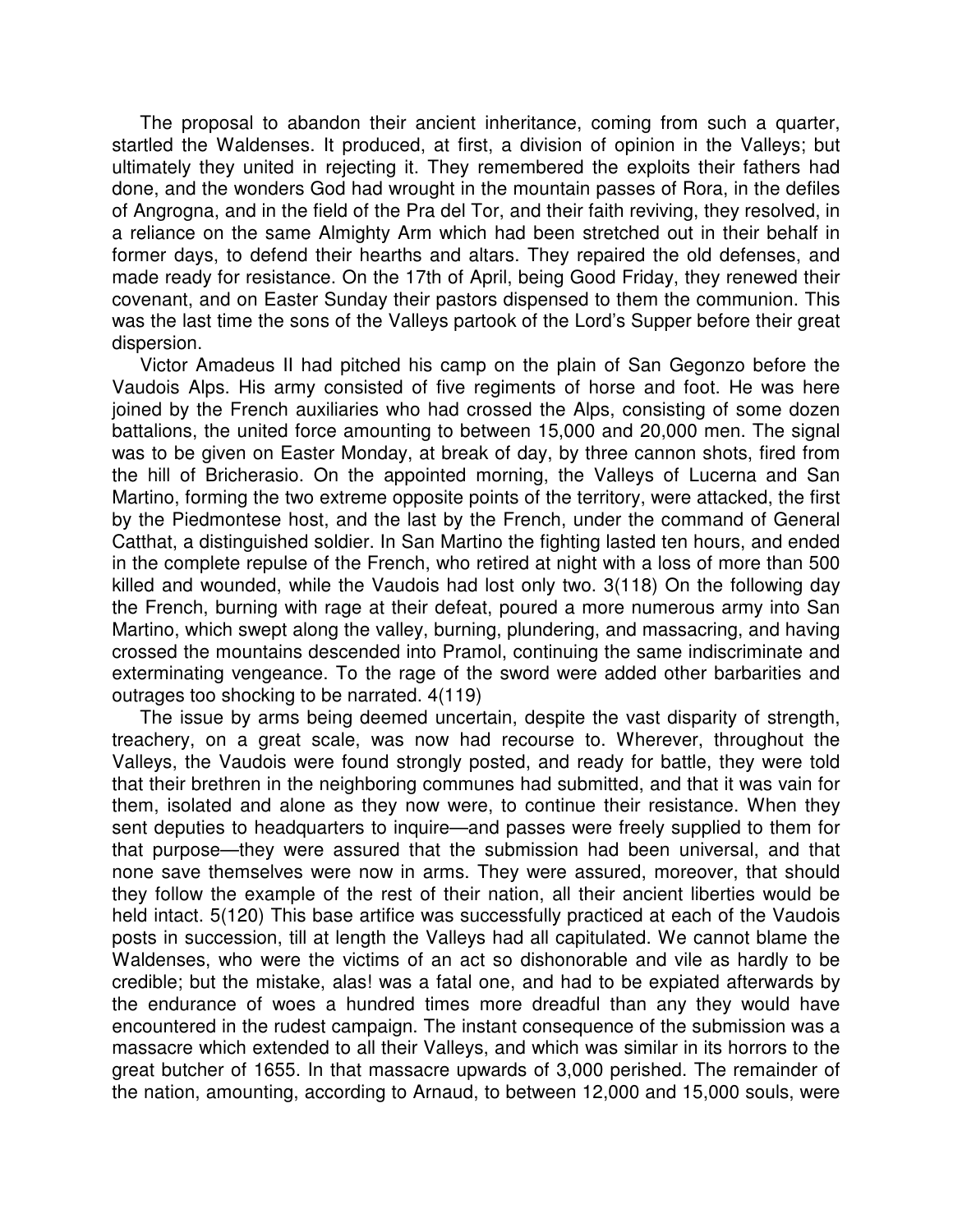The proposal to abandon their ancient inheritance, coming from such a quarter, startled the Waldenses. It produced, at first, a division of opinion in the Valleys; but ultimately they united in rejecting it. They remembered the exploits their fathers had done, and the wonders God had wrought in the mountain passes of Rora, in the defiles of Angrogna, and in the field of the Pra del Tor, and their faith reviving, they resolved, in a reliance on the same Almighty Arm which had been stretched out in their behalf in former days, to defend their hearths and altars. They repaired the old defenses, and made ready for resistance. On the 17th of April, being Good Friday, they renewed their covenant, and on Easter Sunday their pastors dispensed to them the communion. This was the last time the sons of the Valleys partook of the Lord's Supper before their great dispersion.

Victor Amadeus II had pitched his camp on the plain of San Gegonzo before the Vaudois Alps. His army consisted of five regiments of horse and foot. He was here joined by the French auxiliaries who had crossed the Alps, consisting of some dozen battalions, the united force amounting to between 15,000 and 20,000 men. The signal was to be given on Easter Monday, at break of day, by three cannon shots, fired from the hill of Bricherasio. On the appointed morning, the Valleys of Lucerna and San Martino, forming the two extreme opposite points of the territory, were attacked, the first by the Piedmontese host, and the last by the French, under the command of General Catthat, a distinguished soldier. In San Martino the fighting lasted ten hours, and ended in the complete repulse of the French, who retired at night with a loss of more than 500 killed and wounded, while the Vaudois had lost only two. 3(118) On the following day the French, burning with rage at their defeat, poured a more numerous army into San Martino, which swept along the valley, burning, plundering, and massacring, and having crossed the mountains descended into Pramol, continuing the same indiscriminate and exterminating vengeance. To the rage of the sword were added other barbarities and outrages too shocking to be narrated. 4(119)

The issue by arms being deemed uncertain, despite the vast disparity of strength, treachery, on a great scale, was now had recourse to. Wherever, throughout the Valleys, the Vaudois were found strongly posted, and ready for battle, they were told that their brethren in the neighboring communes had submitted, and that it was vain for them, isolated and alone as they now were, to continue their resistance. When they sent deputies to headquarters to inquire—and passes were freely supplied to them for that purpose—they were assured that the submission had been universal, and that none save themselves were now in arms. They were assured, moreover, that should they follow the example of the rest of their nation, all their ancient liberties would be held intact. 5(120) This base artifice was successfully practiced at each of the Vaudois posts in succession, till at length the Valleys had all capitulated. We cannot blame the Waldenses, who were the victims of an act so dishonorable and vile as hardly to be credible; but the mistake, alas! was a fatal one, and had to be expiated afterwards by the endurance of woes a hundred times more dreadful than any they would have encountered in the rudest campaign. The instant consequence of the submission was a massacre which extended to all their Valleys, and which was similar in its horrors to the great butcher of 1655. In that massacre upwards of 3,000 perished. The remainder of the nation, amounting, according to Arnaud, to between 12,000 and 15,000 souls, were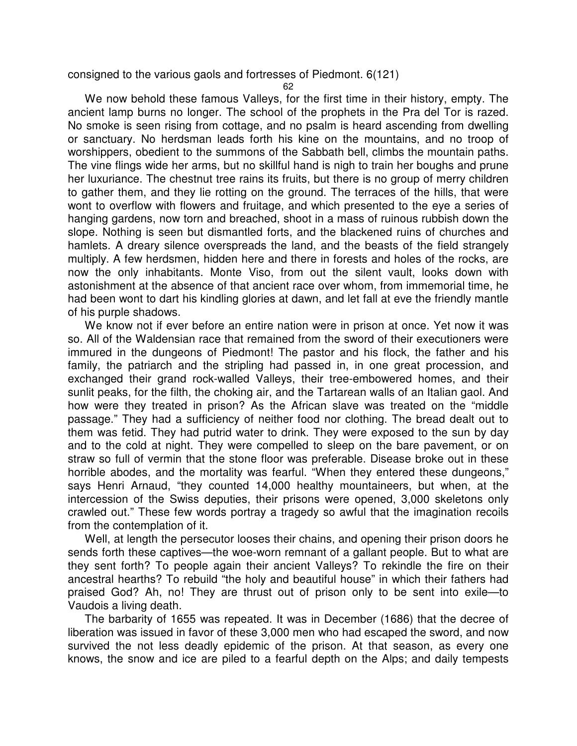consigned to the various gaols and fortresses of Piedmont. 6(121)

We now behold these famous Valleys, for the first time in their history, empty. The ancient lamp burns no longer. The school of the prophets in the Pra del Tor is razed. No smoke is seen rising from cottage, and no psalm is heard ascending from dwelling or sanctuary. No herdsman leads forth his kine on the mountains, and no troop of worshippers, obedient to the summons of the Sabbath bell, climbs the mountain paths. The vine flings wide her arms, but no skillful hand is nigh to train her boughs and prune her luxuriance. The chestnut tree rains its fruits, but there is no group of merry children to gather them, and they lie rotting on the ground. The terraces of the hills, that were wont to overflow with flowers and fruitage, and which presented to the eye a series of hanging gardens, now torn and breached, shoot in a mass of ruinous rubbish down the slope. Nothing is seen but dismantled forts, and the blackened ruins of churches and hamlets. A dreary silence overspreads the land, and the beasts of the field strangely multiply. A few herdsmen, hidden here and there in forests and holes of the rocks, are now the only inhabitants. Monte Viso, from out the silent vault, looks down with astonishment at the absence of that ancient race over whom, from immemorial time, he had been wont to dart his kindling glories at dawn, and let fall at eve the friendly mantle of his purple shadows.

We know not if ever before an entire nation were in prison at once. Yet now it was so. All of the Waldensian race that remained from the sword of their executioners were immured in the dungeons of Piedmont! The pastor and his flock, the father and his family, the patriarch and the stripling had passed in, in one great procession, and exchanged their grand rock-walled Valleys, their tree-embowered homes, and their sunlit peaks, for the filth, the choking air, and the Tartarean walls of an Italian gaol. And how were they treated in prison? As the African slave was treated on the "middle passage." They had a sufficiency of neither food nor clothing. The bread dealt out to them was fetid. They had putrid water to drink. They were exposed to the sun by day and to the cold at night. They were compelled to sleep on the bare pavement, or on straw so full of vermin that the stone floor was preferable. Disease broke out in these horrible abodes, and the mortality was fearful. "When they entered these dungeons," says Henri Arnaud, "they counted 14,000 healthy mountaineers, but when, at the intercession of the Swiss deputies, their prisons were opened, 3,000 skeletons only crawled out." These few words portray a tragedy so awful that the imagination recoils from the contemplation of it.

Well, at length the persecutor looses their chains, and opening their prison doors he sends forth these captives—the woe-worn remnant of a gallant people. But to what are they sent forth? To people again their ancient Valleys? To rekindle the fire on their ancestral hearths? To rebuild "the holy and beautiful house" in which their fathers had praised God? Ah, no! They are thrust out of prison only to be sent into exile—to Vaudois a living death.

The barbarity of 1655 was repeated. It was in December (1686) that the decree of liberation was issued in favor of these 3,000 men who had escaped the sword, and now survived the not less deadly epidemic of the prison. At that season, as every one knows, the snow and ice are piled to a fearful depth on the Alps; and daily tempests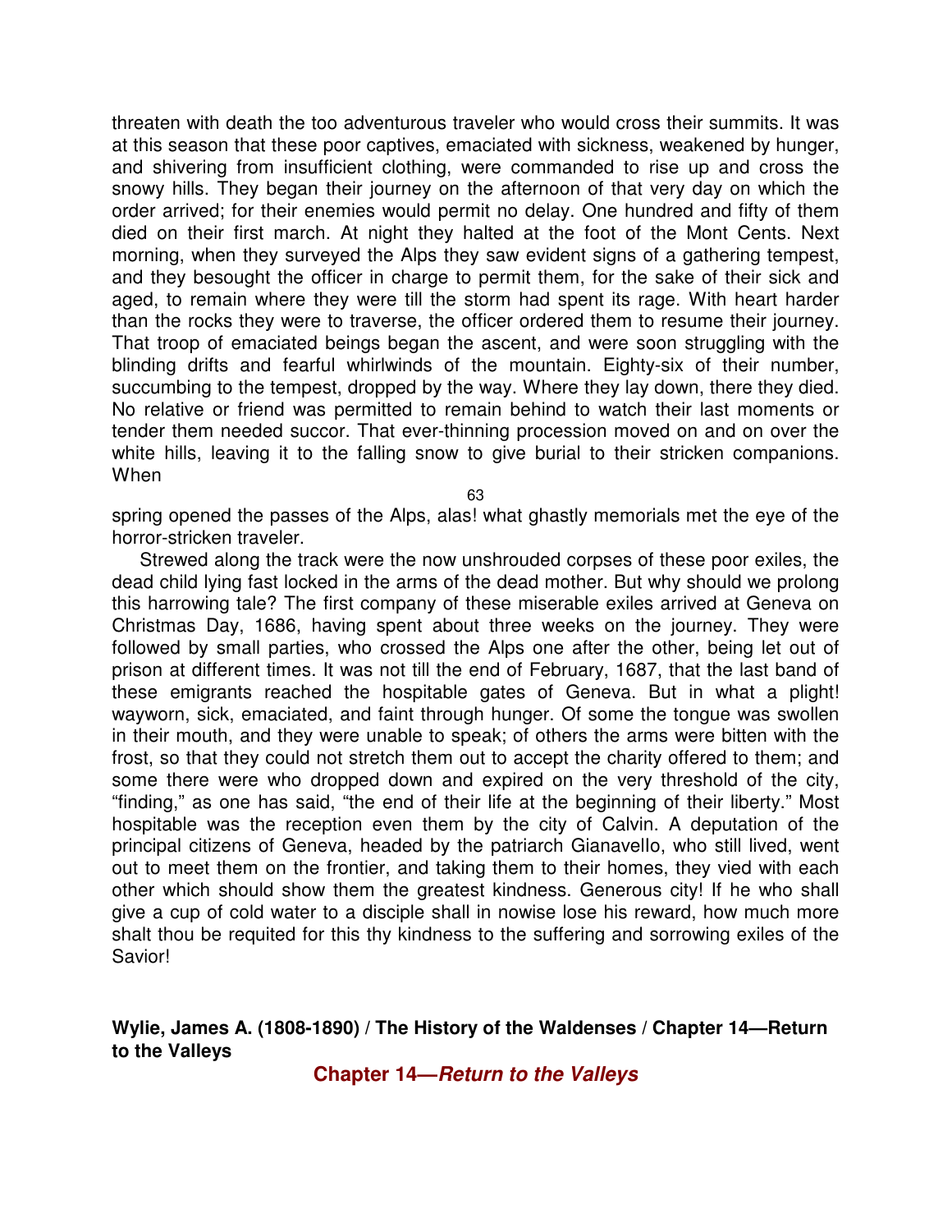threaten with death the too adventurous traveler who would cross their summits. It was at this season that these poor captives, emaciated with sickness, weakened by hunger, and shivering from insufficient clothing, were commanded to rise up and cross the snowy hills. They began their journey on the afternoon of that very day on which the order arrived; for their enemies would permit no delay. One hundred and fifty of them died on their first march. At night they halted at the foot of the Mont Cents. Next morning, when they surveyed the Alps they saw evident signs of a gathering tempest, and they besought the officer in charge to permit them, for the sake of their sick and aged, to remain where they were till the storm had spent its rage. With heart harder than the rocks they were to traverse, the officer ordered them to resume their journey. That troop of emaciated beings began the ascent, and were soon struggling with the blinding drifts and fearful whirlwinds of the mountain. Eighty-six of their number, succumbing to the tempest, dropped by the way. Where they lay down, there they died. No relative or friend was permitted to remain behind to watch their last moments or tender them needed succor. That ever-thinning procession moved on and on over the white hills, leaving it to the falling snow to give burial to their stricken companions. When spring opened the passes of the Alps, alas! what ghastly memorials met the eye of the horror-stricken traveler.

Strewed along the track were the now unshrouded corpses of these poor exiles, the dead child lying fast locked in the arms of the dead mother. But why should we prolong this harrowing tale? The first company of these miserable exiles arrived at Geneva on Christmas Day, 1686, having spent about three weeks on the journey. They were followed by small parties, who crossed the Alps one after the other, being let out of prison at different times. It was not till the end of February, 1687, that the last band of these emigrants reached the hospitable gates of Geneva. But in what a plight! wayworn, sick, emaciated, and faint through hunger. Of some the tongue was swollen in their mouth, and they were unable to speak; of others the arms were bitten with the frost, so that they could not stretch them out to accept the charity offered to them; and some there were who dropped down and expired on the very threshold of the city, "finding," as one has said, "the end of their life at the beginning of their liberty." Most hospitable was the reception even them by the city of Calvin. A deputation of the principal citizens of Geneva, headed by the patriarch Gianavello, who still lived, went out to meet them on the frontier, and taking them to their homes, they vied with each other which should show them the greatest kindness. Generous city! If he who shall give a cup of cold water to a disciple shall in nowise lose his reward, how much more shalt thou be requited for this thy kindness to the suffering and sorrowing exiles of the Savior!

**Wylie, James A. (1808-1890) / The History of the Waldenses / Chapter 14—Return to the Valleys**

## Chapter 14—*Return to the Valleys*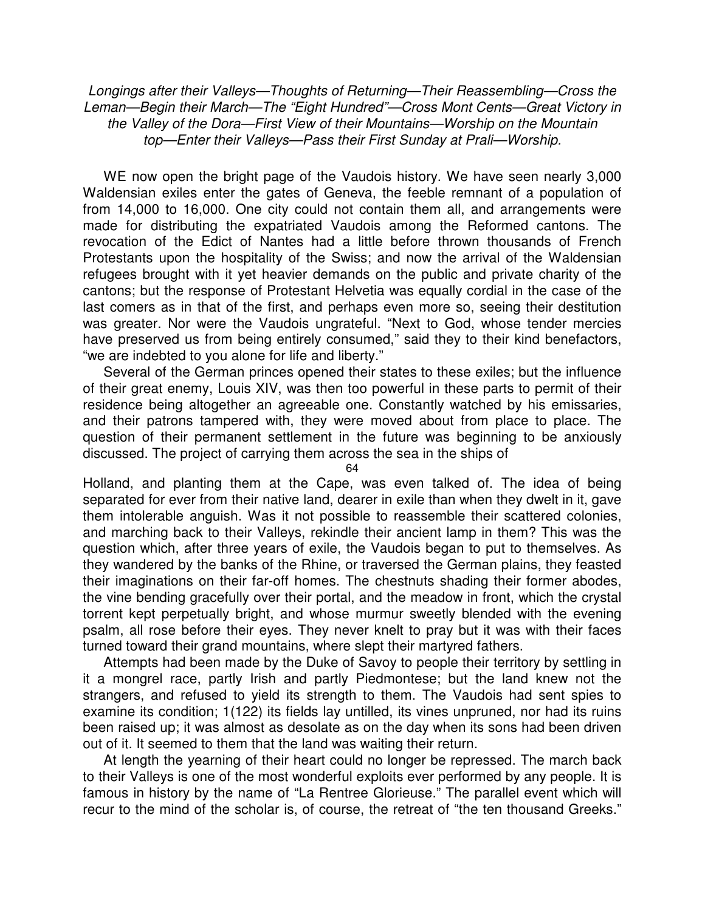*Longings after their Valleys—Thoughts of Returning—Their Reassembling—Cross the Leman—Begin their March—The "Eight Hundred"—Cross Mont Cents—Great Victory in the Valley of the Dora—First View of their Mountains—Worship on the Mountain top—Enter their Valleys—Pass their First Sunday at Prali—Worship.*

WE now open the bright page of the Vaudois history. We have seen nearly 3,000 Waldensian exiles enter the gates of Geneva, the feeble remnant of a population of from 14,000 to 16,000. One city could not contain them all, and arrangements were made for distributing the expatriated Vaudois among the Reformed cantons. The revocation of the Edict of Nantes had a little before thrown thousands of French Protestants upon the hospitality of the Swiss; and now the arrival of the Waldensian refugees brought with it yet heavier demands on the public and private charity of the cantons; but the response of Protestant Helvetia was equally cordial in the case of the last comers as in that of the first, and perhaps even more so, seeing their destitution was greater. Nor were the Vaudois ungrateful. "Next to God, whose tender mercies have preserved us from being entirely consumed," said they to their kind benefactors, "we are indebted to you alone for life and liberty."

Several of the German princes opened their states to these exiles; but the influence of their great enemy, Louis XIV, was then too powerful in these parts to permit of their residence being altogether an agreeable one. Constantly watched by his emissaries, and their patrons tampered with, they were moved about from place to place. The question of their permanent settlement in the future was beginning to be anxiously discussed. The project of carrying them across the sea in the ships of Holland, and planting them at the Cape, was even talked of. The idea of being separated for ever from their native land, dearer in exile than when they dwelt in it, gave them intolerable anguish. Was it not possible to reassemble their scattered colonies, and marching back to their Valleys, rekindle their ancient lamp in them? This was the question which, after three years of exile, the Vaudois began to put to themselves. As they wandered by the banks of the Rhine, or traversed the German plains, they feasted their imaginations on their far-off homes. The chestnuts shading their former abodes, the vine bending gracefully over their portal, and the meadow in front, which the crystal torrent kept perpetually bright, and whose murmur sweetly blended with the evening psalm, all rose before their eyes. They never knelt to pray but it was with their faces turned toward their grand mountains, where slept their martyred fathers.

Attempts had been made by the Duke of Savoy to people their territory by settling in it a mongrel race, partly Irish and partly Piedmontese; but the land knew not the strangers, and refused to yield its strength to them. The Vaudois had sent spies to examine its condition; 1(122) its fields lay untilled, its vines unpruned, nor had its ruins been raised up; it was almost as desolate as on the day when its sons had been driven out of it. It seemed to them that the land was waiting their return.

At length the yearning of their heart could no longer be repressed. The march back to their Valleys is one of the most wonderful exploits ever performed by any people. It is famous in history by the name of "La Rentree Glorieuse." The parallel event which will recur to the mind of the scholar is, of course, the retreat of "the ten thousand Greeks."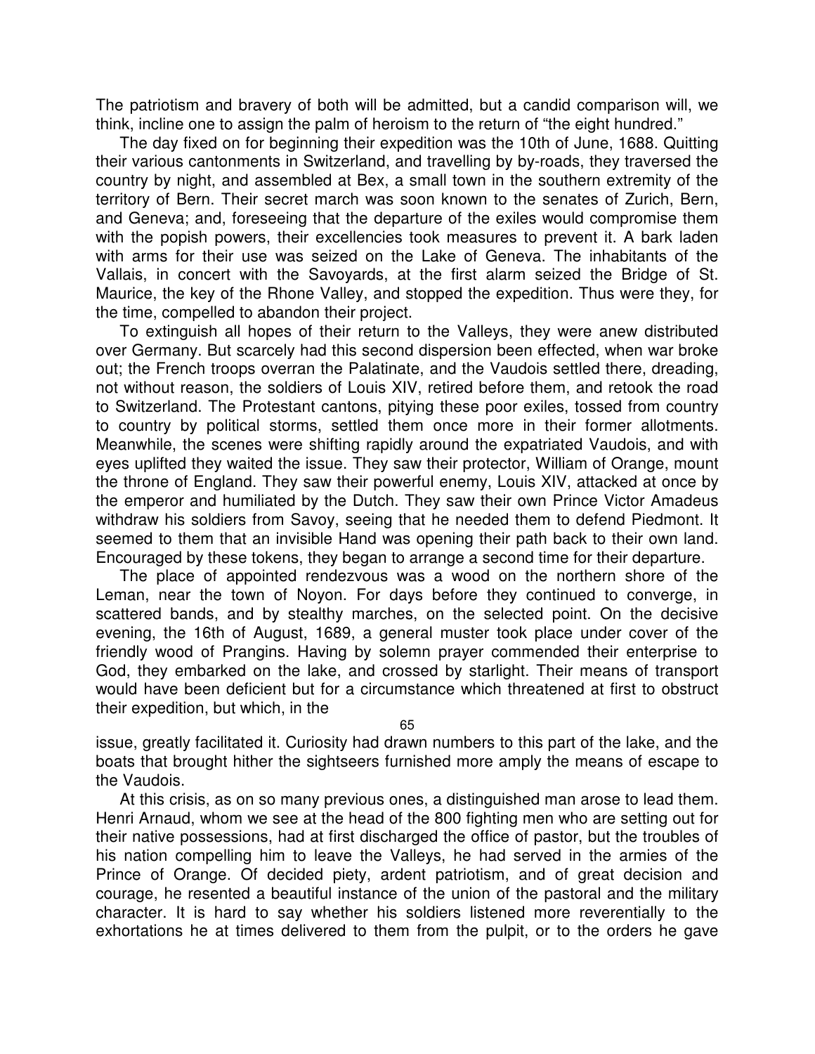The patriotism and bravery of both will be admitted, but a candid comparison will, we think, incline one to assign the palm of heroism to the return of "the eight hundred."

The day fixed on for beginning their expedition was the 10th of June, 1688. Quitting their various cantonments in Switzerland, and travelling by by-roads, they traversed the country by night, and assembled at Bex, a small town in the southern extremity of the territory of Bern. Their secret march was soon known to the senates of Zurich, Bern, and Geneva; and, foreseeing that the departure of the exiles would compromise them with the popish powers, their excellencies took measures to prevent it. A bark laden with arms for their use was seized on the Lake of Geneva. The inhabitants of the Vallais, in concert with the Savoyards, at the first alarm seized the Bridge of St. Maurice, the key of the Rhone Valley, and stopped the expedition. Thus were they, for the time, compelled to abandon their project.

To extinguish all hopes of their return to the Valleys, they were anew distributed over Germany. But scarcely had this second dispersion been effected, when war broke out; the French troops overran the Palatinate, and the Vaudois settled there, dreading, not without reason, the soldiers of Louis XIV, retired before them, and retook the road to Switzerland. The Protestant cantons, pitying these poor exiles, tossed from country to country by political storms, settled them once more in their former allotments. Meanwhile, the scenes were shifting rapidly around the expatriated Vaudois, and with eyes uplifted they waited the issue. They saw their protector, William of Orange, mount the throne of England. They saw their powerful enemy, Louis XIV, attacked at once by the emperor and humiliated by the Dutch. They saw their own Prince Victor Amadeus withdraw his soldiers from Savoy, seeing that he needed them to defend Piedmont. It seemed to them that an invisible Hand was opening their path back to their own land. Encouraged by these tokens, they began to arrange a second time for their departure.

The place of appointed rendezvous was a wood on the northern shore of the Leman, near the town of Noyon. For days before they continued to converge, in scattered bands, and by stealthy marches, on the selected point. On the decisive evening, the 16th of August, 1689, a general muster took place under cover of the friendly wood of Prangins. Having by solemn prayer commended their enterprise to God, they embarked on the lake, and crossed by starlight. Their means of transport would have been deficient but for a circumstance which threatened at first to obstruct their expedition, but which, in the issue, greatly facilitated it. Curiosity had drawn numbers to this part of the lake, and the boats that brought hither the sightseers furnished more amply the means of escape to the Vaudois.

At this crisis, as on so many previous ones, a distinguished man arose to lead them. Henri Arnaud, whom we see at the head of the 800 fighting men who are setting out for their native possessions, had at first discharged the office of pastor, but the troubles of his nation compelling him to leave the Valleys, he had served in the armies of the Prince of Orange. Of decided piety, ardent patriotism, and of great decision and courage, he resented a beautiful instance of the union of the pastoral and the military character. It is hard to say whether his soldiers listened more reverentially to the exhortations he at times delivered to them from the pulpit, or to the orders he gave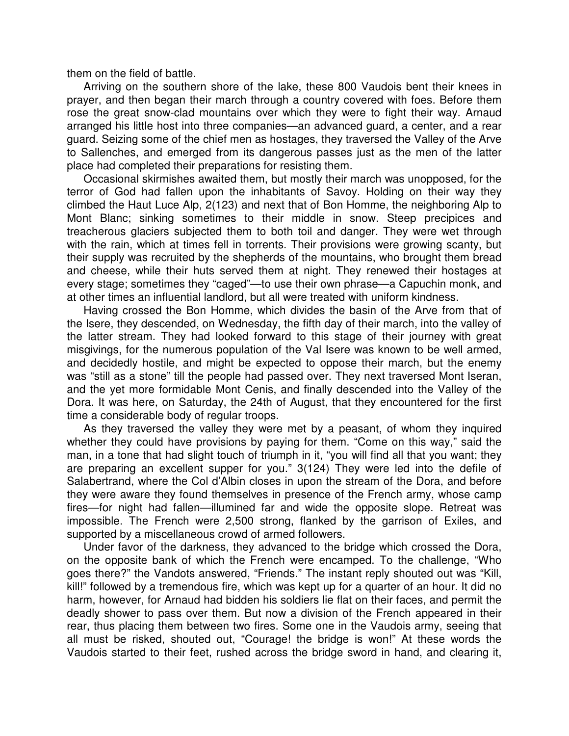them on the field of battle.

Arriving on the southern shore of the lake, these 800 Vaudois bent their knees in prayer, and then began their march through a country covered with foes. Before them rose the great snow-clad mountains over which they were to fight their way. Arnaud arranged his little host into three companies—an advanced guard, a center, and a rear guard. Seizing some of the chief men as hostages, they traversed the Valley of the Arve to Sallenches, and emerged from its dangerous passes just as the men of the latter place had completed their preparations for resisting them.

Occasional skirmishes awaited them, but mostly their march was unopposed, for the terror of God had fallen upon the inhabitants of Savoy. Holding on their way they climbed the Haut Luce Alp, 2(123) and next that of Bon Homme, the neighboring Alp to Mont Blanc; sinking sometimes to their middle in snow. Steep precipices and treacherous glaciers subjected them to both toil and danger. They were wet through with the rain, which at times fell in torrents. Their provisions were growing scanty, but their supply was recruited by the shepherds of the mountains, who brought them bread and cheese, while their huts served them at night. They renewed their hostages at every stage; sometimes they "caged"—to use their own phrase—a Capuchin monk, and at other times an influential landlord, but all were treated with uniform kindness.

Having crossed the Bon Homme, which divides the basin of the Arve from that of the Isere, they descended, on Wednesday, the fifth day of their march, into the valley of the latter stream. They had looked forward to this stage of their journey with great misgivings, for the numerous population of the Val Isere was known to be well armed, and decidedly hostile, and might be expected to oppose their march, but the enemy was "still as a stone" till the people had passed over. They next traversed Mont Iseran, and the yet more formidable Mont Cenis, and finally descended into the Valley of the Dora. It was here, on Saturday, the 24th of August, that they encountered for the first time a considerable body of regular troops.

As they traversed the valley they were met by a peasant, of whom they inquired whether they could have provisions by paying for them. "Come on this way," said the man, in a tone that had slight touch of triumph in it, "you will find all that you want; they are preparing an excellent supper for you." 3(124) They were led into the defile of Salabertrand, where the Col d'Albin closes in upon the stream of the Dora, and before they were aware they found themselves in presence of the French army, whose camp fires—for night had fallen—illumined far and wide the opposite slope. Retreat was impossible. The French were 2,500 strong, flanked by the garrison of Exiles, and supported by a miscellaneous crowd of armed followers.

Under favor of the darkness, they advanced to the bridge which crossed the Dora, on the opposite bank of which the French were encamped. To the challenge, "Who goes there?" the Vandots answered, "Friends." The instant reply shouted out was "Kill, kill!" followed by a tremendous fire, which was kept up for a quarter of an hour. It did no harm, however, for Arnaud had bidden his soldiers lie flat on their faces, and permit the deadly shower to pass over them. But now a division of the French appeared in their rear, thus placing them between two fires. Some one in the Vaudois army, seeing that all must be risked, shouted out, "Courage! the bridge is won!" At these words the Vaudois started to their feet, rushed across the bridge sword in hand, and clearing it,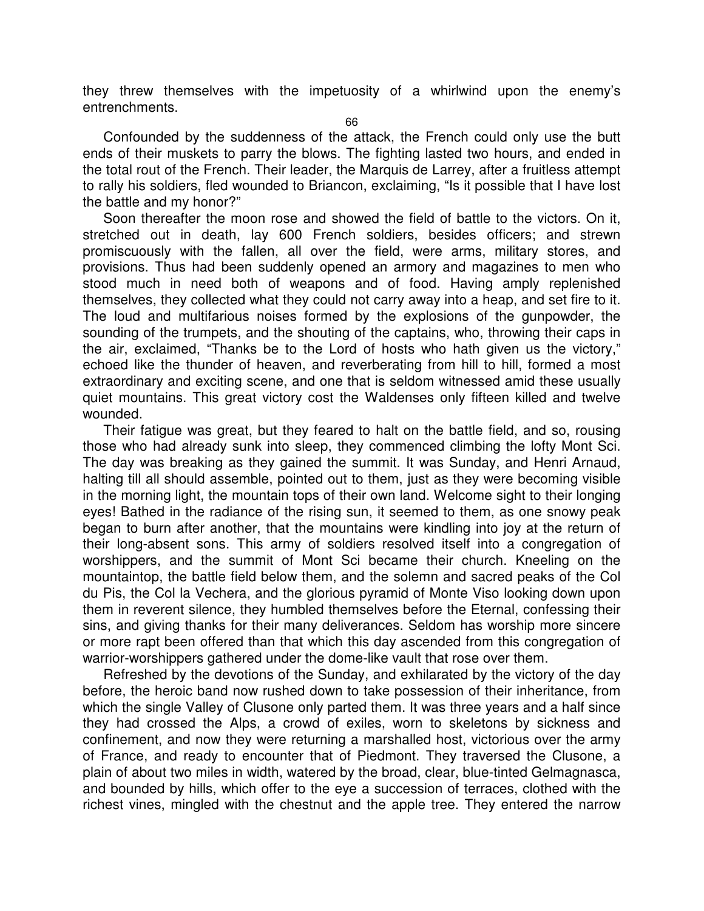they threw themselves with the impetuosity of a whirlwind upon the enemy's entrenchments.

Confounded by the suddenness of the attack, the French could only use the butt ends of their muskets to parry the blows. The fighting lasted two hours, and ended in the total rout of the French. Their leader, the Marquis de Larrey, after a fruitless attempt to rally his soldiers, fled wounded to Briancon, exclaiming, "Is it possible that I have lost the battle and my honor?"

Soon thereafter the moon rose and showed the field of battle to the victors. On it, stretched out in death, lay 600 French soldiers, besides officers; and strewn promiscuously with the fallen, all over the field, were arms, military stores, and provisions. Thus had been suddenly opened an armory and magazines to men who stood much in need both of weapons and of food. Having amply replenished themselves, they collected what they could not carry away into a heap, and set fire to it. The loud and multifarious noises formed by the explosions of the gunpowder, the sounding of the trumpets, and the shouting of the captains, who, throwing their caps in the air, exclaimed, "Thanks be to the Lord of hosts who hath given us the victory," echoed like the thunder of heaven, and reverberating from hill to hill, formed a most extraordinary and exciting scene, and one that is seldom witnessed amid these usually quiet mountains. This great victory cost the Waldenses only fifteen killed and twelve wounded.

Their fatigue was great, but they feared to halt on the battle field, and so, rousing those who had already sunk into sleep, they commenced climbing the lofty Mont Sci. The day was breaking as they gained the summit. It was Sunday, and Henri Arnaud, halting till all should assemble, pointed out to them, just as they were becoming visible in the morning light, the mountain tops of their own land. Welcome sight to their longing eyes! Bathed in the radiance of the rising sun, it seemed to them, as one snowy peak began to burn after another, that the mountains were kindling into joy at the return of their long-absent sons. This army of soldiers resolved itself into a congregation of worshippers, and the summit of Mont Sci became their church. Kneeling on the mountaintop, the battle field below them, and the solemn and sacred peaks of the Col du Pis, the Col la Vechera, and the glorious pyramid of Monte Viso looking down upon them in reverent silence, they humbled themselves before the Eternal, confessing their sins, and giving thanks for their many deliverances. Seldom has worship more sincere or more rapt been offered than that which this day ascended from this congregation of warrior-worshippers gathered under the dome-like vault that rose over them.

Refreshed by the devotions of the Sunday, and exhilarated by the victory of the day before, the heroic band now rushed down to take possession of their inheritance, from which the single Valley of Clusone only parted them. It was three years and a half since they had crossed the Alps, a crowd of exiles, worn to skeletons by sickness and confinement, and now they were returning a marshalled host, victorious over the army of France, and ready to encounter that of Piedmont. They traversed the Clusone, a plain of about two miles in width, watered by the broad, clear, blue-tinted Gelmagnasca, and bounded by hills, which offer to the eye a succession of terraces, clothed with the richest vines, mingled with the chestnut and the apple tree. They entered the narrow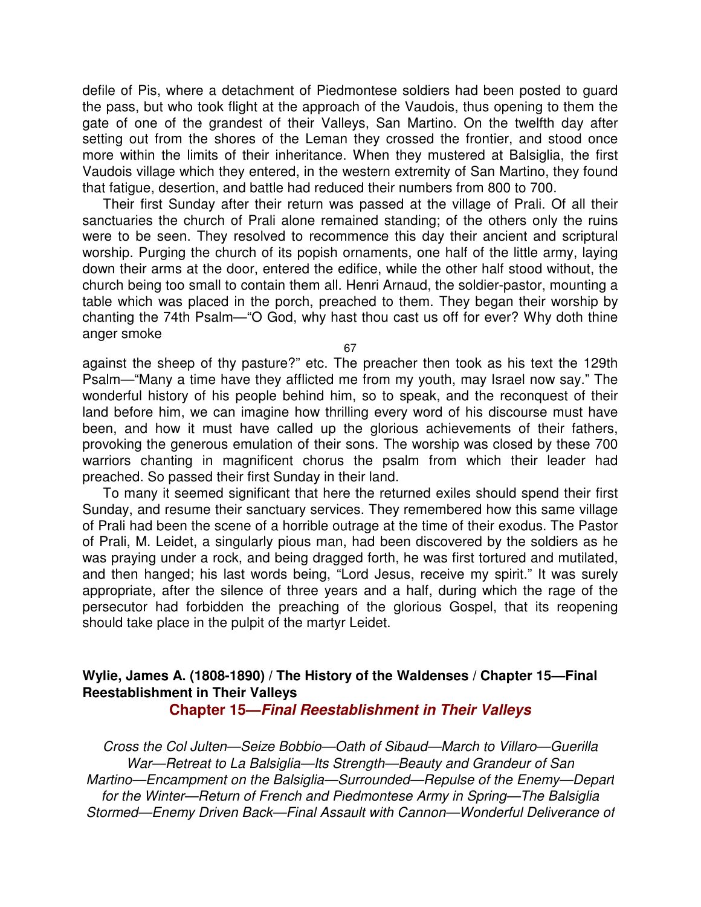defile of Pis, where a detachment of Piedmontese soldiers had been posted to guard the pass, but who took flight at the approach of the Vaudois, thus opening to them the gate of one of the grandest of their Valleys, San Martino. On the twelfth day after setting out from the shores of the Leman they crossed the frontier, and stood once more within the limits of their inheritance. When they mustered at Balsiglia, the first Vaudois village which they entered, in the western extremity of San Martino, they found that fatigue, desertion, and battle had reduced their numbers from 800 to 700.

Their first Sunday after their return was passed at the village of Prali. Of all their sanctuaries the church of Prali alone remained standing; of the others only the ruins were to be seen. They resolved to recommence this day their ancient and scriptural worship. Purging the church of its popish ornaments, one half of the little army, laying down their arms at the door, entered the edifice, while the other half stood without, the church being too small to contain them all. Henri Arnaud, the soldier-pastor, mounting a table which was placed in the porch, preached to them. They began their worship by chanting the 74th Psalm—"O God, why hast thou cast us off for ever? Why doth thine anger smoke against the sheep of thy pasture?" etc. The preacher then took as his text the 129th Psalm—"Many a time have they afflicted me from my youth, may Israel now say." The wonderful history of his people behind him, so to speak, and the reconquest of their land before him, we can imagine how thrilling every word of his discourse must have been, and how it must have called up the glorious achievements of their fathers, provoking the generous emulation of their sons. The worship was closed by these 700 warriors chanting in magnificent chorus the psalm from which their leader had preached. So passed their first Sunday in their land.

To many it seemed significant that here the returned exiles should spend their first Sunday, and resume their sanctuary services. They remembered how this same village of Prali had been the scene of a horrible outrage at the time of their exodus. The Pastor of Prali, M. Leidet, a singularly pious man, had been discovered by the soldiers as he was praying under a rock, and being dragged forth, he was first tortured and mutilated, and then hanged; his last words being, "Lord Jesus, receive my spirit." It was surely appropriate, after the silence of three years and a half, during which the rage of the persecutor had forbidden the preaching of the glorious Gospel, that its reopening should take place in the pulpit of the martyr Leidet.

**Wylie, James A. (1808-1890) / The History of the Waldenses / Chapter 15—Final Reestablishment in Their Valleys**

## Chapter 15—*Final Reestablishment in Their Valleys*

*Cross the Col Julten—Seize Bobbio—Oath of Sibaud—March to Villaro—Guerilla War—Retreat to La Balsiglia—Its Strength—Beauty and Grandeur of San Martino—Encampment on the Balsiglia—Surrounded—Repulse of the Enemy—Depart for the Winter—Return of French and Piedmontese Army in Spring—The Balsiglia Stormed—Enemy Driven Back—Final Assault with Cannon—Wonderful Deliverance of*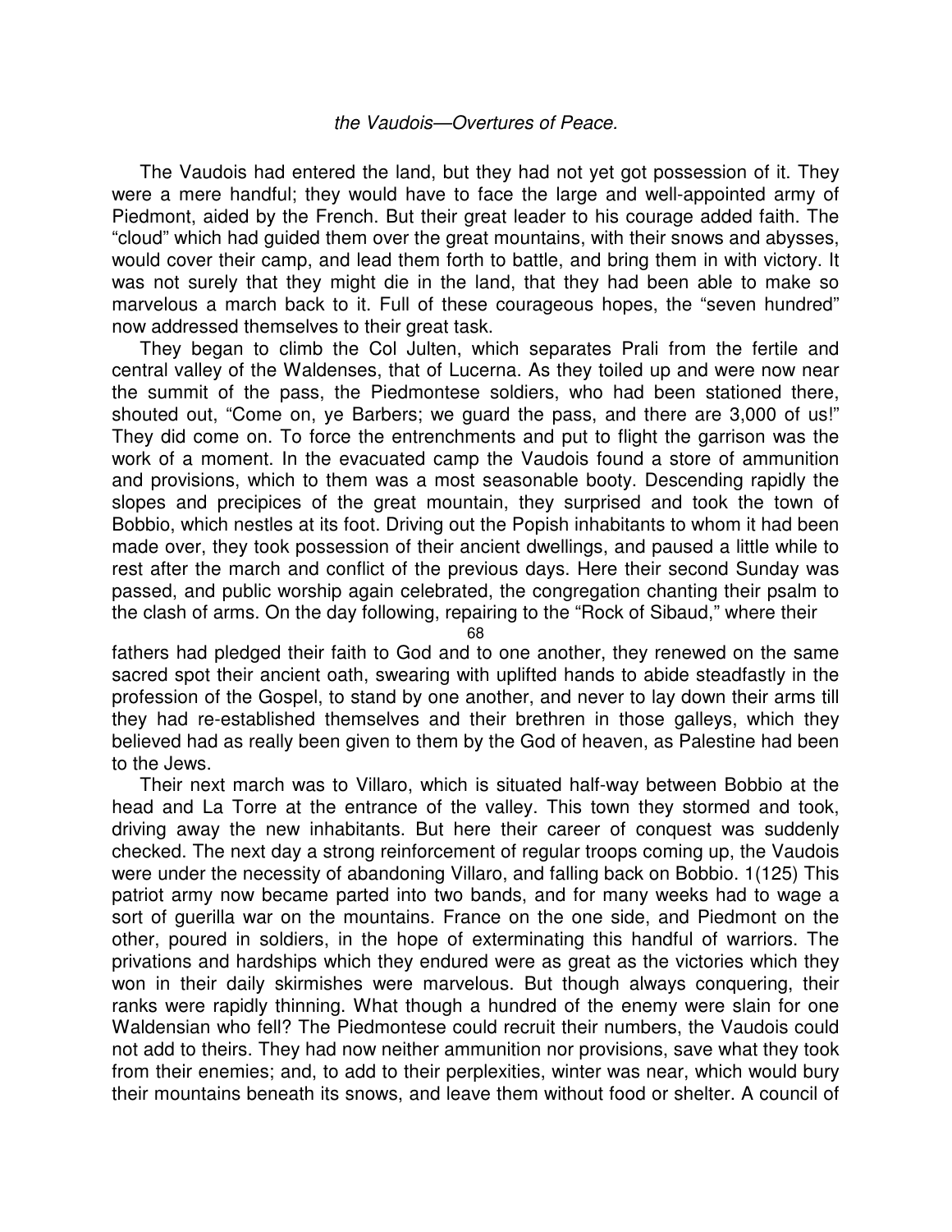*the Vaudois—Overtures of Peace.*

The Vaudois had entered the land, but they had not yet got possession of it. They were a mere handful; they would have to face the large and well-appointed army of Piedmont, aided by the French. But their great leader to his courage added faith. The "cloud" which had guided them over the great mountains, with their snows and abysses, would cover their camp, and lead them forth to battle, and bring them in with victory. It was not surely that they might die in the land, that they had been able to make so marvelous a march back to it. Full of these courageous hopes, the "seven hundred" now addressed themselves to their great task.

They began to climb the Col Julten, which separates Prali from the fertile and central valley of the Waldenses, that of Lucerna. As they toiled up and were now near the summit of the pass, the Piedmontese soldiers, who had been stationed there, shouted out, "Come on, ye Barbers; we guard the pass, and there are 3,000 of us!" They did come on. To force the entrenchments and put to flight the garrison was the work of a moment. In the evacuated camp the Vaudois found a store of ammunition and provisions, which to them was a most seasonable booty. Descending rapidly the slopes and precipices of the great mountain, they surprised and took the town of Bobbio, which nestles at its foot. Driving out the Popish inhabitants to whom it had been made over, they took possession of their ancient dwellings, and paused a little while to rest after the march and conflict of the previous days. Here their second Sunday was passed, and public worship again celebrated, the congregation chanting their psalm to the clash of arms. On the day following, repairing to the "Rock of Sibaud," where their fathers had pledged their faith to God and to one another, they renewed on the same sacred spot their ancient oath, swearing with uplifted hands to abide steadfastly in the profession of the Gospel, to stand by one another, and never to lay down their arms till they had re-established themselves and their brethren in those galleys, which they believed had as really been given to them by the God of heaven, as Palestine had been to the Jews.

Their next march was to Villaro, which is situated half-way between Bobbio at the head and La Torre at the entrance of the valley. This town they stormed and took, driving away the new inhabitants. But here their career of conquest was suddenly checked. The next day a strong reinforcement of regular troops coming up, the Vaudois were under the necessity of abandoning Villaro, and falling back on Bobbio. 1(125) This patriot army now became parted into two bands, and for many weeks had to wage a sort of guerilla war on the mountains. France on the one side, and Piedmont on the other, poured in soldiers, in the hope of exterminating this handful of warriors. The privations and hardships which they endured were as great as the victories which they won in their daily skirmishes were marvelous. But though always conquering, their ranks were rapidly thinning. What though a hundred of the enemy were slain for one Waldensian who fell? The Piedmontese could recruit their numbers, the Vaudois could not add to theirs. They had now neither ammunition nor provisions, save what they took from their enemies; and, to add to their perplexities, winter was near, which would bury their mountains beneath its snows, and leave them without food or shelter. A council of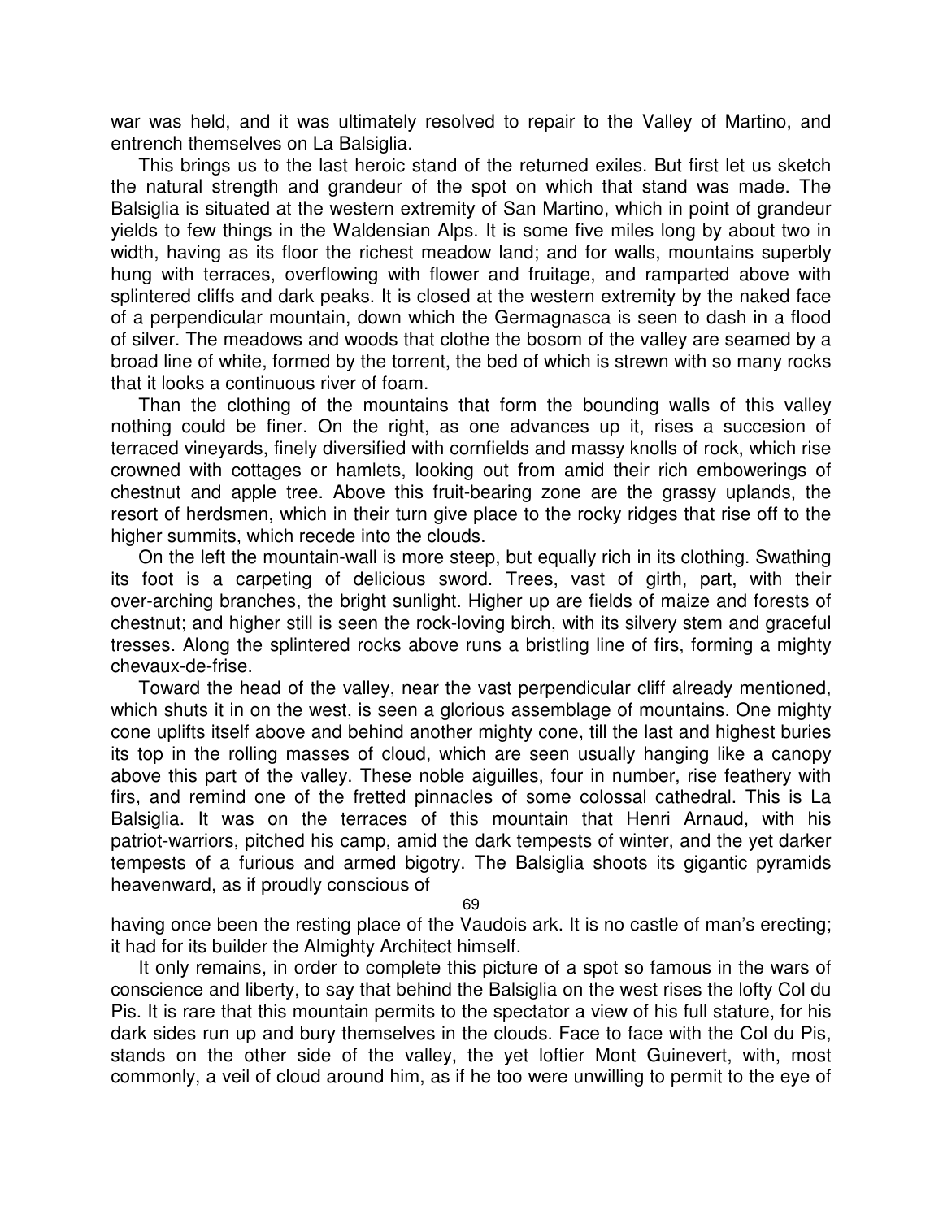war was held, and it was ultimately resolved to repair to the Valley of Martino, and entrench themselves on La Balsiglia.

This brings us to the last heroic stand of the returned exiles. But first let us sketch the natural strength and grandeur of the spot on which that stand was made. The Balsiglia is situated at the western extremity of San Martino, which in point of grandeur yields to few things in the Waldensian Alps. It is some five miles long by about two in width, having as its floor the richest meadow land; and for walls, mountains superbly hung with terraces, overflowing with flower and fruitage, and ramparted above with splintered cliffs and dark peaks. It is closed at the western extremity by the naked face of a perpendicular mountain, down which the Germagnasca is seen to dash in a flood of silver. The meadows and woods that clothe the bosom of the valley are seamed by a broad line of white, formed by the torrent, the bed of which is strewn with so many rocks that it looks a continuous river of foam.

Than the clothing of the mountains that form the bounding walls of this valley nothing could be finer. On the right, as one advances up it, rises a succesion of terraced vineyards, finely diversified with cornfields and massy knolls of rock, which rise crowned with cottages or hamlets, looking out from amid their rich embowerings of chestnut and apple tree. Above this fruit-bearing zone are the grassy uplands, the resort of herdsmen, which in their turn give place to the rocky ridges that rise off to the higher summits, which recede into the clouds.

On the left the mountain-wall is more steep, but equally rich in its clothing. Swathing its foot is a carpeting of delicious sword. Trees, vast of girth, part, with their over-arching branches, the bright sunlight. Higher up are fields of maize and forests of chestnut; and higher still is seen the rock-loving birch, with its silvery stem and graceful tresses. Along the splintered rocks above runs a bristling line of firs, forming a mighty chevaux-de-frise.

Toward the head of the valley, near the vast perpendicular cliff already mentioned, which shuts it in on the west, is seen a glorious assemblage of mountains. One mighty cone uplifts itself above and behind another mighty cone, till the last and highest buries its top in the rolling masses of cloud, which are seen usually hanging like a canopy above this part of the valley. These noble aiguilles, four in number, rise feathery with firs, and remind one of the fretted pinnacles of some colossal cathedral. This is La Balsiglia. It was on the terraces of this mountain that Henri Arnaud, with his patriot-warriors, pitched his camp, amid the dark tempests of winter, and the yet darker tempests of a furious and armed bigotry. The Balsiglia shoots its gigantic pyramids heavenward, as if proudly conscious of having once been the resting place of the Vaudois ark. It is no castle of man's erecting; it had for its builder the Almighty Architect himself.

It only remains, in order to complete this picture of a spot so famous in the wars of conscience and liberty, to say that behind the Balsiglia on the west rises the lofty Col du Pis. It is rare that this mountain permits to the spectator a view of his full stature, for his dark sides run up and bury themselves in the clouds. Face to face with the Col du Pis, stands on the other side of the valley, the yet loftier Mont Guinevert, with, most commonly, a veil of cloud around him, as if he too were unwilling to permit to the eye of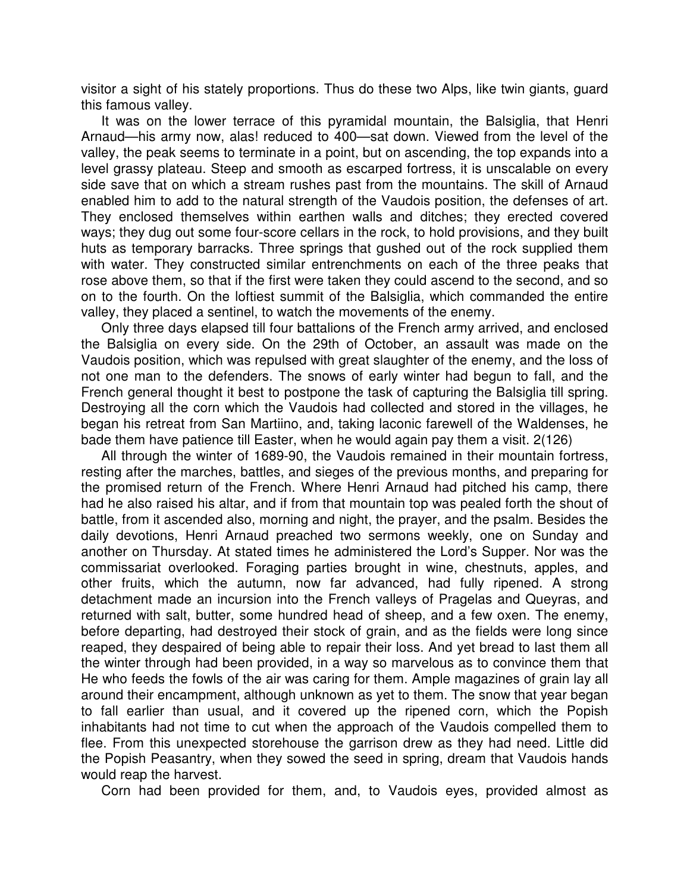visitor a sight of his stately proportions. Thus do these two Alps, like twin giants, guard this famous valley.

It was on the lower terrace of this pyramidal mountain, the Balsiglia, that Henri Arnaud—his army now, alas! reduced to 400—sat down. Viewed from the level of the valley, the peak seems to terminate in a point, but on ascending, the top expands into a level grassy plateau. Steep and smooth as escarped fortress, it is unscalable on every side save that on which a stream rushes past from the mountains. The skill of Arnaud enabled him to add to the natural strength of the Vaudois position, the defenses of art. They enclosed themselves within earthen walls and ditches; they erected covered ways; they dug out some four-score cellars in the rock, to hold provisions, and they built huts as temporary barracks. Three springs that gushed out of the rock supplied them with water. They constructed similar entrenchments on each of the three peaks that rose above them, so that if the first were taken they could ascend to the second, and so on to the fourth. On the loftiest summit of the Balsiglia, which commanded the entire valley, they placed a sentinel, to watch the movements of the enemy.

Only three days elapsed till four battalions of the French army arrived, and enclosed the Balsiglia on every side. On the 29th of October, an assault was made on the Vaudois position, which was repulsed with great slaughter of the enemy, and the loss of not one man to the defenders. The snows of early winter had begun to fall, and the French general thought it best to postpone the task of capturing the Balsiglia till spring. Destroying all the corn which the Vaudois had collected and stored in the villages, he began his retreat from San Martiino, and, taking laconic farewell of the Waldenses, he bade them have patience till Easter, when he would again pay them a visit. 2(126)

All through the winter of 1689-90, the Vaudois remained in their mountain fortress, resting after the marches, battles, and sieges of the previous months, and preparing for the promised return of the French. Where Henri Arnaud had pitched his camp, there had he also raised his altar, and if from that mountain top was pealed forth the shout of battle, from it ascended also, morning and night, the prayer, and the psalm. Besides the daily devotions, Henri Arnaud preached two sermons weekly, one on Sunday and another on Thursday. At stated times he administered the Lord's Supper. Nor was the commissariat overlooked. Foraging parties brought in wine, chestnuts, apples, and other fruits, which the autumn, now far advanced, had fully ripened. A strong detachment made an incursion into the French valleys of Pragelas and Queyras, and returned with salt, butter, some hundred head of sheep, and a few oxen. The enemy, before departing, had destroyed their stock of grain, and as the fields were long since reaped, they despaired of being able to repair their loss. And yet bread to last them all the winter through had been provided, in a way so marvelous as to convince them that He who feeds the fowls of the air was caring for them. Ample magazines of grain lay all around their encampment, although unknown as yet to them. The snow that year began to fall earlier than usual, and it covered up the ripened corn, which the Popish inhabitants had not time to cut when the approach of the Vaudois compelled them to flee. From this unexpected storehouse the garrison drew as they had need. Little did the Popish Peasantry, when they sowed the seed in spring, dream that Vaudois hands would reap the harvest.

Corn had been provided for them, and, to Vaudois eyes, provided almost as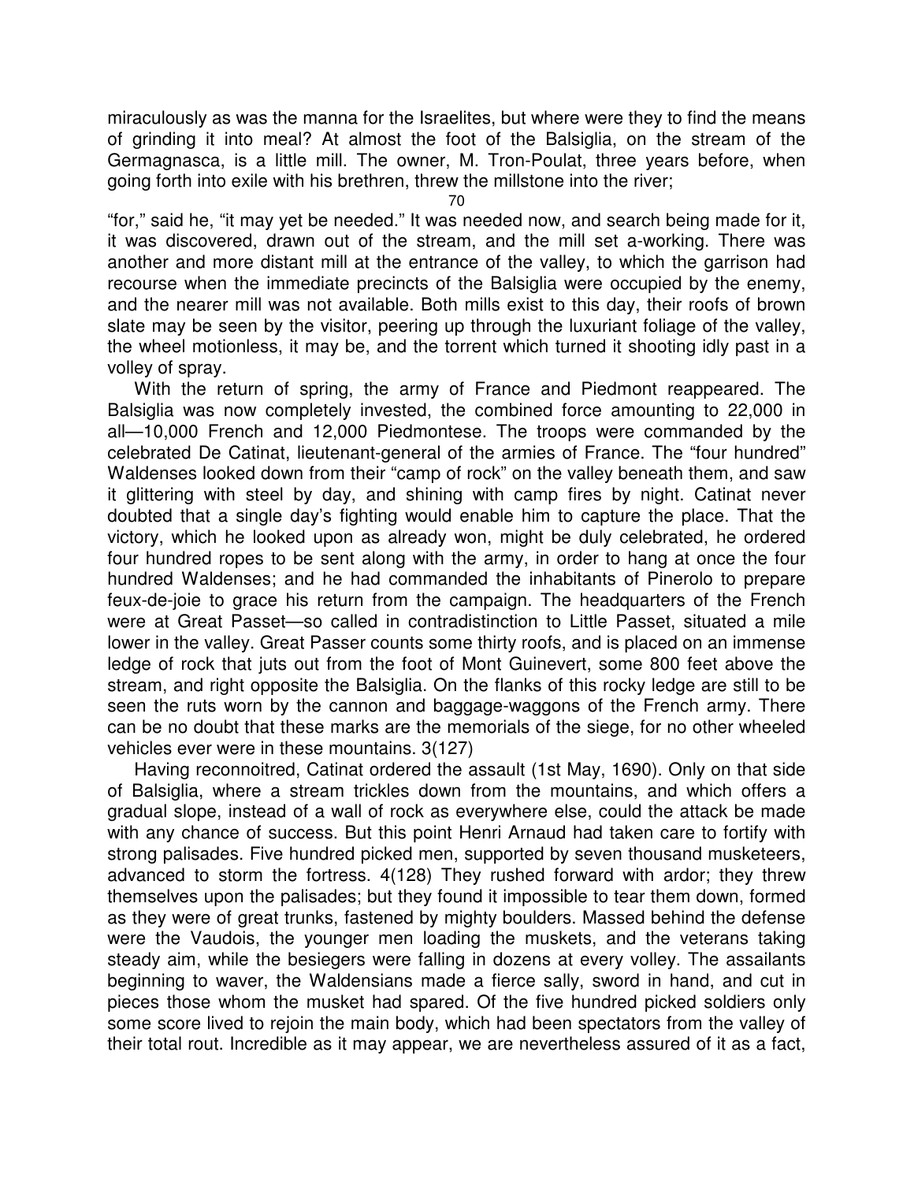miraculously as was the manna for the Israelites, but where were they to find the means of grinding it into meal? At almost the foot of the Balsiglia, on the stream of the Germagnasca, is a little mill. The owner, M. Tron-Poulat, three years before, when going forth into exile with his brethren, threw the millstone into the river; "for," said he, "it may yet be needed." It was needed now, and search being made for it, it was discovered, drawn out of the stream, and the mill set a-working. There was another and more distant mill at the entrance of the valley, to which the garrison had recourse when the immediate precincts of the Balsiglia were occupied by the enemy, and the nearer mill was not available. Both mills exist to this day, their roofs of brown slate may be seen by the visitor, peering up through the luxuriant foliage of the valley, the wheel motionless, it may be, and the torrent which turned it shooting idly past in a volley of spray.

With the return of spring, the army of France and Piedmont reappeared. The Balsiglia was now completely invested, the combined force amounting to 22,000 in all—10,000 French and 12,000 Piedmontese. The troops were commanded by the celebrated De Catinat, lieutenant-general of the armies of France. The "four hundred" Waldenses looked down from their "camp of rock" on the valley beneath them, and saw it glittering with steel by day, and shining with camp fires by night. Catinat never doubted that a single day's fighting would enable him to capture the place. That the victory, which he looked upon as already won, might be duly celebrated, he ordered four hundred ropes to be sent along with the army, in order to hang at once the four hundred Waldenses; and he had commanded the inhabitants of Pinerolo to prepare feux-de-joie to grace his return from the campaign. The headquarters of the French were at Great Passet—so called in contradistinction to Little Passet, situated a mile lower in the valley. Great Passer counts some thirty roofs, and is placed on an immense ledge of rock that juts out from the foot of Mont Guinevert, some 800 feet above the stream, and right opposite the Balsiglia. On the flanks of this rocky ledge are still to be seen the ruts worn by the cannon and baggage-waggons of the French army. There can be no doubt that these marks are the memorials of the siege, for no other wheeled vehicles ever were in these mountains. 3(127)

Having reconnoitred, Catinat ordered the assault (1st May, 1690). Only on that side of Balsiglia, where a stream trickles down from the mountains, and which offers a gradual slope, instead of a wall of rock as everywhere else, could the attack be made with any chance of success. But this point Henri Arnaud had taken care to fortify with strong palisades. Five hundred picked men, supported by seven thousand musketeers, advanced to storm the fortress. 4(128) They rushed forward with ardor; they threw themselves upon the palisades; but they found it impossible to tear them down, formed as they were of great trunks, fastened by mighty boulders. Massed behind the defense were the Vaudois, the younger men loading the muskets, and the veterans taking steady aim, while the besiegers were falling in dozens at every volley. The assailants beginning to waver, the Waldensians made a fierce sally, sword in hand, and cut in pieces those whom the musket had spared. Of the five hundred picked soldiers only some score lived to rejoin the main body, which had been spectators from the valley of their total rout. Incredible as it may appear, we are nevertheless assured of it as a fact,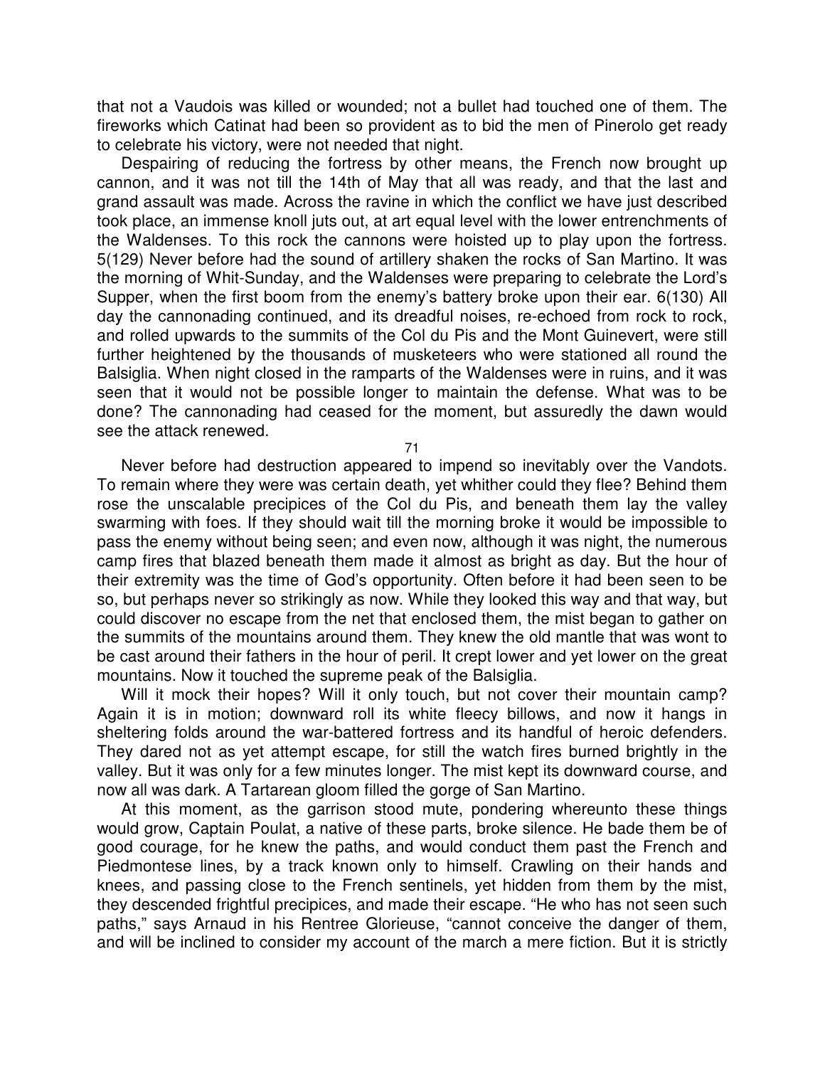that not a Vaudois was killed or wounded; not a bullet had touched one of them. The fireworks which Catinat had been so provident as to bid the men of Pinerolo get ready to celebrate his victory, were not needed that night.

Despairing of reducing the fortress by other means, the French now brought up cannon, and it was not till the 14th of May that all was ready, and that the last and grand assault was made. Across the ravine in which the conflict we have just described took place, an immense knoll juts out, at art equal level with the lower entrenchments of the Waldenses. To this rock the cannons were hoisted up to play upon the fortress. 5(129) Never before had the sound of artillery shaken the rocks of San Martino. It was the morning of Whit-Sunday, and the Waldenses were preparing to celebrate the Lord's Supper, when the first boom from the enemy's battery broke upon their ear. 6(130) All day the cannonading continued, and its dreadful noises, re-echoed from rock to rock, and rolled upwards to the summits of the Col du Pis and the Mont Guinevert, were still further heightened by the thousands of musketeers who were stationed all round the Balsiglia. When night closed in the ramparts of the Waldenses were in ruins, and it was seen that it would not be possible longer to maintain the defense. What was to be done? The cannonading had ceased for the moment, but assuredly the dawn would see the attack renewed.

Never before had destruction appeared to impend so inevitably over the Vandots. To remain where they were was certain death, yet whither could they flee? Behind them rose the unscalable precipices of the Col du Pis, and beneath them lay the valley swarming with foes. If they should wait till the morning broke it would be impossible to pass the enemy without being seen; and even now, although it was night, the numerous camp fires that blazed beneath them made it almost as bright as day. But the hour of their extremity was the time of God's opportunity. Often before it had been seen to be so, but perhaps never so strikingly as now. While they looked this way and that way, but could discover no escape from the net that enclosed them, the mist began to gather on the summits of the mountains around them. They knew the old mantle that was wont to be cast around their fathers in the hour of peril. It crept lower and yet lower on the great mountains. Now it touched the supreme peak of the Balsiglia.

Will it mock their hopes? Will it only touch, but not cover their mountain camp? Again it is in motion; downward roll its white fleecy billows, and now it hangs in sheltering folds around the war-battered fortress and its handful of heroic defenders. They dared not as yet attempt escape, for still the watch fires burned brightly in the valley. But it was only for a few minutes longer. The mist kept its downward course, and now all was dark. A Tartarean gloom filled the gorge of San Martino.

At this moment, as the garrison stood mute, pondering whereunto these things would grow, Captain Poulat, a native of these parts, broke silence. He bade them be of good courage, for he knew the paths, and would conduct them past the French and Piedmontese lines, by a track known only to himself. Crawling on their hands and knees, and passing close to the French sentinels, yet hidden from them by the mist, they descended frightful precipices, and made their escape. "He who has not seen such paths," says Arnaud in his Rentree Glorieuse, "cannot conceive the danger of them, and will be inclined to consider my account of the march a mere fiction. But it is strictly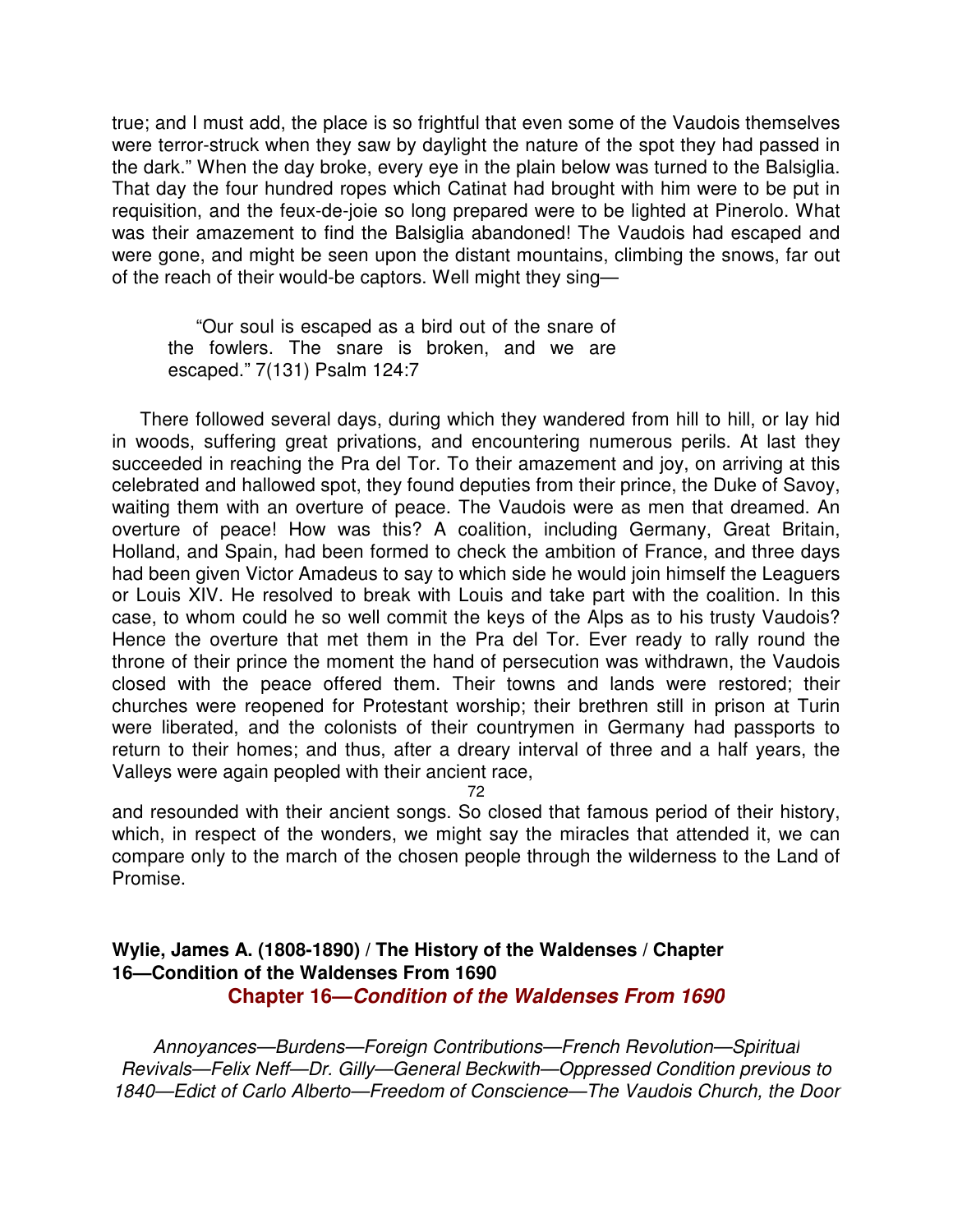true; and I must add, the place is so frightful that even some of the Vaudois themselves were terror-struck when they saw by daylight the nature of the spot they had passed in the dark." When the day broke, every eye in the plain below was turned to the Balsiglia. That day the four hundred ropes which Catinat had brought with him were to be put in requisition, and the feux-de-joie so long prepared were to be lighted at Pinerolo. What was their amazement to find the Balsiglia abandoned! The Vaudois had escaped and were gone, and might be seen upon the distant mountains, climbing the snows, far out of the reach of their would-be captors. Well might they sing—

> "Our soul is escaped as a bird out of the snare of the fowlers. The snare is broken, and we are escaped." 7(131) Psalm 124:7

There followed several days, during which they wandered from hill to hill, or lay hid in woods, suffering great privations, and encountering numerous perils. At last they succeeded in reaching the Pra del Tor. To their amazement and joy, on arriving at this celebrated and hallowed spot, they found deputies from their prince, the Duke of Savoy, waiting them with an overture of peace. The Vaudois were as men that dreamed. An overture of peace! How was this? A coalition, including Germany, Great Britain, Holland, and Spain, had been formed to check the ambition of France, and three days had been given Victor Amadeus to say to which side he would join himself the Leaguers or Louis XIV. He resolved to break with Louis and take part with the coalition. In this case, to whom could he so well commit the keys of the Alps as to his trusty Vaudois? Hence the overture that met them in the Pra del Tor. Ever ready to rally round the throne of their prince the moment the hand of persecution was withdrawn, the Vaudois closed with the peace offered them. Their towns and lands were restored; their churches were reopened for Protestant worship; their brethren still in prison at Turin were liberated, and the colonists of their countrymen in Germany had passports to return to their homes; and thus, after a dreary interval of three and a half years, the Valleys were again peopled with their ancient race, and resounded with their ancient songs. So closed that famous period of their history, which, in respect of the wonders, we might say the miracles that attended it, we can compare only to the march of the chosen people through the wilderness to the Land of Promise.

**Wylie, James A. (1808-1890) / The History of the Waldenses / Chapter 16—Condition of the Waldenses From 1690**

## Chapter 16—*Condition of the Waldenses From 1690*

*Annoyances—Burdens—Foreign Contributions—French Revolution—Spiritual Revivals—Felix Neff—Dr. Gilly—General Beckwith—Oppressed Condition previous to 1840—Edict of Carlo Alberto—Freedom of Conscience—The Vaudois Church, the Door*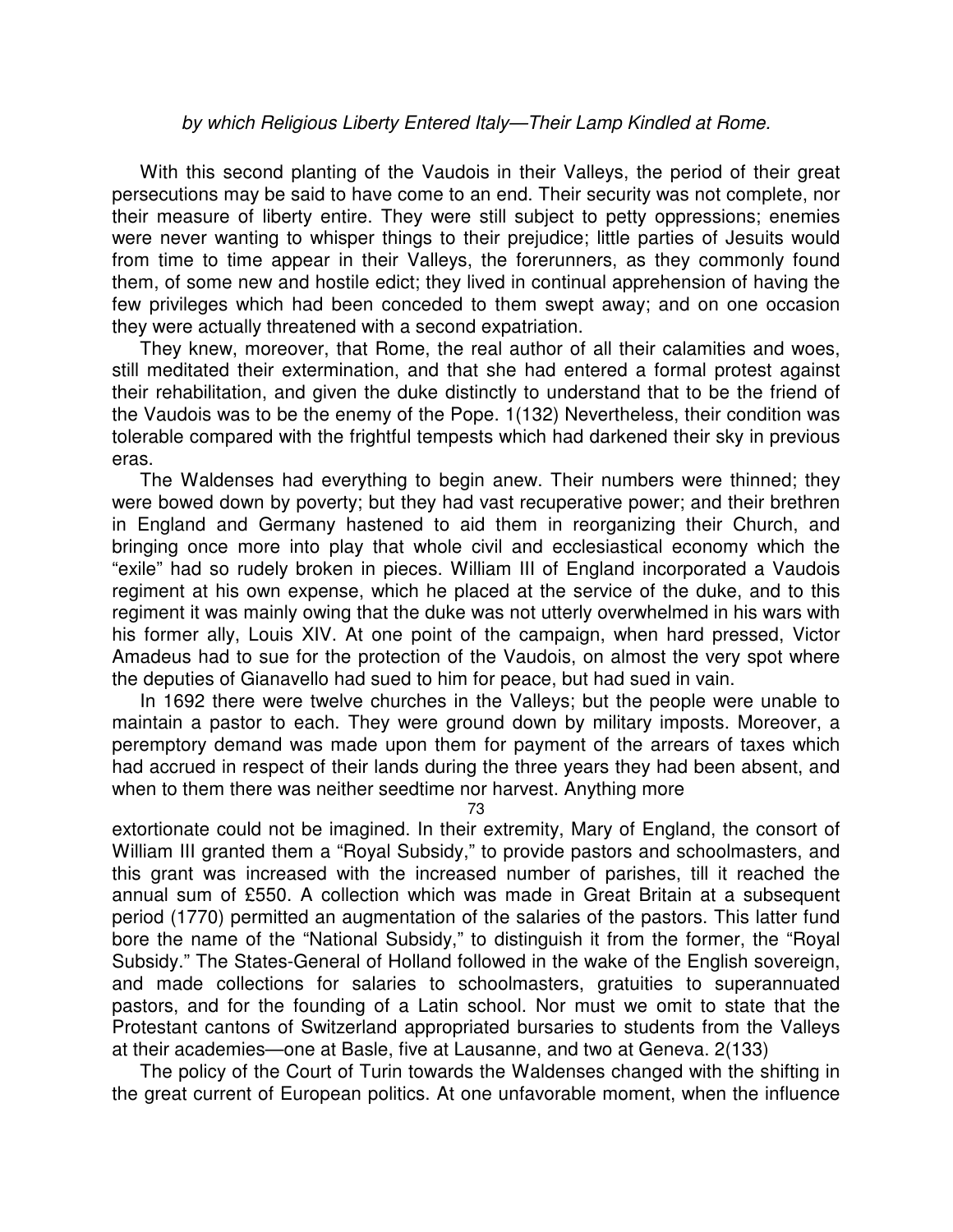*by which Religious Liberty Entered Italy—Their Lamp Kindled at Rome.*

With this second planting of the Vaudois in their Valleys, the period of their great persecutions may be said to have come to an end. Their security was not complete, nor their measure of liberty entire. They were still subject to petty oppressions; enemies were never wanting to whisper things to their prejudice; little parties of Jesuits would from time to time appear in their Valleys, the forerunners, as they commonly found them, of some new and hostile edict; they lived in continual apprehension of having the few privileges which had been conceded to them swept away; and on one occasion they were actually threatened with a second expatriation.

They knew, moreover, that Rome, the real author of all their calamities and woes, still meditated their extermination, and that she had entered a formal protest against their rehabilitation, and given the duke distinctly to understand that to be the friend of the Vaudois was to be the enemy of the Pope. 1(132) Nevertheless, their condition was tolerable compared with the frightful tempests which had darkened their sky in previous eras.

The Waldenses had everything to begin anew. Their numbers were thinned; they were bowed down by poverty; but they had vast recuperative power; and their brethren in England and Germany hastened to aid them in reorganizing their Church, and bringing once more into play that whole civil and ecclesiastical economy which the "exile" had so rudely broken in pieces. William III of England incorporated a Vaudois regiment at his own expense, which he placed at the service of the duke, and to this regiment it was mainly owing that the duke was not utterly overwhelmed in his wars with his former ally, Louis XIV. At one point of the campaign, when hard pressed, Victor Amadeus had to sue for the protection of the Vaudois, on almost the very spot where the deputies of Gianavello had sued to him for peace, but had sued in vain.

In 1692 there were twelve churches in the Valleys; but the people were unable to maintain a pastor to each. They were ground down by military imposts. Moreover, a peremptory demand was made upon them for payment of the arrears of taxes which had accrued in respect of their lands during the three years they had been absent, and when to them there was neither seedtime nor harvest. Anything more extortionate could not be imagined. In their extremity, Mary of England, the consort of William III granted them a "Royal Subsidy," to provide pastors and schoolmasters, and this grant was increased with the increased number of parishes, till it reached the annual sum of £550. A collection which was made in Great Britain at a subsequent period (1770) permitted an augmentation of the salaries of the pastors. This latter fund bore the name of the "National Subsidy," to distinguish it from the former, the "Royal Subsidy." The States-General of Holland followed in the wake of the English sovereign, and made collections for salaries to schoolmasters, gratuities to superannuated pastors, and for the founding of a Latin school. Nor must we omit to state that the Protestant cantons of Switzerland appropriated bursaries to students from the Valleys at their academies—one at Basle, five at Lausanne, and two at Geneva. 2(133)

The policy of the Court of Turin towards the Waldenses changed with the shifting in the great current of European politics. At one unfavorable moment, when the influence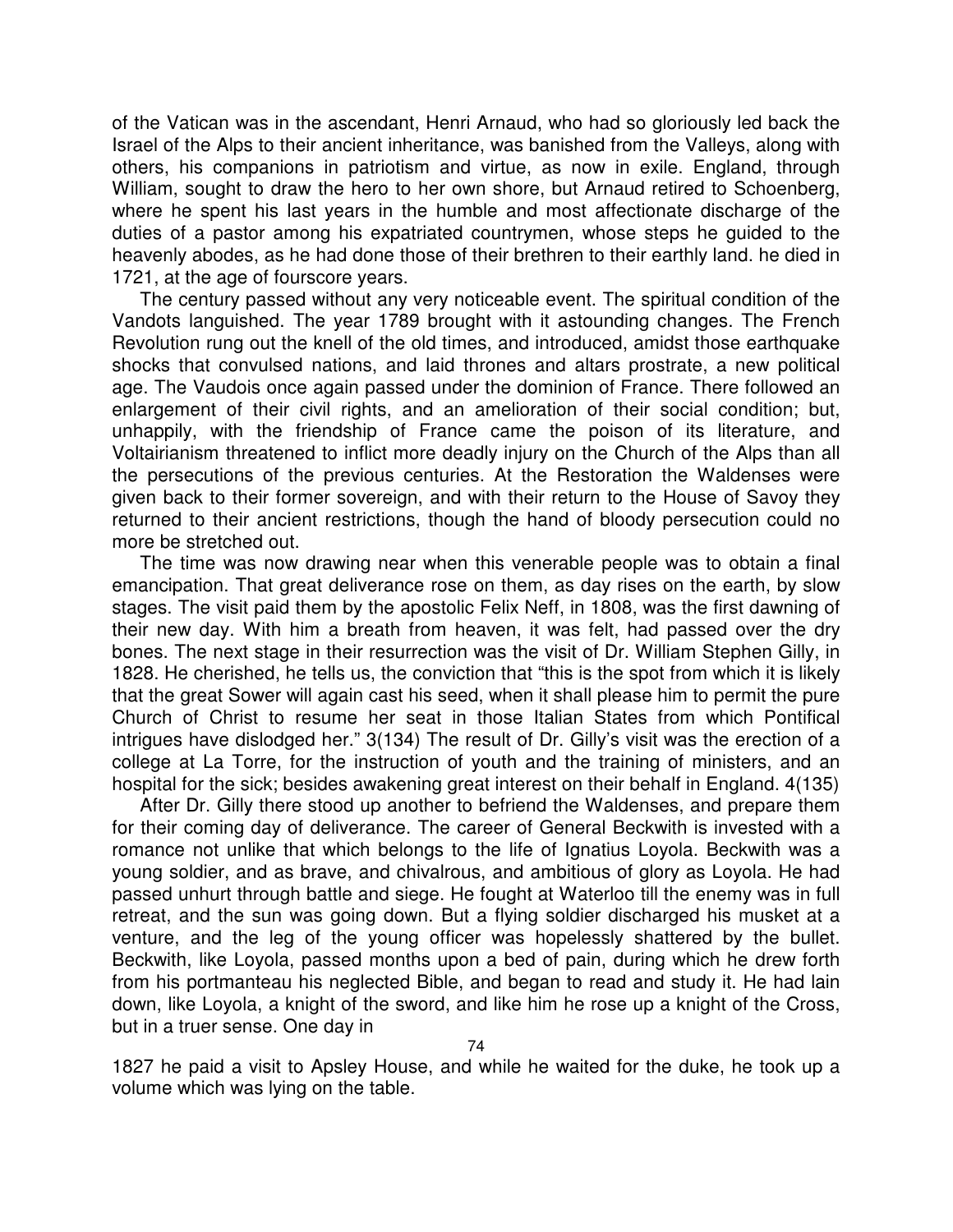of the Vatican was in the ascendant, Henri Arnaud, who had so gloriously led back the Israel of the Alps to their ancient inheritance, was banished from the Valleys, along with others, his companions in patriotism and virtue, as now in exile. England, through William, sought to draw the hero to her own shore, but Arnaud retired to Schoenberg, where he spent his last years in the humble and most affectionate discharge of the duties of a pastor among his expatriated countrymen, whose steps he guided to the heavenly abodes, as he had done those of their brethren to their earthly land. he died in 1721, at the age of fourscore years.

The century passed without any very noticeable event. The spiritual condition of the Vandots languished. The year 1789 brought with it astounding changes. The French Revolution rung out the knell of the old times, and introduced, amidst those earthquake shocks that convulsed nations, and laid thrones and altars prostrate, a new political age. The Vaudois once again passed under the dominion of France. There followed an enlargement of their civil rights, and an amelioration of their social condition; but, unhappily, with the friendship of France came the poison of its literature, and Voltairianism threatened to inflict more deadly injury on the Church of the Alps than all the persecutions of the previous centuries. At the Restoration the Waldenses were given back to their former sovereign, and with their return to the House of Savoy they returned to their ancient restrictions, though the hand of bloody persecution could no more be stretched out.

The time was now drawing near when this venerable people was to obtain a final emancipation. That great deliverance rose on them, as day rises on the earth, by slow stages. The visit paid them by the apostolic Felix Neff, in 1808, was the first dawning of their new day. With him a breath from heaven, it was felt, had passed over the dry bones. The next stage in their resurrection was the visit of Dr. William Stephen Gilly, in 1828. He cherished, he tells us, the conviction that "this is the spot from which it is likely that the great Sower will again cast his seed, when it shall please him to permit the pure Church of Christ to resume her seat in those Italian States from which Pontifical intrigues have dislodged her." 3(134) The result of Dr. Gilly's visit was the erection of a college at La Torre, for the instruction of youth and the training of ministers, and an hospital for the sick; besides awakening great interest on their behalf in England. 4(135)

After Dr. Gilly there stood up another to befriend the Waldenses, and prepare them for their coming day of deliverance. The career of General Beckwith is invested with a romance not unlike that which belongs to the life of Ignatius Loyola. Beckwith was a young soldier, and as brave, and chivalrous, and ambitious of glory as Loyola. He had passed unhurt through battle and siege. He fought at Waterloo till the enemy was in full retreat, and the sun was going down. But a flying soldier discharged his musket at a venture, and the leg of the young officer was hopelessly shattered by the bullet. Beckwith, like Loyola, passed months upon a bed of pain, during which he drew forth from his portmanteau his neglected Bible, and began to read and study it. He had lain down, like Loyola, a knight of the sword, and like him he rose up a knight of the Cross, but in a truer sense. One day in 1827 he paid a visit to Apsley House, and while he waited for the duke, he took up a volume which was lying on the table.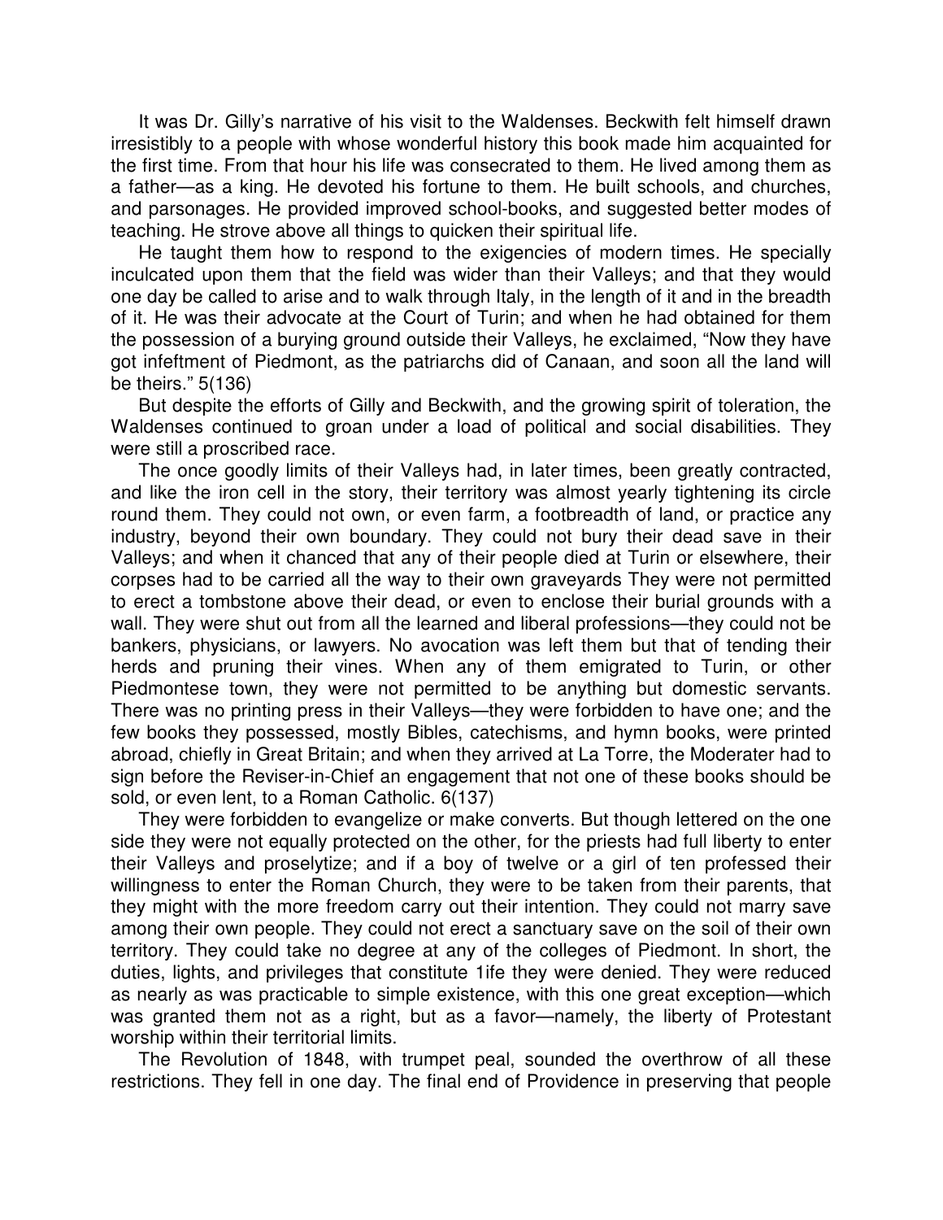It was Dr. Gilly's narrative of his visit to the Waldenses. Beckwith felt himself drawn irresistibly to a people with whose wonderful history this book made him acquainted for the first time. From that hour his life was consecrated to them. He lived among them as a father—as a king. He devoted his fortune to them. He built schools, and churches, and parsonages. He provided improved school-books, and suggested better modes of teaching. He strove above all things to quicken their spiritual life.

He taught them how to respond to the exigencies of modern times. He specially inculcated upon them that the field was wider than their Valleys; and that they would one day be called to arise and to walk through Italy, in the length of it and in the breadth of it. He was their advocate at the Court of Turin; and when he had obtained for them the possession of a burying ground outside their Valleys, he exclaimed, "Now they have got infeftment of Piedmont, as the patriarchs did of Canaan, and soon all the land will be theirs." 5(136)

But despite the efforts of Gilly and Beckwith, and the growing spirit of toleration, the Waldenses continued to groan under a load of political and social disabilities. They were still a proscribed race.

The once goodly limits of their Valleys had, in later times, been greatly contracted, and like the iron cell in the story, their territory was almost yearly tightening its circle round them. They could not own, or even farm, a footbreadth of land, or practice any industry, beyond their own boundary. They could not bury their dead save in their Valleys; and when it chanced that any of their people died at Turin or elsewhere, their corpses had to be carried all the way to their own graveyards They were not permitted to erect a tombstone above their dead, or even to enclose their burial grounds with a wall. They were shut out from all the learned and liberal professions—they could not be bankers, physicians, or lawyers. No avocation was left them but that of tending their herds and pruning their vines. When any of them emigrated to Turin, or other Piedmontese town, they were not permitted to be anything but domestic servants. There was no printing press in their Valleys—they were forbidden to have one; and the few books they possessed, mostly Bibles, catechisms, and hymn books, were printed abroad, chiefly in Great Britain; and when they arrived at La Torre, the Moderater had to sign before the Reviser-in-Chief an engagement that not one of these books should be sold, or even lent, to a Roman Catholic. 6(137)

They were forbidden to evangelize or make converts. But though lettered on the one side they were not equally protected on the other, for the priests had full liberty to enter their Valleys and proselytize; and if a boy of twelve or a girl of ten professed their willingness to enter the Roman Church, they were to be taken from their parents, that they might with the more freedom carry out their intention. They could not marry save among their own people. They could not erect a sanctuary save on the soil of their own territory. They could take no degree at any of the colleges of Piedmont. In short, the duties, lights, and privileges that constitute 1ife they were denied. They were reduced as nearly as was practicable to simple existence, with this one great exception—which was granted them not as a right, but as a favor—namely, the liberty of Protestant worship within their territorial limits.

The Revolution of 1848, with trumpet peal, sounded the overthrow of all these restrictions. They fell in one day. The final end of Providence in preserving that people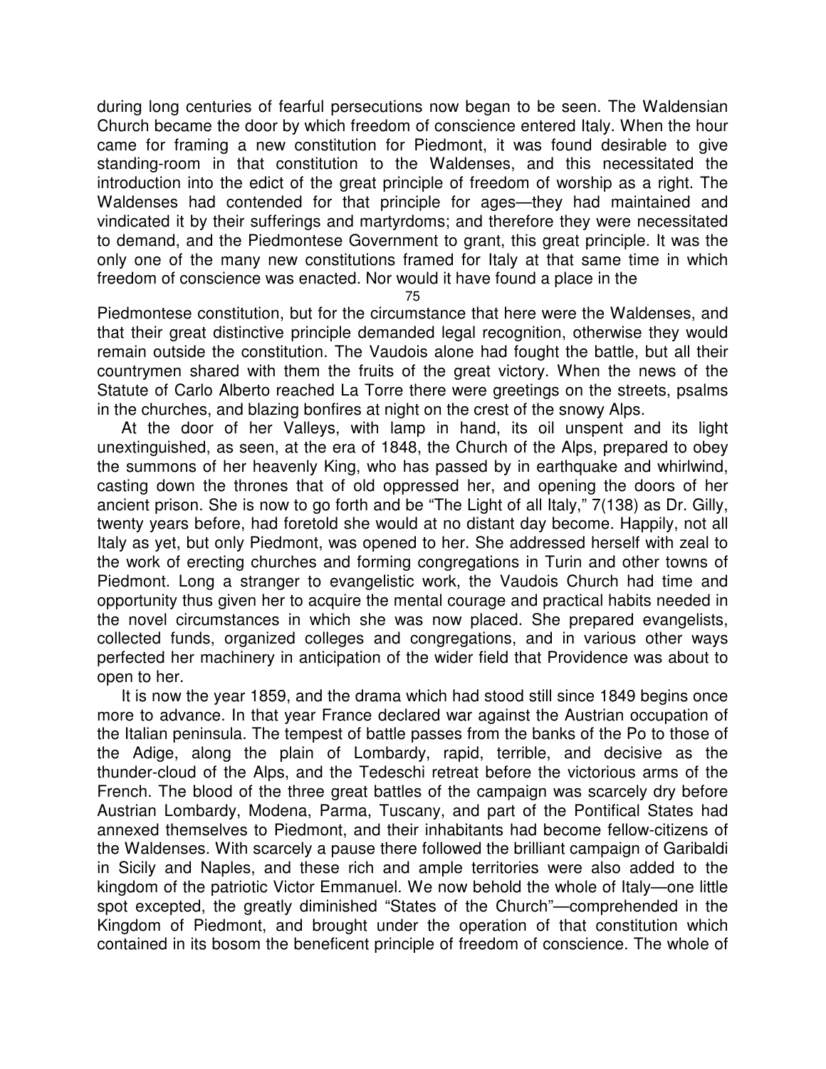during long centuries of fearful persecutions now began to be seen. The Waldensian Church became the door by which freedom of conscience entered Italy. When the hour came for framing a new constitution for Piedmont, it was found desirable to give standing-room in that constitution to the Waldenses, and this necessitated the introduction into the edict of the great principle of freedom of worship as a right. The Waldenses had contended for that principle for ages—they had maintained and vindicated it by their sufferings and martyrdoms; and therefore they were necessitated to demand, and the Piedmontese Government to grant, this great principle. It was the only one of the many new constitutions framed for Italy at that same time in which freedom of conscience was enacted. Nor would it have found a place in the Piedmontese constitution, but for the circumstance that here were the Waldenses, and that their great distinctive principle demanded legal recognition, otherwise they would remain outside the constitution. The Vaudois alone had fought the battle, but all their countrymen shared with them the fruits of the great victory. When the news of the Statute of Carlo Alberto reached La Torre there were greetings on the streets, psalms in the churches, and blazing bonfires at night on the crest of the snowy Alps.

At the door of her Valleys, with lamp in hand, its oil unspent and its light unextinguished, as seen, at the era of 1848, the Church of the Alps, prepared to obey the summons of her heavenly King, who has passed by in earthquake and whirlwind, casting down the thrones that of old oppressed her, and opening the doors of her ancient prison. She is now to go forth and be "The Light of all Italy," 7(138) as Dr. Gilly, twenty years before, had foretold she would at no distant day become. Happily, not all Italy as yet, but only Piedmont, was opened to her. She addressed herself with zeal to the work of erecting churches and forming congregations in Turin and other towns of Piedmont. Long a stranger to evangelistic work, the Vaudois Church had time and opportunity thus given her to acquire the mental courage and practical habits needed in the novel circumstances in which she was now placed. She prepared evangelists, collected funds, organized colleges and congregations, and in various other ways perfected her machinery in anticipation of the wider field that Providence was about to open to her.

It is now the year 1859, and the drama which had stood still since 1849 begins once more to advance. In that year France declared war against the Austrian occupation of the Italian peninsula. The tempest of battle passes from the banks of the Po to those of the Adige, along the plain of Lombardy, rapid, terrible, and decisive as the thunder-cloud of the Alps, and the Tedeschi retreat before the victorious arms of the French. The blood of the three great battles of the campaign was scarcely dry before Austrian Lombardy, Modena, Parma, Tuscany, and part of the Pontifical States had annexed themselves to Piedmont, and their inhabitants had become fellow-citizens of the Waldenses. With scarcely a pause there followed the brilliant campaign of Garibaldi in Sicily and Naples, and these rich and ample territories were also added to the kingdom of the patriotic Victor Emmanuel. We now behold the whole of Italy—one little spot excepted, the greatly diminished "States of the Church"—comprehended in the Kingdom of Piedmont, and brought under the operation of that constitution which contained in its bosom the beneficent principle of freedom of conscience. The whole of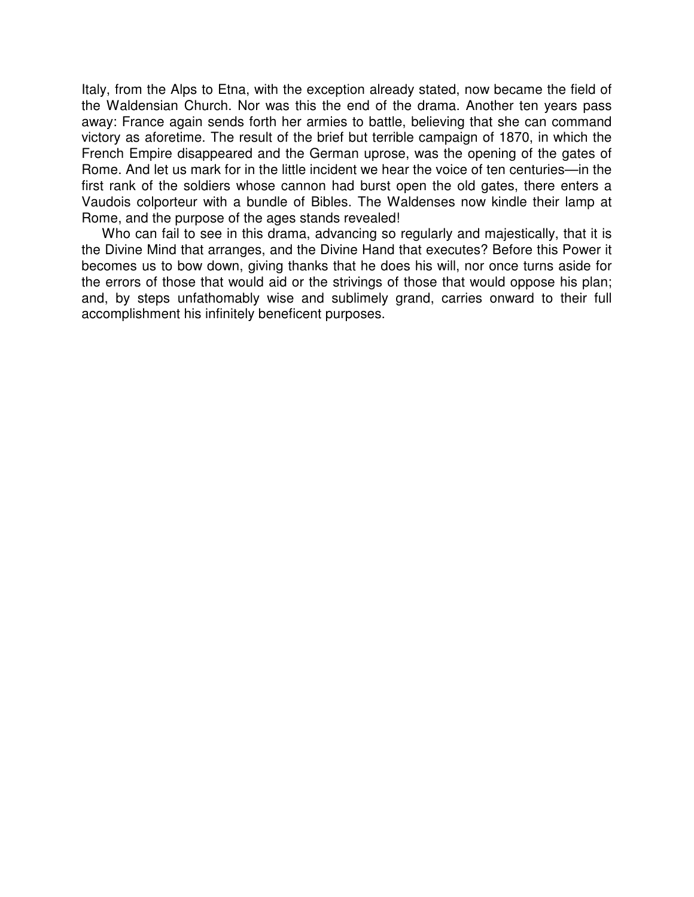Italy, from the Alps to Etna, with the exception already stated, now became the field of the Waldensian Church. Nor was this the end of the drama. Another ten years pass away: France again sends forth her armies to battle, believing that she can command victory as aforetime. The result of the brief but terrible campaign of 1870, in which the French Empire disappeared and the German uprose, was the opening of the gates of Rome. And let us mark for in the little incident we hear the voice of ten centuries—in the first rank of the soldiers whose cannon had burst open the old gates, there enters a Vaudois colporteur with a bundle of Bibles. The Waldenses now kindle their lamp at Rome, and the purpose of the ages stands revealed!

Who can fail to see in this drama, advancing so regularly and majestically, that it is the Divine Mind that arranges, and the Divine Hand that executes? Before this Power it becomes us to bow down, giving thanks that he does his will, nor once turns aside for the errors of those that would aid or the strivings of those that would oppose his plan; and, by steps unfathomably wise and sublimely grand, carries onward to their full accomplishment his infinitely beneficent purposes.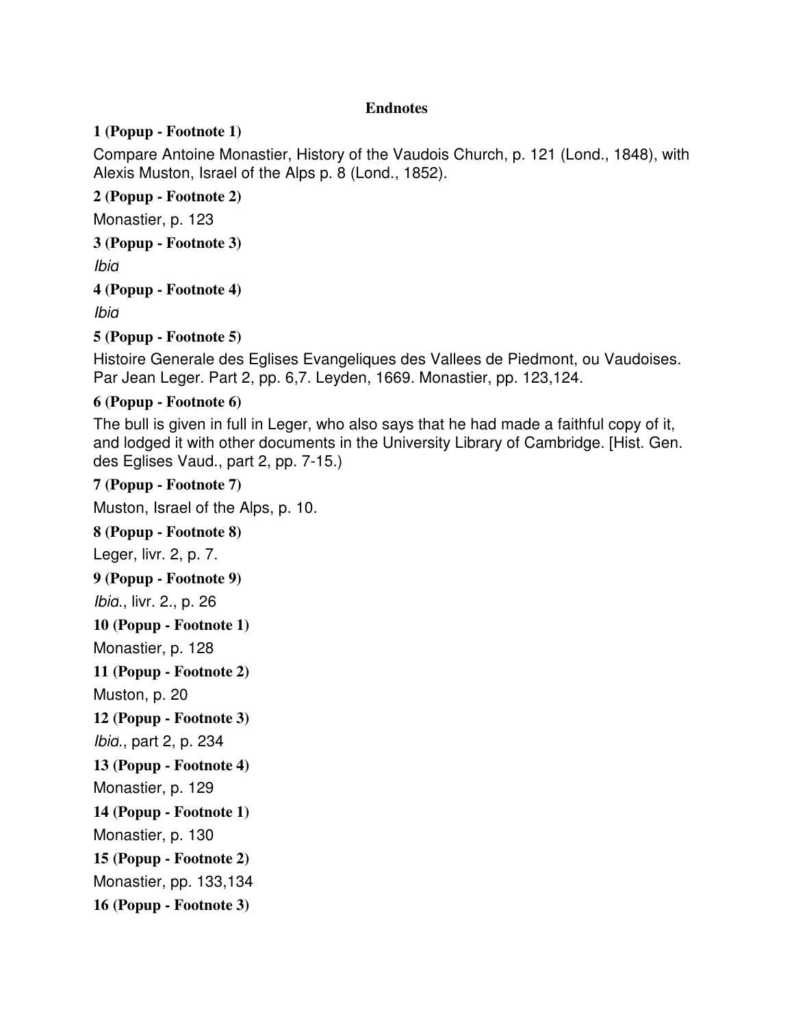# Endnotes

**1 (Popup - Footnote 1)**

Compare Antoine Monastier, History of the Vaudois Church, p. 121 (Lond., 1848), with Alexis Muston, Israel of the Alps p. 8 (Lond., 1852).

**2 (Popup - Footnote 2)**

Monastier, p. 123

**3 (Popup - Footnote 3)**

*Ibid*

**4 (Popup - Footnote 4)**

*Ibid*

**5 (Popup - Footnote 5)**

Histoire Generale des Eglises Evangeliques des Vallees de Piedmont, ou Vaudoises. Par Jean Leger. Part 2, pp. 6,7. Leyden, 1669. Monastier, pp. 123,124.

**6 (Popup - Footnote 6)**

The bull is given in full in Leger, who also says that he had made a faithful copy of it, and lodged it with other documents in the University Library of Cambridge. [Hist. Gen. des Eglises Vaud., part 2, pp. 7-15.)

**7 (Popup - Footnote 7)**

Muston, Israel of the Alps, p. 10.

**8 (Popup - Footnote 8)**

Leger, livr. 2, p. 7.

**9 (Popup - Footnote 9)**

*Ibid*., livr. 2., p. 26

**10 (Popup - Footnote 1)**

Monastier, p. 128

**11 (Popup - Footnote 2)**

Muston, p. 20

**12 (Popup - Footnote 3)**

*Ibid*., part 2, p. 234

**13 (Popup - Footnote 4)**

Monastier, p. 129

**14 (Popup - Footnote 1)**

Monastier, p. 130

**15 (Popup - Footnote 2)**

Monastier, pp. 133,134

**16 (Popup - Footnote 3)**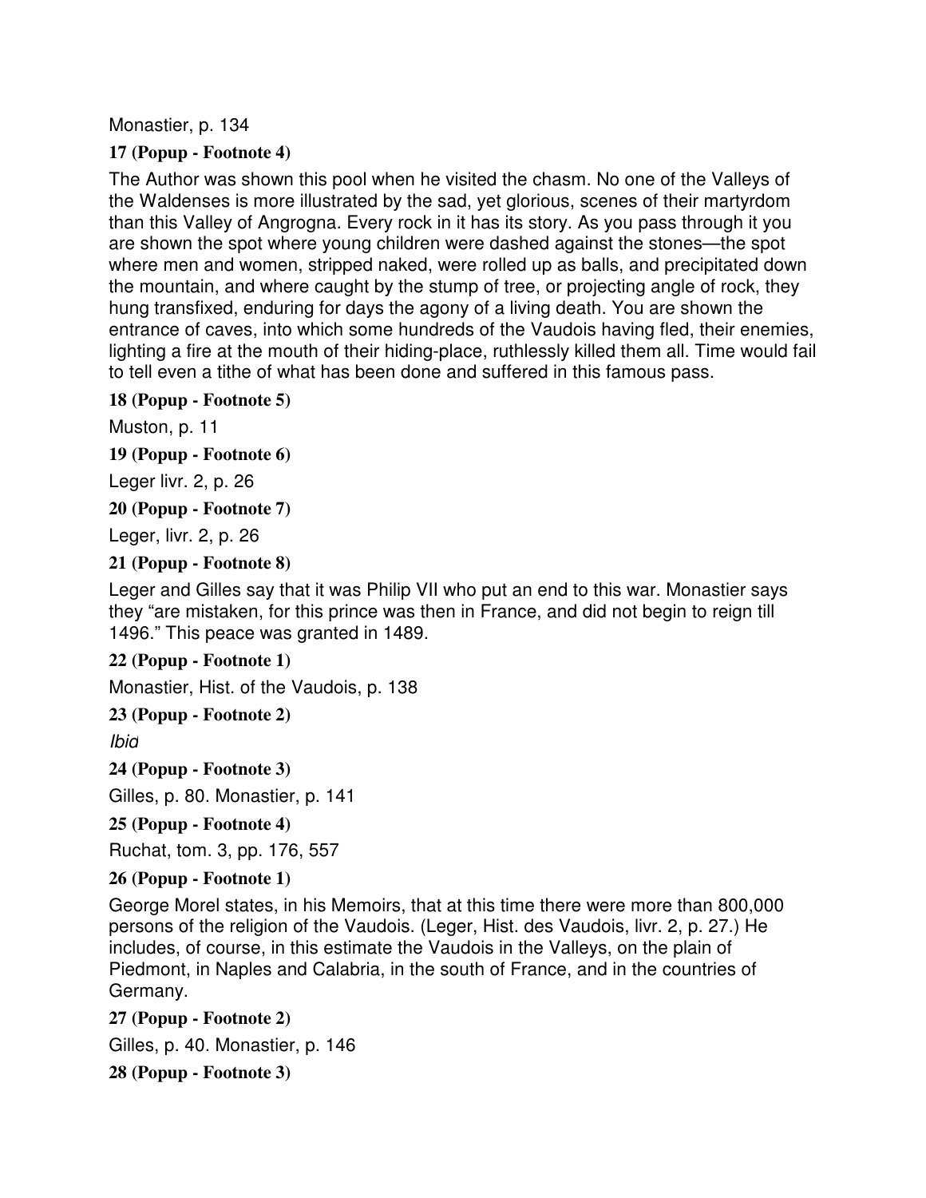Monastier, p. 134

**17 (Popup - Footnote 4)**

The Author was shown this pool when he visited the chasm. No one of the Valleys of the Waldenses is more illustrated by the sad, yet glorious, scenes of their martyrdom than this Valley of Angrogna. Every rock in it has its story. As you pass through it you are shown the spot where young children were dashed against the stones—the spot where men and women, stripped naked, were rolled up as balls, and precipitated down the mountain, and where caught by the stump of tree, or projecting angle of rock, they hung transfixed, enduring for days the agony of a living death. You are shown the entrance of caves, into which some hundreds of the Vaudois having fled, their enemies, lighting a fire at the mouth of their hiding-place, ruthlessly killed them all. Time would fail to tell even a tithe of what has been done and suffered in this famous pass.

**18 (Popup - Footnote 5)**

Muston, p. 11

**19 (Popup - Footnote 6)**

Leger livr. 2, p. 26

**20 (Popup - Footnote 7)**

Leger, livr. 2, p. 26

**21 (Popup - Footnote 8)**

Leger and Gilles say that it was Philip VII who put an end to this war. Monastier says they "are mistaken, for this prince was then in France, and did not begin to reign till 1496." This peace was granted in 1489.

**22 (Popup - Footnote 1)**

Monastier, Hist. of the Vaudois, p. 138

**23 (Popup - Footnote 2)**

*Ibid*

**24 (Popup - Footnote 3)**

Gilles, p. 80. Monastier, p. 141

**25 (Popup - Footnote 4)**

Ruchat, tom. 3, pp. 176, 557

**26 (Popup - Footnote 1)**

George Morel states, in his Memoirs, that at this time there were more than 800,000 persons of the religion of the Vaudois. (Leger, Hist. des Vaudois, livr. 2, p. 27.) He includes, of course, in this estimate the Vaudois in the Valleys, on the plain of Piedmont, in Naples and Calabria, in the south of France, and in the countries of Germany.

**27 (Popup - Footnote 2)**

Gilles, p. 40. Monastier, p. 146

**28 (Popup - Footnote 3)**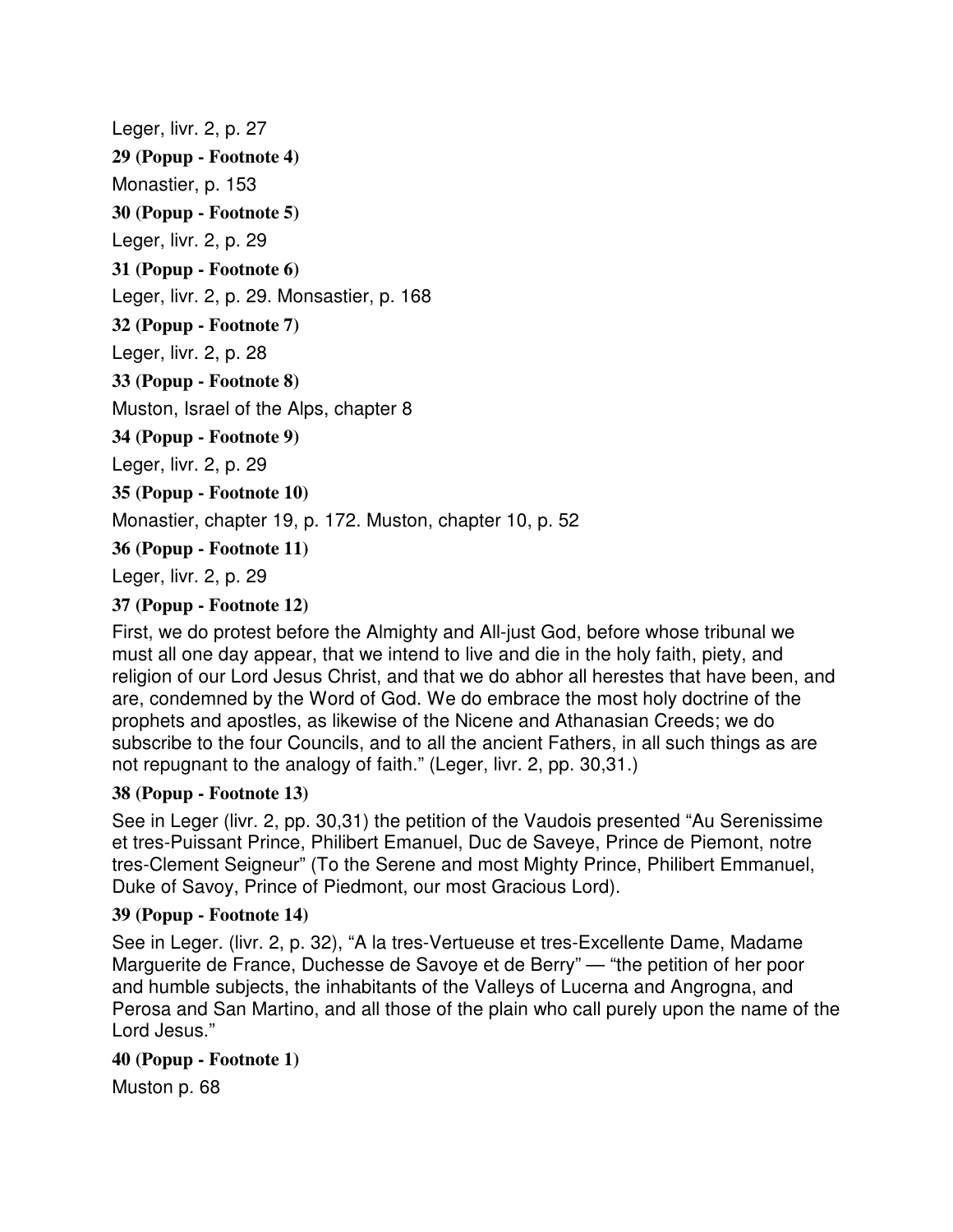Leger, livr. 2, p. 27

**29 (Popup - Footnote 4)**

Monastier, p. 153

**30 (Popup - Footnote 5)**

Leger, livr. 2, p. 29

**31 (Popup - Footnote 6)**

Leger, livr. 2, p. 29. Monsastier, p. 168

**32 (Popup - Footnote 7)**

Leger, livr. 2, p. 28

**33 (Popup - Footnote 8)**

Muston, Israel of the Alps, chapter 8

**34 (Popup - Footnote 9)**

Leger, livr. 2, p. 29

**35 (Popup - Footnote 10)**

Monastier, chapter 19, p. 172. Muston, chapter 10, p. 52

**36 (Popup - Footnote 11)**

Leger, livr. 2, p. 29

**37 (Popup - Footnote 12)**

First, we do protest before the Almighty and All-just God, before whose tribunal we must all one day appear, that we intend to live and die in the holy faith, piety, and religion of our Lord Jesus Christ, and that we do abhor all herestes that have been, and are, condemned by the Word of God. We do embrace the most holy doctrine of the prophets and apostles, as likewise of the Nicene and Athanasian Creeds; we do subscribe to the four Councils, and to all the ancient Fathers, in all such things as are not repugnant to the analogy of faith." (Leger, livr. 2, pp. 30,31.)

**38 (Popup - Footnote 13)**

See in Leger (livr. 2, pp. 30,31) the petition of the Vaudois presented "Au Serenissime et tres-Puissant Prince, Philibert Emanuel, Duc de Saveye, Prince de Piemont, notre tres-Clement Seigneur" (To the Serene and most Mighty Prince, Philibert Emmanuel, Duke of Savoy, Prince of Piedmont, our most Gracious Lord).

**39 (Popup - Footnote 14)**

See in Leger. (livr. 2, p. 32), "A la tres-Vertueuse et tres-Excellente Dame, Madame Marguerite de France, Duchesse de Savoye et de Berry" — "the petition of her poor and humble subjects, the inhabitants of the Valleys of Lucerna and Angrogna, and Perosa and San Martino, and all those of the plain who call purely upon the name of the Lord Jesus."

**40 (Popup - Footnote 1)**

Muston p. 68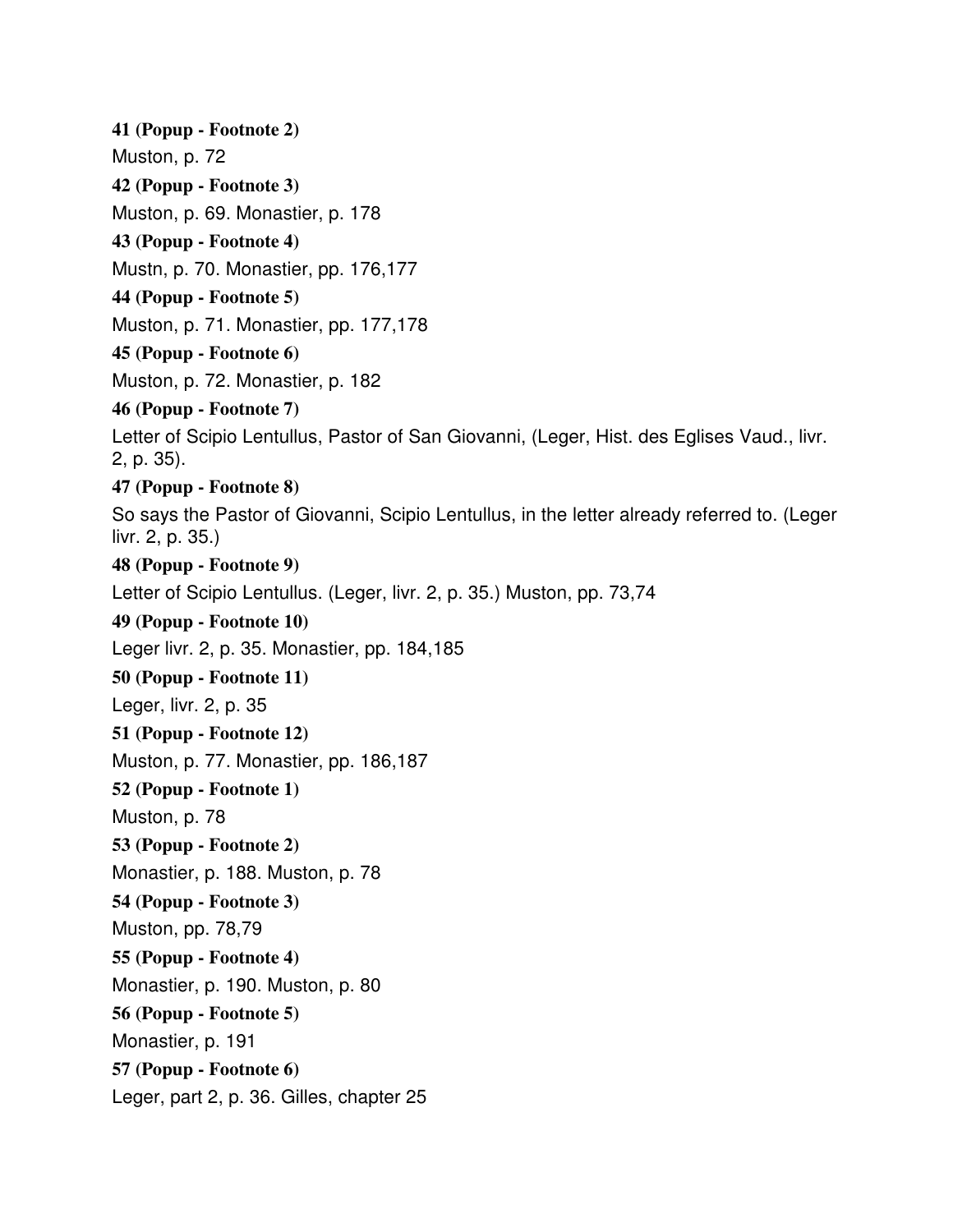**41 (Popup - Footnote 2)**

Muston, p. 72

**42 (Popup - Footnote 3)**

Muston, p. 69. Monastier, p. 178

**43 (Popup - Footnote 4)**

Mustn, p. 70. Monastier, pp. 176,177

**44 (Popup - Footnote 5)**

Muston, p. 71. Monastier, pp. 177,178

**45 (Popup - Footnote 6)**

Muston, p. 72. Monastier, p. 182

**46 (Popup - Footnote 7)**

Letter of Scipio Lentullus, Pastor of San Giovanni, (Leger, Hist. des Eglises Vaud., livr. 2, p. 35).

**47 (Popup - Footnote 8)**

So says the Pastor of Giovanni, Scipio Lentullus, in the letter already referred to. (Leger livr. 2, p. 35.)

**48 (Popup - Footnote 9)**

Letter of Scipio Lentullus. (Leger, livr. 2, p. 35.) Muston, pp. 73,74

**49 (Popup - Footnote 10)**

Leger livr. 2, p. 35. Monastier, pp. 184,185

**50 (Popup - Footnote 11)**

Leger, livr. 2, p. 35

**51 (Popup - Footnote 12)**

Muston, p. 77. Monastier, pp. 186,187

**52 (Popup - Footnote 1)**

Muston, p. 78

**53 (Popup - Footnote 2)**

Monastier, p. 188. Muston, p. 78

**54 (Popup - Footnote 3)**

Muston, pp. 78,79

**55 (Popup - Footnote 4)**

Monastier, p. 190. Muston, p. 80

**56 (Popup - Footnote 5)**

Monastier, p. 191

**57 (Popup - Footnote 6)**

Leger, part 2, p. 36. Gilles, chapter 25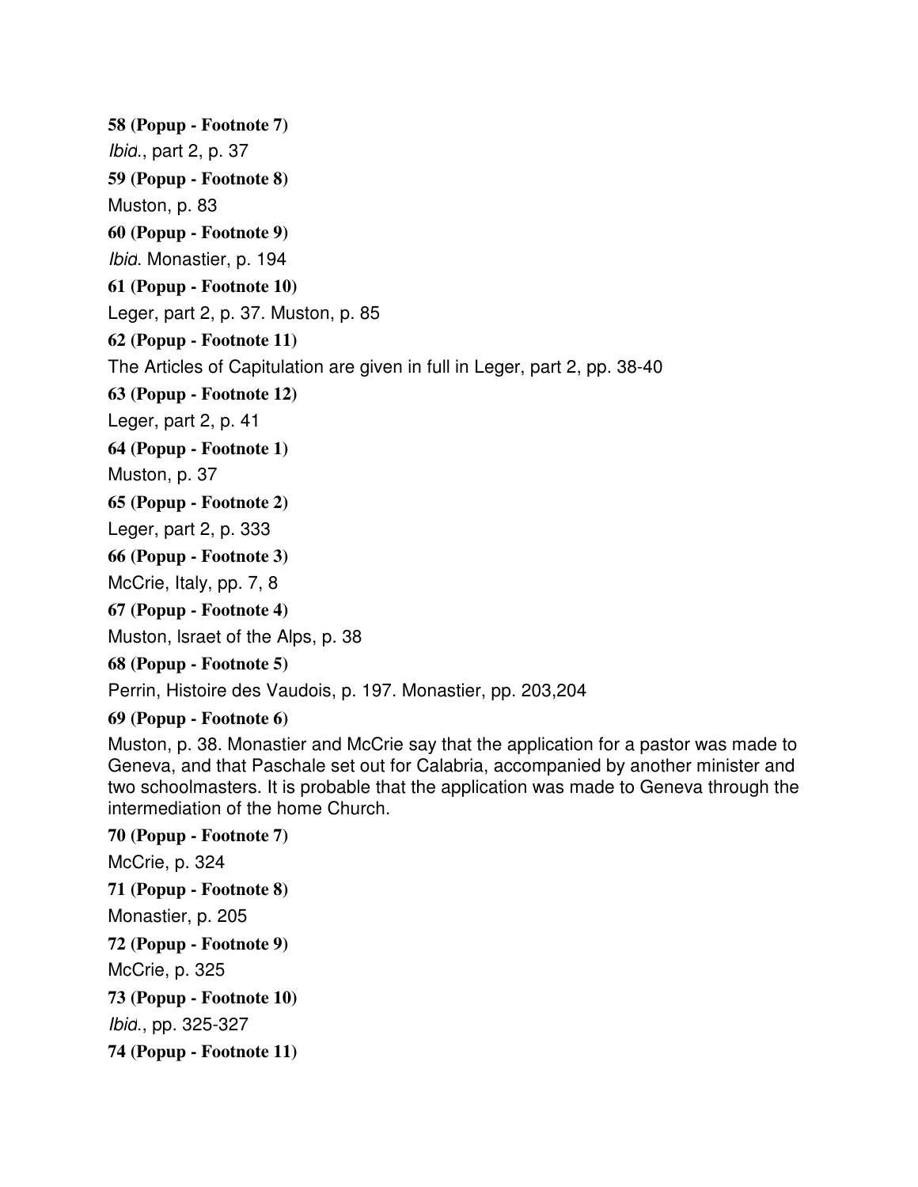**58 (Popup - Footnote 7)**

*Ibid*., part 2, p. 37

**59 (Popup - Footnote 8)**

Muston, p. 83

**60 (Popup - Footnote 9)**

*Ibid*. Monastier, p. 194

**61 (Popup - Footnote 10)**

Leger, part 2, p. 37. Muston, p. 85

**62 (Popup - Footnote 11)**

The Articles of Capitulation are given in full in Leger, part 2, pp. 38-40

**63 (Popup - Footnote 12)**

Leger, part 2, p. 41

**64 (Popup - Footnote 1)**

Muston, p. 37

**65 (Popup - Footnote 2)**

Leger, part 2, p. 333

**66 (Popup - Footnote 3)**

McCrie, Italy, pp. 7, 8

**67 (Popup - Footnote 4)**

Muston, Israet of the Alps, p. 38

**68 (Popup - Footnote 5)**

Perrin, Histoire des Vaudois, p. 197. Monastier, pp. 203,204

**69 (Popup - Footnote 6)**

Muston, p. 38. Monastier and McCrie say that the application for a pastor was made to Geneva, and that Paschale set out for Calabria, accompanied by another minister and two schoolmasters. It is probable that the application was made to Geneva through the intermediation of the home Church.

**70 (Popup - Footnote 7)**

McCrie, p. 324

**71 (Popup - Footnote 8)**

Monastier, p. 205

**72 (Popup - Footnote 9)**

McCrie, p. 325

**73 (Popup - Footnote 10)**

*Ibid*., pp. 325-327

**74 (Popup - Footnote 11)**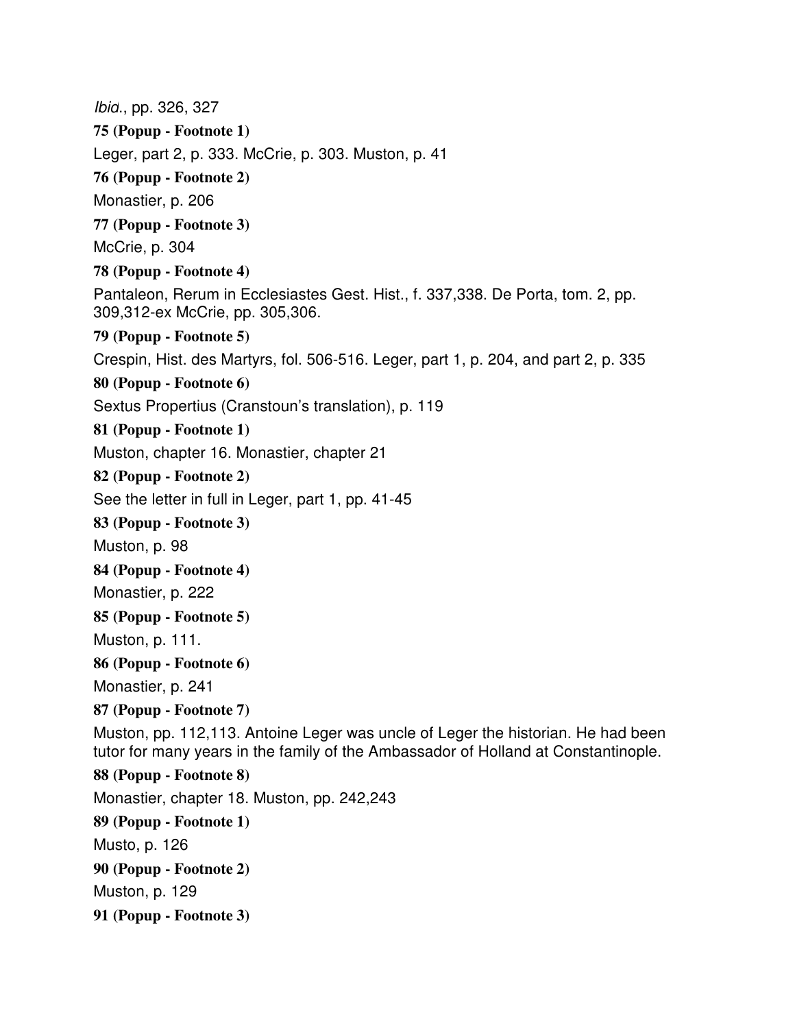*Ibid*., pp. 326, 327

**75 (Popup - Footnote 1)**

Leger, part 2, p. 333. McCrie, p. 303. Muston, p. 41

**76 (Popup - Footnote 2)**

Monastier, p. 206

**77 (Popup - Footnote 3)**

McCrie, p. 304

**78 (Popup - Footnote 4)**

Pantaleon, Rerum in Ecclesiastes Gest. Hist., f. 337,338. De Porta, tom. 2, pp. 309,312-ex McCrie, pp. 305,306.

**79 (Popup - Footnote 5)**

Crespin, Hist. des Martyrs, fol. 506-516. Leger, part 1, p. 204, and part 2, p. 335

**80 (Popup - Footnote 6)**

Sextus Propertius (Cranstoun's translation), p. 119

**81 (Popup - Footnote 1)**

Muston, chapter 16. Monastier, chapter 21

**82 (Popup - Footnote 2)**

See the letter in full in Leger, part 1, pp. 41-45

**83 (Popup - Footnote 3)**

Muston, p. 98

**84 (Popup - Footnote 4)**

Monastier, p. 222

**85 (Popup - Footnote 5)**

Muston, p. 111.

**86 (Popup - Footnote 6)**

Monastier, p. 241

**87 (Popup - Footnote 7)**

Muston, pp. 112,113. Antoine Leger was uncle of Leger the historian. He had been tutor for many years in the family of the Ambassador of Holland at Constantinople.

**88 (Popup - Footnote 8)**

Monastier, chapter 18. Muston, pp. 242,243

**89 (Popup - Footnote 1)**

Musto, p. 126

**90 (Popup - Footnote 2)**

Muston, p. 129

**91 (Popup - Footnote 3)**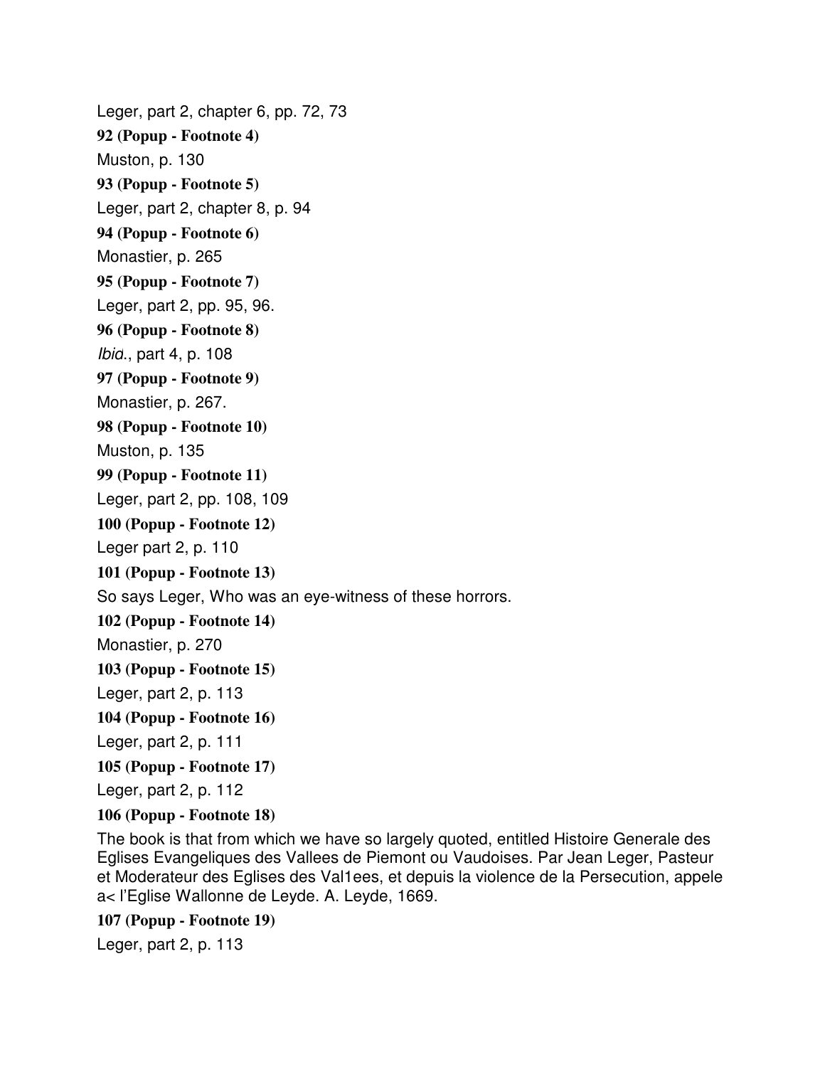Leger, part 2, chapter 6, pp. 72, 73

**92 (Popup - Footnote 4)**

Muston, p. 130

**93 (Popup - Footnote 5)**

Leger, part 2, chapter 8, p. 94

**94 (Popup - Footnote 6)**

Monastier, p. 265

**95 (Popup - Footnote 7)**

Leger, part 2, pp. 95, 96.

**96 (Popup - Footnote 8)**

*Ibid.*, part 4, p. 108

**97 (Popup - Footnote 9)**

Monastier, p. 267.

**98 (Popup - Footnote 10)**

Muston, p. 135

**99 (Popup - Footnote 11)**

Leger, part 2, pp. 108, 109

**100 (Popup - Footnote 12)**

Leger part 2, p. 110

**101 (Popup - Footnote 13)**

So says Leger, Who was an eye-witness of these horrors.

**102 (Popup - Footnote 14)**

Monastier, p. 270

**103 (Popup - Footnote 15)**

Leger, part 2, p. 113

**104 (Popup - Footnote 16)**

Leger, part 2, p. 111

**105 (Popup - Footnote 17)**

Leger, part 2, p. 112

**106 (Popup - Footnote 18)**

The book is that from which we have so largely quoted, entitled Histoire Generale des Eglises Evangeliques des Vallees de Piemont ou Vaudoises. Par Jean Leger, Pasteur et Moderateur des Eglises des Val1ees, et depuis la violence de la Persecution, appele a< l'Eglise Wallonne de Leyde. A. Leyde, 1669.

**107 (Popup - Footnote 19)**

Leger, part 2, p. 113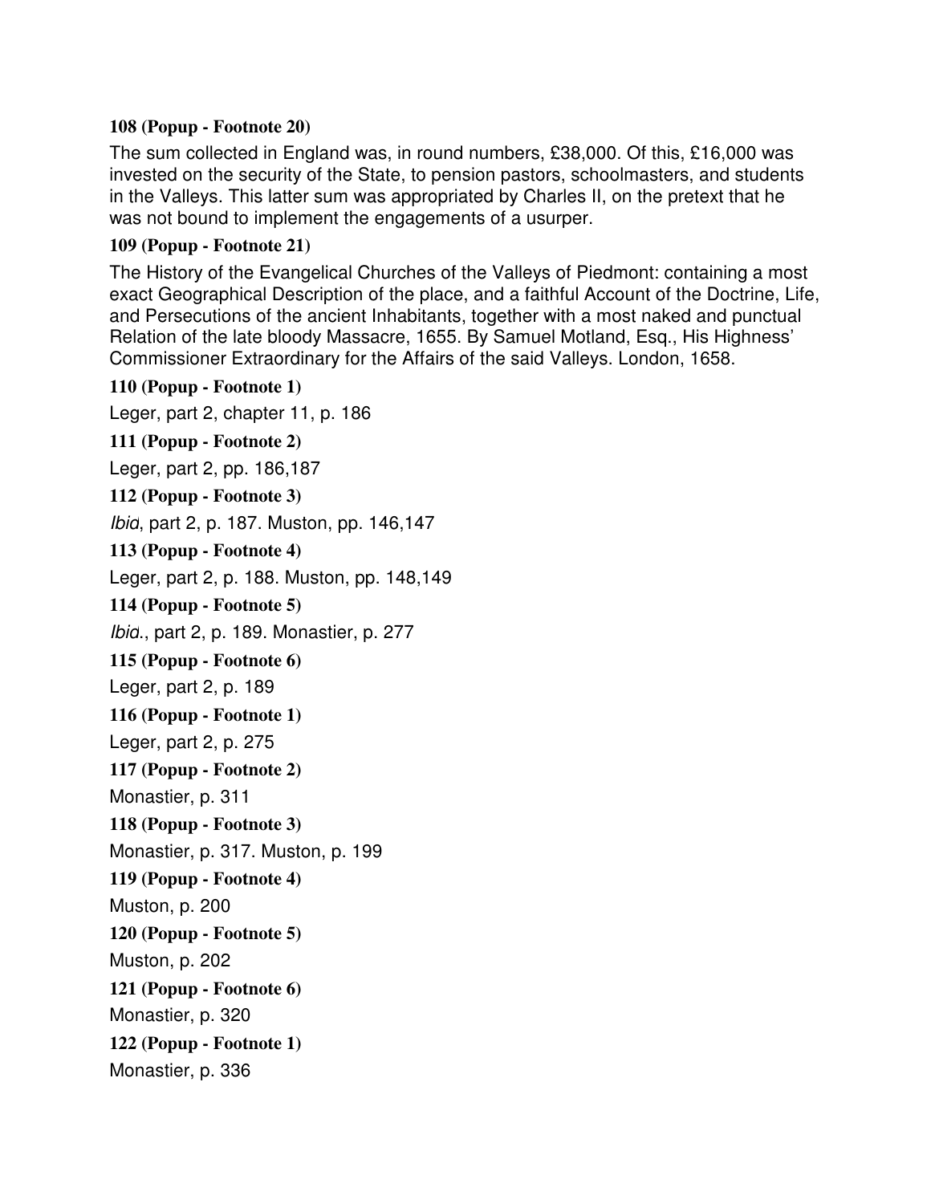**108 (Popup - Footnote 20)**

The sum collected in England was, in round numbers, £38,000. Of this, £16,000 was invested on the security of the State, to pension pastors, schoolmasters, and students in the Valleys. This latter sum was appropriated by Charles II, on the pretext that he was not bound to implement the engagements of a usurper.

**109 (Popup - Footnote 21)**

The History of the Evangelical Churches of the Valleys of Piedmont: containing a most exact Geographical Description of the place, and a faithful Account of the Doctrine, Life, and Persecutions of the ancient Inhabitants, together with a most naked and punctual Relation of the late bloody Massacre, 1655. By Samuel Motland, Esq., His Highness' Commissioner Extraordinary for the Affairs of the said Valleys. London, 1658.

**110 (Popup - Footnote 1)**

Leger, part 2, chapter 11, p. 186

**111 (Popup - Footnote 2)**

Leger, part 2, pp. 186,187

**112 (Popup - Footnote 3)**

*Ibid*, part 2, p. 187. Muston, pp. 146,147

**113 (Popup - Footnote 4)**

Leger, part 2, p. 188. Muston, pp. 148,149

**114 (Popup - Footnote 5)**

*Ibid*., part 2, p. 189. Monastier, p. 277

**115 (Popup - Footnote 6)**

Leger, part 2, p. 189

**116 (Popup - Footnote 1)**

Leger, part 2, p. 275

**117 (Popup - Footnote 2)**

Monastier, p. 311

**118 (Popup - Footnote 3)**

Monastier, p. 317. Muston, p. 199

**119 (Popup - Footnote 4)**

Muston, p. 200

**120 (Popup - Footnote 5)**

Muston, p. 202

**121 (Popup - Footnote 6)**

Monastier, p. 320

**122 (Popup - Footnote 1)**

Monastier, p. 336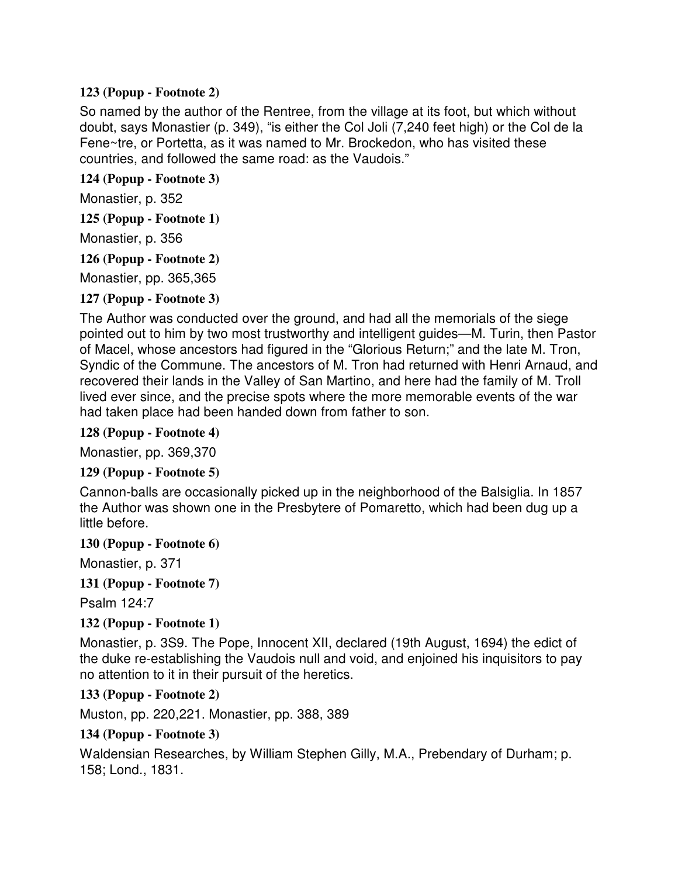**123 (Popup - Footnote 2)**

So named by the author of the Rentree, from the village at its foot, but which without doubt, says Monastier (p. 349), "is either the Col Joli (7,240 feet high) or the Col de la Fene~tre, or Portetta, as it was named to Mr. Brockedon, who has visited these countries, and followed the same road: as the Vaudois."

**124 (Popup - Footnote 3)**

Monastier, p. 352

**125 (Popup - Footnote 1)**

Monastier, p. 356

**126 (Popup - Footnote 2)**

Monastier, pp. 365,365

**127 (Popup - Footnote 3)**

The Author was conducted over the ground, and had all the memorials of the siege pointed out to him by two most trustworthy and intelligent guides—M. Turin, then Pastor of Macel, whose ancestors had figured in the "Glorious Return;" and the late M. Tron, Syndic of the Commune. The ancestors of M. Tron had returned with Henri Arnaud, and recovered their lands in the Valley of San Martino, and here had the family of M. Troll lived ever since, and the precise spots where the more memorable events of the war had taken place had been handed down from father to son.

**128 (Popup - Footnote 4)**

Monastier, pp. 369,370

**129 (Popup - Footnote 5)**

Cannon-balls are occasionally picked up in the neighborhood of the Balsiglia. In 1857 the Author was shown one in the Presbytere of Pomaretto, which had been dug up a little before.

**130 (Popup - Footnote 6)**

Monastier, p. 371

**131 (Popup - Footnote 7)**

Psalm 124:7

**132 (Popup - Footnote 1)**

Monastier, p. 3S9. The Pope, Innocent XII, declared (19th August, 1694) the edict of the duke re-establishing the Vaudois null and void, and enjoined his inquisitors to pay no attention to it in their pursuit of the heretics.

**133 (Popup - Footnote 2)**

Muston, pp. 220,221. Monastier, pp. 388, 389

**134 (Popup - Footnote 3)**

Waldensian Researches, by William Stephen Gilly, M.A., Prebendary of Durham; p. 158; Lond., 1831.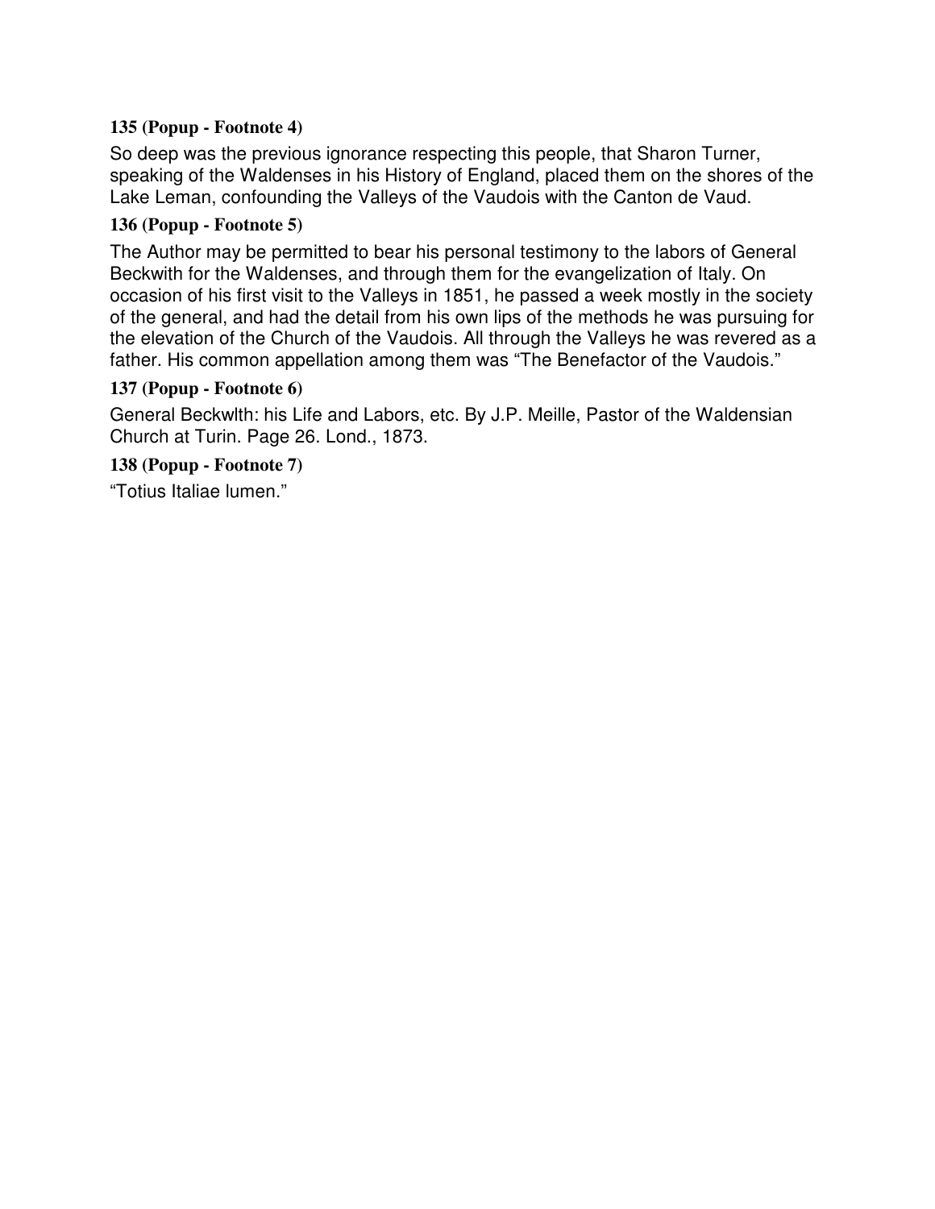**135 (Popup - Footnote 4)**

So deep was the previous ignorance respecting this people, that Sharon Turner, speaking of the Waldenses in his History of England, placed them on the shores of the Lake Leman, confounding the Valleys of the Vaudois with the Canton de Vaud.

**136 (Popup - Footnote 5)**

The Author may be permitted to bear his personal testimony to the labors of General Beckwith for the Waldenses, and through them for the evangelization of Italy. On occasion of his first visit to the Valleys in 1851, he passed a week mostly in the society of the general, and had the detail from his own lips of the methods he was pursuing for the elevation of the Church of the Vaudois. All through the Valleys he was revered as a father. His common appellation among them was "The Benefactor of the Vaudois."

**137 (Popup - Footnote 6)**

General Beckwlth: his Life and Labors, etc. By J.P. Meille, Pastor of the Waldensian Church at Turin. Page 26. Lond., 1873.

**138 (Popup - Footnote 7)**

"Totius Italiae lumen."